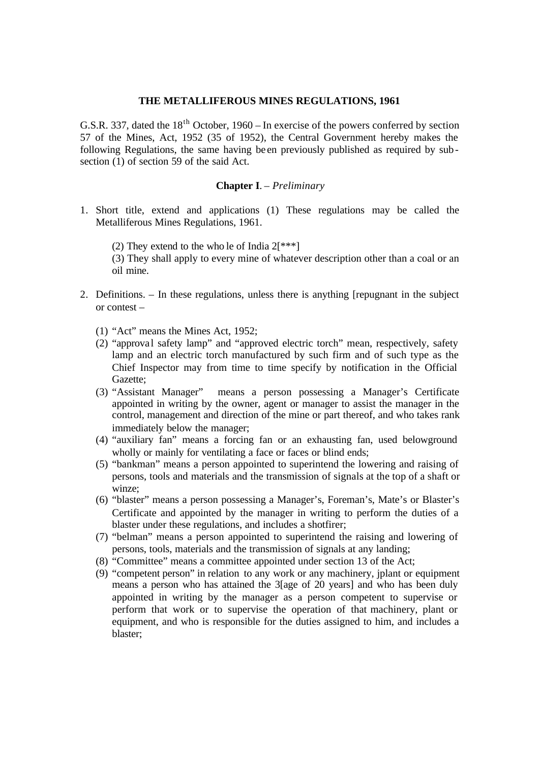# THE METALLIFEROUS MINES REGULATIONS, 1961

G.S.R. 337, dated the 18th October, 1960 – In exercise of the powers conferred by section 57 of the Mines, Act, 1952 (35 of 1952), the Central Government hereby makes the following Regulations, the same having been previously published as required by sub-section (1) of section 59 of the said Act.

## Chapter I. – *Preliminary*

1. Short title, extend and applications (1) These regulations may be called the Metalliferous Mines Regulations, 1961.

   (2) They extend to the whole of India 2[***]

   (3) They shall apply to every mine of whatever description other than a coal or an oil mine.

2. Definitions. – In these regulations, unless there is anything [repugnant in the subject or contest –

   (1) "Act" means the Mines Act, 1952;

   (2) "approval safety lamp" and "approved electric torch" mean, respectively, safety lamp and an electric torch manufactured by such firm and of such type as the Chief Inspector may from time to time specify by notification in the Official Gazette;

   (3) "Assistant Manager" means a person possessing a Manager's Certificate appointed in writing by the owner, agent or manager to assist the manager in the control, management and direction of the mine or part thereof, and who takes rank immediately below the manager;

   (4) "auxiliary fan" means a forcing fan or an exhausting fan, used belowground wholly or mainly for ventilating a face or faces or blind ends;

   (5) "bankman" means a person appointed to superintend the lowering and raising of persons, tools and materials and the transmission of signals at the top of a shaft or winze;

   (6) "blaster" means a person possessing a Manager's, Foreman's, Mate's or Blaster's Certificate and appointed by the manager in writing to perform the duties of a blaster under these regulations, and includes a shotfirer;

   (7) "belman" means a person appointed to superintend the raising and lowering of persons, tools, materials and the transmission of signals at any landing;

   (8) "Committee" means a committee appointed under section 13 of the Act;

   (9) "competent person" in relation to any work or any machinery, jplant or equipment means a person who has attained the 3[age of 20 years] and who has been duly appointed in writing by the manager as a person competent to supervise or perform that work or to supervise the operation of that machinery, plant or equipment, and who is responsible for the duties assigned to him, and includes a blaster;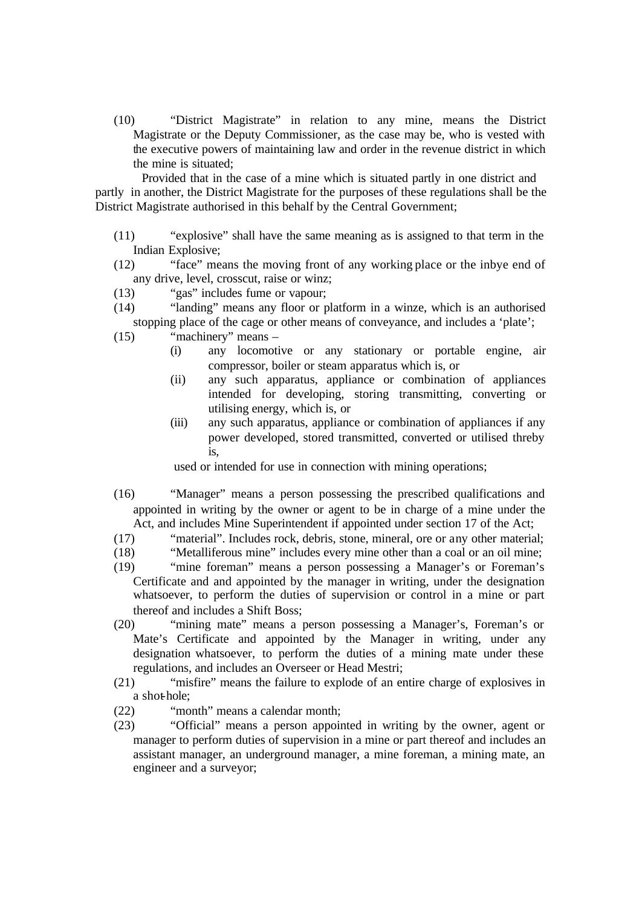(10) "District Magistrate" in relation to any mine, means the District Magistrate or the Deputy Commissioner, as the case may be, who is vested with the executive powers of maintaining law and order in the revenue district in which the mine is situated;

Provided that in the case of a mine which is situated partly in one district and partly in another, the District Magistrate for the purposes of these regulations shall be the District Magistrate authorised in this behalf by the Central Government;

(11) "explosive" shall have the same meaning as is assigned to that term in the Indian Explosive;

(12) "face" means the moving front of any working place or the inbye end of any drive, level, crosscut, raise or winz;

(13) "gas" includes fume or vapour;

(14) "landing" means any floor or platform in a winze, which is an authorised stopping place of the cage or other means of conveyance, and includes a 'plate';

(15) "machinery" means –

- (i) any locomotive or any stationary or portable engine, air compressor, boiler or steam apparatus which is, or
- (ii) any such apparatus, appliance or combination of appliances intended for developing, storing transmitting, converting or utilising energy, which is, or
- (iii) any such apparatus, appliance or combination of appliances if any power developed, stored transmitted, converted or utilised threby is,

used or intended for use in connection with mining operations;

(16) "Manager" means a person possessing the prescribed qualifications and appointed in writing by the owner or agent to be in charge of a mine under the Act, and includes Mine Superintendent if appointed under section 17 of the Act;

(17) "material". Includes rock, debris, stone, mineral, ore or any other material;

(18) "Metalliferous mine" includes every mine other than a coal or an oil mine;

(19) "mine foreman" means a person possessing a Manager's or Foreman's Certificate and and appointed by the manager in writing, under the designation whatsoever, to perform the duties of supervision or control in a mine or part thereof and includes a Shift Boss;

(20) "mining mate" means a person possessing a Manager's, Foreman's or Mate's Certificate and appointed by the Manager in writing, under any designation whatsoever, to perform the duties of a mining mate under these regulations, and includes an Overseer or Head Mestri;

(21) "misfire" means the failure to explode of an entire charge of explosives in a shot-hole;

(22) "month" means a calendar month;

(23) "Official" means a person appointed in writing by the owner, agent or manager to perform duties of supervision in a mine or part thereof and includes an assistant manager, an underground manager, a mine foreman, a mining mate, an engineer and a surveyor;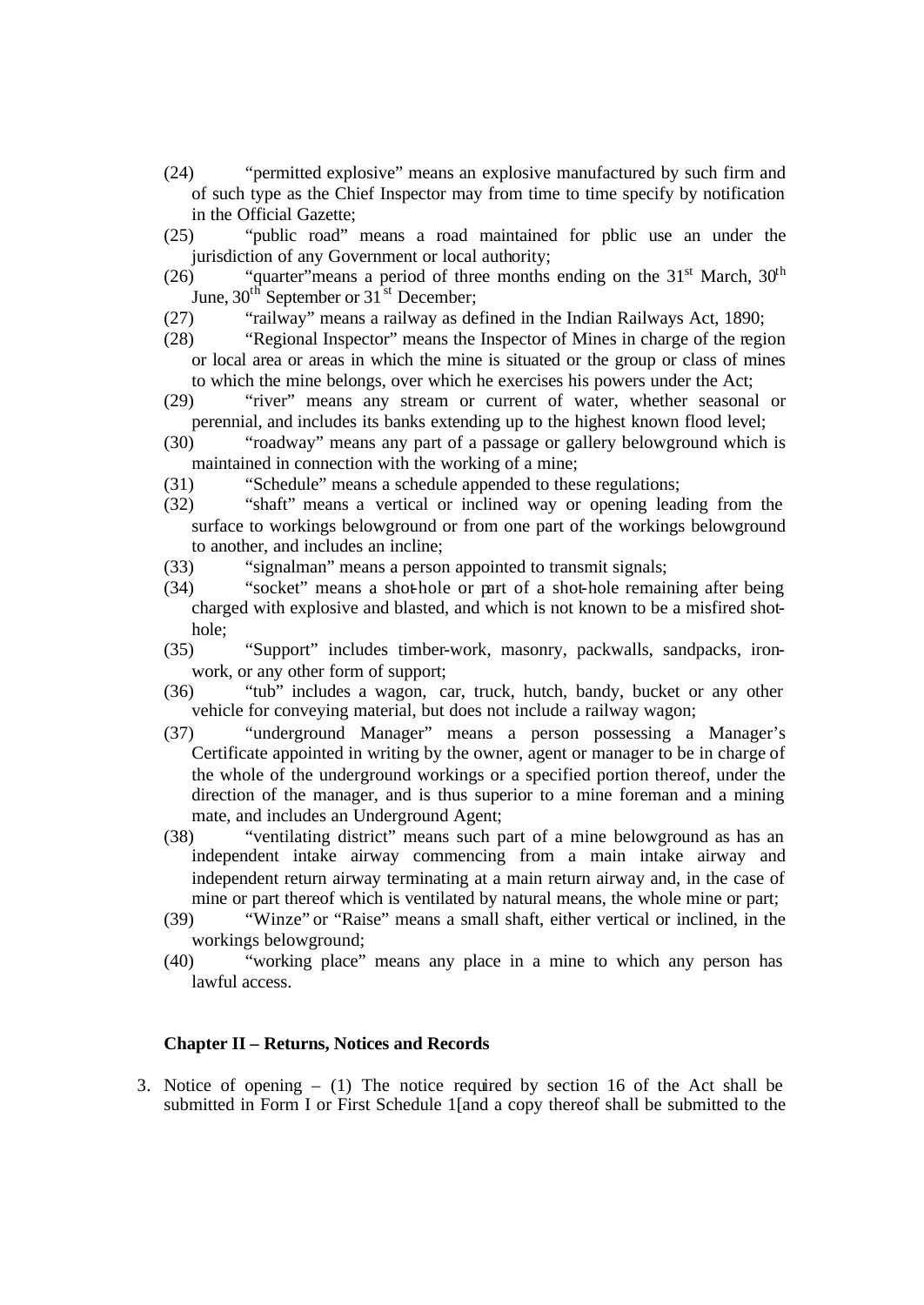(24) "permitted explosive" means an explosive manufactured by such firm and of such type as the Chief Inspector may from time to time specify by notification in the Official Gazette;

(25) "public road" means a road maintained for pblic use an under the jurisdiction of any Government or local authority;

(26) "quarter"means a period of three months ending on the 31st March, 30th June, 30th September or 31st December;

(27) "railway" means a railway as defined in the Indian Railways Act, 1890;

(28) "Regional Inspector" means the Inspector of Mines in charge of the region or local area or areas in which the mine is situated or the group or class of mines to which the mine belongs, over which he exercises his powers under the Act;

(29) "river" means any stream or current of water, whether seasonal or perennial, and includes its banks extending up to the highest known flood level;

(30) "roadway" means any part of a passage or gallery belowground which is maintained in connection with the working of a mine;

(31) "Schedule" means a schedule appended to these regulations;

(32) "shaft" means a vertical or inclined way or opening leading from the surface to workings belowground or from one part of the workings belowground to another, and includes an incline;

(33) "signalman" means a person appointed to transmit signals;

(34) "socket" means a shot-hole or part of a shot-hole remaining after being charged with explosive and blasted, and which is not known to be a misfired shot-hole;

(35) "Support" includes timber-work, masonry, packwalls, sandpacks, iron-work, or any other form of support;

(36) "tub" includes a wagon, car, truck, hutch, bandy, bucket or any other vehicle for conveying material, but does not include a railway wagon;

(37) "underground Manager" means a person possessing a Manager's Certificate appointed in writing by the owner, agent or manager to be in charge of the whole of the underground workings or a specified portion thereof, under the direction of the manager, and is thus superior to a mine foreman and a mining mate, and includes an Underground Agent;

(38) "ventilating district" means such part of a mine belowground as has an independent intake airway commencing from a main intake airway and independent return airway terminating at a main return airway and, in the case of mine or part thereof which is ventilated by natural means, the whole mine or part;

(39) "Winze" or "Raise" means a small shaft, either vertical or inclined, in the workings belowground;

(40) "working place" means any place in a mine to which any person has lawful access.

**Chapter II – Returns, Notices and Records**

3. Notice of opening – (1) The notice required by section 16 of the Act shall be submitted in Form I or First Schedule 1[and a copy thereof shall be submitted to the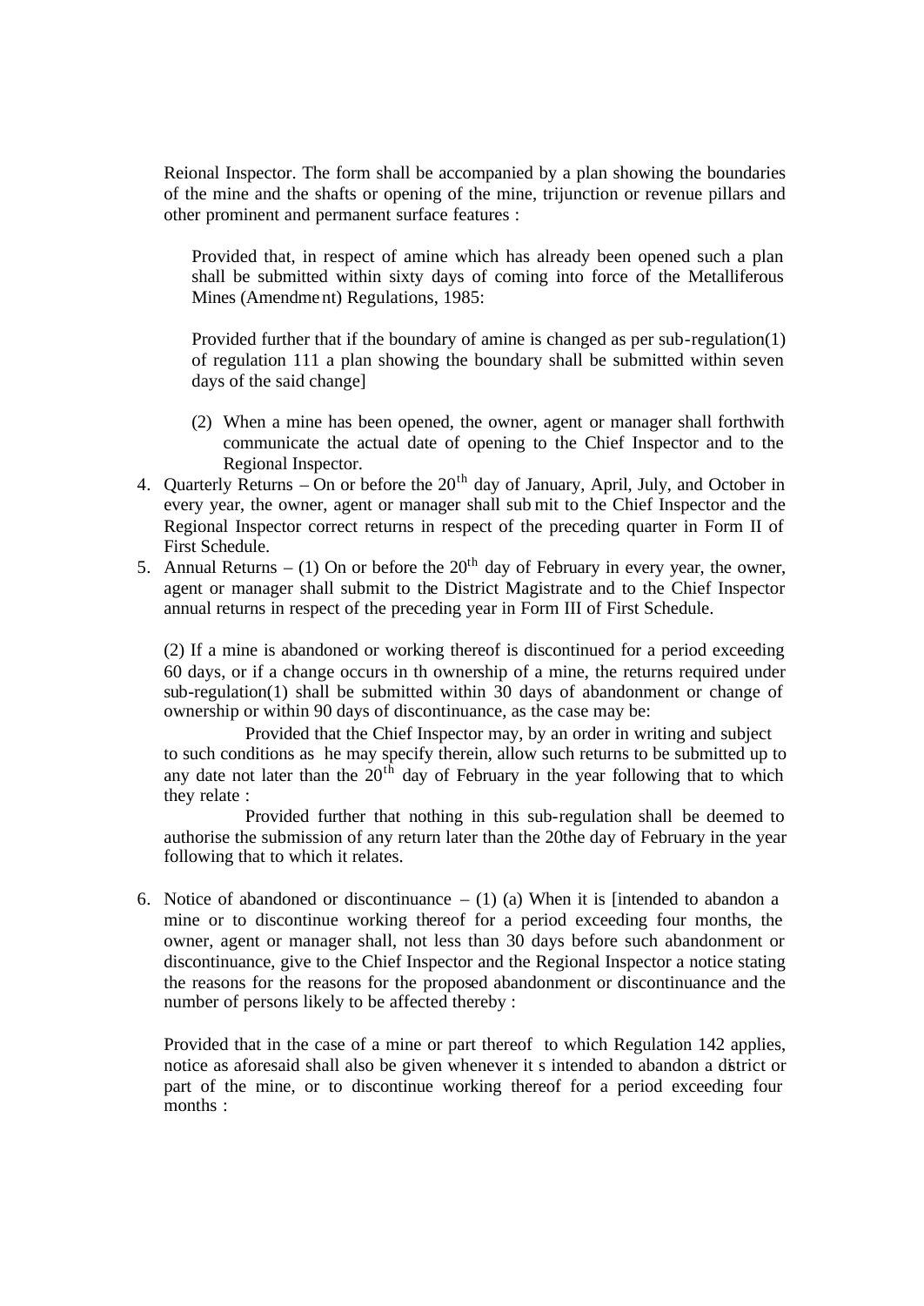Reional Inspector. The form shall be accompanied by a plan showing the boundaries of the mine and the shafts or opening of the mine, trijunction or revenue pillars and other prominent and permanent surface features :

Provided that, in respect of amine which has already been opened such a plan shall be submitted within sixty days of coming into force of the Metalliferous Mines (Amendment) Regulations, 1985:

Provided further that if the boundary of amine is changed as per sub-regulation(1) of regulation 111 a plan showing the boundary shall be submitted within seven days of the said change]

(2) When a mine has been opened, the owner, agent or manager shall forthwith communicate the actual date of opening to the Chief Inspector and to the Regional Inspector.

4. Quarterly Returns – On or before the 20th day of January, April, July, and October in every year, the owner, agent or manager shall submit to the Chief Inspector and the Regional Inspector correct returns in respect of the preceding quarter in Form II of First Schedule.

5. Annual Returns – (1) On or before the 20th day of February in every year, the owner, agent or manager shall submit to the District Magistrate and to the Chief Inspector annual returns in respect of the preceding year in Form III of First Schedule.

(2) If a mine is abandoned or working thereof is discontinued for a period exceeding 60 days, or if a change occurs in th ownership of a mine, the returns required under sub-regulation(1) shall be submitted within 30 days of abandonment or change of ownership or within 90 days of discontinuance, as the case may be:

Provided that the Chief Inspector may, by an order in writing and subject to such conditions as he may specify therein, allow such returns to be submitted up to any date not later than the 20th day of February in the year following that to which they relate :

Provided further that nothing in this sub-regulation shall be deemed to authorise the submission of any return later than the 20the day of February in the year following that to which it relates.

6. Notice of abandoned or discontinuance – (1) (a) When it is [intended to abandon a mine or to discontinue working thereof for a period exceeding four months, the owner, agent or manager shall, not less than 30 days before such abandonment or discontinuance, give to the Chief Inspector and the Regional Inspector a notice stating the reasons for the reasons for the proposed abandonment or discontinuance and the number of persons likely to be affected thereby :

Provided that in the case of a mine or part thereof to which Regulation 142 applies, notice as aforesaid shall also be given whenever it s intended to abandon a district or part of the mine, or to discontinue working thereof for a period exceeding four months :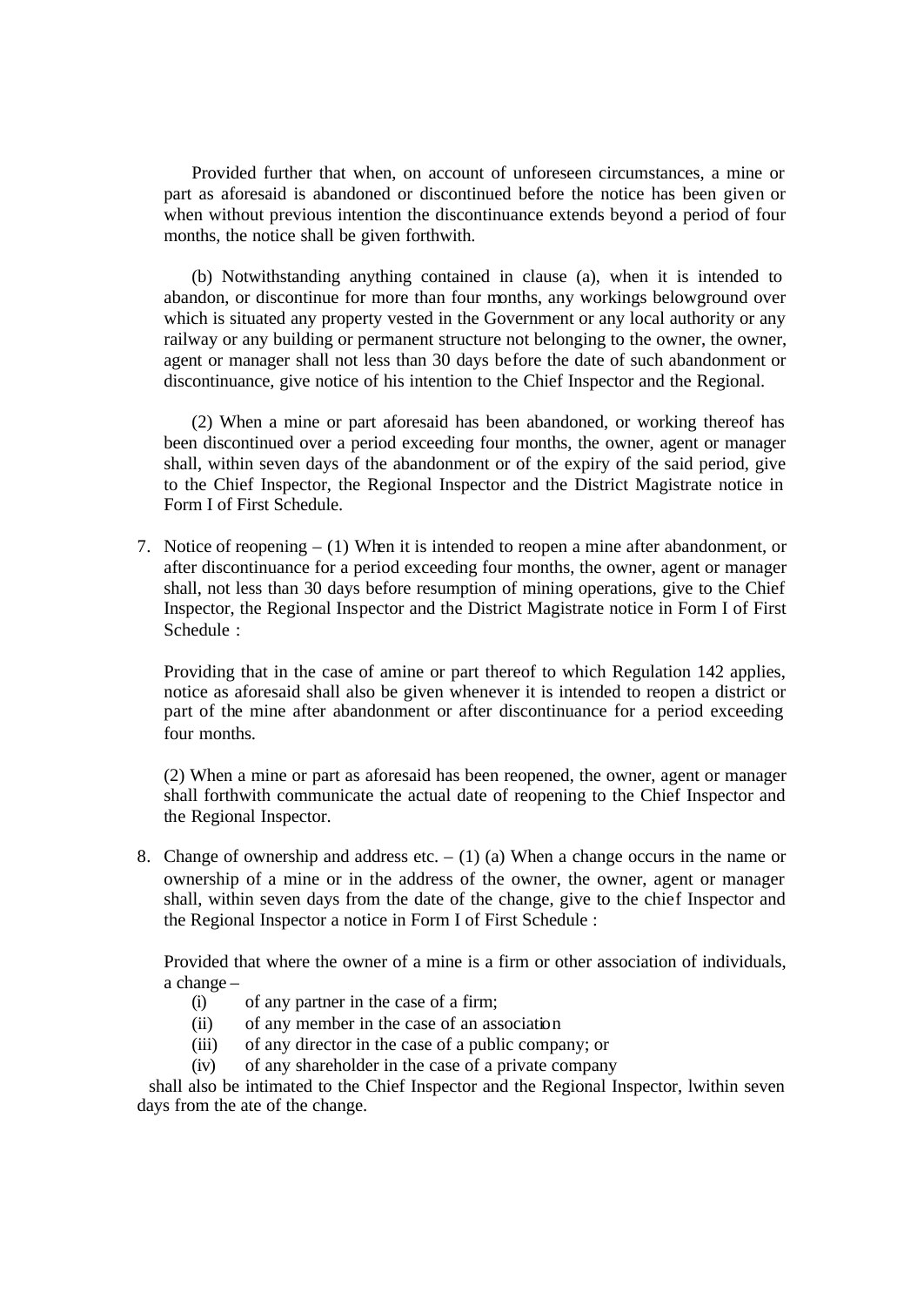Provided further that when, on account of unforeseen circumstances, a mine or part as aforesaid is abandoned or discontinued before the notice has been given or when without previous intention the discontinuance extends beyond a period of four months, the notice shall be given forthwith.

(b) Notwithstanding anything contained in clause (a), when it is intended to abandon, or discontinue for more than four months, any workings belowground over which is situated any property vested in the Government or any local authority or any railway or any building or permanent structure not belonging to the owner, the owner, agent or manager shall not less than 30 days before the date of such abandonment or discontinuance, give notice of his intention to the Chief Inspector and the Regional.

(2) When a mine or part aforesaid has been abandoned, or working thereof has been discontinued over a period exceeding four months, the owner, agent or manager shall, within seven days of the abandonment or of the expiry of the said period, give to the Chief Inspector, the Regional Inspector and the District Magistrate notice in Form I of First Schedule.

7. Notice of reopening – (1) When it is intended to reopen a mine after abandonment, or after discontinuance for a period exceeding four months, the owner, agent or manager shall, not less than 30 days before resumption of mining operations, give to the Chief Inspector, the Regional Inspector and the District Magistrate notice in Form I of First Schedule :

   Providing that in the case of amine or part thereof to which Regulation 142 applies, notice as aforesaid shall also be given whenever it is intended to reopen a district or part of the mine after abandonment or after discontinuance for a period exceeding four months.

   (2) When a mine or part as aforesaid has been reopened, the owner, agent or manager shall forthwith communicate the actual date of reopening to the Chief Inspector and the Regional Inspector.

8. Change of ownership and address etc. – (1) (a) When a change occurs in the name or ownership of a mine or in the address of the owner, the owner, agent or manager shall, within seven days from the date of the change, give to the chief Inspector and the Regional Inspector a notice in Form I of First Schedule :

   Provided that where the owner of a mine is a firm or other association of individuals, a change –

   (i) of any partner in the case of a firm;
   (ii) of any member in the case of an association
   (iii) of any director in the case of a public company; or
   (iv) of any shareholder in the case of a private company

shall also be intimated to the Chief Inspector and the Regional Inspector, lwithin seven days from the ate of the change.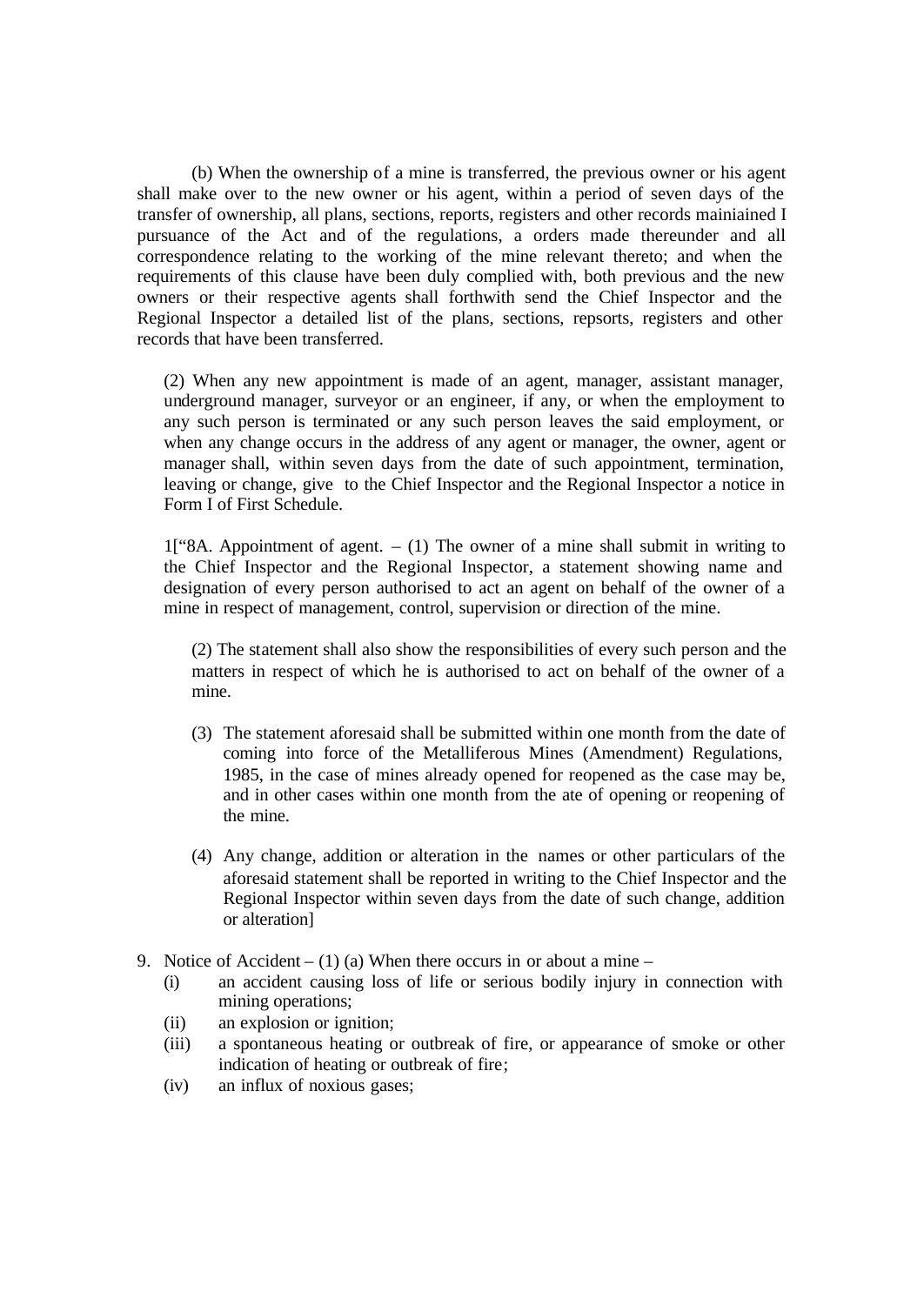(b) When the ownership of a mine is transferred, the previous owner or his agent shall make over to the new owner or his agent, within a period of seven days of the transfer of ownership, all plans, sections, reports, registers and other records mainiained I pursuance of the Act and of the regulations, a orders made thereunder and all correspondence relating to the working of the mine relevant thereto; and when the requirements of this clause have been duly complied with, both previous and the new owners or their respective agents shall forthwith send the Chief Inspector and the Regional Inspector a detailed list of the plans, sections, repsorts, registers and other records that have been transferred.

(2) When any new appointment is made of an agent, manager, assistant manager, underground manager, surveyor or an engineer, if any, or when the employment to any such person is terminated or any such person leaves the said employment, or when any change occurs in the address of any agent or manager, the owner, agent or manager shall, within seven days from the date of such appointment, termination, leaving or change, give to the Chief Inspector and the Regional Inspector a notice in Form I of First Schedule.

1["8A. Appointment of agent. – (1) The owner of a mine shall submit in writing to the Chief Inspector and the Regional Inspector, a statement showing name and designation of every person authorised to act an agent on behalf of the owner of a mine in respect of management, control, supervision or direction of the mine.

(2) The statement shall also show the responsibilities of every such person and the matters in respect of which he is authorised to act on behalf of the owner of a mine.

(3) The statement aforesaid shall be submitted within one month from the date of coming into force of the Metalliferous Mines (Amendment) Regulations, 1985, in the case of mines already opened for reopened as the case may be, and in other cases within one month from the ate of opening or reopening of the mine.

(4) Any change, addition or alteration in the names or other particulars of the aforesaid statement shall be reported in writing to the Chief Inspector and the Regional Inspector within seven days from the date of such change, addition or alteration]

9. Notice of Accident – (1) (a) When there occurs in or about a mine –
   - (i) an accident causing loss of life or serious bodily injury in connection with mining operations;
   - (ii) an explosion or ignition;
   - (iii) a spontaneous heating or outbreak of fire, or appearance of smoke or other indication of heating or outbreak of fire;
   - (iv) an influx of noxious gases;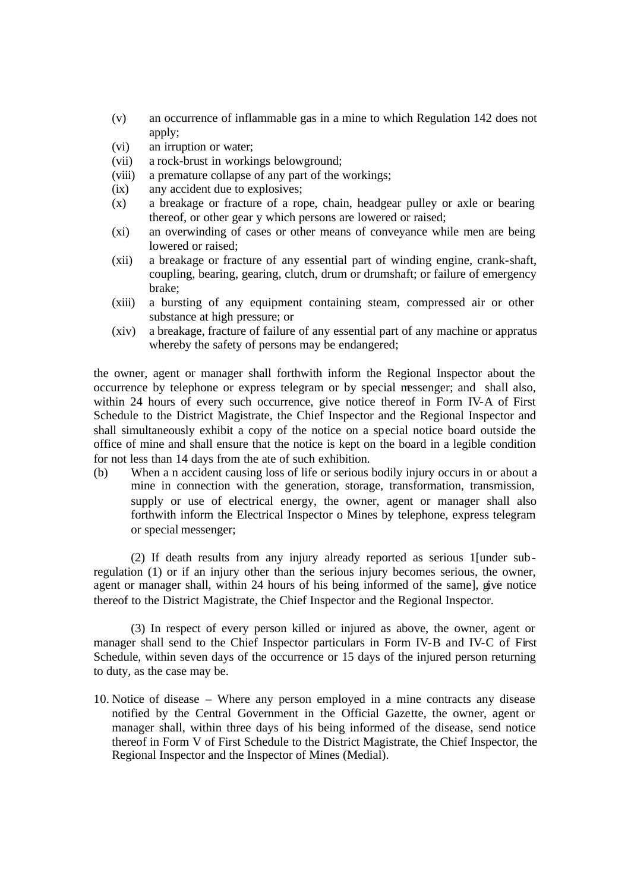(v) an occurrence of inflammable gas in a mine to which Regulation 142 does not apply;

(vi) an irruption or water;

(vii) a rock-brust in workings belowground;

(viii) a premature collapse of any part of the workings;

(ix) any accident due to explosives;

(x) a breakage or fracture of a rope, chain, headgear pulley or axle or bearing thereof, or other gear y which persons are lowered or raised;

(xi) an overwinding of cases or other means of conveyance while men are being lowered or raised;

(xii) a breakage or fracture of any essential part of winding engine, crank-shaft, coupling, bearing, gearing, clutch, drum or drumshaft; or failure of emergency brake;

(xiii) a bursting of any equipment containing steam, compressed air or other substance at high pressure; or

(xiv) a breakage, fracture of failure of any essential part of any machine or appratus whereby the safety of persons may be endangered;

the owner, agent or manager shall forthwith inform the Regional Inspector about the occurrence by telephone or express telegram or by special messenger; and shall also, within 24 hours of every such occurrence, give notice thereof in Form IV-A of First Schedule to the District Magistrate, the Chief Inspector and the Regional Inspector and shall simultaneously exhibit a copy of the notice on a special notice board outside the office of mine and shall ensure that the notice is kept on the board in a legible condition for not less than 14 days from the ate of such exhibition.

(b) When a n accident causing loss of life or serious bodily injury occurs in or about a mine in connection with the generation, storage, transformation, transmission, supply or use of electrical energy, the owner, agent or manager shall also forthwith inform the Electrical Inspector o Mines by telephone, express telegram or special messenger;

(2) If death results from any injury already reported as serious 1[under sub-regulation (1) or if an injury other than the serious injury becomes serious, the owner, agent or manager shall, within 24 hours of his being informed of the same], give notice thereof to the District Magistrate, the Chief Inspector and the Regional Inspector.

(3) In respect of every person killed or injured as above, the owner, agent or manager shall send to the Chief Inspector particulars in Form IV-B and IV-C of First Schedule, within seven days of the occurrence or 15 days of the injured person returning to duty, as the case may be.

10. Notice of disease – Where any person employed in a mine contracts any disease notified by the Central Government in the Official Gazette, the owner, agent or manager shall, within three days of his being informed of the disease, send notice thereof in Form V of First Schedule to the District Magistrate, the Chief Inspector, the Regional Inspector and the Inspector of Mines (Medial).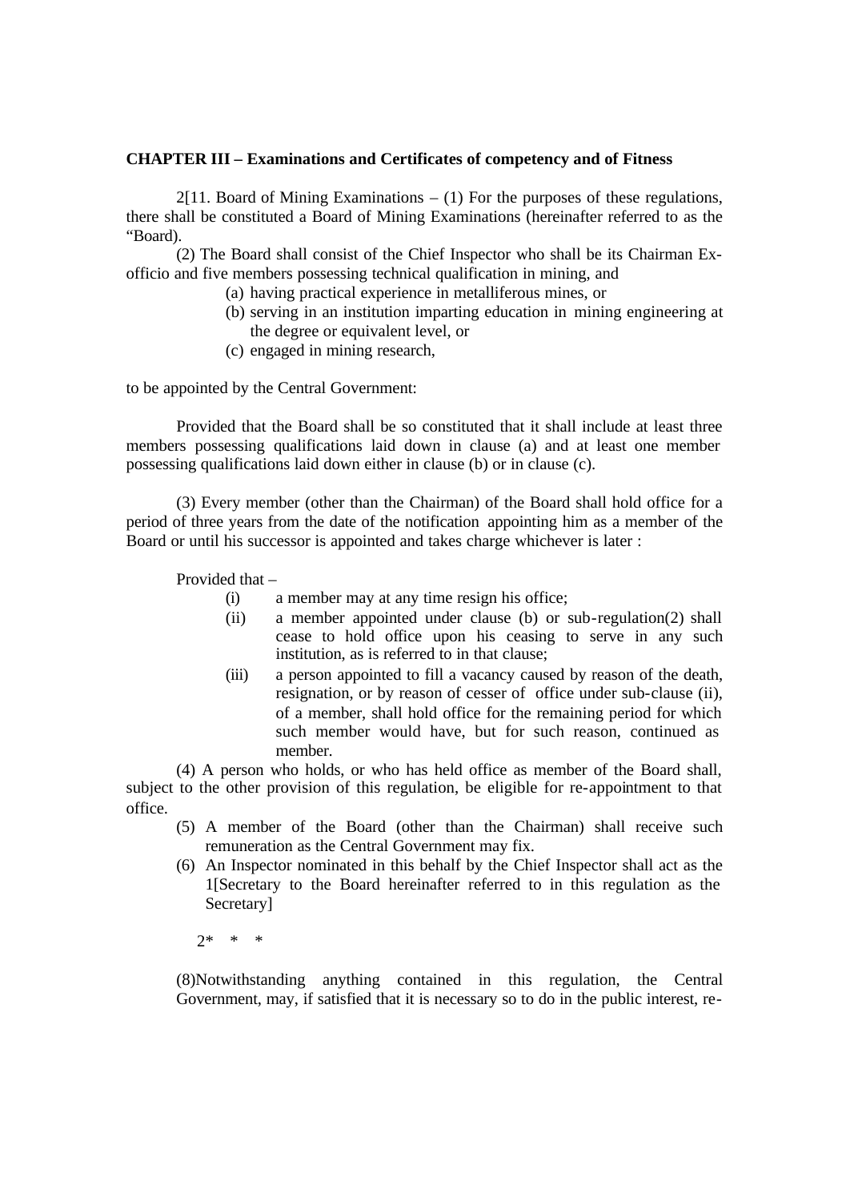**CHAPTER III – Examinations and Certificates of competency and of Fitness**

2[11. Board of Mining Examinations – (1) For the purposes of these regulations, there shall be constituted a Board of Mining Examinations (hereinafter referred to as the "Board).

(2) The Board shall consist of the Chief Inspector who shall be its Chairman Ex-officio and five members possessing technical qualification in mining, and

- (a) having practical experience in metalliferous mines, or
- (b) serving in an institution imparting education in mining engineering at the degree or equivalent level, or
- (c) engaged in mining research,

to be appointed by the Central Government:

Provided that the Board shall be so constituted that it shall include at least three members possessing qualifications laid down in clause (a) and at least one member possessing qualifications laid down either in clause (b) or in clause (c).

(3) Every member (other than the Chairman) of the Board shall hold office for a period of three years from the date of the notification appointing him as a member of the Board or until his successor is appointed and takes charge whichever is later :

Provided that –

- (i) a member may at any time resign his office;
- (ii) a member appointed under clause (b) or sub-regulation(2) shall cease to hold office upon his ceasing to serve in any such institution, as is referred to in that clause;
- (iii) a person appointed to fill a vacancy caused by reason of the death, resignation, or by reason of cesser of office under sub-clause (ii), of a member, shall hold office for the remaining period for which such member would have, but for such reason, continued as member.

(4) A person who holds, or who has held office as member of the Board shall, subject to the other provision of this regulation, be eligible for re-appointment to that office.

(5) A member of the Board (other than the Chairman) shall receive such remuneration as the Central Government may fix.

(6) An Inspector nominated in this behalf by the Chief Inspector shall act as the 1[Secretary to the Board hereinafter referred to in this regulation as the Secretary]

2* * *

(8)Notwithstanding anything contained in this regulation, the Central Government, may, if satisfied that it is necessary so to do in the public interest, re-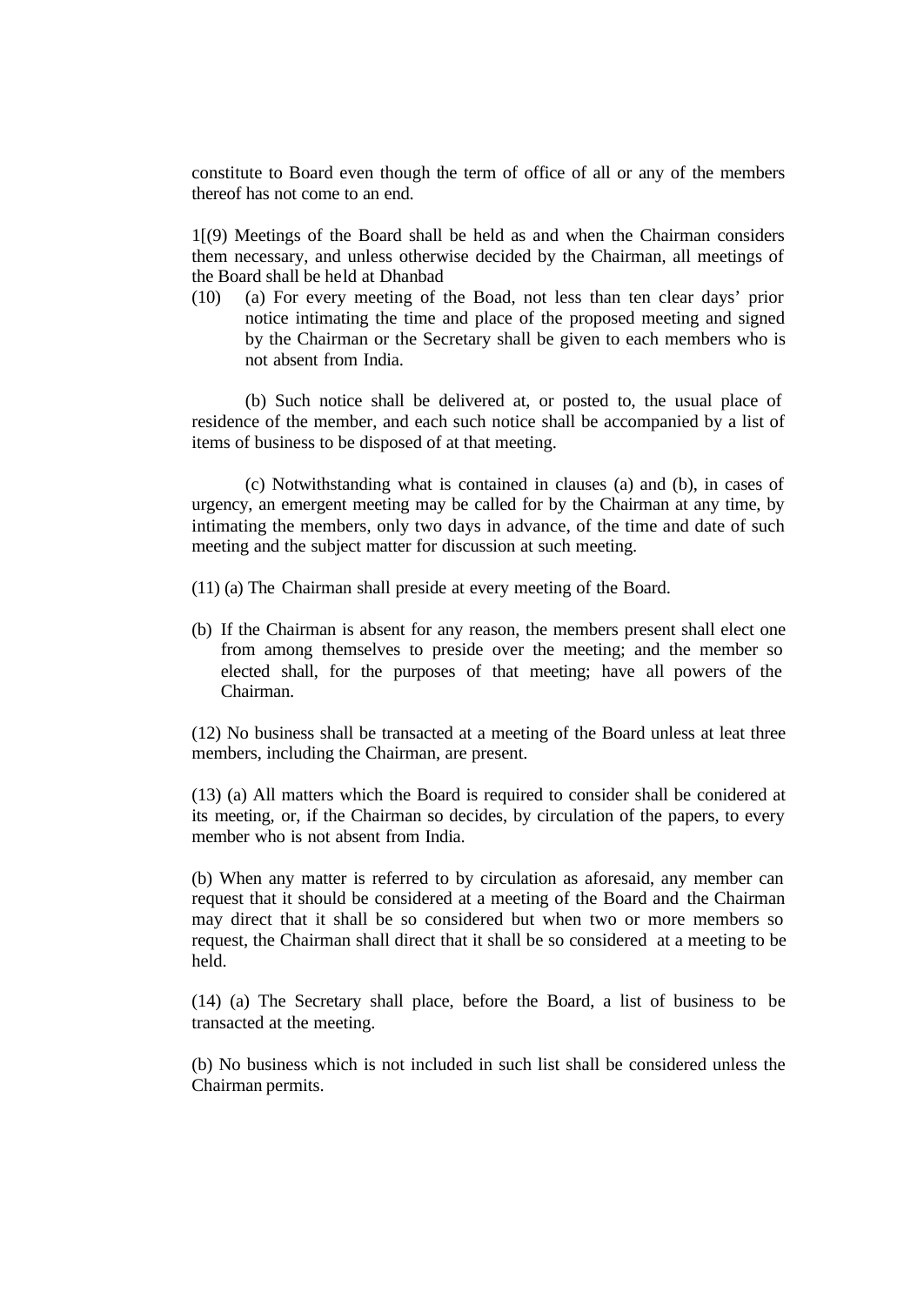constitute to Board even though the term of office of all or any of the members thereof has not come to an end.

1[(9) Meetings of the Board shall be held as and when the Chairman considers them necessary, and unless otherwise decided by the Chairman, all meetings of the Board shall be held at Dhanbad

(10) (a) For every meeting of the Boad, not less than ten clear days' prior notice intimating the time and place of the proposed meeting and signed by the Chairman or the Secretary shall be given to each members who is not absent from India.

(b) Such notice shall be delivered at, or posted to, the usual place of residence of the member, and each such notice shall be accompanied by a list of items of business to be disposed of at that meeting.

(c) Notwithstanding what is contained in clauses (a) and (b), in cases of urgency, an emergent meeting may be called for by the Chairman at any time, by intimating the members, only two days in advance, of the time and date of such meeting and the subject matter for discussion at such meeting.

(11) (a) The Chairman shall preside at every meeting of the Board.

(b) If the Chairman is absent for any reason, the members present shall elect one from among themselves to preside over the meeting; and the member so elected shall, for the purposes of that meeting; have all powers of the Chairman.

(12) No business shall be transacted at a meeting of the Board unless at leat three members, including the Chairman, are present.

(13) (a) All matters which the Board is required to consider shall be conidered at its meeting, or, if the Chairman so decides, by circulation of the papers, to every member who is not absent from India.

(b) When any matter is referred to by circulation as aforesaid, any member can request that it should be considered at a meeting of the Board and the Chairman may direct that it shall be so considered but when two or more members so request, the Chairman shall direct that it shall be so considered at a meeting to be held.

(14) (a) The Secretary shall place, before the Board, a list of business to be transacted at the meeting.

(b) No business which is not included in such list shall be considered unless the Chairman permits.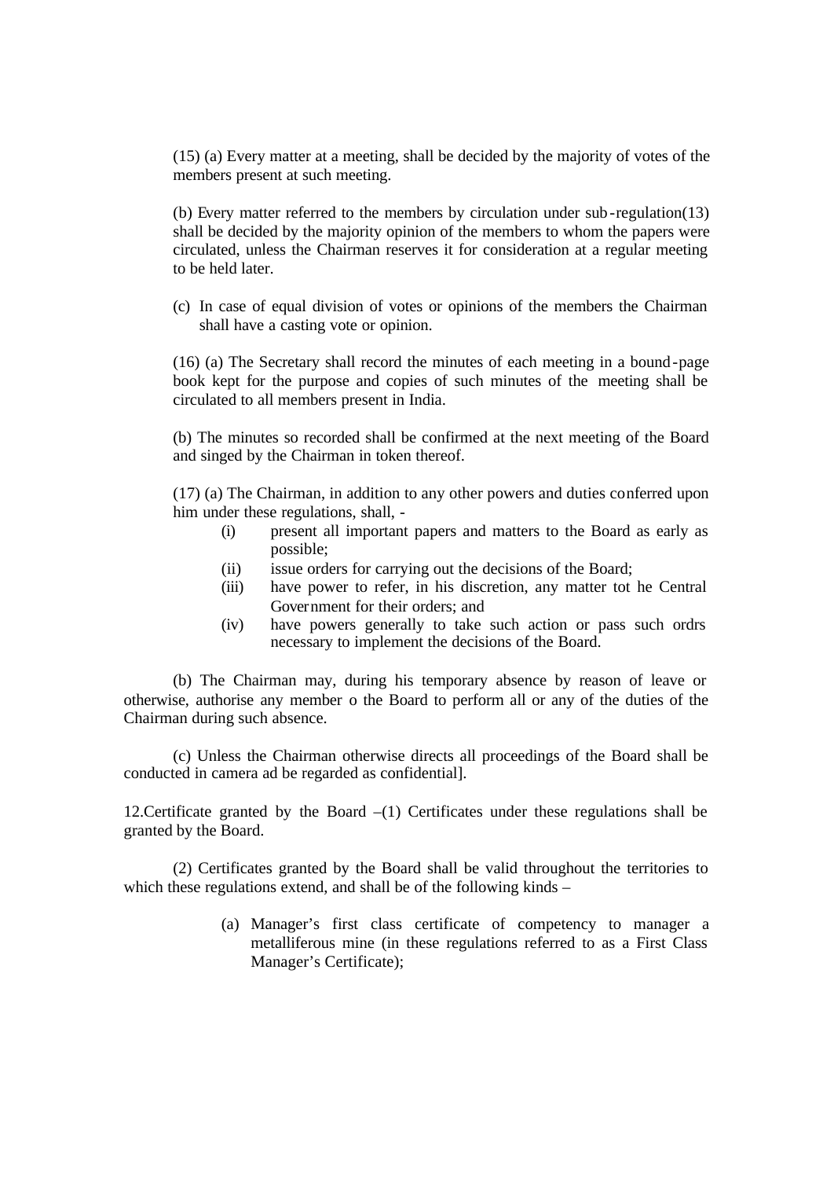(15) (a) Every matter at a meeting, shall be decided by the majority of votes of the members present at such meeting.

(b) Every matter referred to the members by circulation under sub-regulation(13) shall be decided by the majority opinion of the members to whom the papers were circulated, unless the Chairman reserves it for consideration at a regular meeting to be held later.

(c) In case of equal division of votes or opinions of the members the Chairman shall have a casting vote or opinion.

(16) (a) The Secretary shall record the minutes of each meeting in a bound-page book kept for the purpose and copies of such minutes of the meeting shall be circulated to all members present in India.

(b) The minutes so recorded shall be confirmed at the next meeting of the Board and singed by the Chairman in token thereof.

(17) (a) The Chairman, in addition to any other powers and duties conferred upon him under these regulations, shall, -

(i) present all important papers and matters to the Board as early as possible;
(ii) issue orders for carrying out the decisions of the Board;
(iii) have power to refer, in his discretion, any matter tot he Central Government for their orders; and
(iv) have powers generally to take such action or pass such ordrs necessary to implement the decisions of the Board.

(b) The Chairman may, during his temporary absence by reason of leave or otherwise, authorise any member o the Board to perform all or any of the duties of the Chairman during such absence.

(c) Unless the Chairman otherwise directs all proceedings of the Board shall be conducted in camera ad be regarded as confidential].

12.Certificate granted by the Board –(1) Certificates under these regulations shall be granted by the Board.

(2) Certificates granted by the Board shall be valid throughout the territories to which these regulations extend, and shall be of the following kinds –

(a) Manager's first class certificate of competency to manager a metalliferous mine (in these regulations referred to as a First Class Manager's Certificate);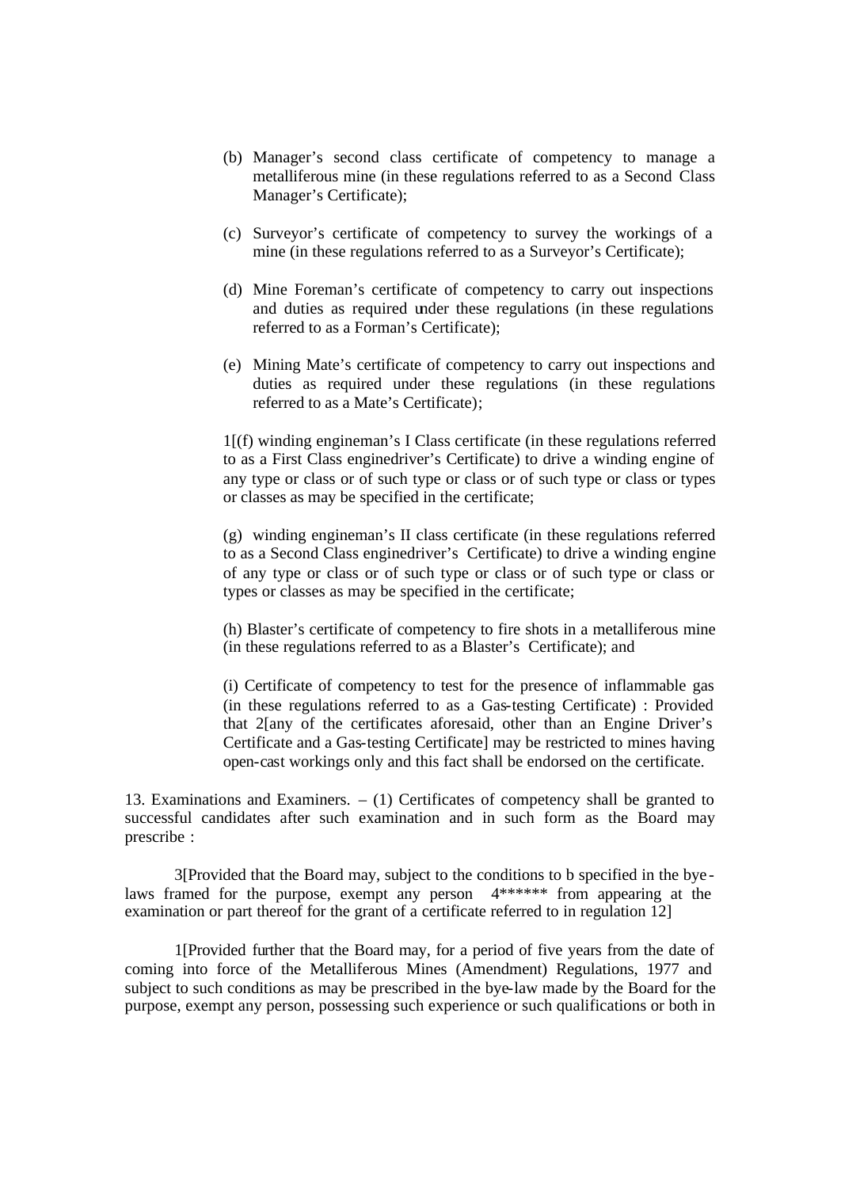(b) Manager's second class certificate of competency to manage a metalliferous mine (in these regulations referred to as a Second Class Manager's Certificate);

(c) Surveyor's certificate of competency to survey the workings of a mine (in these regulations referred to as a Surveyor's Certificate);

(d) Mine Foreman's certificate of competency to carry out inspections and duties as required under these regulations (in these regulations referred to as a Forman's Certificate);

(e) Mining Mate's certificate of competency to carry out inspections and duties as required under these regulations (in these regulations referred to as a Mate's Certificate);

1[(f) winding engineman's I Class certificate (in these regulations referred to as a First Class enginedriver's Certificate) to drive a winding engine of any type or class or of such type or class or of such type or class or types or classes as may be specified in the certificate;

(g) winding engineman's II class certificate (in these regulations referred to as a Second Class enginedriver's Certificate) to drive a winding engine of any type or class or of such type or class or of such type or class or types or classes as may be specified in the certificate;

(h) Blaster's certificate of competency to fire shots in a metalliferous mine (in these regulations referred to as a Blaster's Certificate); and

(i) Certificate of competency to test for the presence of inflammable gas (in these regulations referred to as a Gas-testing Certificate) : Provided that 2[any of the certificates aforesaid, other than an Engine Driver's Certificate and a Gas-testing Certificate] may be restricted to mines having open-cast workings only and this fact shall be endorsed on the certificate.

13. Examinations and Examiners. – (1) Certificates of competency shall be granted to successful candidates after such examination and in such form as the Board may prescribe :

3[Provided that the Board may, subject to the conditions to b specified in the bye-laws framed for the purpose, exempt any person 4****** from appearing at the examination or part thereof for the grant of a certificate referred to in regulation 12]

1[Provided further that the Board may, for a period of five years from the date of coming into force of the Metalliferous Mines (Amendment) Regulations, 1977 and subject to such conditions as may be prescribed in the bye-law made by the Board for the purpose, exempt any person, possessing such experience or such qualifications or both in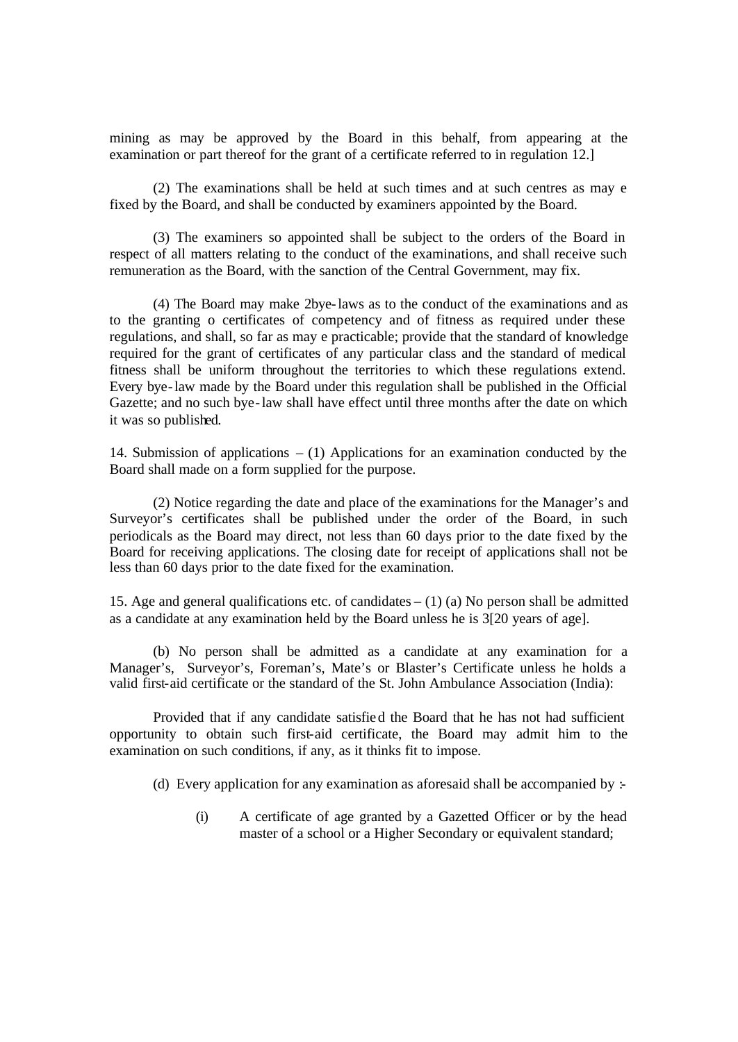mining as may be approved by the Board in this behalf, from appearing at the examination or part thereof for the grant of a certificate referred to in regulation 12.]

(2) The examinations shall be held at such times and at such centres as may e fixed by the Board, and shall be conducted by examiners appointed by the Board.

(3) The examiners so appointed shall be subject to the orders of the Board in respect of all matters relating to the conduct of the examinations, and shall receive such remuneration as the Board, with the sanction of the Central Government, may fix.

(4) The Board may make 2bye-laws as to the conduct of the examinations and as to the granting o certificates of competency and of fitness as required under these regulations, and shall, so far as may e practicable; provide that the standard of knowledge required for the grant of certificates of any particular class and the standard of medical fitness shall be uniform throughout the territories to which these regulations extend. Every bye-law made by the Board under this regulation shall be published in the Official Gazette; and no such bye-law shall have effect until three months after the date on which it was so published.

14. Submission of applications – (1) Applications for an examination conducted by the Board shall made on a form supplied for the purpose.

(2) Notice regarding the date and place of the examinations for the Manager's and Surveyor's certificates shall be published under the order of the Board, in such periodicals as the Board may direct, not less than 60 days prior to the date fixed by the Board for receiving applications. The closing date for receipt of applications shall not be less than 60 days prior to the date fixed for the examination.

15. Age and general qualifications etc. of candidates – (1) (a) No person shall be admitted as a candidate at any examination held by the Board unless he is 3[20 years of age].

(b) No person shall be admitted as a candidate at any examination for a Manager's, Surveyor's, Foreman's, Mate's or Blaster's Certificate unless he holds a valid first-aid certificate or the standard of the St. John Ambulance Association (India):

Provided that if any candidate satisfied the Board that he has not had sufficient opportunity to obtain such first-aid certificate, the Board may admit him to the examination on such conditions, if any, as it thinks fit to impose.

(d) Every application for any examination as aforesaid shall be accompanied by :-

(i) A certificate of age granted by a Gazetted Officer or by the head master of a school or a Higher Secondary or equivalent standard;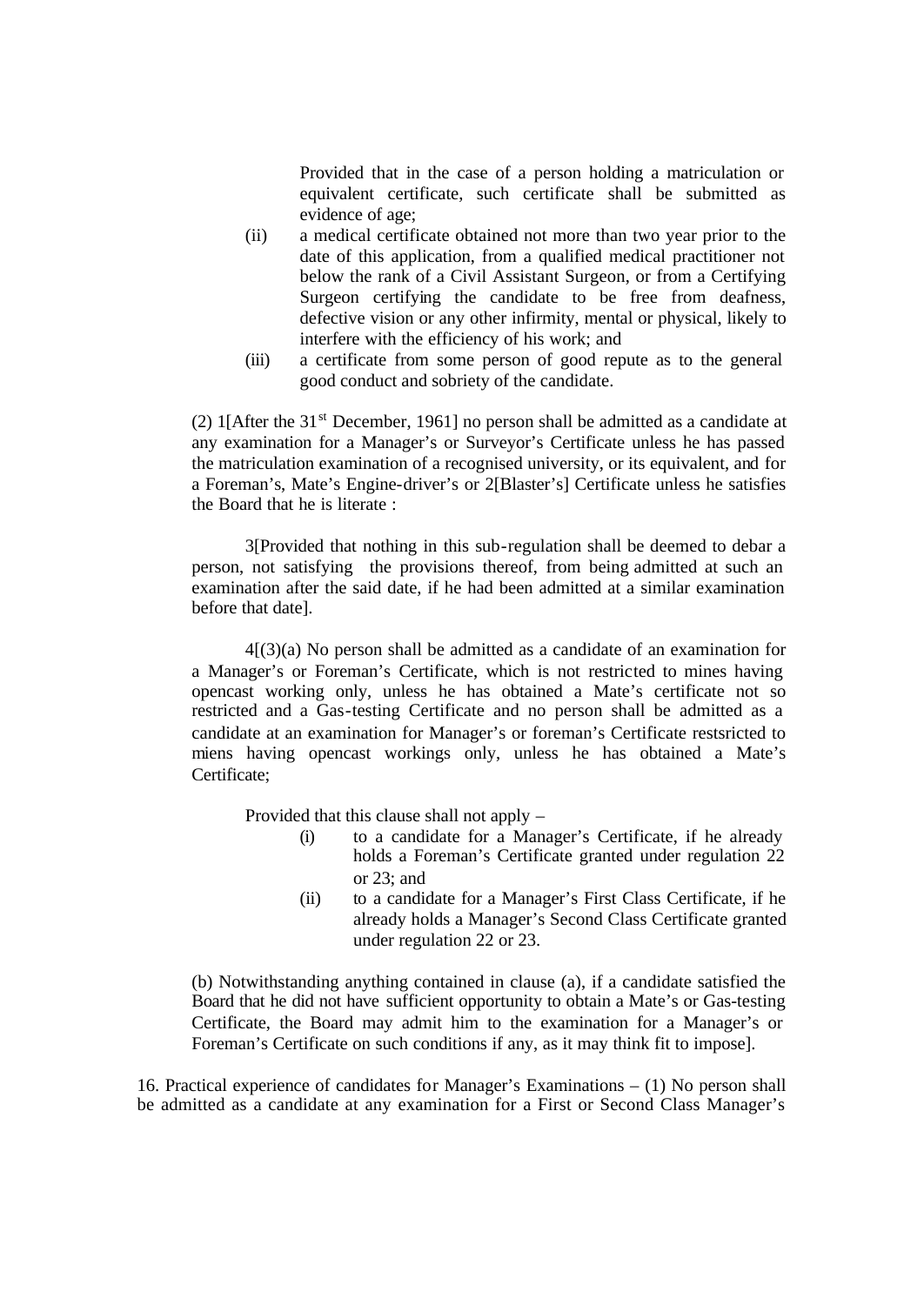Provided that in the case of a person holding a matriculation or equivalent certificate, such certificate shall be submitted as evidence of age;

(ii) a medical certificate obtained not more than two year prior to the date of this application, from a qualified medical practitioner not below the rank of a Civil Assistant Surgeon, or from a Certifying Surgeon certifying the candidate to be free from deafness, defective vision or any other infirmity, mental or physical, likely to interfere with the efficiency of his work; and

(iii) a certificate from some person of good repute as to the general good conduct and sobriety of the candidate.

(2) 1[After the 31st December, 1961] no person shall be admitted as a candidate at any examination for a Manager's or Surveyor's Certificate unless he has passed the matriculation examination of a recognised university, or its equivalent, and for a Foreman's, Mate's Engine-driver's or 2[Blaster's] Certificate unless he satisfies the Board that he is literate :

3[Provided that nothing in this sub-regulation shall be deemed to debar a person, not satisfying the provisions thereof, from being admitted at such an examination after the said date, if he had been admitted at a similar examination before that date].

4[(3)(a) No person shall be admitted as a candidate of an examination for a Manager's or Foreman's Certificate, which is not restricted to mines having opencast working only, unless he has obtained a Mate's certificate not so restricted and a Gas-testing Certificate and no person shall be admitted as a candidate at an examination for Manager's or foreman's Certificate restsricted to miens having opencast workings only, unless he has obtained a Mate's Certificate;

Provided that this clause shall not apply –

(i) to a candidate for a Manager's Certificate, if he already holds a Foreman's Certificate granted under regulation 22 or 23; and

(ii) to a candidate for a Manager's First Class Certificate, if he already holds a Manager's Second Class Certificate granted under regulation 22 or 23.

(b) Notwithstanding anything contained in clause (a), if a candidate satisfied the Board that he did not have sufficient opportunity to obtain a Mate's or Gas-testing Certificate, the Board may admit him to the examination for a Manager's or Foreman's Certificate on such conditions if any, as it may think fit to impose].

16. Practical experience of candidates for Manager's Examinations – (1) No person shall be admitted as a candidate at any examination for a First or Second Class Manager's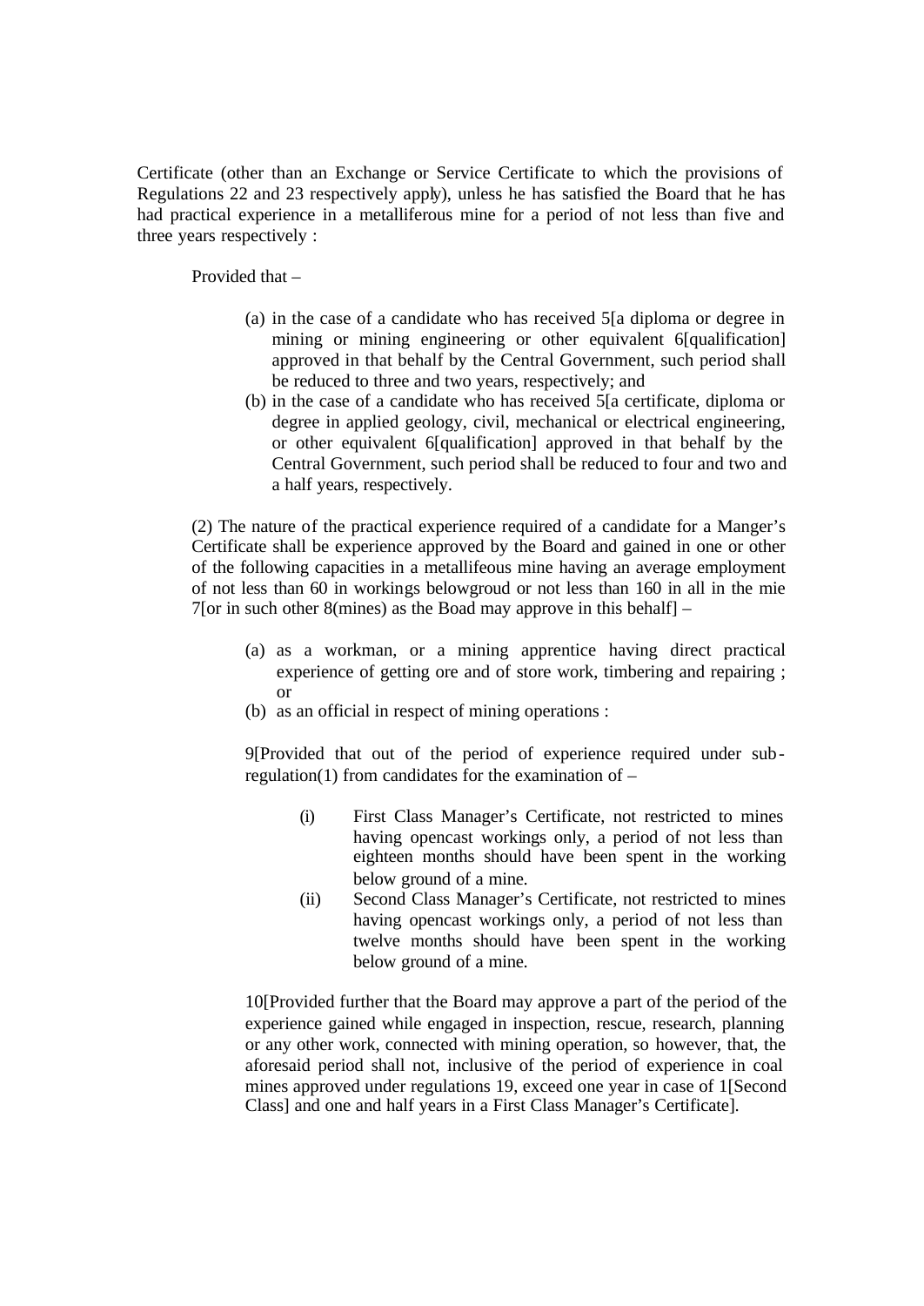Certificate (other than an Exchange or Service Certificate to which the provisions of Regulations 22 and 23 respectively apply), unless he has satisfied the Board that he has had practical experience in a metalliferous mine for a period of not less than five and three years respectively :

Provided that –

(a) in the case of a candidate who has received 5[a diploma or degree in mining or mining engineering or other equivalent 6[qualification] approved in that behalf by the Central Government, such period shall be reduced to three and two years, respectively; and
(b) in the case of a candidate who has received 5[a certificate, diploma or degree in applied geology, civil, mechanical or electrical engineering, or other equivalent 6[qualification] approved in that behalf by the Central Government, such period shall be reduced to four and two and a half years, respectively.

(2) The nature of the practical experience required of a candidate for a Manger's Certificate shall be experience approved by the Board and gained in one or other of the following capacities in a metallifeous mine having an average employment of not less than 60 in workings belowgroud or not less than 160 in all in the mie 7[or in such other 8(mines) as the Boad may approve in this behalf] –

(a) as a workman, or a mining apprentice having direct practical experience of getting ore and of store work, timbering and repairing ; or
(b) as an official in respect of mining operations :

9[Provided that out of the period of experience required under sub-regulation(1) from candidates for the examination of –

(i) First Class Manager's Certificate, not restricted to mines having opencast workings only, a period of not less than eighteen months should have been spent in the working below ground of a mine.
(ii) Second Class Manager's Certificate, not restricted to mines having opencast workings only, a period of not less than twelve months should have been spent in the working below ground of a mine.

10[Provided further that the Board may approve a part of the period of the experience gained while engaged in inspection, rescue, research, planning or any other work, connected with mining operation, so however, that, the aforesaid period shall not, inclusive of the period of experience in coal mines approved under regulations 19, exceed one year in case of 1[Second Class] and one and half years in a First Class Manager's Certificate].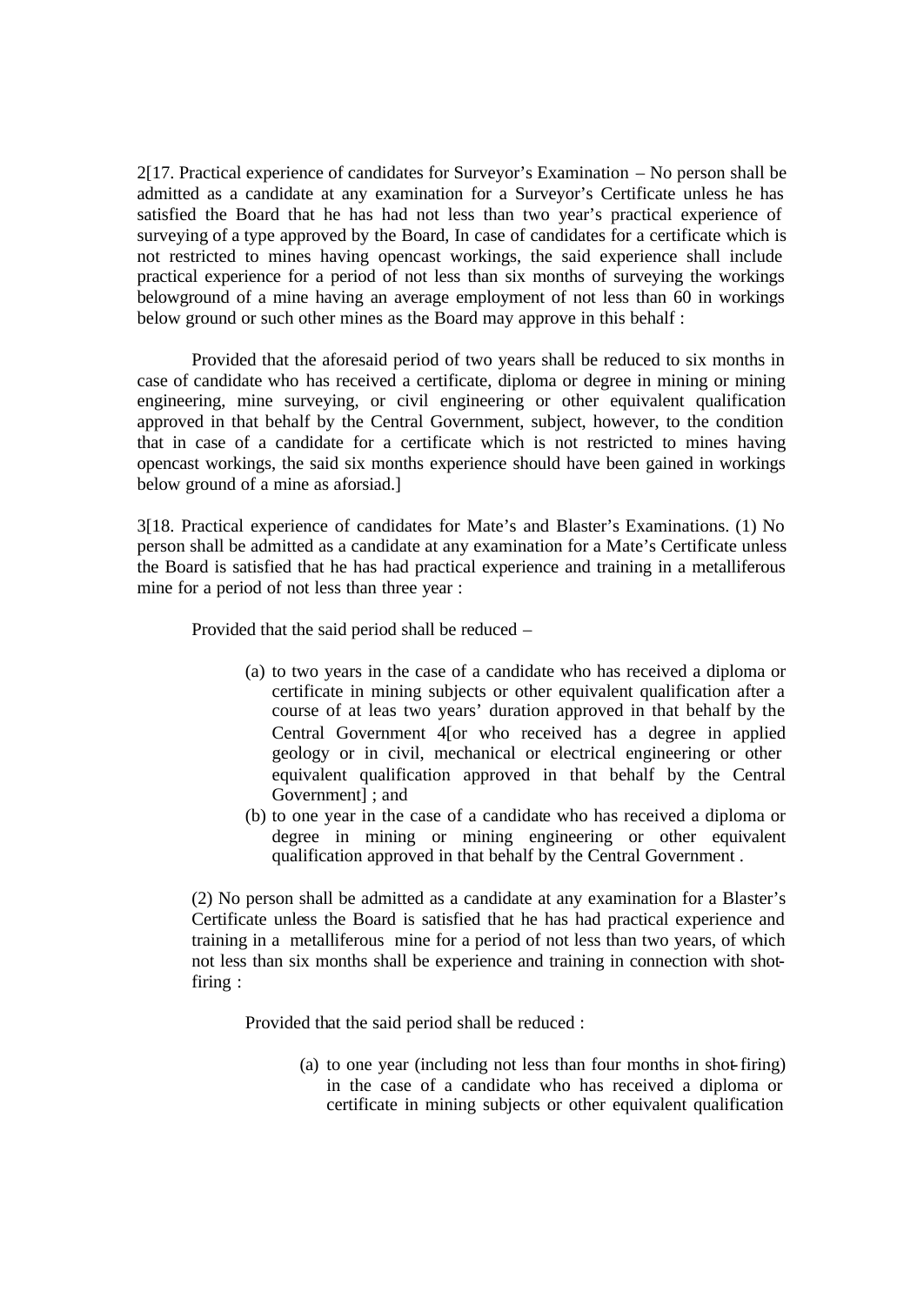2[17. Practical experience of candidates for Surveyor's Examination – No person shall be admitted as a candidate at any examination for a Surveyor's Certificate unless he has satisfied the Board that he has had not less than two year's practical experience of surveying of a type approved by the Board, In case of candidates for a certificate which is not restricted to mines having opencast workings, the said experience shall include practical experience for a period of not less than six months of surveying the workings belowground of a mine having an average employment of not less than 60 in workings below ground or such other mines as the Board may approve in this behalf :

Provided that the aforesaid period of two years shall be reduced to six months in case of candidate who has received a certificate, diploma or degree in mining or mining engineering, mine surveying, or civil engineering or other equivalent qualification approved in that behalf by the Central Government, subject, however, to the condition that in case of a candidate for a certificate which is not restricted to mines having opencast workings, the said six months experience should have been gained in workings below ground of a mine as aforsiad.]

3[18. Practical experience of candidates for Mate's and Blaster's Examinations. (1) No person shall be admitted as a candidate at any examination for a Mate's Certificate unless the Board is satisfied that he has had practical experience and training in a metalliferous mine for a period of not less than three year :

Provided that the said period shall be reduced –

(a) to two years in the case of a candidate who has received a diploma or certificate in mining subjects or other equivalent qualification after a course of at leas two years' duration approved in that behalf by the Central Government 4[or who received has a degree in applied geology or in civil, mechanical or electrical engineering or other equivalent qualification approved in that behalf by the Central Government] ; and
(b) to one year in the case of a candidate who has received a diploma or degree in mining or mining engineering or other equivalent qualification approved in that behalf by the Central Government .

(2) No person shall be admitted as a candidate at any examination for a Blaster's Certificate unless the Board is satisfied that he has had practical experience and training in a metalliferous mine for a period of not less than two years, of which not less than six months shall be experience and training in connection with shot-firing :

Provided that the said period shall be reduced :

(a) to one year (including not less than four months in shot-firing) in the case of a candidate who has received a diploma or certificate in mining subjects or other equivalent qualification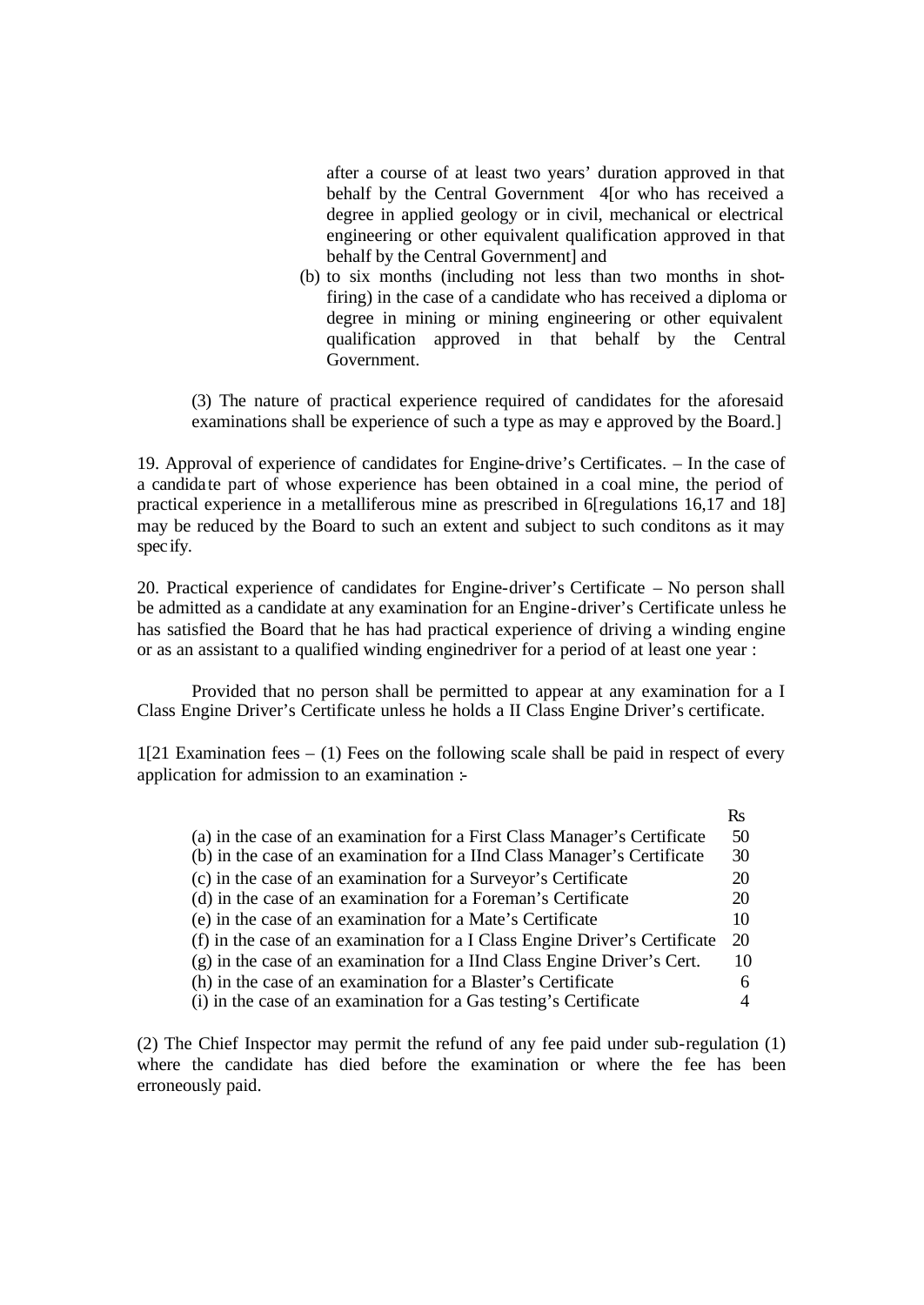after a course of at least two years' duration approved in that behalf by the Central Government 4[or who has received a degree in applied geology or in civil, mechanical or electrical engineering or other equivalent qualification approved in that behalf by the Central Government] and

(b) to six months (including not less than two months in shot-firing) in the case of a candidate who has received a diploma or degree in mining or mining engineering or other equivalent qualification approved in that behalf by the Central Government.

(3) The nature of practical experience required of candidates for the aforesaid examinations shall be experience of such a type as may e approved by the Board.]

19. Approval of experience of candidates for Engine-drive's Certificates. – In the case of a candidate part of whose experience has been obtained in a coal mine, the period of practical experience in a metalliferous mine as prescribed in 6[regulations 16,17 and 18] may be reduced by the Board to such an extent and subject to such conditons as it may specify.

20. Practical experience of candidates for Engine-driver's Certificate – No person shall be admitted as a candidate at any examination for an Engine-driver's Certificate unless he has satisfied the Board that he has had practical experience of driving a winding engine or as an assistant to a qualified winding enginedriver for a period of at least one year :

Provided that no person shall be permitted to appear at any examination for a I Class Engine Driver's Certificate unless he holds a II Class Engine Driver's certificate.

1[21 Examination fees – (1) Fees on the following scale shall be paid in respect of every application for admission to an examination :-

| | Rs |
|---|---|
| (a) in the case of an examination for a First Class Manager's Certificate | 50 |
| (b) in the case of an examination for a IInd Class Manager's Certificate | 30 |
| (c) in the case of an examination for a Surveyor's Certificate | 20 |
| (d) in the case of an examination for a Foreman's Certificate | 20 |
| (e) in the case of an examination for a Mate's Certificate | 10 |
| (f) in the case of an examination for a I Class Engine Driver's Certificate | 20 |
| (g) in the case of an examination for a IInd Class Engine Driver's Cert. | 10 |
| (h) in the case of an examination for a Blaster's Certificate | 6 |
| (i) in the case of an examination for a Gas testing's Certificate | 4 |

(2) The Chief Inspector may permit the refund of any fee paid under sub-regulation (1) where the candidate has died before the examination or where the fee has been erroneously paid.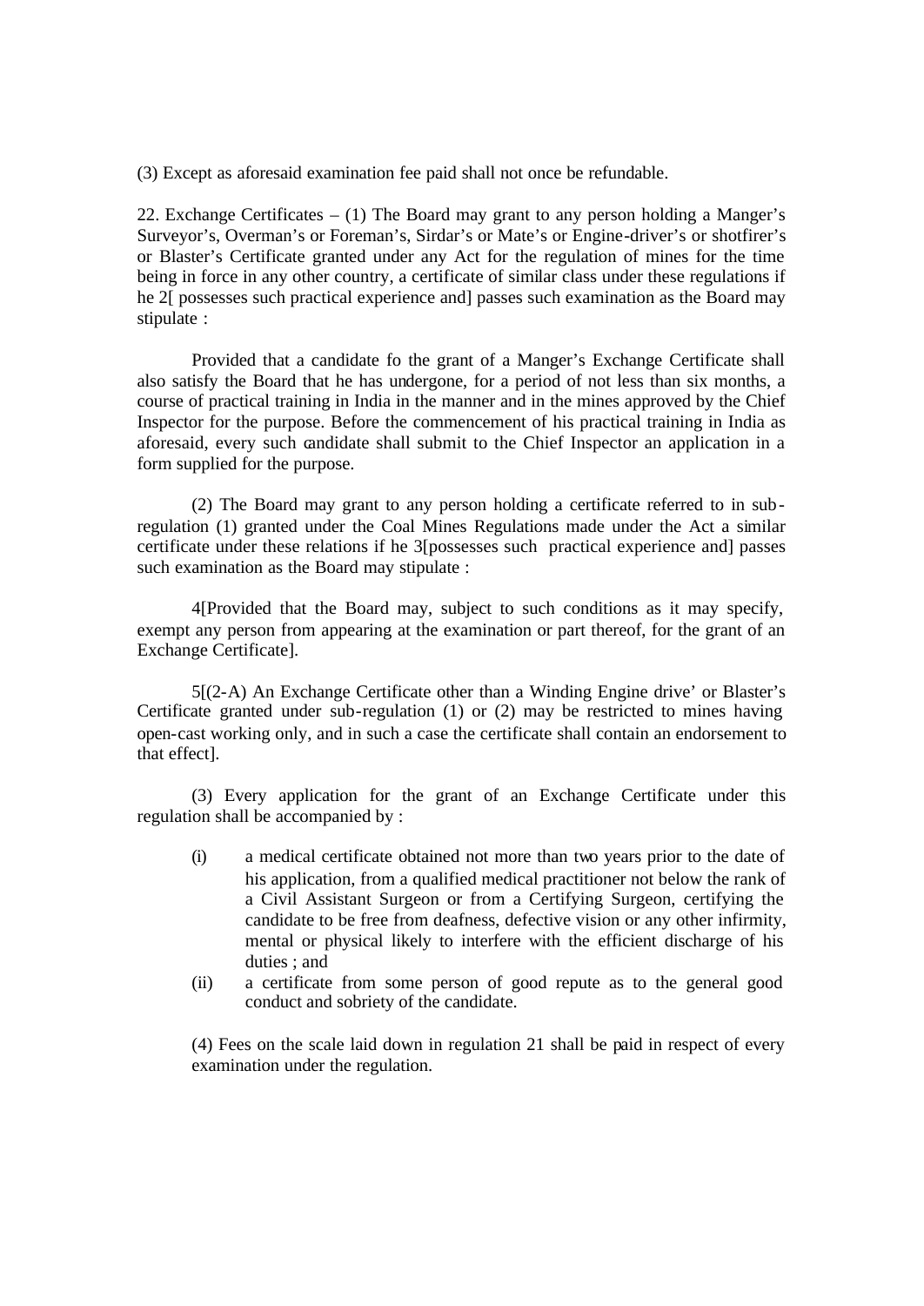(3) Except as aforesaid examination fee paid shall not once be refundable.

22. Exchange Certificates – (1) The Board may grant to any person holding a Manger's Surveyor's, Overman's or Foreman's, Sirdar's or Mate's or Engine-driver's or shotfirer's or Blaster's Certificate granted under any Act for the regulation of mines for the time being in force in any other country, a certificate of similar class under these regulations if he 2[ possesses such practical experience and] passes such examination as the Board may stipulate :

Provided that a candidate fo the grant of a Manger's Exchange Certificate shall also satisfy the Board that he has undergone, for a period of not less than six months, a course of practical training in India in the manner and in the mines approved by the Chief Inspector for the purpose. Before the commencement of his practical training in India as aforesaid, every such candidate shall submit to the Chief Inspector an application in a form supplied for the purpose.

(2) The Board may grant to any person holding a certificate referred to in sub-regulation (1) granted under the Coal Mines Regulations made under the Act a similar certificate under these relations if he 3[possesses such practical experience and] passes such examination as the Board may stipulate :

4[Provided that the Board may, subject to such conditions as it may specify, exempt any person from appearing at the examination or part thereof, for the grant of an Exchange Certificate].

5[(2-A) An Exchange Certificate other than a Winding Engine drive' or Blaster's Certificate granted under sub-regulation (1) or (2) may be restricted to mines having open-cast working only, and in such a case the certificate shall contain an endorsement to that effect].

(3) Every application for the grant of an Exchange Certificate under this regulation shall be accompanied by :

(i) a medical certificate obtained not more than two years prior to the date of his application, from a qualified medical practitioner not below the rank of a Civil Assistant Surgeon or from a Certifying Surgeon, certifying the candidate to be free from deafness, defective vision or any other infirmity, mental or physical likely to interfere with the efficient discharge of his duties ; and

(ii) a certificate from some person of good repute as to the general good conduct and sobriety of the candidate.

(4) Fees on the scale laid down in regulation 21 shall be paid in respect of every examination under the regulation.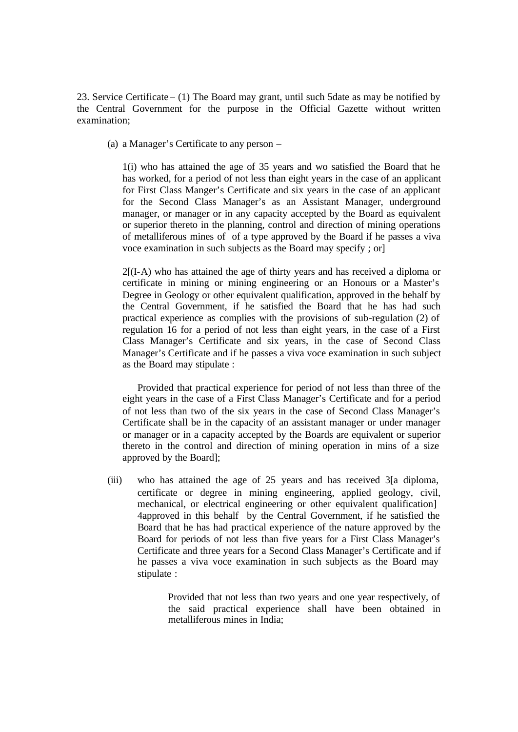23. Service Certificate – (1) The Board may grant, until such 5date as may be notified by the Central Government for the purpose in the Official Gazette without written examination;

(a) a Manager's Certificate to any person –

1(i) who has attained the age of 35 years and wo satisfied the Board that he has worked, for a period of not less than eight years in the case of an applicant for First Class Manger's Certificate and six years in the case of an applicant for the Second Class Manager's as an Assistant Manager, underground manager, or manager or in any capacity accepted by the Board as equivalent or superior thereto in the planning, control and direction of mining operations of metalliferous mines of of a type approved by the Board if he passes a viva voce examination in such subjects as the Board may specify ; or]

2[(I-A) who has attained the age of thirty years and has received a diploma or certificate in mining or mining engineering or an Honours or a Master's Degree in Geology or other equivalent qualification, approved in the behalf by the Central Government, if he satisfied the Board that he has had such practical experience as complies with the provisions of sub-regulation (2) of regulation 16 for a period of not less than eight years, in the case of a First Class Manager's Certificate and six years, in the case of Second Class Manager's Certificate and if he passes a viva voce examination in such subject as the Board may stipulate :

Provided that practical experience for period of not less than three of the eight years in the case of a First Class Manager's Certificate and for a period of not less than two of the six years in the case of Second Class Manager's Certificate shall be in the capacity of an assistant manager or under manager or manager or in a capacity accepted by the Boards are equivalent or superior thereto in the control and direction of mining operation in mins of a size approved by the Board];

(iii) who has attained the age of 25 years and has received 3[a diploma, certificate or degree in mining engineering, applied geology, civil, mechanical, or electrical engineering or other equivalent qualification] 4approved in this behalf by the Central Government, if he satisfied the Board that he has had practical experience of the nature approved by the Board for periods of not less than five years for a First Class Manager's Certificate and three years for a Second Class Manager's Certificate and if he passes a viva voce examination in such subjects as the Board may stipulate :

Provided that not less than two years and one year respectively, of the said practical experience shall have been obtained in metalliferous mines in India;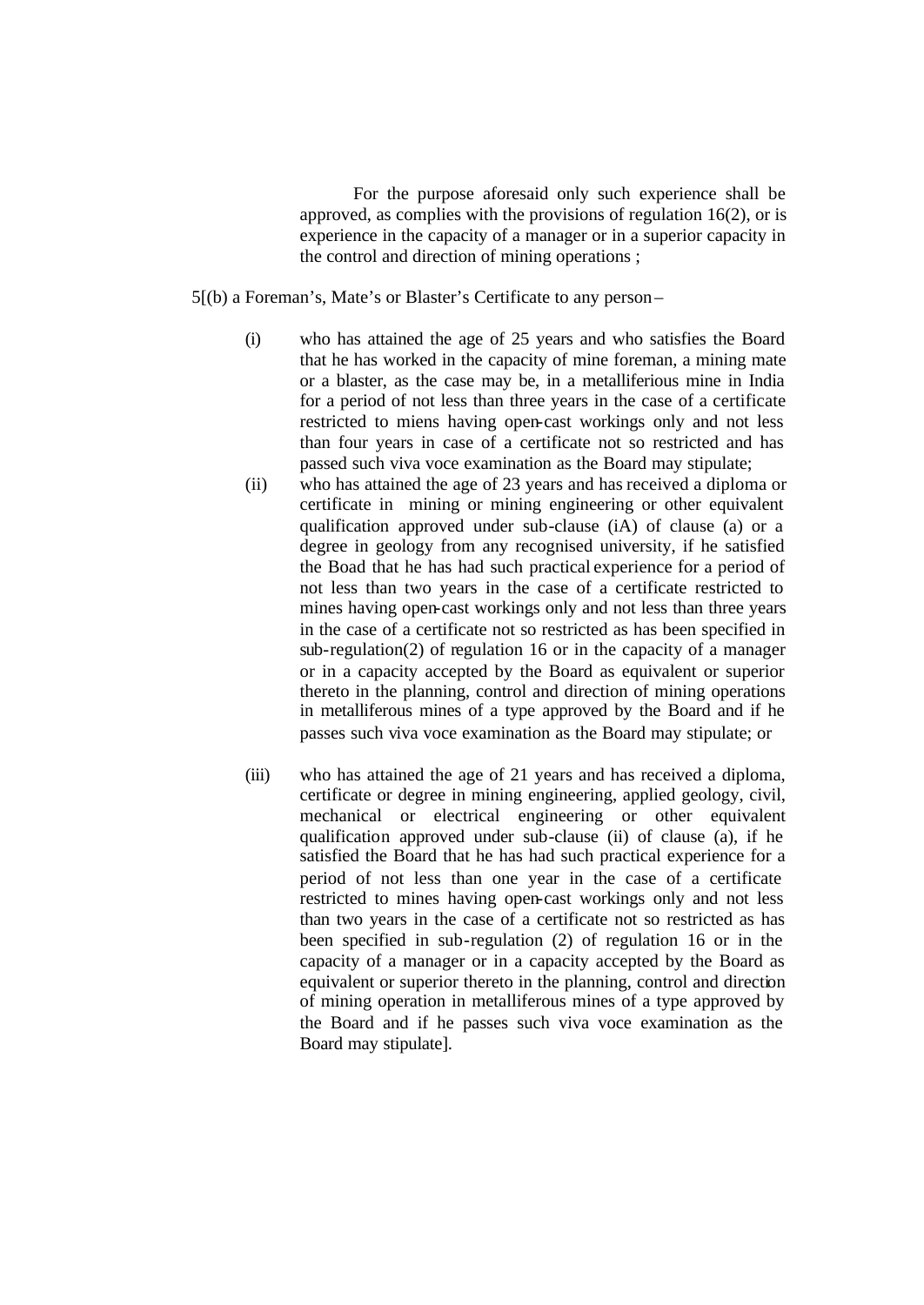For the purpose aforesaid only such experience shall be approved, as complies with the provisions of regulation 16(2), or is experience in the capacity of a manager or in a superior capacity in the control and direction of mining operations ;

5[(b) a Foreman's, Mate's or Blaster's Certificate to any person –

(i) who has attained the age of 25 years and who satisfies the Board that he has worked in the capacity of mine foreman, a mining mate or a blaster, as the case may be, in a metalliferious mine in India for a period of not less than three years in the case of a certificate restricted to miens having open-cast workings only and not less than four years in case of a certificate not so restricted and has passed such viva voce examination as the Board may stipulate;

(ii) who has attained the age of 23 years and has received a diploma or certificate in mining or mining engineering or other equivalent qualification approved under sub-clause (iA) of clause (a) or a degree in geology from any recognised university, if he satisfied the Boad that he has had such practical experience for a period of not less than two years in the case of a certificate restricted to mines having open-cast workings only and not less than three years in the case of a certificate not so restricted as has been specified in sub-regulation(2) of regulation 16 or in the capacity of a manager or in a capacity accepted by the Board as equivalent or superior thereto in the planning, control and direction of mining operations in metalliferous mines of a type approved by the Board and if he passes such viva voce examination as the Board may stipulate; or

(iii) who has attained the age of 21 years and has received a diploma, certificate or degree in mining engineering, applied geology, civil, mechanical or electrical engineering or other equivalent qualification approved under sub-clause (ii) of clause (a), if he satisfied the Board that he has had such practical experience for a period of not less than one year in the case of a certificate restricted to mines having open-cast workings only and not less than two years in the case of a certificate not so restricted as has been specified in sub-regulation (2) of regulation 16 or in the capacity of a manager or in a capacity accepted by the Board as equivalent or superior thereto in the planning, control and direction of mining operation in metalliferous mines of a type approved by the Board and if he passes such viva voce examination as the Board may stipulate].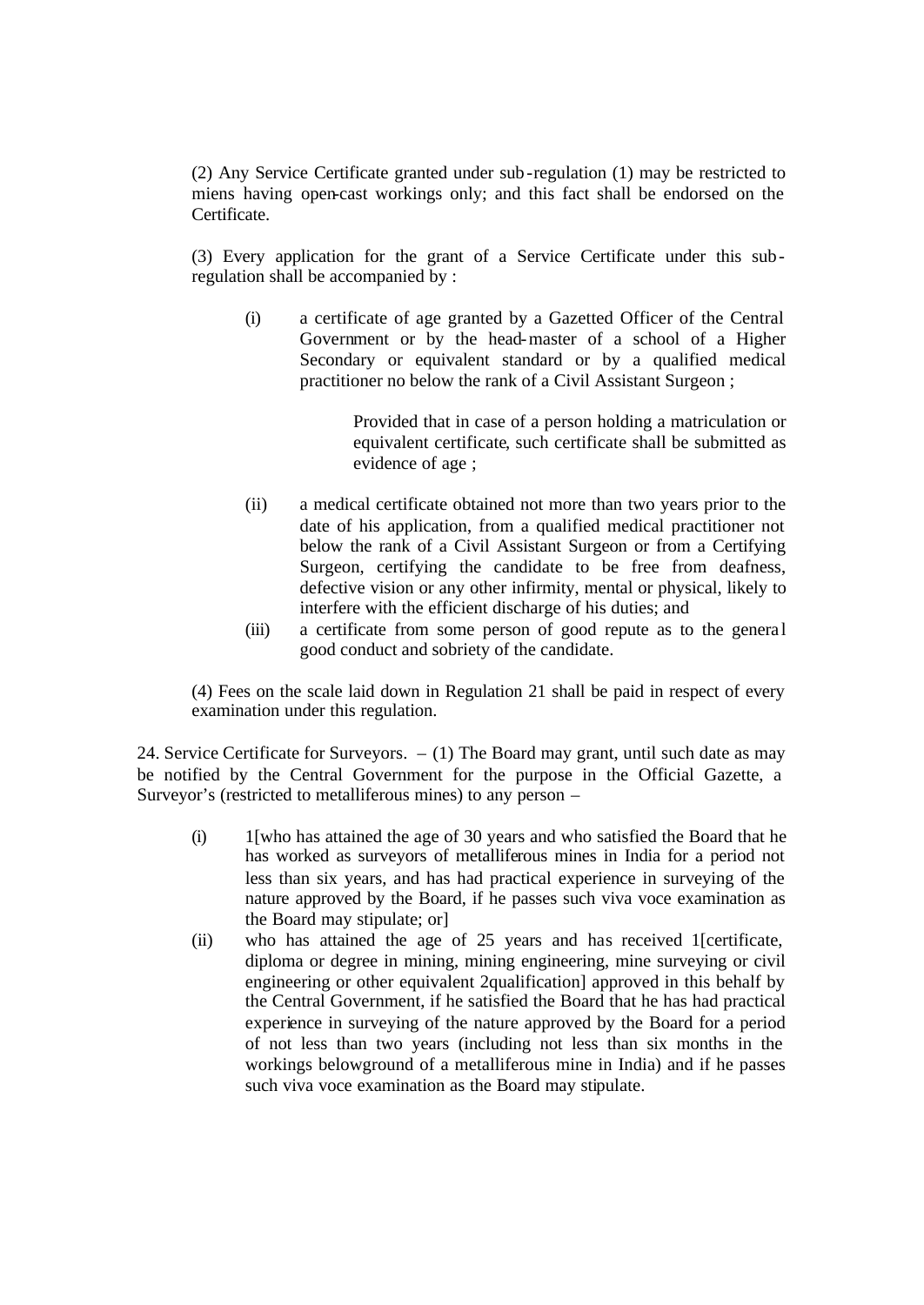(2) Any Service Certificate granted under sub-regulation (1) may be restricted to miens having open-cast workings only; and this fact shall be endorsed on the Certificate.

(3) Every application for the grant of a Service Certificate under this sub-regulation shall be accompanied by :

(i) a certificate of age granted by a Gazetted Officer of the Central Government or by the head-master of a school of a Higher Secondary or equivalent standard or by a qualified medical practitioner no below the rank of a Civil Assistant Surgeon ;

> Provided that in case of a person holding a matriculation or equivalent certificate, such certificate shall be submitted as evidence of age ;

(ii) a medical certificate obtained not more than two years prior to the date of his application, from a qualified medical practitioner not below the rank of a Civil Assistant Surgeon or from a Certifying Surgeon, certifying the candidate to be free from deafness, defective vision or any other infirmity, mental or physical, likely to interfere with the efficient discharge of his duties; and

(iii) a certificate from some person of good repute as to the general good conduct and sobriety of the candidate.

(4) Fees on the scale laid down in Regulation 21 shall be paid in respect of every examination under this regulation.

24. Service Certificate for Surveyors. – (1) The Board may grant, until such date as may be notified by the Central Government for the purpose in the Official Gazette, a Surveyor's (restricted to metalliferous mines) to any person –

(i) 1[who has attained the age of 30 years and who satisfied the Board that he has worked as surveyors of metalliferous mines in India for a period not less than six years, and has had practical experience in surveying of the nature approved by the Board, if he passes such viva voce examination as the Board may stipulate; or]

(ii) who has attained the age of 25 years and has received 1[certificate, diploma or degree in mining, mining engineering, mine surveying or civil engineering or other equivalent 2qualification] approved in this behalf by the Central Government, if he satisfied the Board that he has had practical experience in surveying of the nature approved by the Board for a period of not less than two years (including not less than six months in the workings belowground of a metalliferous mine in India) and if he passes such viva voce examination as the Board may stipulate.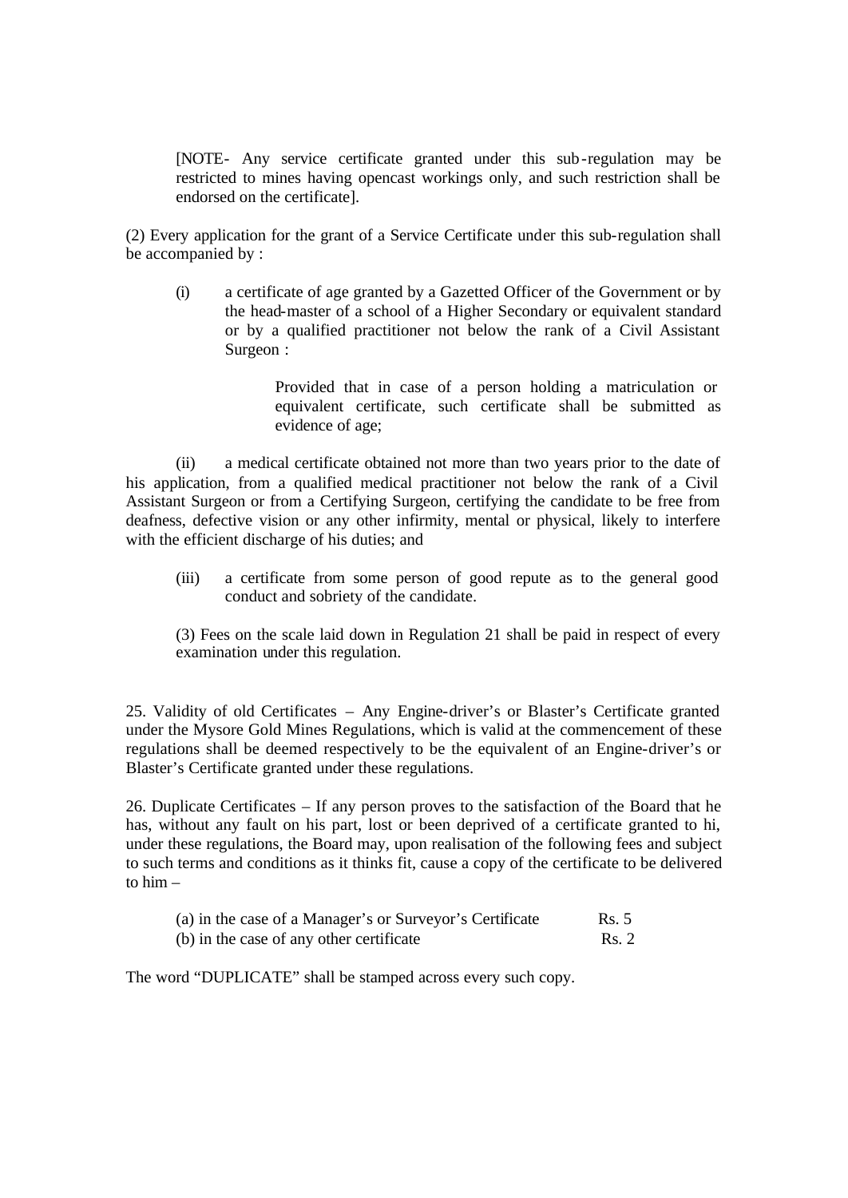[NOTE- Any service certificate granted under this sub-regulation may be restricted to mines having opencast workings only, and such restriction shall be endorsed on the certificate].

(2) Every application for the grant of a Service Certificate under this sub-regulation shall be accompanied by :

(i) a certificate of age granted by a Gazetted Officer of the Government or by the head-master of a school of a Higher Secondary or equivalent standard or by a qualified practitioner not below the rank of a Civil Assistant Surgeon :

> Provided that in case of a person holding a matriculation or equivalent certificate, such certificate shall be submitted as evidence of age;

(ii) a medical certificate obtained not more than two years prior to the date of his application, from a qualified medical practitioner not below the rank of a Civil Assistant Surgeon or from a Certifying Surgeon, certifying the candidate to be free from deafness, defective vision or any other infirmity, mental or physical, likely to interfere with the efficient discharge of his duties; and

(iii) a certificate from some person of good repute as to the general good conduct and sobriety of the candidate.

(3) Fees on the scale laid down in Regulation 21 shall be paid in respect of every examination under this regulation.

25. Validity of old Certificates – Any Engine-driver's or Blaster's Certificate granted under the Mysore Gold Mines Regulations, which is valid at the commencement of these regulations shall be deemed respectively to be the equivalent of an Engine-driver's or Blaster's Certificate granted under these regulations.

26. Duplicate Certificates – If any person proves to the satisfaction of the Board that he has, without any fault on his part, lost or been deprived of a certificate granted to hi, under these regulations, the Board may, upon realisation of the following fees and subject to such terms and conditions as it thinks fit, cause a copy of the certificate to be delivered to him –

| | |
|---|---|
| (a) in the case of a Manager's or Surveyor's Certificate | Rs. 5 |
| (b) in the case of any other certificate | Rs. 2 |

The word "DUPLICATE" shall be stamped across every such copy.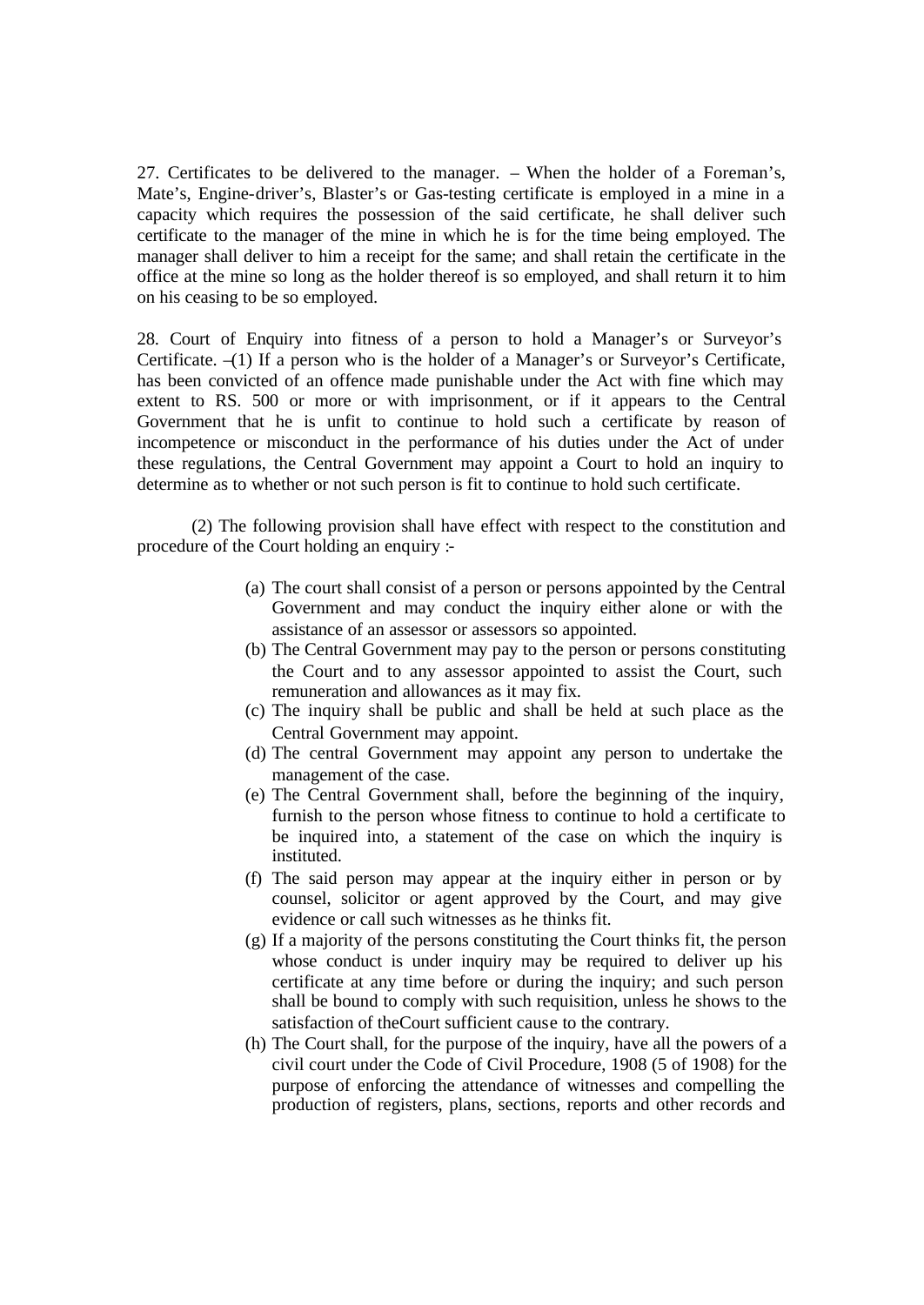27. Certificates to be delivered to the manager. – When the holder of a Foreman's, Mate's, Engine-driver's, Blaster's or Gas-testing certificate is employed in a mine in a capacity which requires the possession of the said certificate, he shall deliver such certificate to the manager of the mine in which he is for the time being employed. The manager shall deliver to him a receipt for the same; and shall retain the certificate in the office at the mine so long as the holder thereof is so employed, and shall return it to him on his ceasing to be so employed.

28. Court of Enquiry into fitness of a person to hold a Manager's or Surveyor's Certificate. –(1) If a person who is the holder of a Manager's or Surveyor's Certificate, has been convicted of an offence made punishable under the Act with fine which may extent to RS. 500 or more or with imprisonment, or if it appears to the Central Government that he is unfit to continue to hold such a certificate by reason of incompetence or misconduct in the performance of his duties under the Act of under these regulations, the Central Government may appoint a Court to hold an inquiry to determine as to whether or not such person is fit to continue to hold such certificate.

(2) The following provision shall have effect with respect to the constitution and procedure of the Court holding an enquiry :-

(a) The court shall consist of a person or persons appointed by the Central Government and may conduct the inquiry either alone or with the assistance of an assessor or assessors so appointed.
(b) The Central Government may pay to the person or persons constituting the Court and to any assessor appointed to assist the Court, such remuneration and allowances as it may fix.
(c) The inquiry shall be public and shall be held at such place as the Central Government may appoint.
(d) The central Government may appoint any person to undertake the management of the case.
(e) The Central Government shall, before the beginning of the inquiry, furnish to the person whose fitness to continue to hold a certificate to be inquired into, a statement of the case on which the inquiry is instituted.
(f) The said person may appear at the inquiry either in person or by counsel, solicitor or agent approved by the Court, and may give evidence or call such witnesses as he thinks fit.
(g) If a majority of the persons constituting the Court thinks fit, the person whose conduct is under inquiry may be required to deliver up his certificate at any time before or during the inquiry; and such person shall be bound to comply with such requisition, unless he shows to the satisfaction of theCourt sufficient cause to the contrary.
(h) The Court shall, for the purpose of the inquiry, have all the powers of a civil court under the Code of Civil Procedure, 1908 (5 of 1908) for the purpose of enforcing the attendance of witnesses and compelling the production of registers, plans, sections, reports and other records and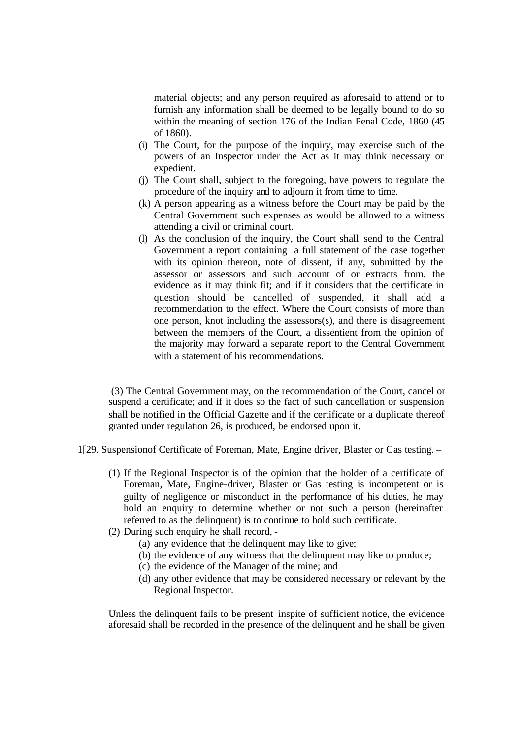material objects; and any person required as aforesaid to attend or to furnish any information shall be deemed to be legally bound to do so within the meaning of section 176 of the Indian Penal Code, 1860 (45 of 1860).

(i) The Court, for the purpose of the inquiry, may exercise such of the powers of an Inspector under the Act as it may think necessary or expedient.

(j) The Court shall, subject to the foregoing, have powers to regulate the procedure of the inquiry and to adjourn it from time to time.

(k) A person appearing as a witness before the Court may be paid by the Central Government such expenses as would be allowed to a witness attending a civil or criminal court.

(l) As the conclusion of the inquiry, the Court shall send to the Central Government a report containing a full statement of the case together with its opinion thereon, note of dissent, if any, submitted by the assessor or assessors and such account of or extracts from, the evidence as it may think fit; and if it considers that the certificate in question should be cancelled of suspended, it shall add a recommendation to the effect. Where the Court consists of more than one person, knot including the assessors(s), and there is disagreement between the members of the Court, a dissentient from the opinion of the majority may forward a separate report to the Central Government with a statement of his recommendations.

(3) The Central Government may, on the recommendation of the Court, cancel or suspend a certificate; and if it does so the fact of such cancellation or suspension shall be notified in the Official Gazette and if the certificate or a duplicate thereof granted under regulation 26, is produced, be endorsed upon it.

1[29. Suspensionof Certificate of Foreman, Mate, Engine driver, Blaster or Gas testing. –

(1) If the Regional Inspector is of the opinion that the holder of a certificate of Foreman, Mate, Engine-driver, Blaster or Gas testing is incompetent or is guilty of negligence or misconduct in the performance of his duties, he may hold an enquiry to determine whether or not such a person (hereinafter referred to as the delinquent) is to continue to hold such certificate.

(2) During such enquiry he shall record, -

(a) any evidence that the delinquent may like to give;

(b) the evidence of any witness that the delinquent may like to produce;

(c) the evidence of the Manager of the mine; and

(d) any other evidence that may be considered necessary or relevant by the Regional Inspector.

Unless the delinquent fails to be present inspite of sufficient notice, the evidence aforesaid shall be recorded in the presence of the delinquent and he shall be given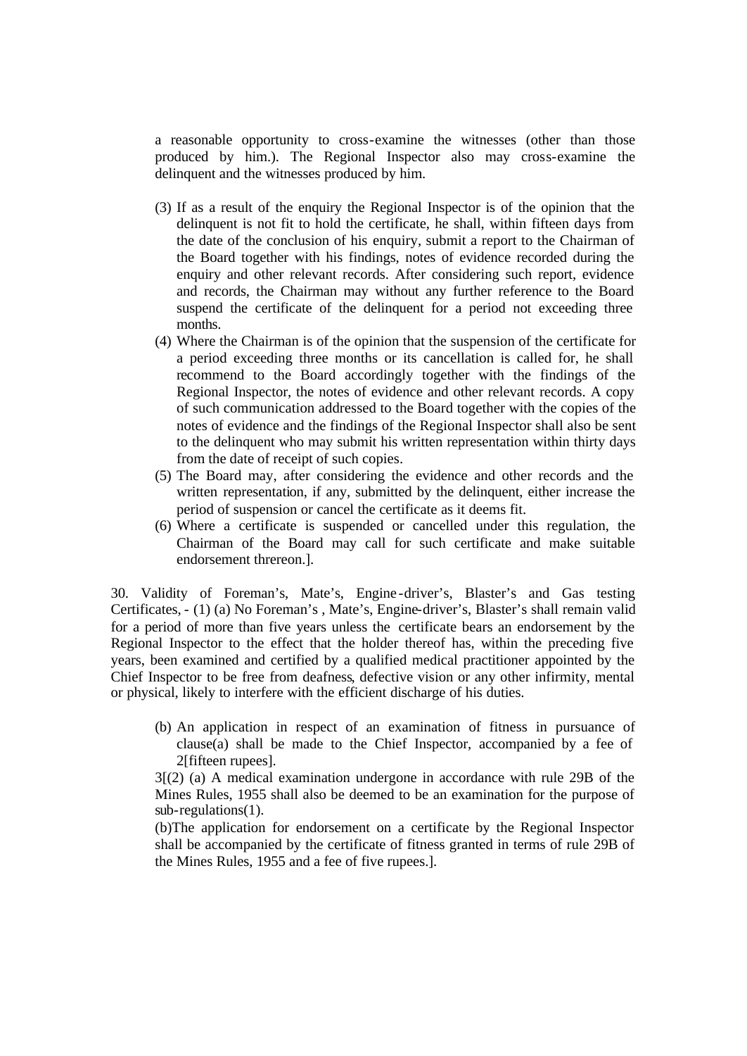a reasonable opportunity to cross-examine the witnesses (other than those produced by him.). The Regional Inspector also may cross-examine the delinquent and the witnesses produced by him.

(3) If as a result of the enquiry the Regional Inspector is of the opinion that the delinquent is not fit to hold the certificate, he shall, within fifteen days from the date of the conclusion of his enquiry, submit a report to the Chairman of the Board together with his findings, notes of evidence recorded during the enquiry and other relevant records. After considering such report, evidence and records, the Chairman may without any further reference to the Board suspend the certificate of the delinquent for a period not exceeding three months.

(4) Where the Chairman is of the opinion that the suspension of the certificate for a period exceeding three months or its cancellation is called for, he shall recommend to the Board accordingly together with the findings of the Regional Inspector, the notes of evidence and other relevant records. A copy of such communication addressed to the Board together with the copies of the notes of evidence and the findings of the Regional Inspector shall also be sent to the delinquent who may submit his written representation within thirty days from the date of receipt of such copies.

(5) The Board may, after considering the evidence and other records and the written representation, if any, submitted by the delinquent, either increase the period of suspension or cancel the certificate as it deems fit.

(6) Where a certificate is suspended or cancelled under this regulation, the Chairman of the Board may call for such certificate and make suitable endorsement threreon.].

30. Validity of Foreman's, Mate's, Engine-driver's, Blaster's and Gas testing Certificates, - (1) (a) No Foreman's , Mate's, Engine-driver's, Blaster's shall remain valid for a period of more than five years unless the certificate bears an endorsement by the Regional Inspector to the effect that the holder thereof has, within the preceding five years, been examined and certified by a qualified medical practitioner appointed by the Chief Inspector to be free from deafness, defective vision or any other infirmity, mental or physical, likely to interfere with the efficient discharge of his duties.

(b) An application in respect of an examination of fitness in pursuance of clause(a) shall be made to the Chief Inspector, accompanied by a fee of 2[fifteen rupees].

3[(2) (a) A medical examination undergone in accordance with rule 29B of the Mines Rules, 1955 shall also be deemed to be an examination for the purpose of sub-regulations(1).

(b)The application for endorsement on a certificate by the Regional Inspector shall be accompanied by the certificate of fitness granted in terms of rule 29B of the Mines Rules, 1955 and a fee of five rupees.].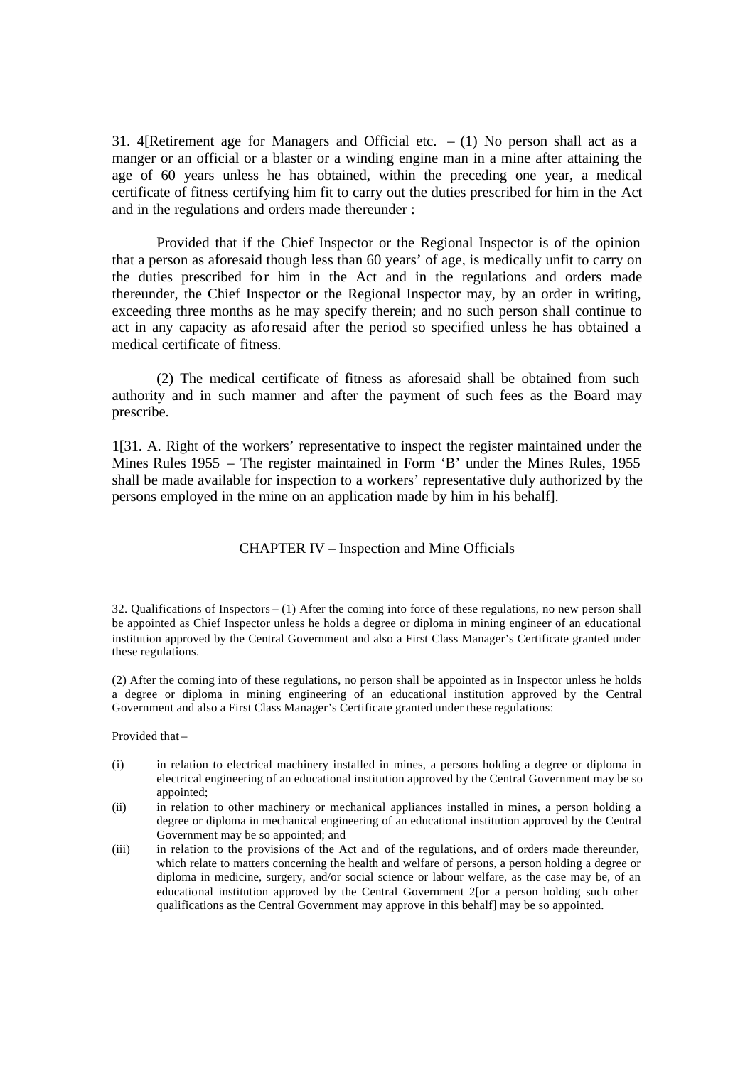31. 4[Retirement age for Managers and Official etc. – (1) No person shall act as a manger or an official or a blaster or a winding engine man in a mine after attaining the age of 60 years unless he has obtained, within the preceding one year, a medical certificate of fitness certifying him fit to carry out the duties prescribed for him in the Act and in the regulations and orders made thereunder :

Provided that if the Chief Inspector or the Regional Inspector is of the opinion that a person as aforesaid though less than 60 years' of age, is medically unfit to carry on the duties prescribed for him in the Act and in the regulations and orders made thereunder, the Chief Inspector or the Regional Inspector may, by an order in writing, exceeding three months as he may specify therein; and no such person shall continue to act in any capacity as aforesaid after the period so specified unless he has obtained a medical certificate of fitness.

(2) The medical certificate of fitness as aforesaid shall be obtained from such authority and in such manner and after the payment of such fees as the Board may prescribe.

1[31. A. Right of the workers' representative to inspect the register maintained under the Mines Rules 1955 – The register maintained in Form 'B' under the Mines Rules, 1955 shall be made available for inspection to a workers' representative duly authorized by the persons employed in the mine on an application made by him in his behalf].

## CHAPTER IV – Inspection and Mine Officials

32. Qualifications of Inspectors – (1) After the coming into force of these regulations, no new person shall be appointed as Chief Inspector unless he holds a degree or diploma in mining engineer of an educational institution approved by the Central Government and also a First Class Manager's Certificate granted under these regulations.

(2) After the coming into of these regulations, no person shall be appointed as in Inspector unless he holds a degree or diploma in mining engineering of an educational institution approved by the Central Government and also a First Class Manager's Certificate granted under these regulations:

Provided that –

(i) in relation to electrical machinery installed in mines, a persons holding a degree or diploma in electrical engineering of an educational institution approved by the Central Government may be so appointed;

(ii) in relation to other machinery or mechanical appliances installed in mines, a person holding a degree or diploma in mechanical engineering of an educational institution approved by the Central Government may be so appointed; and

(iii) in relation to the provisions of the Act and of the regulations, and of orders made thereunder, which relate to matters concerning the health and welfare of persons, a person holding a degree or diploma in medicine, surgery, and/or social science or labour welfare, as the case may be, of an educational institution approved by the Central Government 2[or a person holding such other qualifications as the Central Government may approve in this behalf] may be so appointed.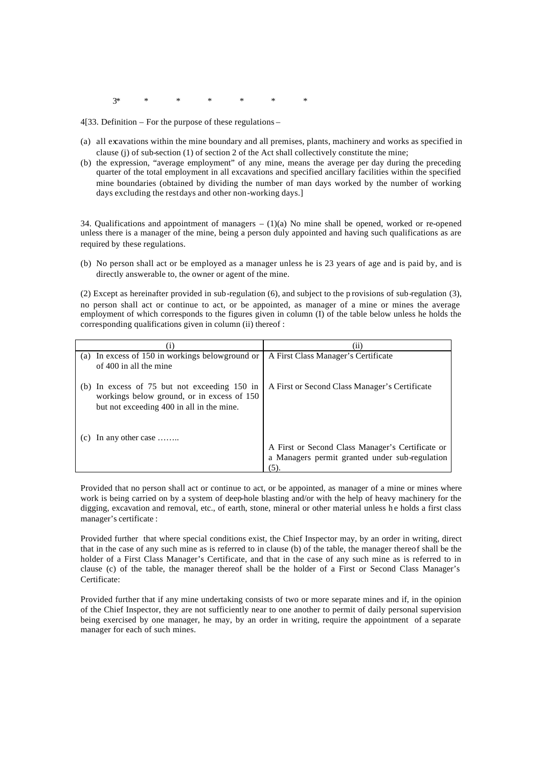3* * * * * * *

4[33. Definition – For the purpose of these regulations –

(a) all excavations within the mine boundary and all premises, plants, machinery and works as specified in clause (j) of sub-section (1) of section 2 of the Act shall collectively constitute the mine;

(b) the expression, "average employment" of any mine, means the average per day during the preceding quarter of the total employment in all excavations and specified ancillary facilities within the specified mine boundaries (obtained by dividing the number of man days worked by the number of working days excluding the rest days and other non-working days.]

34. Qualifications and appointment of managers – (1)(a) No mine shall be opened, worked or re-opened unless there is a manager of the mine, being a person duly appointed and having such qualifications as are required by these regulations.

(b) No person shall act or be employed as a manager unless he is 23 years of age and is paid by, and is directly answerable to, the owner or agent of the mine.

(2) Except as hereinafter provided in sub-regulation (6), and subject to the provisions of sub-regulation (3), no person shall act or continue to act, or be appointed, as manager of a mine or mines the average employment of which corresponds to the figures given in column (I) of the table below unless he holds the corresponding qualifications given in column (ii) thereof :

| (i) | (ii) |
|---|---|
| (a) In excess of 150 in workings belowground or of 400 in all the mine | A First Class Manager's Certificate |
| (b) In excess of 75 but not exceeding 150 in workings below ground, or in excess of 150 but not exceeding 400 in all in the mine. | A First or Second Class Manager's Certificate |
| (c) In any other case …….. | A First or Second Class Manager's Certificate or a Managers permit granted under sub-regulation (5). |

Provided that no person shall act or continue to act, or be appointed, as manager of a mine or mines where work is being carried on by a system of deep-hole blasting and/or with the help of heavy machinery for the digging, excavation and removal, etc., of earth, stone, mineral or other material unless he holds a first class manager's certificate :

Provided further that where special conditions exist, the Chief Inspector may, by an order in writing, direct that in the case of any such mine as is referred to in clause (b) of the table, the manager thereof shall be the holder of a First Class Manager's Certificate, and that in the case of any such mine as is referred to in clause (c) of the table, the manager thereof shall be the holder of a First or Second Class Manager's Certificate:

Provided further that if any mine undertaking consists of two or more separate mines and if, in the opinion of the Chief Inspector, they are not sufficiently near to one another to permit of daily personal supervision being exercised by one manager, he may, by an order in writing, require the appointment of a separate manager for each of such mines.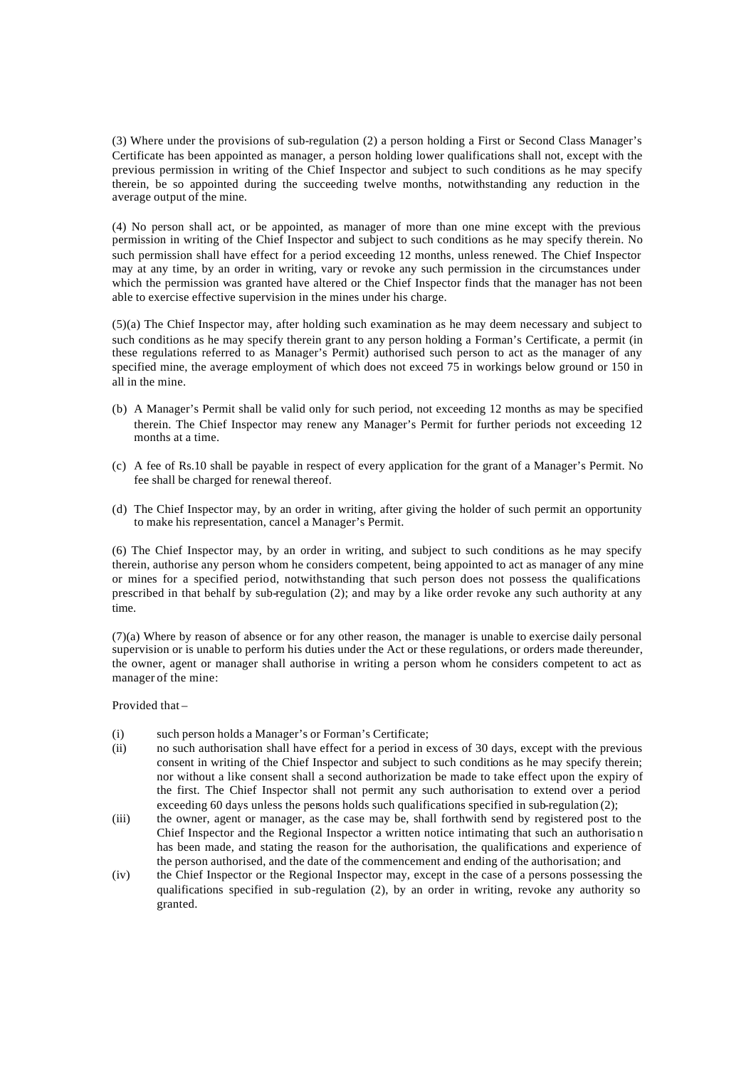(3) Where under the provisions of sub-regulation (2) a person holding a First or Second Class Manager's Certificate has been appointed as manager, a person holding lower qualifications shall not, except with the previous permission in writing of the Chief Inspector and subject to such conditions as he may specify therein, be so appointed during the succeeding twelve months, notwithstanding any reduction in the average output of the mine.

(4) No person shall act, or be appointed, as manager of more than one mine except with the previous permission in writing of the Chief Inspector and subject to such conditions as he may specify therein. No such permission shall have effect for a period exceeding 12 months, unless renewed. The Chief Inspector may at any time, by an order in writing, vary or revoke any such permission in the circumstances under which the permission was granted have altered or the Chief Inspector finds that the manager has not been able to exercise effective supervision in the mines under his charge.

(5)(a) The Chief Inspector may, after holding such examination as he may deem necessary and subject to such conditions as he may specify therein grant to any person holding a Forman's Certificate, a permit (in these regulations referred to as Manager's Permit) authorised such person to act as the manager of any specified mine, the average employment of which does not exceed 75 in workings below ground or 150 in all in the mine.

(b) A Manager's Permit shall be valid only for such period, not exceeding 12 months as may be specified therein. The Chief Inspector may renew any Manager's Permit for further periods not exceeding 12 months at a time.

(c) A fee of Rs.10 shall be payable in respect of every application for the grant of a Manager's Permit. No fee shall be charged for renewal thereof.

(d) The Chief Inspector may, by an order in writing, after giving the holder of such permit an opportunity to make his representation, cancel a Manager's Permit.

(6) The Chief Inspector may, by an order in writing, and subject to such conditions as he may specify therein, authorise any person whom he considers competent, being appointed to act as manager of any mine or mines for a specified period, notwithstanding that such person does not possess the qualifications prescribed in that behalf by sub-regulation (2); and may by a like order revoke any such authority at any time.

(7)(a) Where by reason of absence or for any other reason, the manager is unable to exercise daily personal supervision or is unable to perform his duties under the Act or these regulations, or orders made thereunder, the owner, agent or manager shall authorise in writing a person whom he considers competent to act as manager of the mine:

Provided that –

(i) such person holds a Manager's or Forman's Certificate;

(ii) no such authorisation shall have effect for a period in excess of 30 days, except with the previous consent in writing of the Chief Inspector and subject to such conditions as he may specify therein; nor without a like consent shall a second authorization be made to take effect upon the expiry of the first. The Chief Inspector shall not permit any such authorisation to extend over a period exceeding 60 days unless the persons holds such qualifications specified in sub-regulation (2);

(iii) the owner, agent or manager, as the case may be, shall forthwith send by registered post to the Chief Inspector and the Regional Inspector a written notice intimating that such an authorisation has been made, and stating the reason for the authorisation, the qualifications and experience of the person authorised, and the date of the commencement and ending of the authorisation; and

(iv) the Chief Inspector or the Regional Inspector may, except in the case of a persons possessing the qualifications specified in sub-regulation (2), by an order in writing, revoke any authority so granted.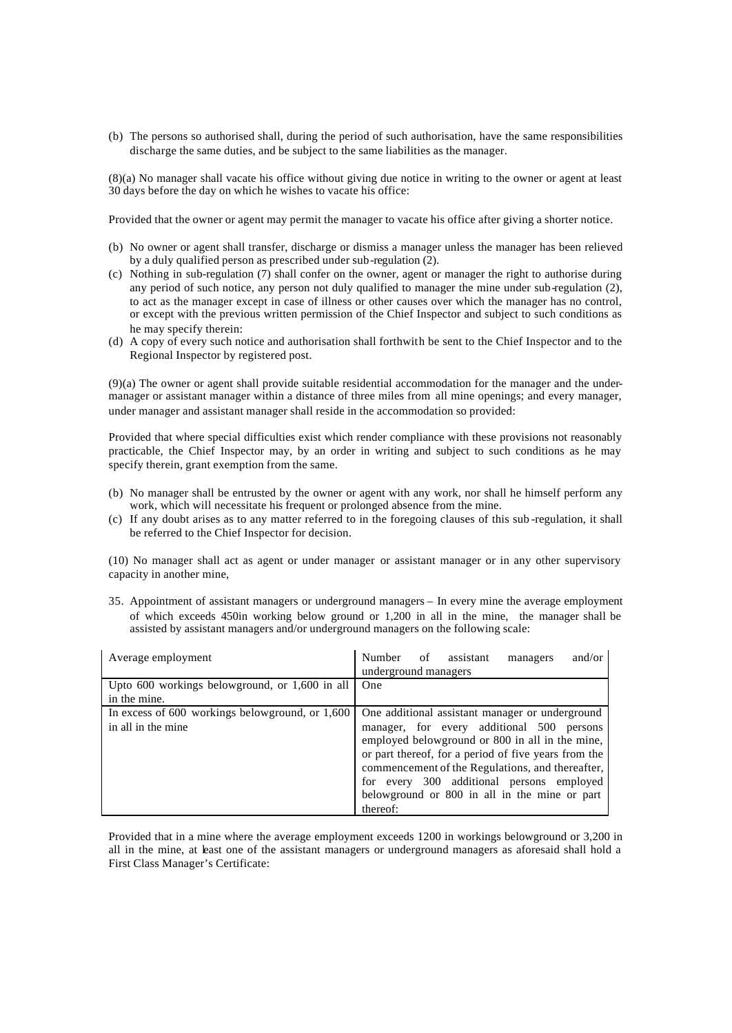(b) The persons so authorised shall, during the period of such authorisation, have the same responsibilities discharge the same duties, and be subject to the same liabilities as the manager.

(8)(a) No manager shall vacate his office without giving due notice in writing to the owner or agent at least 30 days before the day on which he wishes to vacate his office:

Provided that the owner or agent may permit the manager to vacate his office after giving a shorter notice.

(b) No owner or agent shall transfer, discharge or dismiss a manager unless the manager has been relieved by a duly qualified person as prescribed under sub-regulation (2).
(c) Nothing in sub-regulation (7) shall confer on the owner, agent or manager the right to authorise during any period of such notice, any person not duly qualified to manager the mine under sub-regulation (2), to act as the manager except in case of illness or other causes over which the manager has no control, or except with the previous written permission of the Chief Inspector and subject to such conditions as he may specify therein:
(d) A copy of every such notice and authorisation shall forthwith be sent to the Chief Inspector and to the Regional Inspector by registered post.

(9)(a) The owner or agent shall provide suitable residential accommodation for the manager and the under-manager or assistant manager within a distance of three miles from all mine openings; and every manager, under manager and assistant manager shall reside in the accommodation so provided:

Provided that where special difficulties exist which render compliance with these provisions not reasonably practicable, the Chief Inspector may, by an order in writing and subject to such conditions as he may specify therein, grant exemption from the same.

(b) No manager shall be entrusted by the owner or agent with any work, nor shall he himself perform any work, which will necessitate his frequent or prolonged absence from the mine.
(c) If any doubt arises as to any matter referred to in the foregoing clauses of this sub-regulation, it shall be referred to the Chief Inspector for decision.

(10) No manager shall act as agent or under manager or assistant manager or in any other supervisory capacity in another mine,

35. Appointment of assistant managers or underground managers – In every mine the average employment of which exceeds 450in working below ground or 1,200 in all in the mine, the manager shall be assisted by assistant managers and/or underground managers on the following scale:

| Average employment | Number of assistant managers and/or underground managers |
|---|---|
| Upto 600 workings belowground, or 1,600 in all in the mine. | One |
| In excess of 600 workings belowground, or 1,600 in all in the mine | One additional assistant manager or underground manager, for every additional 500 persons employed belowground or 800 in all in the mine, or part thereof, for a period of five years from the commencement of the Regulations, and thereafter, for every 300 additional persons employed belowground or 800 in all in the mine or part thereof: |

Provided that in a mine where the average employment exceeds 1200 in workings belowground or 3,200 in all in the mine, at least one of the assistant managers or underground managers as aforesaid shall hold a First Class Manager's Certificate: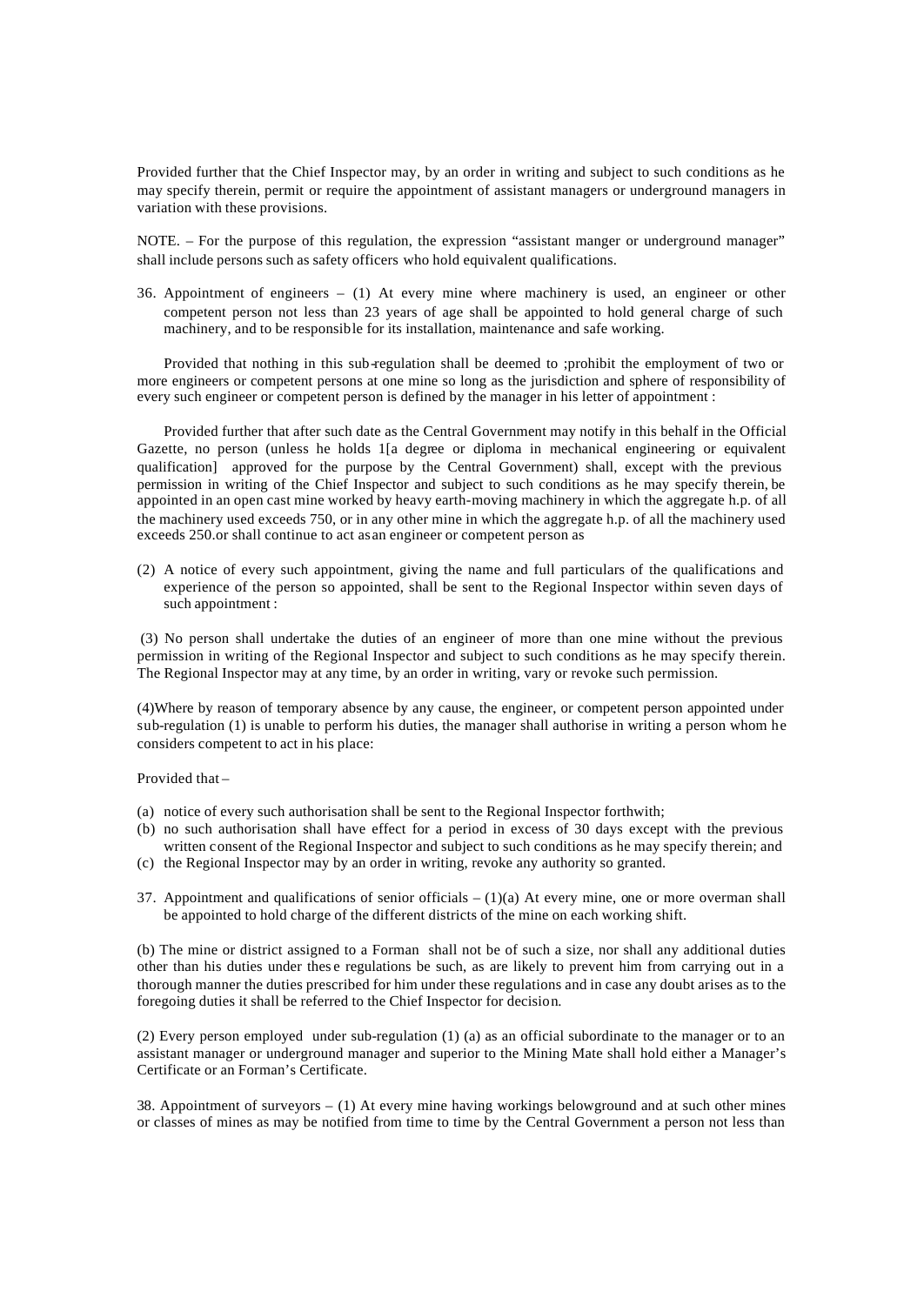Provided further that the Chief Inspector may, by an order in writing and subject to such conditions as he may specify therein, permit or require the appointment of assistant managers or underground managers in variation with these provisions.

NOTE. – For the purpose of this regulation, the expression "assistant manger or underground manager" shall include persons such as safety officers who hold equivalent qualifications.

36. Appointment of engineers – (1) At every mine where machinery is used, an engineer or other competent person not less than 23 years of age shall be appointed to hold general charge of such machinery, and to be responsible for its installation, maintenance and safe working.

Provided that nothing in this sub-regulation shall be deemed to ;prohibit the employment of two or more engineers or competent persons at one mine so long as the jurisdiction and sphere of responsibility of every such engineer or competent person is defined by the manager in his letter of appointment :

Provided further that after such date as the Central Government may notify in this behalf in the Official Gazette, no person (unless he holds 1[a degree or diploma in mechanical engineering or equivalent qualification] approved for the purpose by the Central Government) shall, except with the previous permission in writing of the Chief Inspector and subject to such conditions as he may specify therein, be appointed in an open cast mine worked by heavy earth-moving machinery in which the aggregate h.p. of all the machinery used exceeds 750, or in any other mine in which the aggregate h.p. of all the machinery used exceeds 250.or shall continue to act as an engineer or competent person as

(2) A notice of every such appointment, giving the name and full particulars of the qualifications and experience of the person so appointed, shall be sent to the Regional Inspector within seven days of such appointment :

(3) No person shall undertake the duties of an engineer of more than one mine without the previous permission in writing of the Regional Inspector and subject to such conditions as he may specify therein. The Regional Inspector may at any time, by an order in writing, vary or revoke such permission.

(4)Where by reason of temporary absence by any cause, the engineer, or competent person appointed under sub-regulation (1) is unable to perform his duties, the manager shall authorise in writing a person whom he considers competent to act in his place:

Provided that –

(a) notice of every such authorisation shall be sent to the Regional Inspector forthwith;
(b) no such authorisation shall have effect for a period in excess of 30 days except with the previous written consent of the Regional Inspector and subject to such conditions as he may specify therein; and
(c) the Regional Inspector may by an order in writing, revoke any authority so granted.

37. Appointment and qualifications of senior officials – (1)(a) At every mine, one or more overman shall be appointed to hold charge of the different districts of the mine on each working shift.

(b) The mine or district assigned to a Forman shall not be of such a size, nor shall any additional duties other than his duties under these regulations be such, as are likely to prevent him from carrying out in a thorough manner the duties prescribed for him under these regulations and in case any doubt arises as to the foregoing duties it shall be referred to the Chief Inspector for decision.

(2) Every person employed under sub-regulation (1) (a) as an official subordinate to the manager or to an assistant manager or underground manager and superior to the Mining Mate shall hold either a Manager's Certificate or an Forman's Certificate.

38. Appointment of surveyors – (1) At every mine having workings belowground and at such other mines or classes of mines as may be notified from time to time by the Central Government a person not less than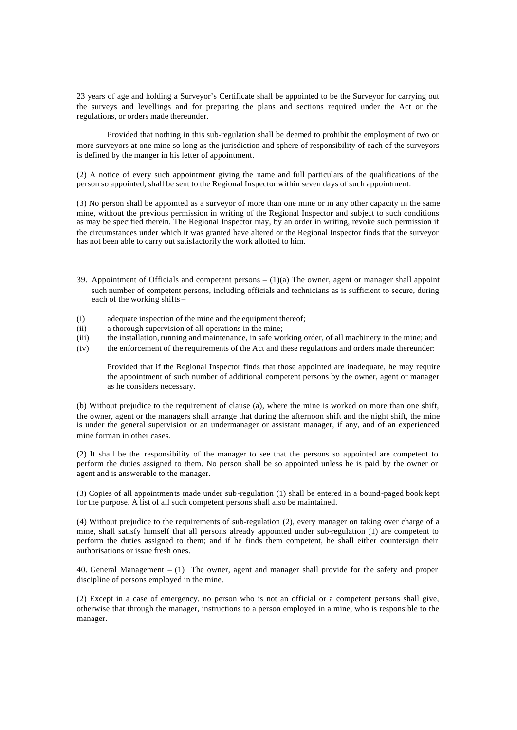23 years of age and holding a Surveyor's Certificate shall be appointed to be the Surveyor for carrying out the surveys and levellings and for preparing the plans and sections required under the Act or the regulations, or orders made thereunder.

Provided that nothing in this sub-regulation shall be deemed to prohibit the employment of two or more surveyors at one mine so long as the jurisdiction and sphere of responsibility of each of the surveyors is defined by the manger in his letter of appointment.

(2) A notice of every such appointment giving the name and full particulars of the qualifications of the person so appointed, shall be sent to the Regional Inspector within seven days of such appointment.

(3) No person shall be appointed as a surveyor of more than one mine or in any other capacity in the same mine, without the previous permission in writing of the Regional Inspector and subject to such conditions as may be specified therein. The Regional Inspector may, by an order in writing, revoke such permission if the circumstances under which it was granted have altered or the Regional Inspector finds that the surveyor has not been able to carry out satisfactorily the work allotted to him.

39. Appointment of Officials and competent persons – (1)(a) The owner, agent or manager shall appoint such number of competent persons, including officials and technicians as is sufficient to secure, during each of the working shifts –

(i) adequate inspection of the mine and the equipment thereof;
(ii) a thorough supervision of all operations in the mine;
(iii) the installation, running and maintenance, in safe working order, of all machinery in the mine; and
(iv) the enforcement of the requirements of the Act and these regulations and orders made thereunder:

Provided that if the Regional Inspector finds that those appointed are inadequate, he may require the appointment of such number of additional competent persons by the owner, agent or manager as he considers necessary.

(b) Without prejudice to the requirement of clause (a), where the mine is worked on more than one shift, the owner, agent or the managers shall arrange that during the afternoon shift and the night shift, the mine is under the general supervision or an undermanager or assistant manager, if any, and of an experienced mine forman in other cases.

(2) It shall be the responsibility of the manager to see that the persons so appointed are competent to perform the duties assigned to them. No person shall be so appointed unless he is paid by the owner or agent and is answerable to the manager.

(3) Copies of all appointments made under sub-regulation (1) shall be entered in a bound-paged book kept for the purpose. A list of all such competent persons shall also be maintained.

(4) Without prejudice to the requirements of sub-regulation (2), every manager on taking over charge of a mine, shall satisfy himself that all persons already appointed under sub-regulation (1) are competent to perform the duties assigned to them; and if he finds them competent, he shall either countersign their authorisations or issue fresh ones.

40. General Management – (1) The owner, agent and manager shall provide for the safety and proper discipline of persons employed in the mine.

(2) Except in a case of emergency, no person who is not an official or a competent persons shall give, otherwise that through the manager, instructions to a person employed in a mine, who is responsible to the manager.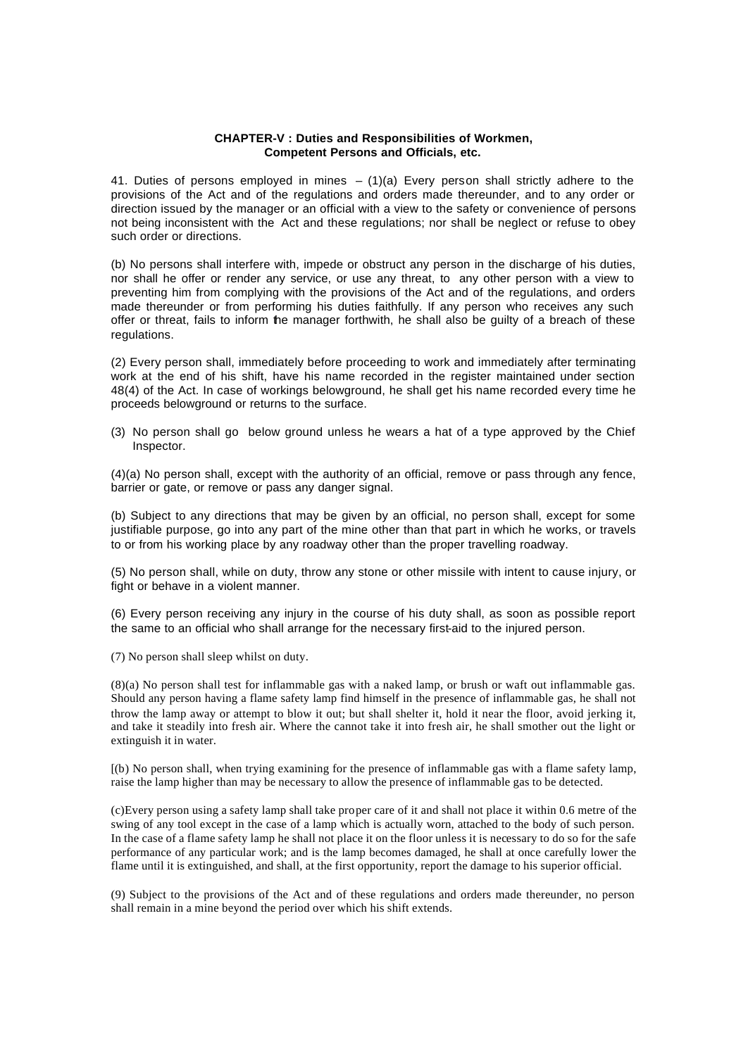**CHAPTER-V : Duties and Responsibilities of Workmen, Competent Persons and Officials, etc.**

41. Duties of persons employed in mines – (1)(a) Every person shall strictly adhere to the provisions of the Act and of the regulations and orders made thereunder, and to any order or direction issued by the manager or an official with a view to the safety or convenience of persons not being inconsistent with the Act and these regulations; nor shall be neglect or refuse to obey such order or directions.

(b) No persons shall interfere with, impede or obstruct any person in the discharge of his duties, nor shall he offer or render any service, or use any threat, to any other person with a view to preventing him from complying with the provisions of the Act and of the regulations, and orders made thereunder or from performing his duties faithfully. If any person who receives any such offer or threat, fails to inform the manager forthwith, he shall also be guilty of a breach of these regulations.

(2) Every person shall, immediately before proceeding to work and immediately after terminating work at the end of his shift, have his name recorded in the register maintained under section 48(4) of the Act. In case of workings belowground, he shall get his name recorded every time he proceeds belowground or returns to the surface.

(3) No person shall go below ground unless he wears a hat of a type approved by the Chief Inspector.

(4)(a) No person shall, except with the authority of an official, remove or pass through any fence, barrier or gate, or remove or pass any danger signal.

(b) Subject to any directions that may be given by an official, no person shall, except for some justifiable purpose, go into any part of the mine other than that part in which he works, or travels to or from his working place by any roadway other than the proper travelling roadway.

(5) No person shall, while on duty, throw any stone or other missile with intent to cause injury, or fight or behave in a violent manner.

(6) Every person receiving any injury in the course of his duty shall, as soon as possible report the same to an official who shall arrange for the necessary first-aid to the injured person.

(7) No person shall sleep whilst on duty.

(8)(a) No person shall test for inflammable gas with a naked lamp, or brush or waft out inflammable gas. Should any person having a flame safety lamp find himself in the presence of inflammable gas, he shall not throw the lamp away or attempt to blow it out; but shall shelter it, hold it near the floor, avoid jerking it, and take it steadily into fresh air. Where the cannot take it into fresh air, he shall smother out the light or extinguish it in water.

[(b) No person shall, when trying examining for the presence of inflammable gas with a flame safety lamp, raise the lamp higher than may be necessary to allow the presence of inflammable gas to be detected.

(c)Every person using a safety lamp shall take proper care of it and shall not place it within 0.6 metre of the swing of any tool except in the case of a lamp which is actually worn, attached to the body of such person. In the case of a flame safety lamp he shall not place it on the floor unless it is necessary to do so for the safe performance of any particular work; and is the lamp becomes damaged, he shall at once carefully lower the flame until it is extinguished, and shall, at the first opportunity, report the damage to his superior official.

(9) Subject to the provisions of the Act and of these regulations and orders made thereunder, no person shall remain in a mine beyond the period over which his shift extends.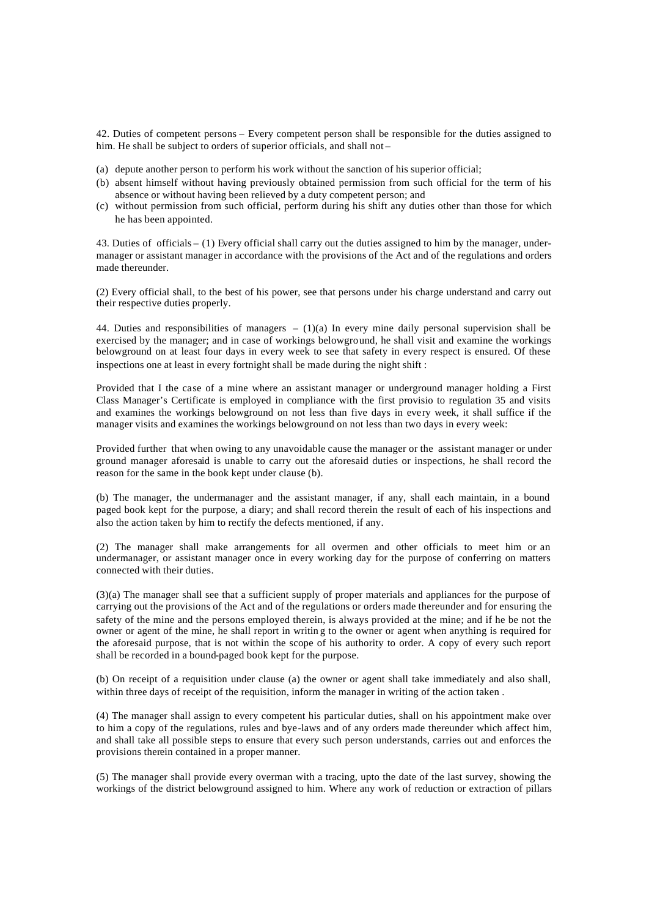42. Duties of competent persons – Every competent person shall be responsible for the duties assigned to him. He shall be subject to orders of superior officials, and shall not –

(a) depute another person to perform his work without the sanction of his superior official;
(b) absent himself without having previously obtained permission from such official for the term of his absence or without having been relieved by a duty competent person; and
(c) without permission from such official, perform during his shift any duties other than those for which he has been appointed.

43. Duties of officials – (1) Every official shall carry out the duties assigned to him by the manager, under-manager or assistant manager in accordance with the provisions of the Act and of the regulations and orders made thereunder.

(2) Every official shall, to the best of his power, see that persons under his charge understand and carry out their respective duties properly.

44. Duties and responsibilities of managers – (1)(a) In every mine daily personal supervision shall be exercised by the manager; and in case of workings belowground, he shall visit and examine the workings belowground on at least four days in every week to see that safety in every respect is ensured. Of these inspections one at least in every fortnight shall be made during the night shift :

Provided that I the case of a mine where an assistant manager or underground manager holding a First Class Manager's Certificate is employed in compliance with the first provisio to regulation 35 and visits and examines the workings belowground on not less than five days in every week, it shall suffice if the manager visits and examines the workings belowground on not less than two days in every week:

Provided further that when owing to any unavoidable cause the manager or the assistant manager or under ground manager aforesaid is unable to carry out the aforesaid duties or inspections, he shall record the reason for the same in the book kept under clause (b).

(b) The manager, the undermanager and the assistant manager, if any, shall each maintain, in a bound paged book kept for the purpose, a diary; and shall record therein the result of each of his inspections and also the action taken by him to rectify the defects mentioned, if any.

(2) The manager shall make arrangements for all overmen and other officials to meet him or an undermanager, or assistant manager once in every working day for the purpose of conferring on matters connected with their duties.

(3)(a) The manager shall see that a sufficient supply of proper materials and appliances for the purpose of carrying out the provisions of the Act and of the regulations or orders made thereunder and for ensuring the safety of the mine and the persons employed therein, is always provided at the mine; and if he be not the owner or agent of the mine, he shall report in writing to the owner or agent when anything is required for the aforesaid purpose, that is not within the scope of his authority to order. A copy of every such report shall be recorded in a bound-paged book kept for the purpose.

(b) On receipt of a requisition under clause (a) the owner or agent shall take immediately and also shall, within three days of receipt of the requisition, inform the manager in writing of the action taken .

(4) The manager shall assign to every competent his particular duties, shall on his appointment make over to him a copy of the regulations, rules and bye-laws and of any orders made thereunder which affect him, and shall take all possible steps to ensure that every such person understands, carries out and enforces the provisions therein contained in a proper manner.

(5) The manager shall provide every overman with a tracing, upto the date of the last survey, showing the workings of the district belowground assigned to him. Where any work of reduction or extraction of pillars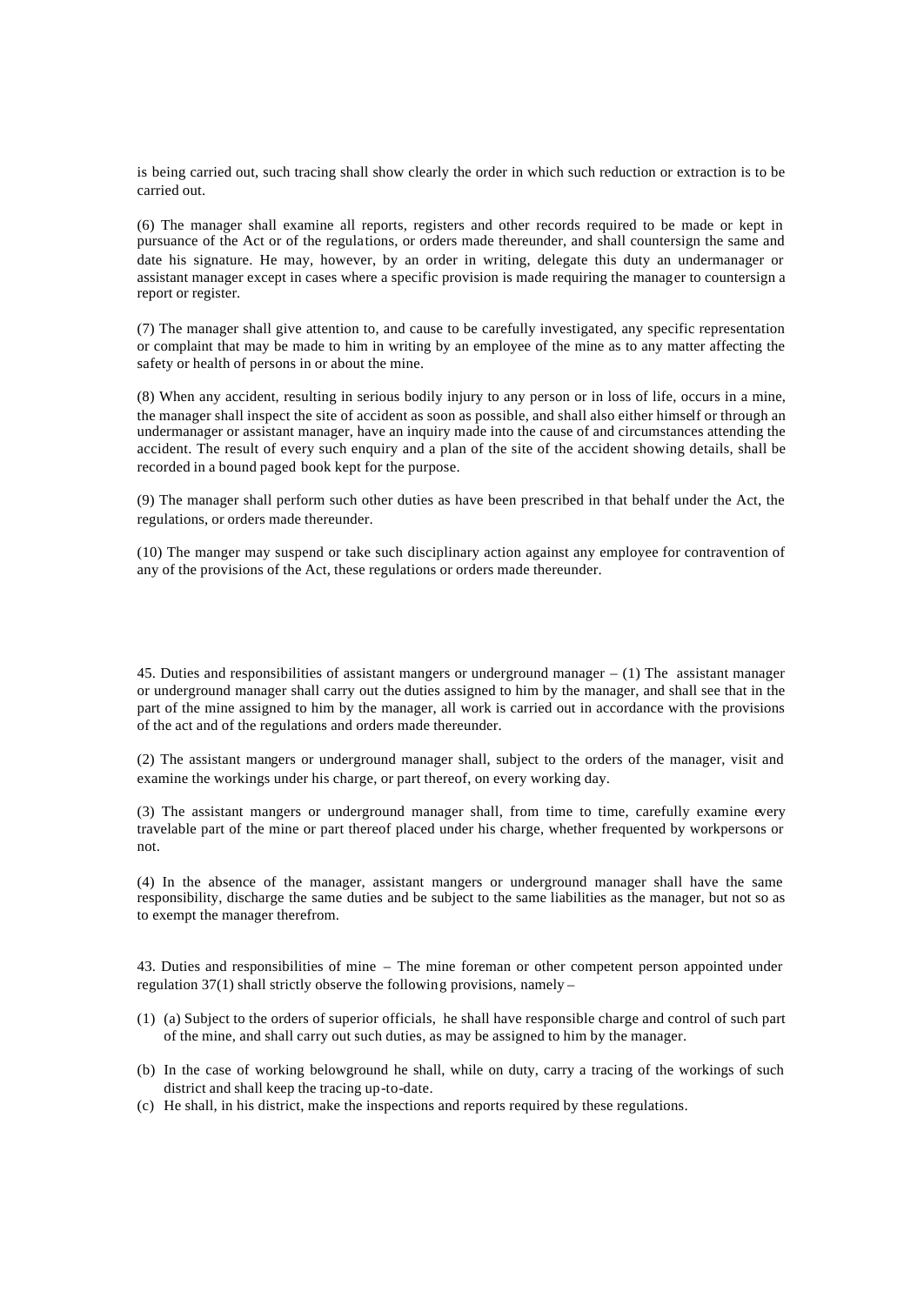is being carried out, such tracing shall show clearly the order in which such reduction or extraction is to be carried out.

(6) The manager shall examine all reports, registers and other records required to be made or kept in pursuance of the Act or of the regulations, or orders made thereunder, and shall countersign the same and date his signature. He may, however, by an order in writing, delegate this duty an undermanager or assistant manager except in cases where a specific provision is made requiring the manager to countersign a report or register.

(7) The manager shall give attention to, and cause to be carefully investigated, any specific representation or complaint that may be made to him in writing by an employee of the mine as to any matter affecting the safety or health of persons in or about the mine.

(8) When any accident, resulting in serious bodily injury to any person or in loss of life, occurs in a mine, the manager shall inspect the site of accident as soon as possible, and shall also either himself or through an undermanager or assistant manager, have an inquiry made into the cause of and circumstances attending the accident. The result of every such enquiry and a plan of the site of the accident showing details, shall be recorded in a bound paged book kept for the purpose.

(9) The manager shall perform such other duties as have been prescribed in that behalf under the Act, the regulations, or orders made thereunder.

(10) The manger may suspend or take such disciplinary action against any employee for contravention of any of the provisions of the Act, these regulations or orders made thereunder.

45. Duties and responsibilities of assistant mangers or underground manager – (1) The assistant manager or underground manager shall carry out the duties assigned to him by the manager, and shall see that in the part of the mine assigned to him by the manager, all work is carried out in accordance with the provisions of the act and of the regulations and orders made thereunder.

(2) The assistant mangers or underground manager shall, subject to the orders of the manager, visit and examine the workings under his charge, or part thereof, on every working day.

(3) The assistant mangers or underground manager shall, from time to time, carefully examine every travelable part of the mine or part thereof placed under his charge, whether frequented by workpersons or not.

(4) In the absence of the manager, assistant mangers or underground manager shall have the same responsibility, discharge the same duties and be subject to the same liabilities as the manager, but not so as to exempt the manager therefrom.

43. Duties and responsibilities of mine – The mine foreman or other competent person appointed under regulation 37(1) shall strictly observe the following provisions, namely –

(1) (a) Subject to the orders of superior officials, he shall have responsible charge and control of such part of the mine, and shall carry out such duties, as may be assigned to him by the manager.

(b) In the case of working belowground he shall, while on duty, carry a tracing of the workings of such district and shall keep the tracing up-to-date.

(c) He shall, in his district, make the inspections and reports required by these regulations.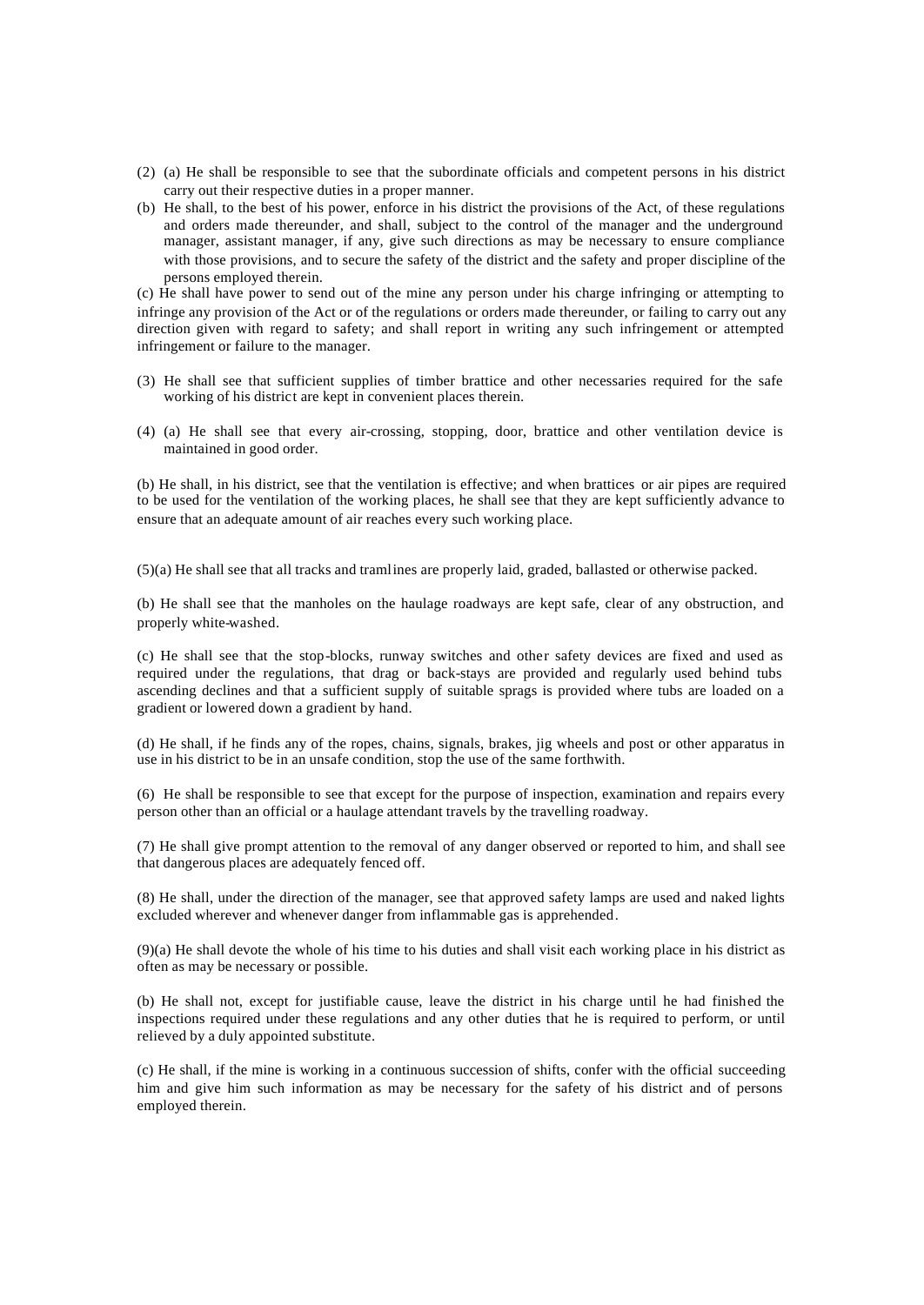(2) (a) He shall be responsible to see that the subordinate officials and competent persons in his district carry out their respective duties in a proper manner.

(b) He shall, to the best of his power, enforce in his district the provisions of the Act, of these regulations and orders made thereunder, and shall, subject to the control of the manager and the underground manager, assistant manager, if any, give such directions as may be necessary to ensure compliance with those provisions, and to secure the safety of the district and the safety and proper discipline of the persons employed therein.

(c) He shall have power to send out of the mine any person under his charge infringing or attempting to infringe any provision of the Act or of the regulations or orders made thereunder, or failing to carry out any direction given with regard to safety; and shall report in writing any such infringement or attempted infringement or failure to the manager.

(3) He shall see that sufficient supplies of timber brattice and other necessaries required for the safe working of his district are kept in convenient places therein.

(4) (a) He shall see that every air-crossing, stopping, door, brattice and other ventilation device is maintained in good order.

(b) He shall, in his district, see that the ventilation is effective; and when brattices or air pipes are required to be used for the ventilation of the working places, he shall see that they are kept sufficiently advance to ensure that an adequate amount of air reaches every such working place.

(5)(a) He shall see that all tracks and tramlines are properly laid, graded, ballasted or otherwise packed.

(b) He shall see that the manholes on the haulage roadways are kept safe, clear of any obstruction, and properly white-washed.

(c) He shall see that the stop-blocks, runway switches and other safety devices are fixed and used as required under the regulations, that drag or back-stays are provided and regularly used behind tubs ascending declines and that a sufficient supply of suitable sprags is provided where tubs are loaded on a gradient or lowered down a gradient by hand.

(d) He shall, if he finds any of the ropes, chains, signals, brakes, jig wheels and post or other apparatus in use in his district to be in an unsafe condition, stop the use of the same forthwith.

(6) He shall be responsible to see that except for the purpose of inspection, examination and repairs every person other than an official or a haulage attendant travels by the travelling roadway.

(7) He shall give prompt attention to the removal of any danger observed or reported to him, and shall see that dangerous places are adequately fenced off.

(8) He shall, under the direction of the manager, see that approved safety lamps are used and naked lights excluded wherever and whenever danger from inflammable gas is apprehended.

(9)(a) He shall devote the whole of his time to his duties and shall visit each working place in his district as often as may be necessary or possible.

(b) He shall not, except for justifiable cause, leave the district in his charge until he had finished the inspections required under these regulations and any other duties that he is required to perform, or until relieved by a duly appointed substitute.

(c) He shall, if the mine is working in a continuous succession of shifts, confer with the official succeeding him and give him such information as may be necessary for the safety of his district and of persons employed therein.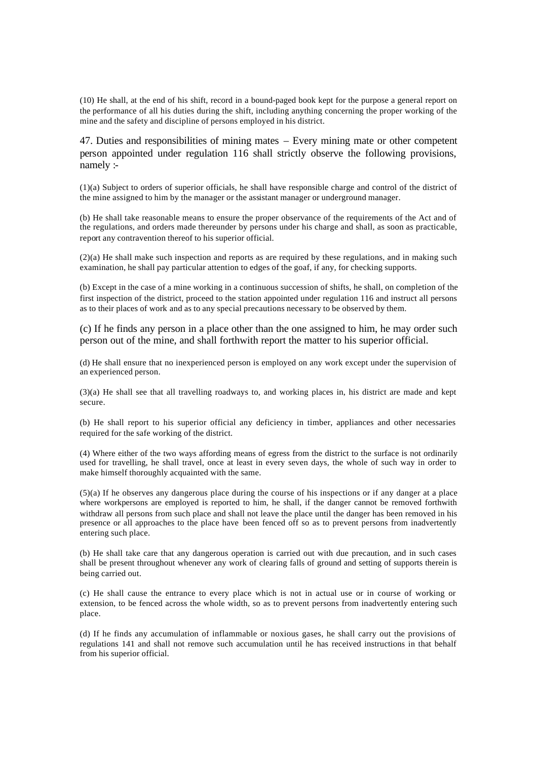(10) He shall, at the end of his shift, record in a bound-paged book kept for the purpose a general report on the performance of all his duties during the shift, including anything concerning the proper working of the mine and the safety and discipline of persons employed in his district.

## 47. Duties and responsibilities of mining mates – Every mining mate or other competent person appointed under regulation 116 shall strictly observe the following provisions, namely :-

(1)(a) Subject to orders of superior officials, he shall have responsible charge and control of the district of the mine assigned to him by the manager or the assistant manager or underground manager.

(b) He shall take reasonable means to ensure the proper observance of the requirements of the Act and of the regulations, and orders made thereunder by persons under his charge and shall, as soon as practicable, report any contravention thereof to his superior official.

(2)(a) He shall make such inspection and reports as are required by these regulations, and in making such examination, he shall pay particular attention to edges of the goaf, if any, for checking supports.

(b) Except in the case of a mine working in a continuous succession of shifts, he shall, on completion of the first inspection of the district, proceed to the station appointed under regulation 116 and instruct all persons as to their places of work and as to any special precautions necessary to be observed by them.

(c) If he finds any person in a place other than the one assigned to him, he may order such person out of the mine, and shall forthwith report the matter to his superior official.

(d) He shall ensure that no inexperienced person is employed on any work except under the supervision of an experienced person.

(3)(a) He shall see that all travelling roadways to, and working places in, his district are made and kept secure.

(b) He shall report to his superior official any deficiency in timber, appliances and other necessaries required for the safe working of the district.

(4) Where either of the two ways affording means of egress from the district to the surface is not ordinarily used for travelling, he shall travel, once at least in every seven days, the whole of such way in order to make himself thoroughly acquainted with the same.

(5)(a) If he observes any dangerous place during the course of his inspections or if any danger at a place where workpersons are employed is reported to him, he shall, if the danger cannot be removed forthwith withdraw all persons from such place and shall not leave the place until the danger has been removed in his presence or all approaches to the place have been fenced off so as to prevent persons from inadvertently entering such place.

(b) He shall take care that any dangerous operation is carried out with due precaution, and in such cases shall be present throughout whenever any work of clearing falls of ground and setting of supports therein is being carried out.

(c) He shall cause the entrance to every place which is not in actual use or in course of working or extension, to be fenced across the whole width, so as to prevent persons from inadvertently entering such place.

(d) If he finds any accumulation of inflammable or noxious gases, he shall carry out the provisions of regulations 141 and shall not remove such accumulation until he has received instructions in that behalf from his superior official.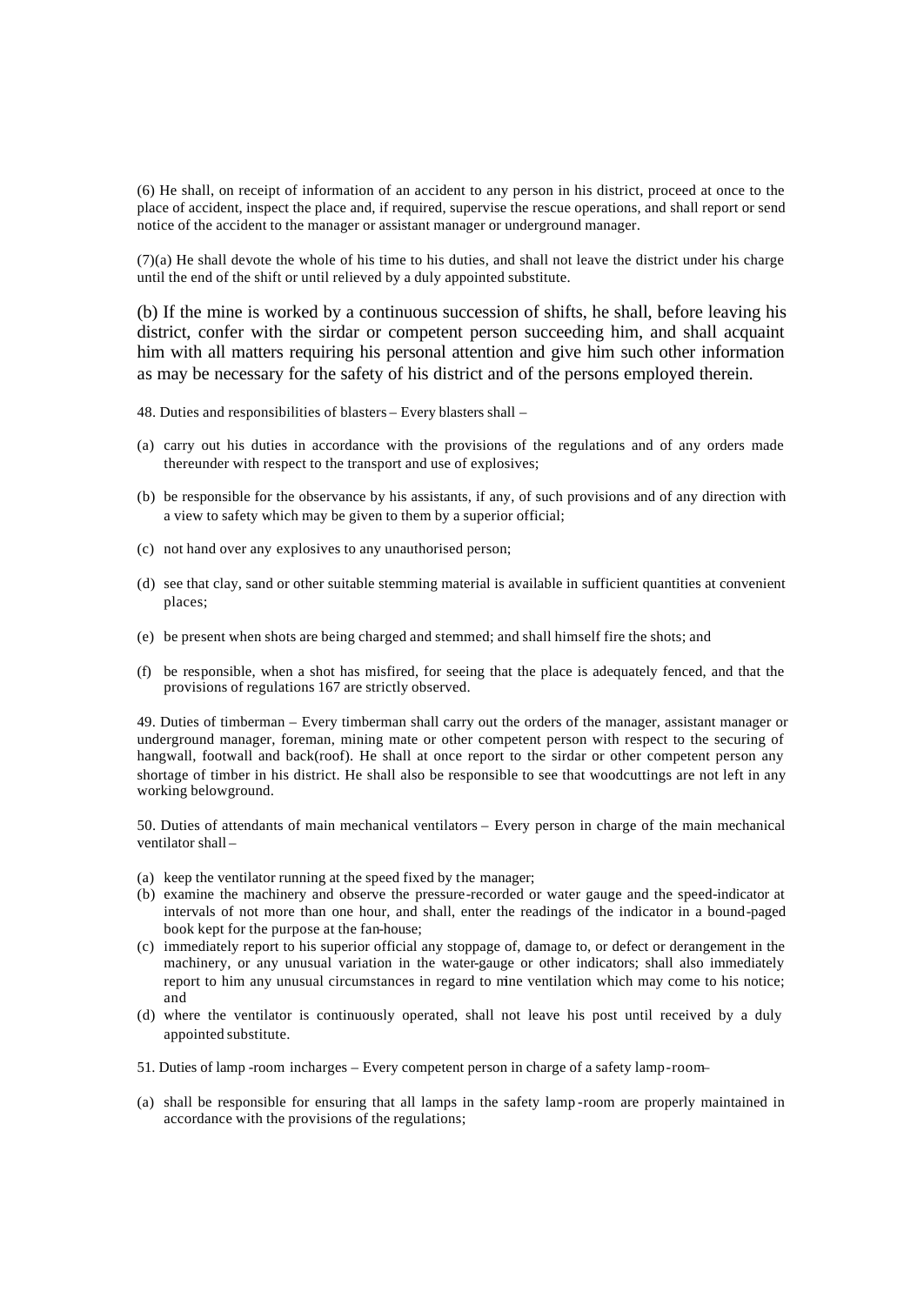(6) He shall, on receipt of information of an accident to any person in his district, proceed at once to the place of accident, inspect the place and, if required, supervise the rescue operations, and shall report or send notice of the accident to the manager or assistant manager or underground manager.

(7)(a) He shall devote the whole of his time to his duties, and shall not leave the district under his charge until the end of the shift or until relieved by a duly appointed substitute.

(b) If the mine is worked by a continuous succession of shifts, he shall, before leaving his district, confer with the sirdar or competent person succeeding him, and shall acquaint him with all matters requiring his personal attention and give him such other information as may be necessary for the safety of his district and of the persons employed therein.

48. Duties and responsibilities of blasters – Every blasters shall –

(a) carry out his duties in accordance with the provisions of the regulations and of any orders made thereunder with respect to the transport and use of explosives;

(b) be responsible for the observance by his assistants, if any, of such provisions and of any direction with a view to safety which may be given to them by a superior official;

(c) not hand over any explosives to any unauthorised person;

(d) see that clay, sand or other suitable stemming material is available in sufficient quantities at convenient places;

(e) be present when shots are being charged and stemmed; and shall himself fire the shots; and

(f) be responsible, when a shot has misfired, for seeing that the place is adequately fenced, and that the provisions of regulations 167 are strictly observed.

49. Duties of timberman – Every timberman shall carry out the orders of the manager, assistant manager or underground manager, foreman, mining mate or other competent person with respect to the securing of hangwall, footwall and back(roof). He shall at once report to the sirdar or other competent person any shortage of timber in his district. He shall also be responsible to see that woodcuttings are not left in any working belowground.

50. Duties of attendants of main mechanical ventilators – Every person in charge of the main mechanical ventilator shall –

(a) keep the ventilator running at the speed fixed by the manager;
(b) examine the machinery and observe the pressure-recorded or water gauge and the speed-indicator at intervals of not more than one hour, and shall, enter the readings of the indicator in a bound-paged book kept for the purpose at the fan-house;
(c) immediately report to his superior official any stoppage of, damage to, or defect or derangement in the machinery, or any unusual variation in the water-gauge or other indicators; shall also immediately report to him any unusual circumstances in regard to mine ventilation which may come to his notice; and
(d) where the ventilator is continuously operated, shall not leave his post until received by a duly appointed substitute.

51. Duties of lamp -room incharges – Every competent person in charge of a safety lamp-room–

(a) shall be responsible for ensuring that all lamps in the safety lamp -room are properly maintained in accordance with the provisions of the regulations;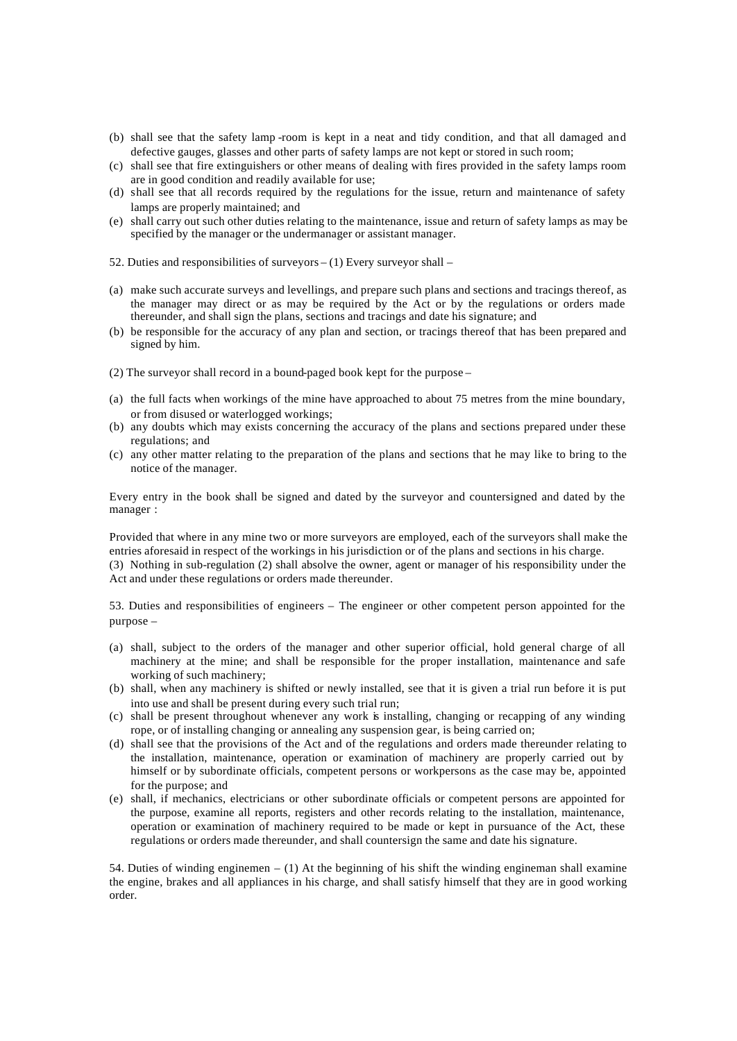(b) shall see that the safety lamp -room is kept in a neat and tidy condition, and that all damaged and defective gauges, glasses and other parts of safety lamps are not kept or stored in such room;
(c) shall see that fire extinguishers or other means of dealing with fires provided in the safety lamps room are in good condition and readily available for use;
(d) shall see that all records required by the regulations for the issue, return and maintenance of safety lamps are properly maintained; and
(e) shall carry out such other duties relating to the maintenance, issue and return of safety lamps as may be specified by the manager or the undermanager or assistant manager.

52. Duties and responsibilities of surveyors – (1) Every surveyor shall –

(a) make such accurate surveys and levellings, and prepare such plans and sections and tracings thereof, as the manager may direct or as may be required by the Act or by the regulations or orders made thereunder, and shall sign the plans, sections and tracings and date his signature; and
(b) be responsible for the accuracy of any plan and section, or tracings thereof that has been prepared and signed by him.

(2) The surveyor shall record in a bound-paged book kept for the purpose –

(a) the full facts when workings of the mine have approached to about 75 metres from the mine boundary, or from disused or waterlogged workings;
(b) any doubts which may exists concerning the accuracy of the plans and sections prepared under these regulations; and
(c) any other matter relating to the preparation of the plans and sections that he may like to bring to the notice of the manager.

Every entry in the book shall be signed and dated by the surveyor and countersigned and dated by the manager :

Provided that where in any mine two or more surveyors are employed, each of the surveyors shall make the entries aforesaid in respect of the workings in his jurisdiction or of the plans and sections in his charge.
(3) Nothing in sub-regulation (2) shall absolve the owner, agent or manager of his responsibility under the Act and under these regulations or orders made thereunder.

53. Duties and responsibilities of engineers – The engineer or other competent person appointed for the purpose –

(a) shall, subject to the orders of the manager and other superior official, hold general charge of all machinery at the mine; and shall be responsible for the proper installation, maintenance and safe working of such machinery;
(b) shall, when any machinery is shifted or newly installed, see that it is given a trial run before it is put into use and shall be present during every such trial run;
(c) shall be present throughout whenever any work is installing, changing or recapping of any winding rope, or of installing changing or annealing any suspension gear, is being carried on;
(d) shall see that the provisions of the Act and of the regulations and orders made thereunder relating to the installation, maintenance, operation or examination of machinery are properly carried out by himself or by subordinate officials, competent persons or workpersons as the case may be, appointed for the purpose; and
(e) shall, if mechanics, electricians or other subordinate officials or competent persons are appointed for the purpose, examine all reports, registers and other records relating to the installation, maintenance, operation or examination of machinery required to be made or kept in pursuance of the Act, these regulations or orders made thereunder, and shall countersign the same and date his signature.

54. Duties of winding enginemen – (1) At the beginning of his shift the winding engineman shall examine the engine, brakes and all appliances in his charge, and shall satisfy himself that they are in good working order.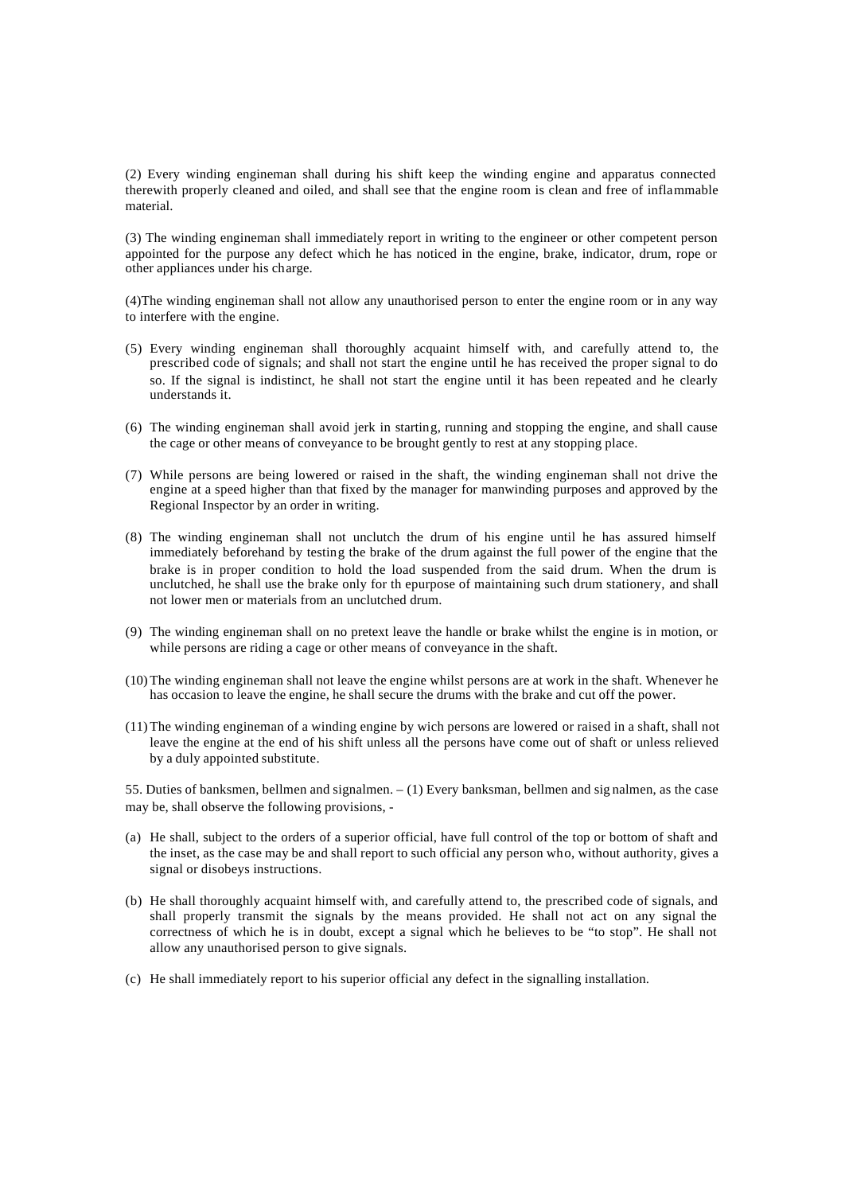(2) Every winding engineman shall during his shift keep the winding engine and apparatus connected therewith properly cleaned and oiled, and shall see that the engine room is clean and free of inflammable material.

(3) The winding engineman shall immediately report in writing to the engineer or other competent person appointed for the purpose any defect which he has noticed in the engine, brake, indicator, drum, rope or other appliances under his charge.

(4)The winding engineman shall not allow any unauthorised person to enter the engine room or in any way to interfere with the engine.

(5) Every winding engineman shall thoroughly acquaint himself with, and carefully attend to, the prescribed code of signals; and shall not start the engine until he has received the proper signal to do so. If the signal is indistinct, he shall not start the engine until it has been repeated and he clearly understands it.

(6) The winding engineman shall avoid jerk in starting, running and stopping the engine, and shall cause the cage or other means of conveyance to be brought gently to rest at any stopping place.

(7) While persons are being lowered or raised in the shaft, the winding engineman shall not drive the engine at a speed higher than that fixed by the manager for manwinding purposes and approved by the Regional Inspector by an order in writing.

(8) The winding engineman shall not unclutch the drum of his engine until he has assured himself immediately beforehand by testing the brake of the drum against the full power of the engine that the brake is in proper condition to hold the load suspended from the said drum. When the drum is unclutched, he shall use the brake only for th epurpose of maintaining such drum stationery, and shall not lower men or materials from an unclutched drum.

(9) The winding engineman shall on no pretext leave the handle or brake whilst the engine is in motion, or while persons are riding a cage or other means of conveyance in the shaft.

(10) The winding engineman shall not leave the engine whilst persons are at work in the shaft. Whenever he has occasion to leave the engine, he shall secure the drums with the brake and cut off the power.

(11) The winding engineman of a winding engine by wich persons are lowered or raised in a shaft, shall not leave the engine at the end of his shift unless all the persons have come out of shaft or unless relieved by a duly appointed substitute.

55. Duties of banksmen, bellmen and signalmen. – (1) Every banksman, bellmen and sig nalmen, as the case may be, shall observe the following provisions, -

(a) He shall, subject to the orders of a superior official, have full control of the top or bottom of shaft and the inset, as the case may be and shall report to such official any person who, without authority, gives a signal or disobeys instructions.

(b) He shall thoroughly acquaint himself with, and carefully attend to, the prescribed code of signals, and shall properly transmit the signals by the means provided. He shall not act on any signal the correctness of which he is in doubt, except a signal which he believes to be "to stop". He shall not allow any unauthorised person to give signals.

(c) He shall immediately report to his superior official any defect in the signalling installation.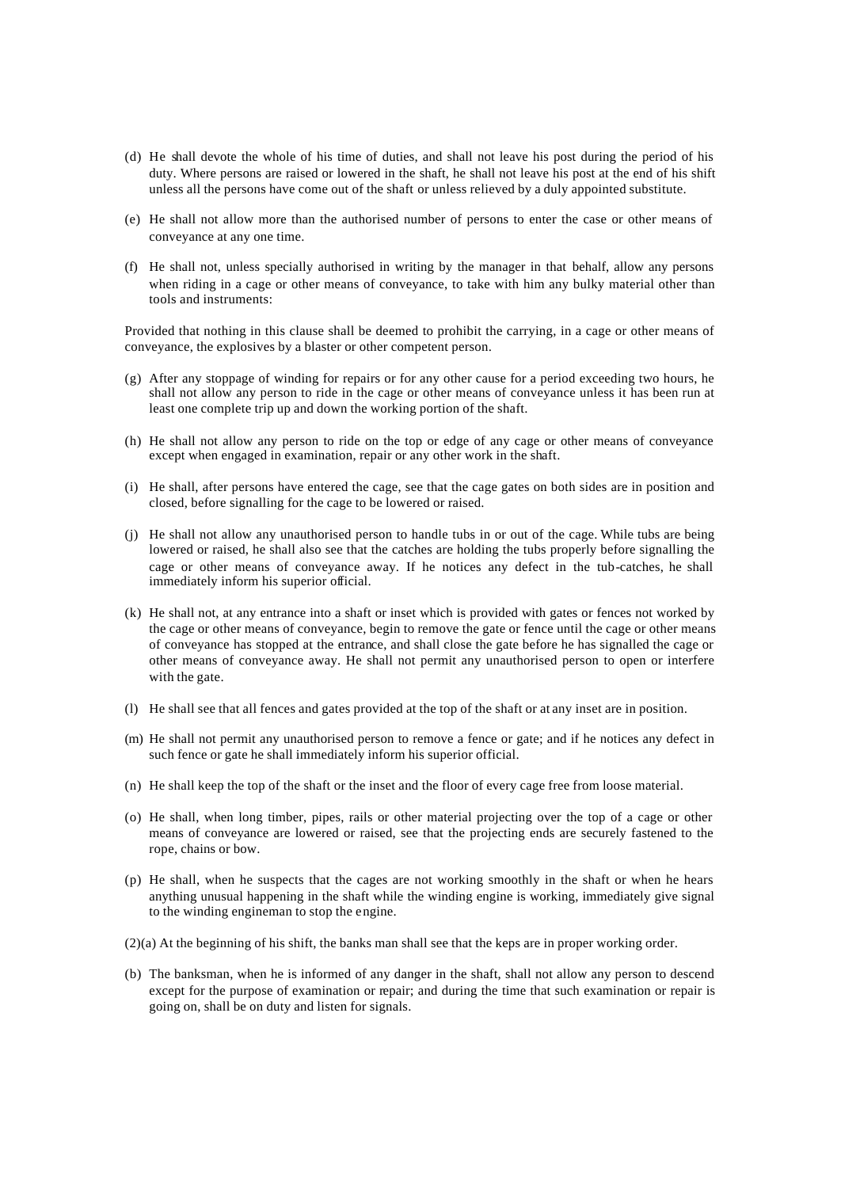(d) He shall devote the whole of his time of duties, and shall not leave his post during the period of his duty. Where persons are raised or lowered in the shaft, he shall not leave his post at the end of his shift unless all the persons have come out of the shaft or unless relieved by a duly appointed substitute.

(e) He shall not allow more than the authorised number of persons to enter the case or other means of conveyance at any one time.

(f) He shall not, unless specially authorised in writing by the manager in that behalf, allow any persons when riding in a cage or other means of conveyance, to take with him any bulky material other than tools and instruments:

Provided that nothing in this clause shall be deemed to prohibit the carrying, in a cage or other means of conveyance, the explosives by a blaster or other competent person.

(g) After any stoppage of winding for repairs or for any other cause for a period exceeding two hours, he shall not allow any person to ride in the cage or other means of conveyance unless it has been run at least one complete trip up and down the working portion of the shaft.

(h) He shall not allow any person to ride on the top or edge of any cage or other means of conveyance except when engaged in examination, repair or any other work in the shaft.

(i) He shall, after persons have entered the cage, see that the cage gates on both sides are in position and closed, before signalling for the cage to be lowered or raised.

(j) He shall not allow any unauthorised person to handle tubs in or out of the cage. While tubs are being lowered or raised, he shall also see that the catches are holding the tubs properly before signalling the cage or other means of conveyance away. If he notices any defect in the tub-catches, he shall immediately inform his superior official.

(k) He shall not, at any entrance into a shaft or inset which is provided with gates or fences not worked by the cage or other means of conveyance, begin to remove the gate or fence until the cage or other means of conveyance has stopped at the entrance, and shall close the gate before he has signalled the cage or other means of conveyance away. He shall not permit any unauthorised person to open or interfere with the gate.

(l) He shall see that all fences and gates provided at the top of the shaft or at any inset are in position.

(m) He shall not permit any unauthorised person to remove a fence or gate; and if he notices any defect in such fence or gate he shall immediately inform his superior official.

(n) He shall keep the top of the shaft or the inset and the floor of every cage free from loose material.

(o) He shall, when long timber, pipes, rails or other material projecting over the top of a cage or other means of conveyance are lowered or raised, see that the projecting ends are securely fastened to the rope, chains or bow.

(p) He shall, when he suspects that the cages are not working smoothly in the shaft or when he hears anything unusual happening in the shaft while the winding engine is working, immediately give signal to the winding engineman to stop the engine.

(2)(a) At the beginning of his shift, the banks man shall see that the keps are in proper working order.

(b) The banksman, when he is informed of any danger in the shaft, shall not allow any person to descend except for the purpose of examination or repair; and during the time that such examination or repair is going on, shall be on duty and listen for signals.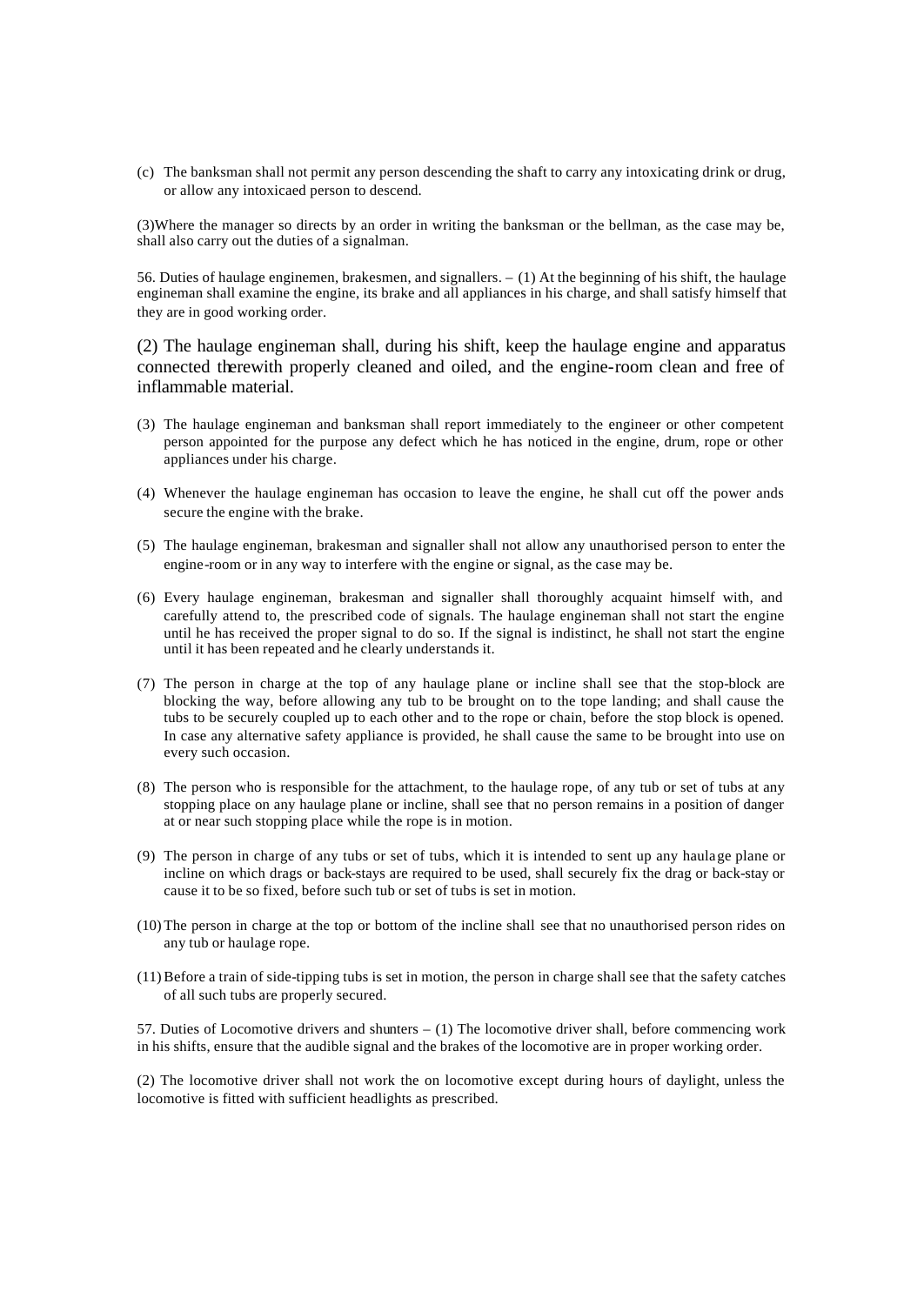(c) The banksman shall not permit any person descending the shaft to carry any intoxicating drink or drug, or allow any intoxicaed person to descend.

(3)Where the manager so directs by an order in writing the banksman or the bellman, as the case may be, shall also carry out the duties of a signalman.

56. Duties of haulage enginemen, brakesmen, and signallers. – (1) At the beginning of his shift, the haulage engineman shall examine the engine, its brake and all appliances in his charge, and shall satisfy himself that they are in good working order.

(2) The haulage engineman shall, during his shift, keep the haulage engine and apparatus connected therewith properly cleaned and oiled, and the engine-room clean and free of inflammable material.

(3) The haulage engineman and banksman shall report immediately to the engineer or other competent person appointed for the purpose any defect which he has noticed in the engine, drum, rope or other appliances under his charge.

(4) Whenever the haulage engineman has occasion to leave the engine, he shall cut off the power ands secure the engine with the brake.

(5) The haulage engineman, brakesman and signaller shall not allow any unauthorised person to enter the engine-room or in any way to interfere with the engine or signal, as the case may be.

(6) Every haulage engineman, brakesman and signaller shall thoroughly acquaint himself with, and carefully attend to, the prescribed code of signals. The haulage engineman shall not start the engine until he has received the proper signal to do so. If the signal is indistinct, he shall not start the engine until it has been repeated and he clearly understands it.

(7) The person in charge at the top of any haulage plane or incline shall see that the stop-block are blocking the way, before allowing any tub to be brought on to the tope landing; and shall cause the tubs to be securely coupled up to each other and to the rope or chain, before the stop block is opened. In case any alternative safety appliance is provided, he shall cause the same to be brought into use on every such occasion.

(8) The person who is responsible for the attachment, to the haulage rope, of any tub or set of tubs at any stopping place on any haulage plane or incline, shall see that no person remains in a position of danger at or near such stopping place while the rope is in motion.

(9) The person in charge of any tubs or set of tubs, which it is intended to sent up any haulage plane or incline on which drags or back-stays are required to be used, shall securely fix the drag or back-stay or cause it to be so fixed, before such tub or set of tubs is set in motion.

(10) The person in charge at the top or bottom of the incline shall see that no unauthorised person rides on any tub or haulage rope.

(11) Before a train of side-tipping tubs is set in motion, the person in charge shall see that the safety catches of all such tubs are properly secured.

57. Duties of Locomotive drivers and shunters – (1) The locomotive driver shall, before commencing work in his shifts, ensure that the audible signal and the brakes of the locomotive are in proper working order.

(2) The locomotive driver shall not work the on locomotive except during hours of daylight, unless the locomotive is fitted with sufficient headlights as prescribed.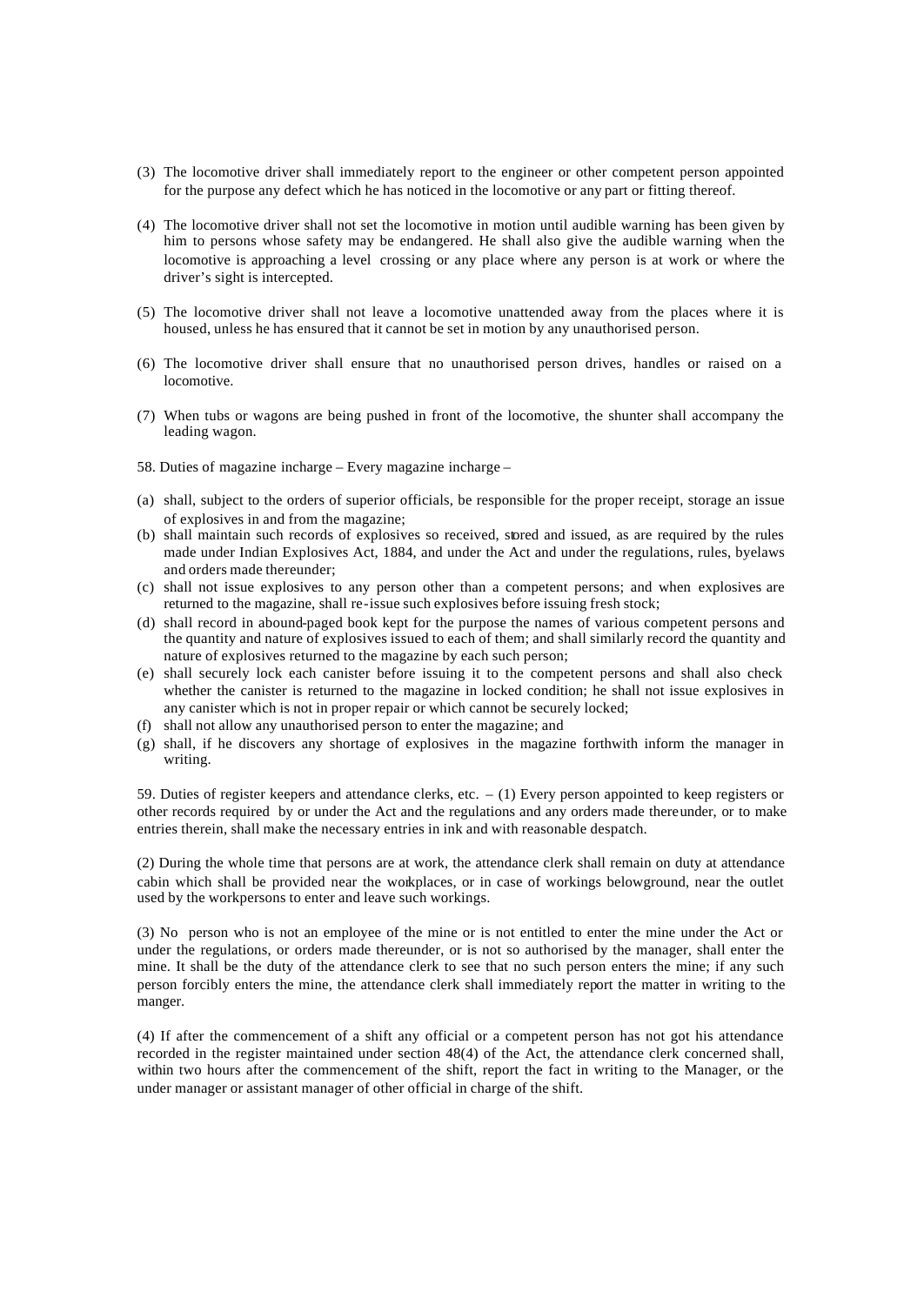(3) The locomotive driver shall immediately report to the engineer or other competent person appointed for the purpose any defect which he has noticed in the locomotive or any part or fitting thereof.

(4) The locomotive driver shall not set the locomotive in motion until audible warning has been given by him to persons whose safety may be endangered. He shall also give the audible warning when the locomotive is approaching a level crossing or any place where any person is at work or where the driver's sight is intercepted.

(5) The locomotive driver shall not leave a locomotive unattended away from the places where it is housed, unless he has ensured that it cannot be set in motion by any unauthorised person.

(6) The locomotive driver shall ensure that no unauthorised person drives, handles or raised on a locomotive.

(7) When tubs or wagons are being pushed in front of the locomotive, the shunter shall accompany the leading wagon.

58. Duties of magazine incharge – Every magazine incharge –

(a) shall, subject to the orders of superior officials, be responsible for the proper receipt, storage an issue of explosives in and from the magazine;
(b) shall maintain such records of explosives so received, stored and issued, as are required by the rules made under Indian Explosives Act, 1884, and under the Act and under the regulations, rules, byelaws and orders made thereunder;
(c) shall not issue explosives to any person other than a competent persons; and when explosives are returned to the magazine, shall re-issue such explosives before issuing fresh stock;
(d) shall record in abound-paged book kept for the purpose the names of various competent persons and the quantity and nature of explosives issued to each of them; and shall similarly record the quantity and nature of explosives returned to the magazine by each such person;
(e) shall securely lock each canister before issuing it to the competent persons and shall also check whether the canister is returned to the magazine in locked condition; he shall not issue explosives in any canister which is not in proper repair or which cannot be securely locked;
(f) shall not allow any unauthorised person to enter the magazine; and
(g) shall, if he discovers any shortage of explosives in the magazine forthwith inform the manager in writing.

59. Duties of register keepers and attendance clerks, etc. – (1) Every person appointed to keep registers or other records required by or under the Act and the regulations and any orders made thereunder, or to make entries therein, shall make the necessary entries in ink and with reasonable despatch.

(2) During the whole time that persons are at work, the attendance clerk shall remain on duty at attendance cabin which shall be provided near the workplaces, or in case of workings belowground, near the outlet used by the workpersons to enter and leave such workings.

(3) No person who is not an employee of the mine or is not entitled to enter the mine under the Act or under the regulations, or orders made thereunder, or is not so authorised by the manager, shall enter the mine. It shall be the duty of the attendance clerk to see that no such person enters the mine; if any such person forcibly enters the mine, the attendance clerk shall immediately report the matter in writing to the manger.

(4) If after the commencement of a shift any official or a competent person has not got his attendance recorded in the register maintained under section 48(4) of the Act, the attendance clerk concerned shall, within two hours after the commencement of the shift, report the fact in writing to the Manager, or the under manager or assistant manager of other official in charge of the shift.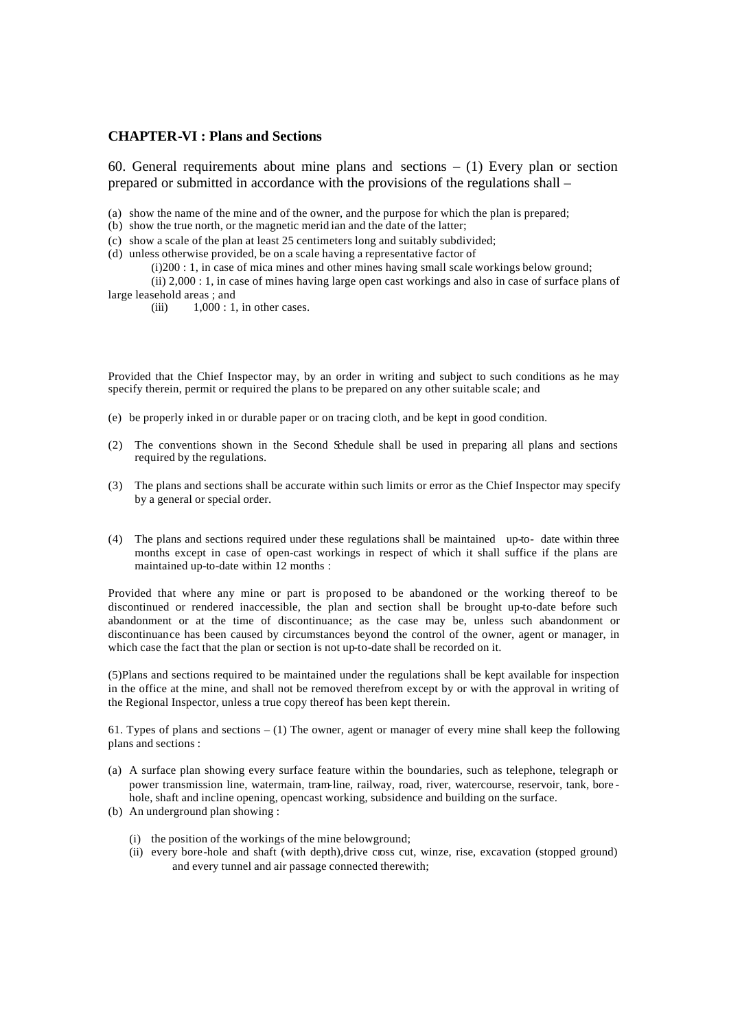## CHAPTER-VI : Plans and Sections

60. General requirements about mine plans and sections – (1) Every plan or section prepared or submitted in accordance with the provisions of the regulations shall –

(a) show the name of the mine and of the owner, and the purpose for which the plan is prepared;
(b) show the true north, or the magnetic merid ian and the date of the latter;
(c) show a scale of the plan at least 25 centimeters long and suitably subdivided;
(d) unless otherwise provided, be on a scale having a representative factor of
    (i)200 : 1, in case of mica mines and other mines having small scale workings below ground;
    (ii) 2,000 : 1, in case of mines having large open cast workings and also in case of surface plans of large leasehold areas ; and
    (iii) 1,000 : 1, in other cases.

Provided that the Chief Inspector may, by an order in writing and subject to such conditions as he may specify therein, permit or required the plans to be prepared on any other suitable scale; and

(e) be properly inked in or durable paper or on tracing cloth, and be kept in good condition.

(2) The conventions shown in the Second Schedule shall be used in preparing all plans and sections required by the regulations.

(3) The plans and sections shall be accurate within such limits or error as the Chief Inspector may specify by a general or special order.

(4) The plans and sections required under these regulations shall be maintained up-to- date within three months except in case of open-cast workings in respect of which it shall suffice if the plans are maintained up-to-date within 12 months :

Provided that where any mine or part is proposed to be abandoned or the working thereof to be discontinued or rendered inaccessible, the plan and section shall be brought up-to-date before such abandonment or at the time of discontinuance; as the case may be, unless such abandonment or discontinuance has been caused by circumstances beyond the control of the owner, agent or manager, in which case the fact that the plan or section is not up-to-date shall be recorded on it.

(5)Plans and sections required to be maintained under the regulations shall be kept available for inspection in the office at the mine, and shall not be removed therefrom except by or with the approval in writing of the Regional Inspector, unless a true copy thereof has been kept therein.

61. Types of plans and sections – (1) The owner, agent or manager of every mine shall keep the following plans and sections :

(a) A surface plan showing every surface feature within the boundaries, such as telephone, telegraph or power transmission line, watermain, tram-line, railway, road, river, watercourse, reservoir, tank, bore-hole, shaft and incline opening, opencast working, subsidence and building on the surface.
(b) An underground plan showing :
    (i) the position of the workings of the mine belowground;
    (ii) every bore-hole and shaft (with depth),drive cross cut, winze, rise, excavation (stopped ground) and every tunnel and air passage connected therewith;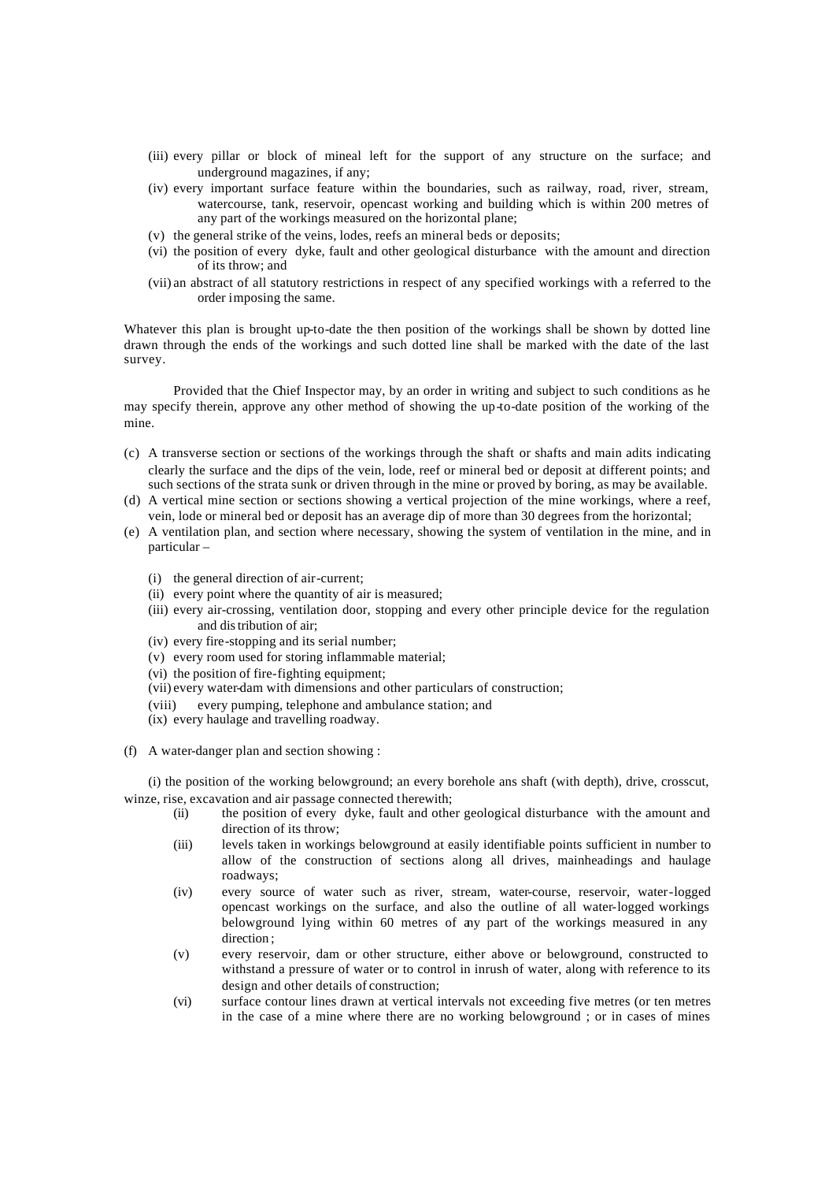(iii) every pillar or block of mineal left for the support of any structure on the surface; and underground magazines, if any;

(iv) every important surface feature within the boundaries, such as railway, road, river, stream, watercourse, tank, reservoir, opencast working and building which is within 200 metres of any part of the workings measured on the horizontal plane;

(v) the general strike of the veins, lodes, reefs an mineral beds or deposits;

(vi) the position of every dyke, fault and other geological disturbance with the amount and direction of its throw; and

(vii) an abstract of all statutory restrictions in respect of any specified workings with a referred to the order imposing the same.

Whatever this plan is brought up-to-date the then position of the workings shall be shown by dotted line drawn through the ends of the workings and such dotted line shall be marked with the date of the last survey.

Provided that the Chief Inspector may, by an order in writing and subject to such conditions as he may specify therein, approve any other method of showing the up-to-date position of the working of the mine.

(c) A transverse section or sections of the workings through the shaft or shafts and main adits indicating clearly the surface and the dips of the vein, lode, reef or mineral bed or deposit at different points; and such sections of the strata sunk or driven through in the mine or proved by boring, as may be available.

(d) A vertical mine section or sections showing a vertical projection of the mine workings, where a reef, vein, lode or mineral bed or deposit has an average dip of more than 30 degrees from the horizontal;

(e) A ventilation plan, and section where necessary, showing the system of ventilation in the mine, and in particular –

(i) the general direction of air-current;

(ii) every point where the quantity of air is measured;

(iii) every air-crossing, ventilation door, stopping and every other principle device for the regulation and distribution of air;

(iv) every fire-stopping and its serial number;

(v) every room used for storing inflammable material;

(vi) the position of fire-fighting equipment;

(vii) every water-dam with dimensions and other particulars of construction;

(viii) every pumping, telephone and ambulance station; and

(ix) every haulage and travelling roadway.

(f) A water-danger plan and section showing :

(i) the position of the working belowground; an every borehole ans shaft (with depth), drive, crosscut, winze, rise, excavation and air passage connected therewith;

(ii) the position of every dyke, fault and other geological disturbance with the amount and direction of its throw;

(iii) levels taken in workings belowground at easily identifiable points sufficient in number to allow of the construction of sections along all drives, mainheadings and haulage roadways;

(iv) every source of water such as river, stream, water-course, reservoir, water-logged opencast workings on the surface, and also the outline of all water-logged workings belowground lying within 60 metres of any part of the workings measured in any direction;

(v) every reservoir, dam or other structure, either above or belowground, constructed to withstand a pressure of water or to control in inrush of water, along with reference to its design and other details of construction;

(vi) surface contour lines drawn at vertical intervals not exceeding five metres (or ten metres in the case of a mine where there are no working belowground ; or in cases of mines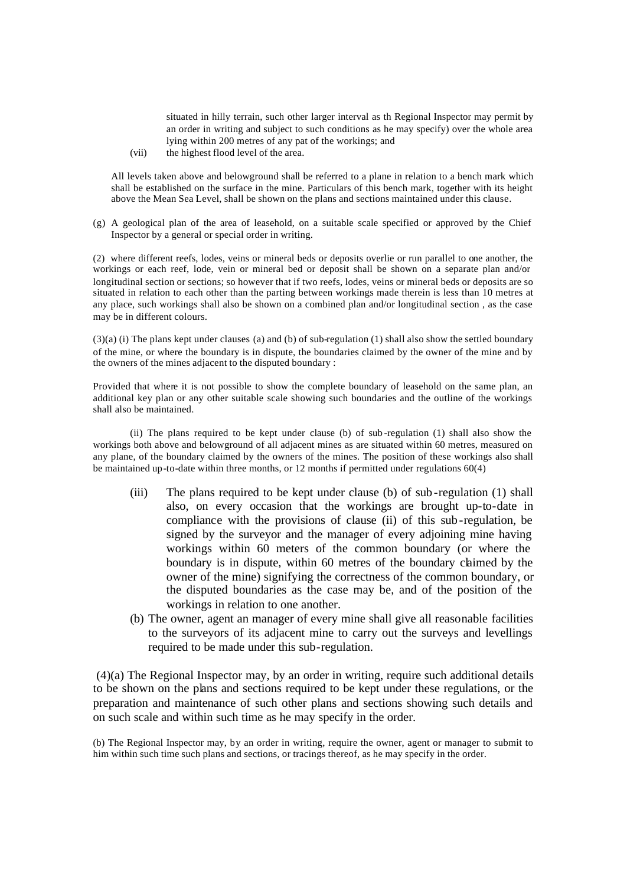situated in hilly terrain, such other larger interval as th Regional Inspector may permit by an order in writing and subject to such conditions as he may specify) over the whole area lying within 200 metres of any pat of the workings; and

(vii) the highest flood level of the area.

All levels taken above and belowground shall be referred to a plane in relation to a bench mark which shall be established on the surface in the mine. Particulars of this bench mark, together with its height above the Mean Sea Level, shall be shown on the plans and sections maintained under this clause.

(g) A geological plan of the area of leasehold, on a suitable scale specified or approved by the Chief Inspector by a general or special order in writing.

(2) where different reefs, lodes, veins or mineral beds or deposits overlie or run parallel to one another, the workings or each reef, lode, vein or mineral bed or deposit shall be shown on a separate plan and/or longitudinal section or sections; so however that if two reefs, lodes, veins or mineral beds or deposits are so situated in relation to each other than the parting between workings made therein is less than 10 metres at any place, such workings shall also be shown on a combined plan and/or longitudinal section , as the case may be in different colours.

(3)(a) (i) The plans kept under clauses (a) and (b) of sub-regulation (1) shall also show the settled boundary of the mine, or where the boundary is in dispute, the boundaries claimed by the owner of the mine and by the owners of the mines adjacent to the disputed boundary :

Provided that where it is not possible to show the complete boundary of leasehold on the same plan, an additional key plan or any other suitable scale showing such boundaries and the outline of the workings shall also be maintained.

(ii) The plans required to be kept under clause (b) of sub-regulation (1) shall also show the workings both above and belowground of all adjacent mines as are situated within 60 metres, measured on any plane, of the boundary claimed by the owners of the mines. The position of these workings also shall be maintained up-to-date within three months, or 12 months if permitted under regulations 60(4)

(iii) The plans required to be kept under clause (b) of sub-regulation (1) shall also, on every occasion that the workings are brought up-to-date in compliance with the provisions of clause (ii) of this sub-regulation, be signed by the surveyor and the manager of every adjoining mine having workings within 60 meters of the common boundary (or where the boundary is in dispute, within 60 metres of the boundary claimed by the owner of the mine) signifying the correctness of the common boundary, or the disputed boundaries as the case may be, and of the position of the workings in relation to one another.

(b) The owner, agent an manager of every mine shall give all reasonable facilities to the surveyors of its adjacent mine to carry out the surveys and levellings required to be made under this sub-regulation.

(4)(a) The Regional Inspector may, by an order in writing, require such additional details to be shown on the plans and sections required to be kept under these regulations, or the preparation and maintenance of such other plans and sections showing such details and on such scale and within such time as he may specify in the order.

(b) The Regional Inspector may, by an order in writing, require the owner, agent or manager to submit to him within such time such plans and sections, or tracings thereof, as he may specify in the order.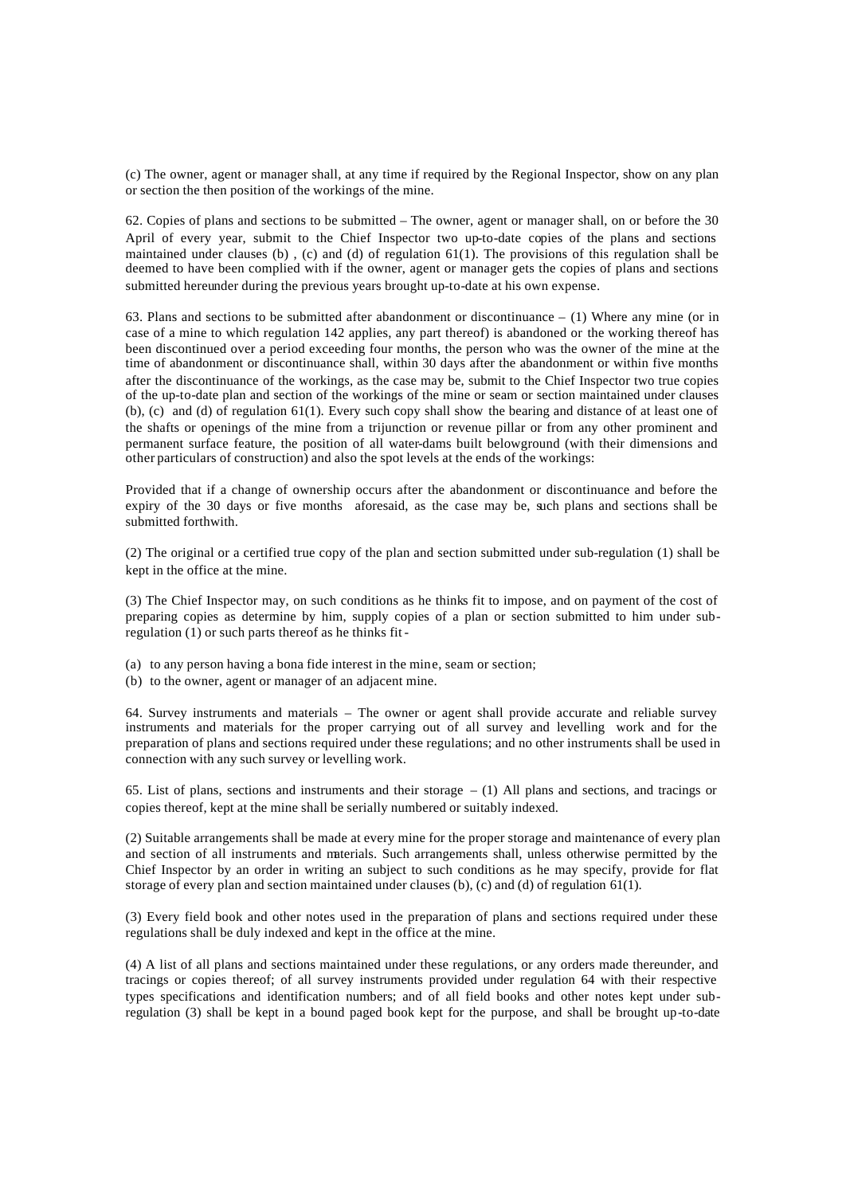(c) The owner, agent or manager shall, at any time if required by the Regional Inspector, show on any plan or section the then position of the workings of the mine.

62. Copies of plans and sections to be submitted – The owner, agent or manager shall, on or before the 30 April of every year, submit to the Chief Inspector two up-to-date copies of the plans and sections maintained under clauses (b) , (c) and (d) of regulation 61(1). The provisions of this regulation shall be deemed to have been complied with if the owner, agent or manager gets the copies of plans and sections submitted hereunder during the previous years brought up-to-date at his own expense.

63. Plans and sections to be submitted after abandonment or discontinuance – (1) Where any mine (or in case of a mine to which regulation 142 applies, any part thereof) is abandoned or the working thereof has been discontinued over a period exceeding four months, the person who was the owner of the mine at the time of abandonment or discontinuance shall, within 30 days after the abandonment or within five months after the discontinuance of the workings, as the case may be, submit to the Chief Inspector two true copies of the up-to-date plan and section of the workings of the mine or seam or section maintained under clauses (b), (c) and (d) of regulation 61(1). Every such copy shall show the bearing and distance of at least one of the shafts or openings of the mine from a trijunction or revenue pillar or from any other prominent and permanent surface feature, the position of all water-dams built belowground (with their dimensions and other particulars of construction) and also the spot levels at the ends of the workings:

Provided that if a change of ownership occurs after the abandonment or discontinuance and before the expiry of the 30 days or five months aforesaid, as the case may be, such plans and sections shall be submitted forthwith.

(2) The original or a certified true copy of the plan and section submitted under sub-regulation (1) shall be kept in the office at the mine.

(3) The Chief Inspector may, on such conditions as he thinks fit to impose, and on payment of the cost of preparing copies as determine by him, supply copies of a plan or section submitted to him under sub-regulation (1) or such parts thereof as he thinks fit -

(a) to any person having a bona fide interest in the mine, seam or section;
(b) to the owner, agent or manager of an adjacent mine.

64. Survey instruments and materials – The owner or agent shall provide accurate and reliable survey instruments and materials for the proper carrying out of all survey and levelling work and for the preparation of plans and sections required under these regulations; and no other instruments shall be used in connection with any such survey or levelling work.

65. List of plans, sections and instruments and their storage – (1) All plans and sections, and tracings or copies thereof, kept at the mine shall be serially numbered or suitably indexed.

(2) Suitable arrangements shall be made at every mine for the proper storage and maintenance of every plan and section of all instruments and materials. Such arrangements shall, unless otherwise permitted by the Chief Inspector by an order in writing an subject to such conditions as he may specify, provide for flat storage of every plan and section maintained under clauses (b), (c) and (d) of regulation 61(1).

(3) Every field book and other notes used in the preparation of plans and sections required under these regulations shall be duly indexed and kept in the office at the mine.

(4) A list of all plans and sections maintained under these regulations, or any orders made thereunder, and tracings or copies thereof; of all survey instruments provided under regulation 64 with their respective types specifications and identification numbers; and of all field books and other notes kept under sub-regulation (3) shall be kept in a bound paged book kept for the purpose, and shall be brought up-to-date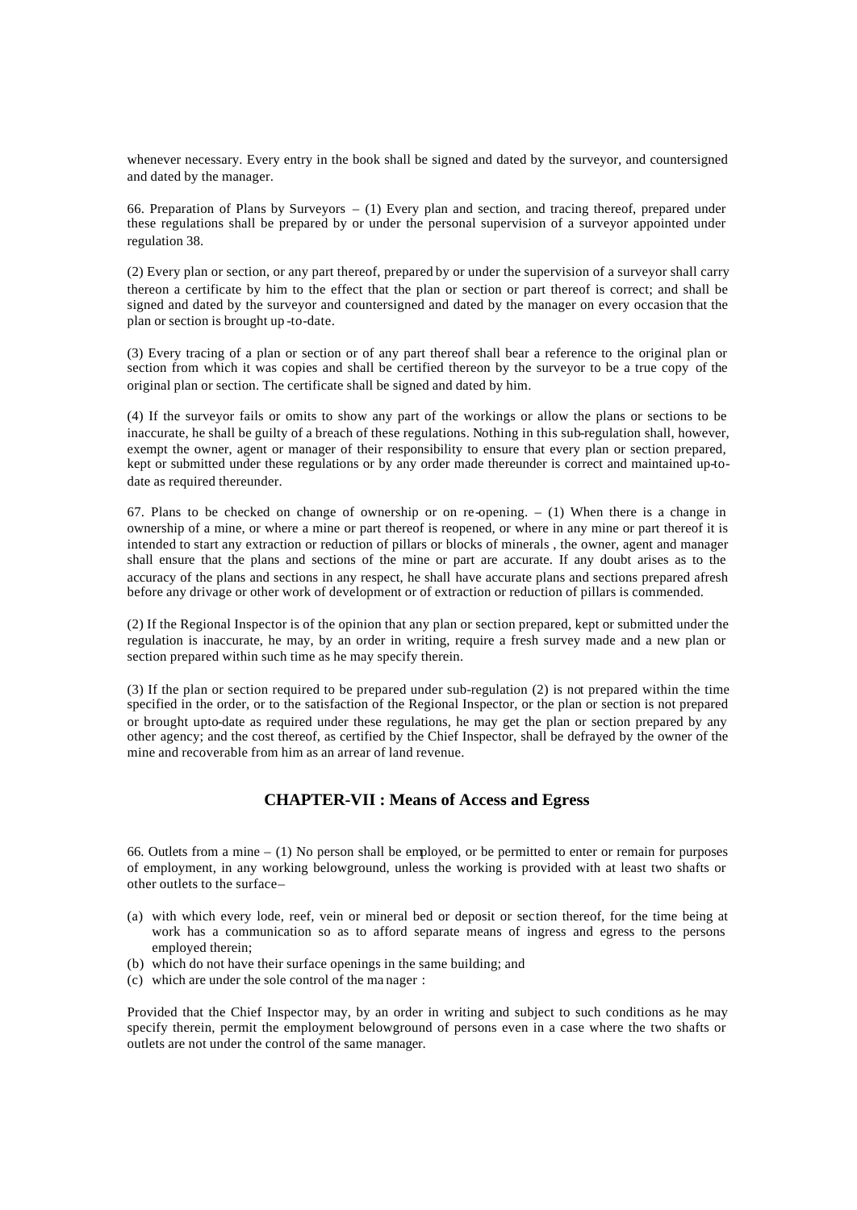whenever necessary. Every entry in the book shall be signed and dated by the surveyor, and countersigned and dated by the manager.

66. Preparation of Plans by Surveyors – (1) Every plan and section, and tracing thereof, prepared under these regulations shall be prepared by or under the personal supervision of a surveyor appointed under regulation 38.

(2) Every plan or section, or any part thereof, prepared by or under the supervision of a surveyor shall carry thereon a certificate by him to the effect that the plan or section or part thereof is correct; and shall be signed and dated by the surveyor and countersigned and dated by the manager on every occasion that the plan or section is brought up -to-date.

(3) Every tracing of a plan or section or of any part thereof shall bear a reference to the original plan or section from which it was copies and shall be certified thereon by the surveyor to be a true copy of the original plan or section. The certificate shall be signed and dated by him.

(4) If the surveyor fails or omits to show any part of the workings or allow the plans or sections to be inaccurate, he shall be guilty of a breach of these regulations. Nothing in this sub-regulation shall, however, exempt the owner, agent or manager of their responsibility to ensure that every plan or section prepared, kept or submitted under these regulations or by any order made thereunder is correct and maintained up-to-date as required thereunder.

67. Plans to be checked on change of ownership or on re-opening. – (1) When there is a change in ownership of a mine, or where a mine or part thereof is reopened, or where in any mine or part thereof it is intended to start any extraction or reduction of pillars or blocks of minerals , the owner, agent and manager shall ensure that the plans and sections of the mine or part are accurate. If any doubt arises as to the accuracy of the plans and sections in any respect, he shall have accurate plans and sections prepared afresh before any drivage or other work of development or of extraction or reduction of pillars is commended.

(2) If the Regional Inspector is of the opinion that any plan or section prepared, kept or submitted under the regulation is inaccurate, he may, by an order in writing, require a fresh survey made and a new plan or section prepared within such time as he may specify therein.

(3) If the plan or section required to be prepared under sub-regulation (2) is not prepared within the time specified in the order, or to the satisfaction of the Regional Inspector, or the plan or section is not prepared or brought upto-date as required under these regulations, he may get the plan or section prepared by any other agency; and the cost thereof, as certified by the Chief Inspector, shall be defrayed by the owner of the mine and recoverable from him as an arrear of land revenue.

## CHAPTER-VII : Means of Access and Egress

66. Outlets from a mine – (1) No person shall be employed, or be permitted to enter or remain for purposes of employment, in any working belowground, unless the working is provided with at least two shafts or other outlets to the surface–

(a) with which every lode, reef, vein or mineral bed or deposit or section thereof, for the time being at work has a communication so as to afford separate means of ingress and egress to the persons employed therein;
(b) which do not have their surface openings in the same building; and
(c) which are under the sole control of the manager :

Provided that the Chief Inspector may, by an order in writing and subject to such conditions as he may specify therein, permit the employment belowground of persons even in a case where the two shafts or outlets are not under the control of the same manager.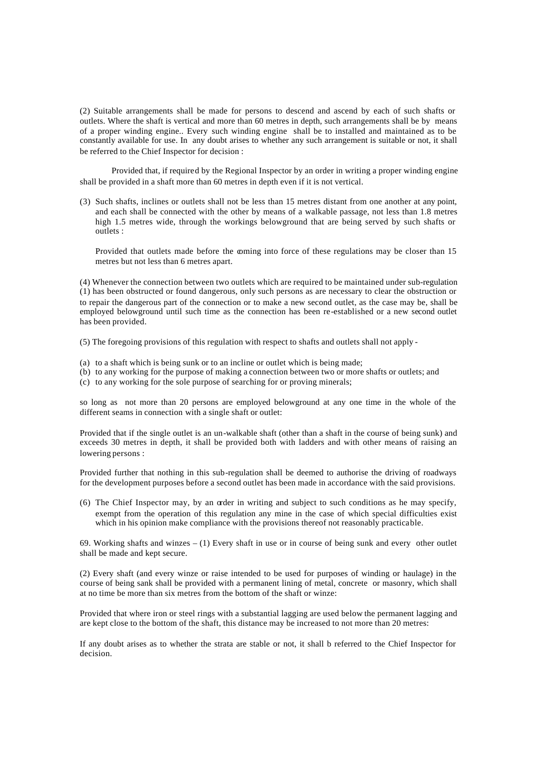(2) Suitable arrangements shall be made for persons to descend and ascend by each of such shafts or outlets. Where the shaft is vertical and more than 60 metres in depth, such arrangements shall be by means of a proper winding engine.. Every such winding engine shall be to installed and maintained as to be constantly available for use. In any doubt arises to whether any such arrangement is suitable or not, it shall be referred to the Chief Inspector for decision :

Provided that, if required by the Regional Inspector by an order in writing a proper winding engine shall be provided in a shaft more than 60 metres in depth even if it is not vertical.

(3) Such shafts, inclines or outlets shall not be less than 15 metres distant from one another at any point, and each shall be connected with the other by means of a walkable passage, not less than 1.8 metres high 1.5 metres wide, through the workings belowground that are being served by such shafts or outlets :

Provided that outlets made before the coming into force of these regulations may be closer than 15 metres but not less than 6 metres apart.

(4) Whenever the connection between two outlets which are required to be maintained under sub-regulation (1) has been obstructed or found dangerous, only such persons as are necessary to clear the obstruction or to repair the dangerous part of the connection or to make a new second outlet, as the case may be, shall be employed belowground until such time as the connection has been re-established or a new second outlet has been provided.

(5) The foregoing provisions of this regulation with respect to shafts and outlets shall not apply -

(a) to a shaft which is being sunk or to an incline or outlet which is being made;
(b) to any working for the purpose of making a connection between two or more shafts or outlets; and
(c) to any working for the sole purpose of searching for or proving minerals;

so long as not more than 20 persons are employed belowground at any one time in the whole of the different seams in connection with a single shaft or outlet:

Provided that if the single outlet is an un-walkable shaft (other than a shaft in the course of being sunk) and exceeds 30 metres in depth, it shall be provided both with ladders and with other means of raising an lowering persons :

Provided further that nothing in this sub-regulation shall be deemed to authorise the driving of roadways for the development purposes before a second outlet has been made in accordance with the said provisions.

(6) The Chief Inspector may, by an order in writing and subject to such conditions as he may specify, exempt from the operation of this regulation any mine in the case of which special difficulties exist which in his opinion make compliance with the provisions thereof not reasonably practicable.

69. Working shafts and winzes – (1) Every shaft in use or in course of being sunk and every other outlet shall be made and kept secure.

(2) Every shaft (and every winze or raise intended to be used for purposes of winding or haulage) in the course of being sank shall be provided with a permanent lining of metal, concrete or masonry, which shall at no time be more than six metres from the bottom of the shaft or winze:

Provided that where iron or steel rings with a substantial lagging are used below the permanent lagging and are kept close to the bottom of the shaft, this distance may be increased to not more than 20 metres:

If any doubt arises as to whether the strata are stable or not, it shall b referred to the Chief Inspector for decision.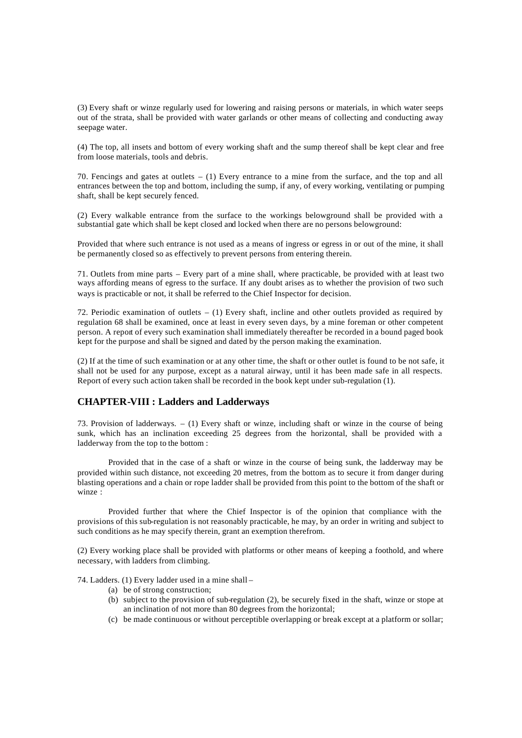(3) Every shaft or winze regularly used for lowering and raising persons or materials, in which water seeps out of the strata, shall be provided with water garlands or other means of collecting and conducting away seepage water.

(4) The top, all insets and bottom of every working shaft and the sump thereof shall be kept clear and free from loose materials, tools and debris.

70. Fencings and gates at outlets – (1) Every entrance to a mine from the surface, and the top and all entrances between the top and bottom, including the sump, if any, of every working, ventilating or pumping shaft, shall be kept securely fenced.

(2) Every walkable entrance from the surface to the workings belowground shall be provided with a substantial gate which shall be kept closed and locked when there are no persons belowground:

Provided that where such entrance is not used as a means of ingress or egress in or out of the mine, it shall be permanently closed so as effectively to prevent persons from entering therein.

71. Outlets from mine parts – Every part of a mine shall, where practicable, be provided with at least two ways affording means of egress to the surface. If any doubt arises as to whether the provision of two such ways is practicable or not, it shall be referred to the Chief Inspector for decision.

72. Periodic examination of outlets – (1) Every shaft, incline and other outlets provided as required by regulation 68 shall be examined, once at least in every seven days, by a mine foreman or other competent person. A report of every such examination shall immediately thereafter be recorded in a bound paged book kept for the purpose and shall be signed and dated by the person making the examination.

(2) If at the time of such examination or at any other time, the shaft or other outlet is found to be not safe, it shall not be used for any purpose, except as a natural airway, until it has been made safe in all respects. Report of every such action taken shall be recorded in the book kept under sub-regulation (1).

## CHAPTER-VIII : Ladders and Ladderways

73. Provision of ladderways. – (1) Every shaft or winze, including shaft or winze in the course of being sunk, which has an inclination exceeding 25 degrees from the horizontal, shall be provided with a ladderway from the top to the bottom :

Provided that in the case of a shaft or winze in the course of being sunk, the ladderway may be provided within such distance, not exceeding 20 metres, from the bottom as to secure it from danger during blasting operations and a chain or rope ladder shall be provided from this point to the bottom of the shaft or winze :

Provided further that where the Chief Inspector is of the opinion that compliance with the provisions of this sub-regulation is not reasonably practicable, he may, by an order in writing and subject to such conditions as he may specify therein, grant an exemption therefrom.

(2) Every working place shall be provided with platforms or other means of keeping a foothold, and where necessary, with ladders from climbing.

74. Ladders. (1) Every ladder used in a mine shall –

(a) be of strong construction;
(b) subject to the provision of sub-regulation (2), be securely fixed in the shaft, winze or stope at an inclination of not more than 80 degrees from the horizontal;
(c) be made continuous or without perceptible overlapping or break except at a platform or sollar;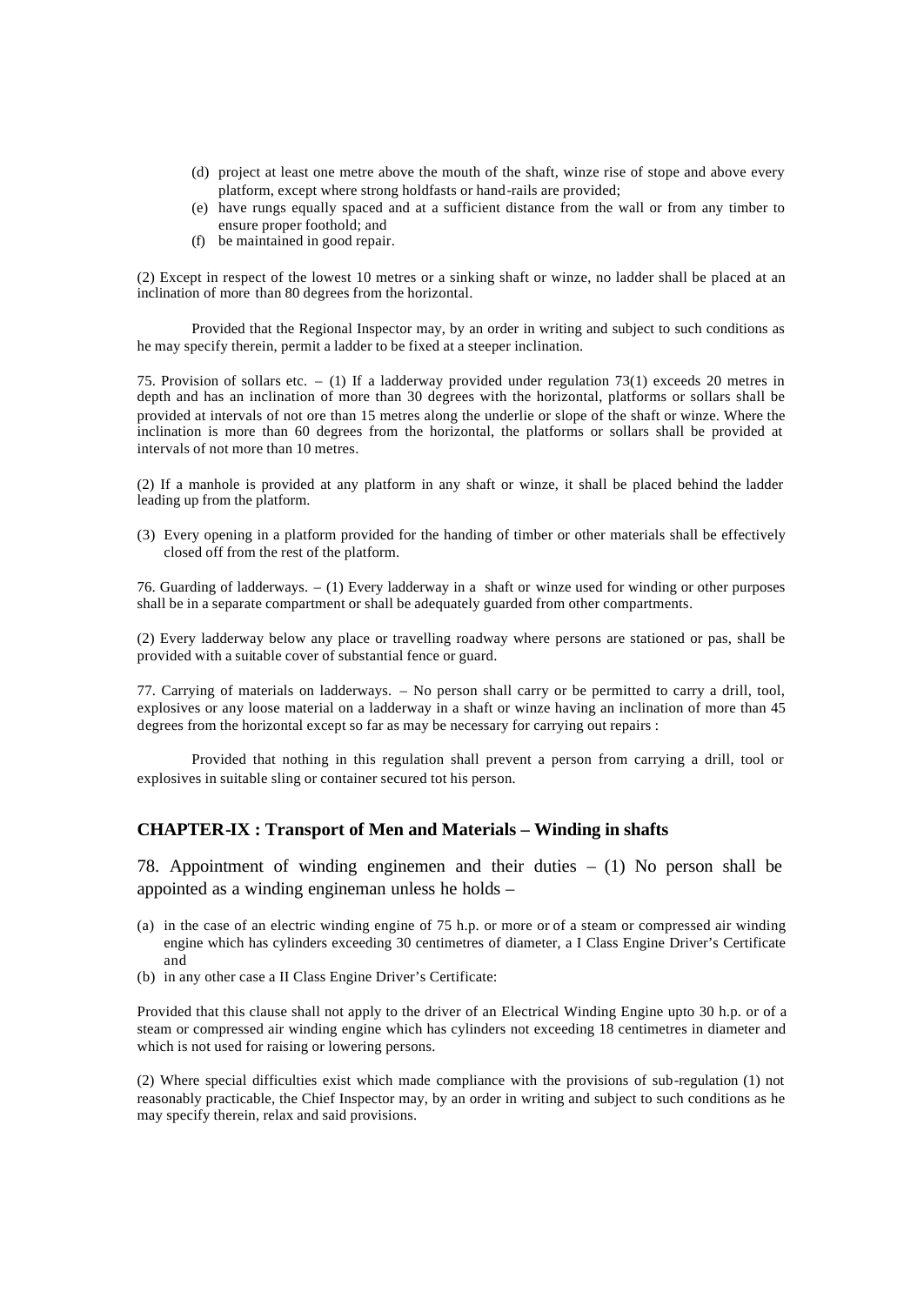(d) project at least one metre above the mouth of the shaft, winze rise of stope and above every platform, except where strong holdfasts or hand-rails are provided;
(e) have rungs equally spaced and at a sufficient distance from the wall or from any timber to ensure proper foothold; and
(f) be maintained in good repair.

(2) Except in respect of the lowest 10 metres or a sinking shaft or winze, no ladder shall be placed at an inclination of more than 80 degrees from the horizontal.

Provided that the Regional Inspector may, by an order in writing and subject to such conditions as he may specify therein, permit a ladder to be fixed at a steeper inclination.

75. Provision of sollars etc. – (1) If a ladderway provided under regulation 73(1) exceeds 20 metres in depth and has an inclination of more than 30 degrees with the horizontal, platforms or sollars shall be provided at intervals of not ore than 15 metres along the underlie or slope of the shaft or winze. Where the inclination is more than 60 degrees from the horizontal, the platforms or sollars shall be provided at intervals of not more than 10 metres.

(2) If a manhole is provided at any platform in any shaft or winze, it shall be placed behind the ladder leading up from the platform.

(3) Every opening in a platform provided for the handing of timber or other materials shall be effectively closed off from the rest of the platform.

76. Guarding of ladderways. – (1) Every ladderway in a shaft or winze used for winding or other purposes shall be in a separate compartment or shall be adequately guarded from other compartments.

(2) Every ladderway below any place or travelling roadway where persons are stationed or pas, shall be provided with a suitable cover of substantial fence or guard.

77. Carrying of materials on ladderways. – No person shall carry or be permitted to carry a drill, tool, explosives or any loose material on a ladderway in a shaft or winze having an inclination of more than 45 degrees from the horizontal except so far as may be necessary for carrying out repairs :

Provided that nothing in this regulation shall prevent a person from carrying a drill, tool or explosives in suitable sling or container secured tot his person.

## CHAPTER-IX : Transport of Men and Materials – Winding in shafts

78. Appointment of winding enginemen and their duties – (1) No person shall be appointed as a winding engineman unless he holds –

(a) in the case of an electric winding engine of 75 h.p. or more or of a steam or compressed air winding engine which has cylinders exceeding 30 centimetres of diameter, a I Class Engine Driver's Certificate and
(b) in any other case a II Class Engine Driver's Certificate:

Provided that this clause shall not apply to the driver of an Electrical Winding Engine upto 30 h.p. or of a steam or compressed air winding engine which has cylinders not exceeding 18 centimetres in diameter and which is not used for raising or lowering persons.

(2) Where special difficulties exist which made compliance with the provisions of sub-regulation (1) not reasonably practicable, the Chief Inspector may, by an order in writing and subject to such conditions as he may specify therein, relax and said provisions.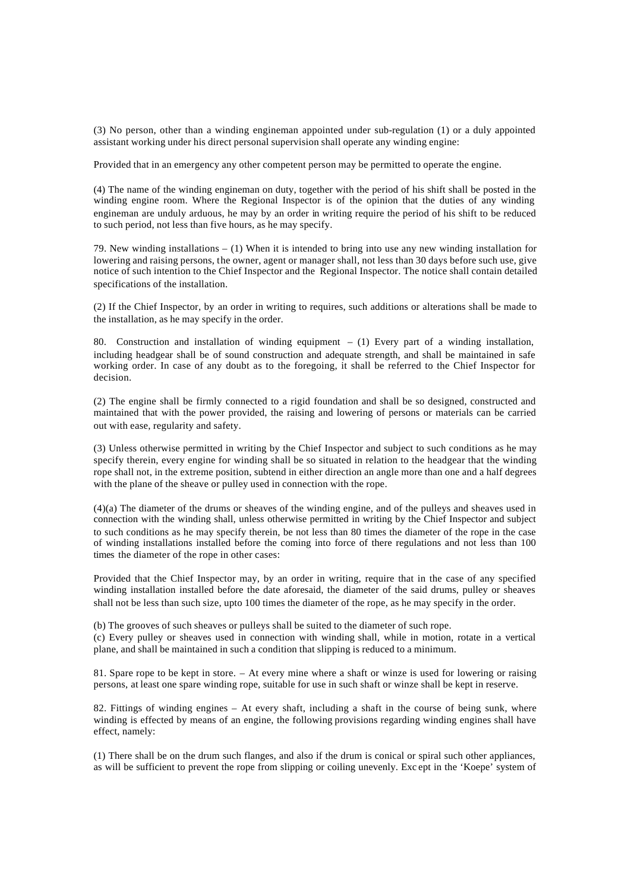(3) No person, other than a winding engineman appointed under sub-regulation (1) or a duly appointed assistant working under his direct personal supervision shall operate any winding engine:

Provided that in an emergency any other competent person may be permitted to operate the engine.

(4) The name of the winding engineman on duty, together with the period of his shift shall be posted in the winding engine room. Where the Regional Inspector is of the opinion that the duties of any winding engineman are unduly arduous, he may by an order in writing require the period of his shift to be reduced to such period, not less than five hours, as he may specify.

79. New winding installations – (1) When it is intended to bring into use any new winding installation for lowering and raising persons, the owner, agent or manager shall, not less than 30 days before such use, give notice of such intention to the Chief Inspector and the Regional Inspector. The notice shall contain detailed specifications of the installation.

(2) If the Chief Inspector, by an order in writing to requires, such additions or alterations shall be made to the installation, as he may specify in the order.

80. Construction and installation of winding equipment – (1) Every part of a winding installation, including headgear shall be of sound construction and adequate strength, and shall be maintained in safe working order. In case of any doubt as to the foregoing, it shall be referred to the Chief Inspector for decision.

(2) The engine shall be firmly connected to a rigid foundation and shall be so designed, constructed and maintained that with the power provided, the raising and lowering of persons or materials can be carried out with ease, regularity and safety.

(3) Unless otherwise permitted in writing by the Chief Inspector and subject to such conditions as he may specify therein, every engine for winding shall be so situated in relation to the headgear that the winding rope shall not, in the extreme position, subtend in either direction an angle more than one and a half degrees with the plane of the sheave or pulley used in connection with the rope.

(4)(a) The diameter of the drums or sheaves of the winding engine, and of the pulleys and sheaves used in connection with the winding shall, unless otherwise permitted in writing by the Chief Inspector and subject to such conditions as he may specify therein, be not less than 80 times the diameter of the rope in the case of winding installations installed before the coming into force of there regulations and not less than 100 times the diameter of the rope in other cases:

Provided that the Chief Inspector may, by an order in writing, require that in the case of any specified winding installation installed before the date aforesaid, the diameter of the said drums, pulley or sheaves shall not be less than such size, upto 100 times the diameter of the rope, as he may specify in the order.

(b) The grooves of such sheaves or pulleys shall be suited to the diameter of such rope.
(c) Every pulley or sheaves used in connection with winding shall, while in motion, rotate in a vertical plane, and shall be maintained in such a condition that slipping is reduced to a minimum.

81. Spare rope to be kept in store. – At every mine where a shaft or winze is used for lowering or raising persons, at least one spare winding rope, suitable for use in such shaft or winze shall be kept in reserve.

82. Fittings of winding engines – At every shaft, including a shaft in the course of being sunk, where winding is effected by means of an engine, the following provisions regarding winding engines shall have effect, namely:

(1) There shall be on the drum such flanges, and also if the drum is conical or spiral such other appliances, as will be sufficient to prevent the rope from slipping or coiling unevenly. Except in the 'Koepe' system of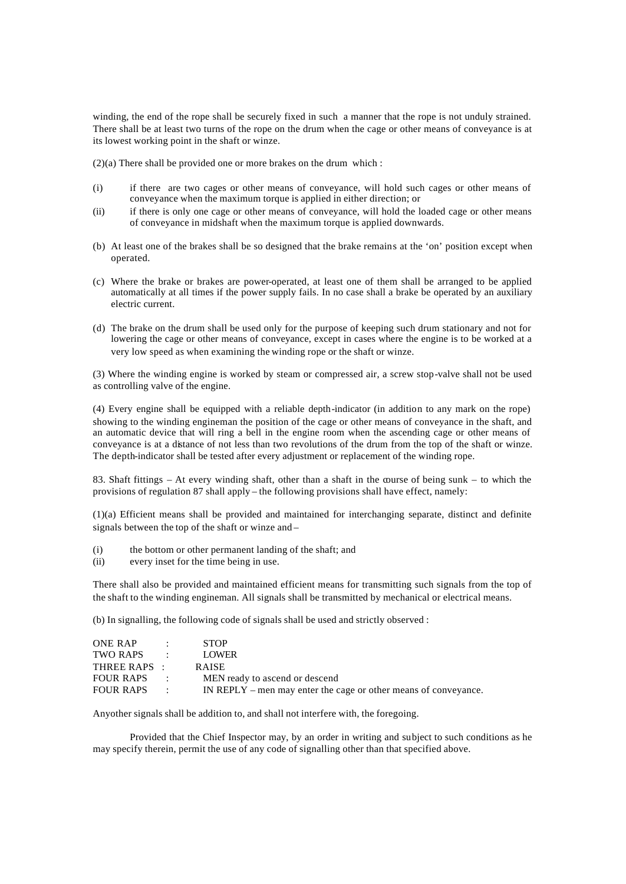winding, the end of the rope shall be securely fixed in such a manner that the rope is not unduly strained. There shall be at least two turns of the rope on the drum when the cage or other means of conveyance is at its lowest working point in the shaft or winze.

(2)(a) There shall be provided one or more brakes on the drum which :

(i) if there are two cages or other means of conveyance, will hold such cages or other means of conveyance when the maximum torque is applied in either direction; or

(ii) if there is only one cage or other means of conveyance, will hold the loaded cage or other means of conveyance in midshaft when the maximum torque is applied downwards.

(b) At least one of the brakes shall be so designed that the brake remains at the 'on' position except when operated.

(c) Where the brake or brakes are power-operated, at least one of them shall be arranged to be applied automatically at all times if the power supply fails. In no case shall a brake be operated by an auxiliary electric current.

(d) The brake on the drum shall be used only for the purpose of keeping such drum stationary and not for lowering the cage or other means of conveyance, except in cases where the engine is to be worked at a very low speed as when examining the winding rope or the shaft or winze.

(3) Where the winding engine is worked by steam or compressed air, a screw stop-valve shall not be used as controlling valve of the engine.

(4) Every engine shall be equipped with a reliable depth-indicator (in addition to any mark on the rope) showing to the winding engineman the position of the cage or other means of conveyance in the shaft, and an automatic device that will ring a bell in the engine room when the ascending cage or other means of conveyance is at a distance of not less than two revolutions of the drum from the top of the shaft or winze. The depth-indicator shall be tested after every adjustment or replacement of the winding rope.

83. Shaft fittings – At every winding shaft, other than a shaft in the course of being sunk – to which the provisions of regulation 87 shall apply – the following provisions shall have effect, namely:

(1)(a) Efficient means shall be provided and maintained for interchanging separate, distinct and definite signals between the top of the shaft or winze and –

(i) the bottom or other permanent landing of the shaft; and

(ii) every inset for the time being in use.

There shall also be provided and maintained efficient means for transmitting such signals from the top of the shaft to the winding engineman. All signals shall be transmitted by mechanical or electrical means.

(b) In signalling, the following code of signals shall be used and strictly observed :

| | | |
|---|---|---|
| ONE RAP | : | STOP |
| TWO RAPS | : | LOWER |
| THREE RAPS | : | RAISE |
| FOUR RAPS | : | MEN ready to ascend or descend |
| FOUR RAPS | : | IN REPLY – men may enter the cage or other means of conveyance. |

Anyother signals shall be addition to, and shall not interfere with, the foregoing.

Provided that the Chief Inspector may, by an order in writing and subject to such conditions as he may specify therein, permit the use of any code of signalling other than that specified above.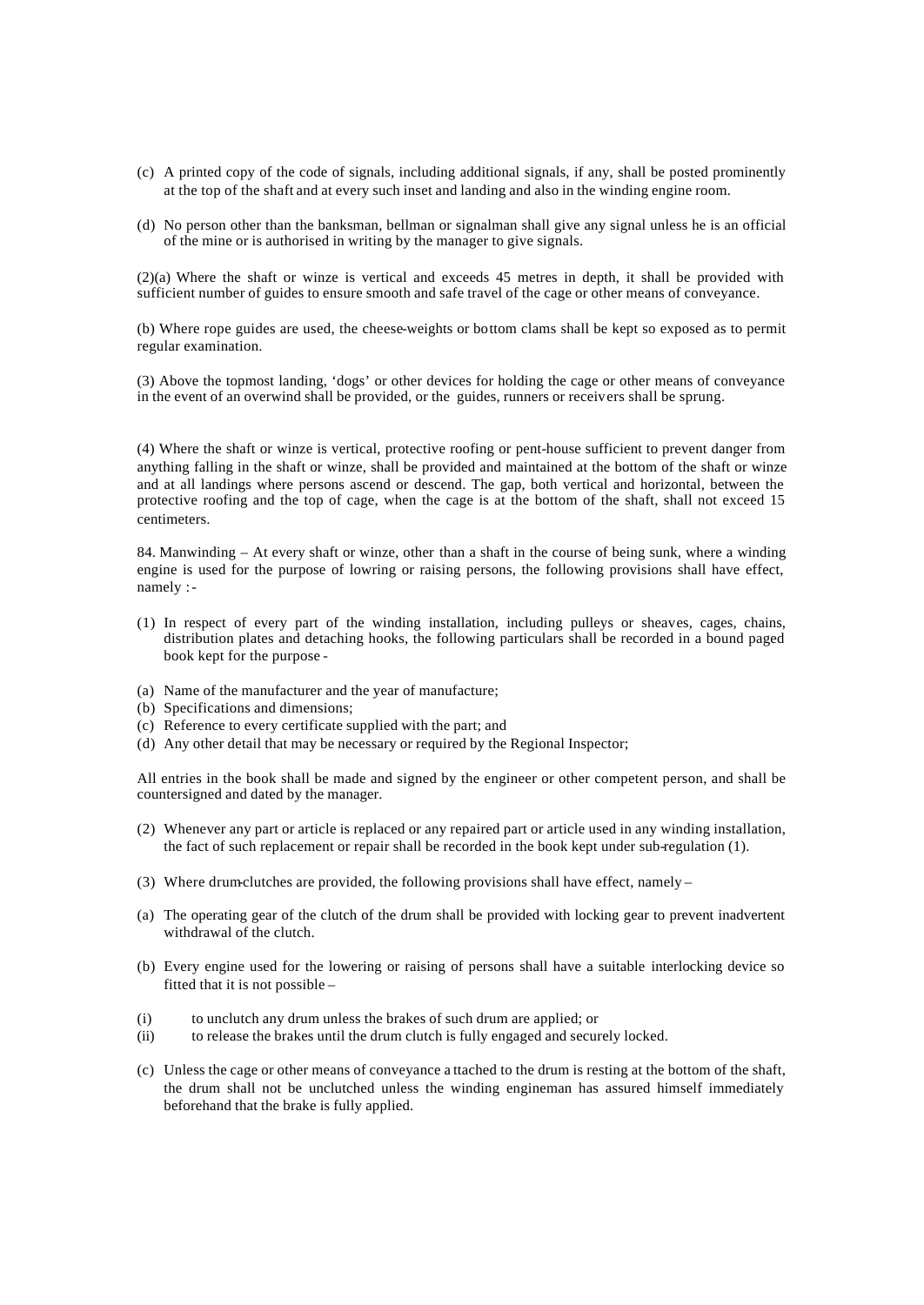(c) A printed copy of the code of signals, including additional signals, if any, shall be posted prominently at the top of the shaft and at every such inset and landing and also in the winding engine room.

(d) No person other than the banksman, bellman or signalman shall give any signal unless he is an official of the mine or is authorised in writing by the manager to give signals.

(2)(a) Where the shaft or winze is vertical and exceeds 45 metres in depth, it shall be provided with sufficient number of guides to ensure smooth and safe travel of the cage or other means of conveyance.

(b) Where rope guides are used, the cheese-weights or bottom clams shall be kept so exposed as to permit regular examination.

(3) Above the topmost landing, 'dogs' or other devices for holding the cage or other means of conveyance in the event of an overwind shall be provided, or the guides, runners or receivers shall be sprung.

(4) Where the shaft or winze is vertical, protective roofing or pent-house sufficient to prevent danger from anything falling in the shaft or winze, shall be provided and maintained at the bottom of the shaft or winze and at all landings where persons ascend or descend. The gap, both vertical and horizontal, between the protective roofing and the top of cage, when the cage is at the bottom of the shaft, shall not exceed 15 centimeters.

84. Manwinding – At every shaft or winze, other than a shaft in the course of being sunk, where a winding engine is used for the purpose of lowring or raising persons, the following provisions shall have effect, namely :-

(1) In respect of every part of the winding installation, including pulleys or sheaves, cages, chains, distribution plates and detaching hooks, the following particulars shall be recorded in a bound paged book kept for the purpose -

(a) Name of the manufacturer and the year of manufacture;
(b) Specifications and dimensions;
(c) Reference to every certificate supplied with the part; and
(d) Any other detail that may be necessary or required by the Regional Inspector;

All entries in the book shall be made and signed by the engineer or other competent person, and shall be countersigned and dated by the manager.

(2) Whenever any part or article is replaced or any repaired part or article used in any winding installation, the fact of such replacement or repair shall be recorded in the book kept under sub-regulation (1).

(3) Where drum-clutches are provided, the following provisions shall have effect, namely –

(a) The operating gear of the clutch of the drum shall be provided with locking gear to prevent inadvertent withdrawal of the clutch.

(b) Every engine used for the lowering or raising of persons shall have a suitable interlocking device so fitted that it is not possible –

(i) to unclutch any drum unless the brakes of such drum are applied; or
(ii) to release the brakes until the drum clutch is fully engaged and securely locked.

(c) Unless the cage or other means of conveyance attached to the drum is resting at the bottom of the shaft, the drum shall not be unclutched unless the winding engineman has assured himself immediately beforehand that the brake is fully applied.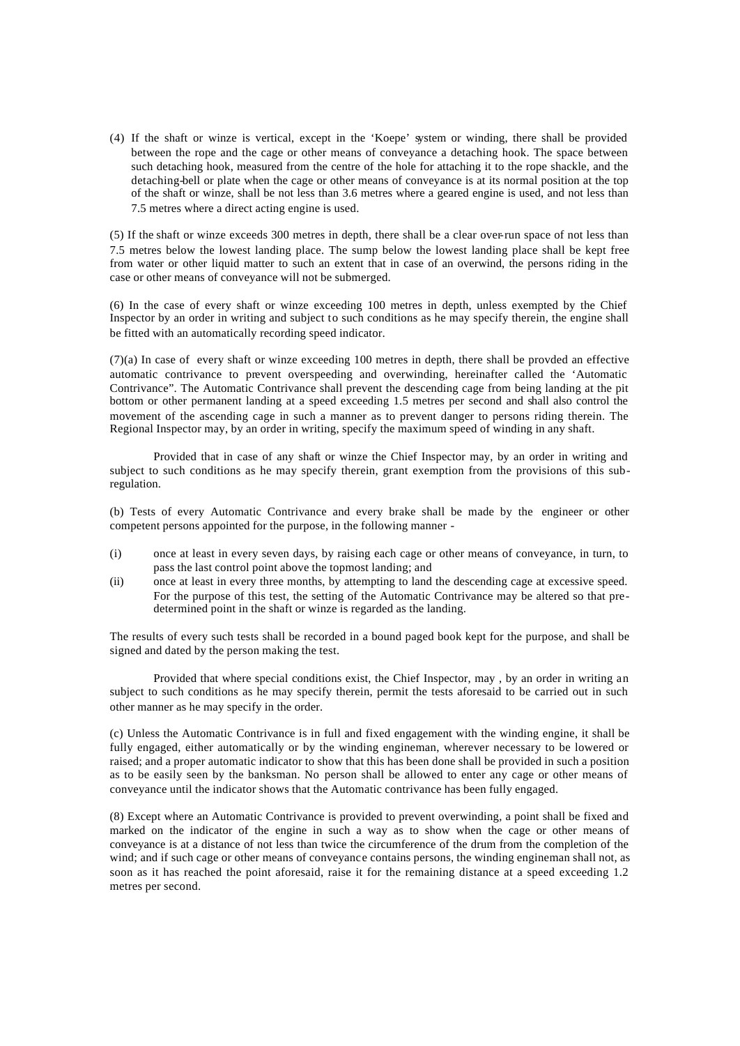(4) If the shaft or winze is vertical, except in the 'Koepe' system or winding, there shall be provided between the rope and the cage or other means of conveyance a detaching hook. The space between such detaching hook, measured from the centre of the hole for attaching it to the rope shackle, and the detaching-bell or plate when the cage or other means of conveyance is at its normal position at the top of the shaft or winze, shall be not less than 3.6 metres where a geared engine is used, and not less than 7.5 metres where a direct acting engine is used.

(5) If the shaft or winze exceeds 300 metres in depth, there shall be a clear over-run space of not less than 7.5 metres below the lowest landing place. The sump below the lowest landing place shall be kept free from water or other liquid matter to such an extent that in case of an overwind, the persons riding in the case or other means of conveyance will not be submerged.

(6) In the case of every shaft or winze exceeding 100 metres in depth, unless exempted by the Chief Inspector by an order in writing and subject to such conditions as he may specify therein, the engine shall be fitted with an automatically recording speed indicator.

(7)(a) In case of every shaft or winze exceeding 100 metres in depth, there shall be provded an effective automatic contrivance to prevent overspeeding and overwinding, hereinafter called the 'Automatic Contrivance". The Automatic Contrivance shall prevent the descending cage from being landing at the pit bottom or other permanent landing at a speed exceeding 1.5 metres per second and shall also control the movement of the ascending cage in such a manner as to prevent danger to persons riding therein. The Regional Inspector may, by an order in writing, specify the maximum speed of winding in any shaft.

Provided that in case of any shaft or winze the Chief Inspector may, by an order in writing and subject to such conditions as he may specify therein, grant exemption from the provisions of this sub-regulation.

(b) Tests of every Automatic Contrivance and every brake shall be made by the engineer or other competent persons appointed for the purpose, in the following manner -

(i) once at least in every seven days, by raising each cage or other means of conveyance, in turn, to pass the last control point above the topmost landing; and

(ii) once at least in every three months, by attempting to land the descending cage at excessive speed. For the purpose of this test, the setting of the Automatic Contrivance may be altered so that pre-determined point in the shaft or winze is regarded as the landing.

The results of every such tests shall be recorded in a bound paged book kept for the purpose, and shall be signed and dated by the person making the test.

Provided that where special conditions exist, the Chief Inspector, may , by an order in writing an subject to such conditions as he may specify therein, permit the tests aforesaid to be carried out in such other manner as he may specify in the order.

(c) Unless the Automatic Contrivance is in full and fixed engagement with the winding engine, it shall be fully engaged, either automatically or by the winding engineman, wherever necessary to be lowered or raised; and a proper automatic indicator to show that this has been done shall be provided in such a position as to be easily seen by the banksman. No person shall be allowed to enter any cage or other means of conveyance until the indicator shows that the Automatic contrivance has been fully engaged.

(8) Except where an Automatic Contrivance is provided to prevent overwinding, a point shall be fixed and marked on the indicator of the engine in such a way as to show when the cage or other means of conveyance is at a distance of not less than twice the circumference of the drum from the completion of the wind; and if such cage or other means of conveyance contains persons, the winding engineman shall not, as soon as it has reached the point aforesaid, raise it for the remaining distance at a speed exceeding 1.2 metres per second.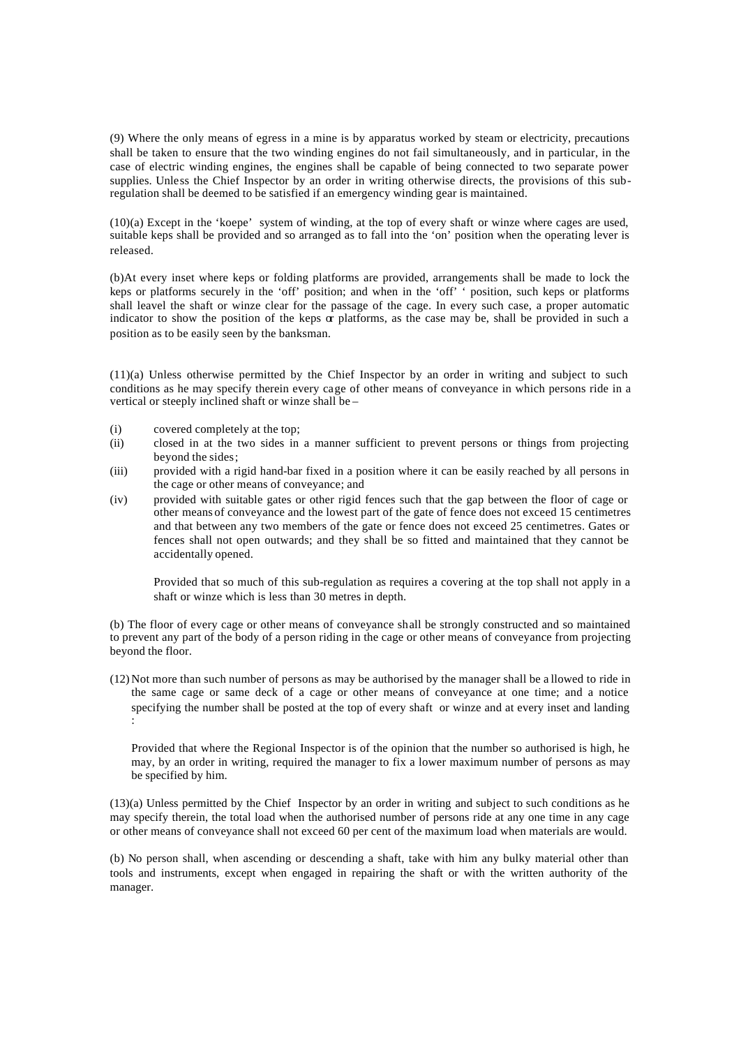(9) Where the only means of egress in a mine is by apparatus worked by steam or electricity, precautions shall be taken to ensure that the two winding engines do not fail simultaneously, and in particular, in the case of electric winding engines, the engines shall be capable of being connected to two separate power supplies. Unless the Chief Inspector by an order in writing otherwise directs, the provisions of this sub-regulation shall be deemed to be satisfied if an emergency winding gear is maintained.

(10)(a) Except in the 'koepe' system of winding, at the top of every shaft or winze where cages are used, suitable keps shall be provided and so arranged as to fall into the 'on' position when the operating lever is released.

(b)At every inset where keps or folding platforms are provided, arrangements shall be made to lock the keps or platforms securely in the 'off' position; and when in the 'off' ' position, such keps or platforms shall leavel the shaft or winze clear for the passage of the cage. In every such case, a proper automatic indicator to show the position of the keps or platforms, as the case may be, shall be provided in such a position as to be easily seen by the banksman.

(11)(a) Unless otherwise permitted by the Chief Inspector by an order in writing and subject to such conditions as he may specify therein every cage of other means of conveyance in which persons ride in a vertical or steeply inclined shaft or winze shall be –

(i) covered completely at the top;

(ii) closed in at the two sides in a manner sufficient to prevent persons or things from projecting beyond the sides;

(iii) provided with a rigid hand-bar fixed in a position where it can be easily reached by all persons in the cage or other means of conveyance; and

(iv) provided with suitable gates or other rigid fences such that the gap between the floor of cage or other means of conveyance and the lowest part of the gate of fence does not exceed 15 centimetres and that between any two members of the gate or fence does not exceed 25 centimetres. Gates or fences shall not open outwards; and they shall be so fitted and maintained that they cannot be accidentally opened.

Provided that so much of this sub-regulation as requires a covering at the top shall not apply in a shaft or winze which is less than 30 metres in depth.

(b) The floor of every cage or other means of conveyance shall be strongly constructed and so maintained to prevent any part of the body of a person riding in the cage or other means of conveyance from projecting beyond the floor.

(12) Not more than such number of persons as may be authorised by the manager shall be a llowed to ride in the same cage or same deck of a cage or other means of conveyance at one time; and a notice specifying the number shall be posted at the top of every shaft or winze and at every inset and landing :

Provided that where the Regional Inspector is of the opinion that the number so authorised is high, he may, by an order in writing, required the manager to fix a lower maximum number of persons as may be specified by him.

(13)(a) Unless permitted by the Chief Inspector by an order in writing and subject to such conditions as he may specify therein, the total load when the authorised number of persons ride at any one time in any cage or other means of conveyance shall not exceed 60 per cent of the maximum load when materials are would.

(b) No person shall, when ascending or descending a shaft, take with him any bulky material other than tools and instruments, except when engaged in repairing the shaft or with the written authority of the manager.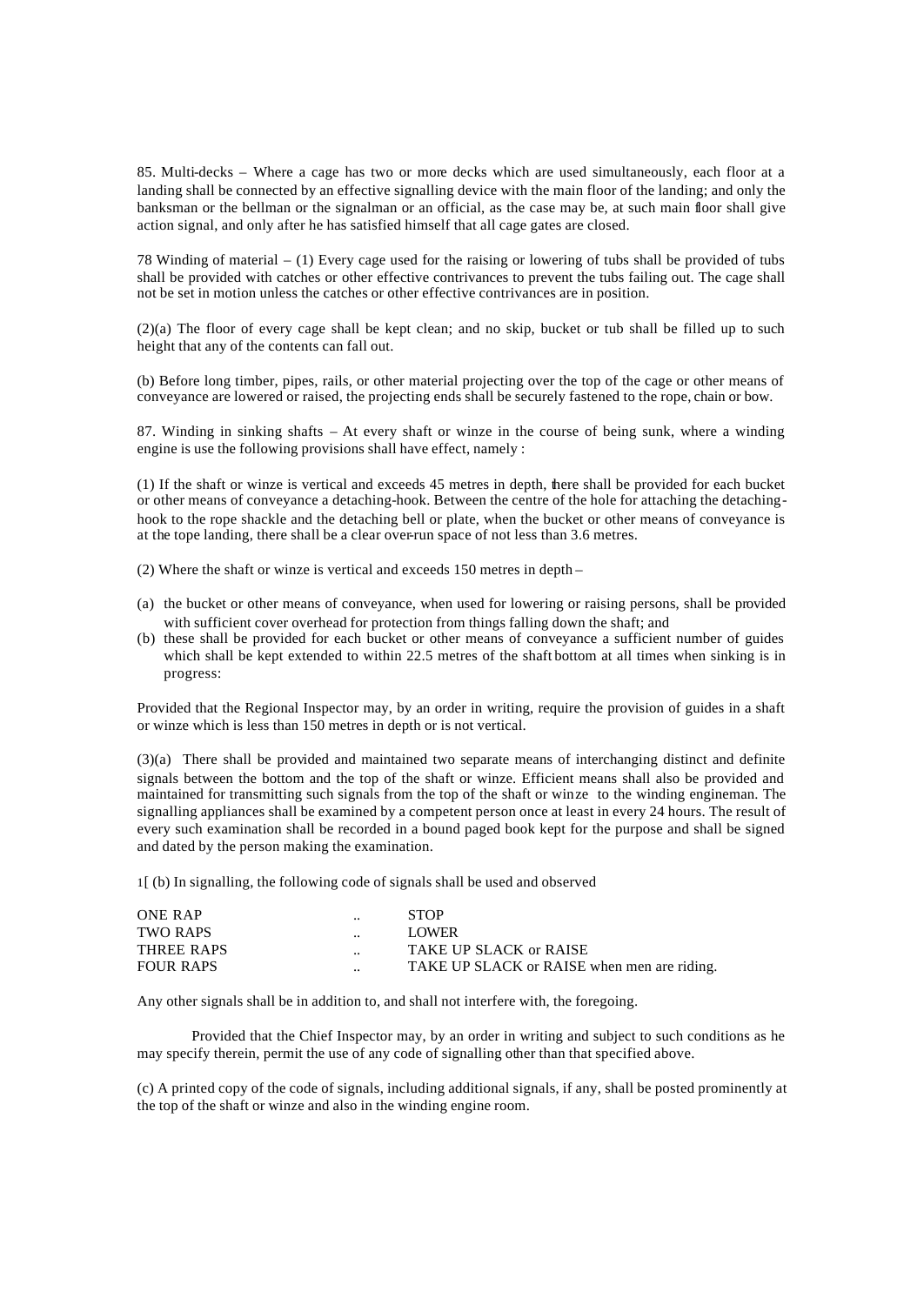85. Multi-decks – Where a cage has two or more decks which are used simultaneously, each floor at a landing shall be connected by an effective signalling device with the main floor of the landing; and only the banksman or the bellman or the signalman or an official, as the case may be, at such main floor shall give action signal, and only after he has satisfied himself that all cage gates are closed.

78 Winding of material – (1) Every cage used for the raising or lowering of tubs shall be provided of tubs shall be provided with catches or other effective contrivances to prevent the tubs failing out. The cage shall not be set in motion unless the catches or other effective contrivances are in position.

(2)(a) The floor of every cage shall be kept clean; and no skip, bucket or tub shall be filled up to such height that any of the contents can fall out.

(b) Before long timber, pipes, rails, or other material projecting over the top of the cage or other means of conveyance are lowered or raised, the projecting ends shall be securely fastened to the rope, chain or bow.

87. Winding in sinking shafts – At every shaft or winze in the course of being sunk, where a winding engine is use the following provisions shall have effect, namely :

(1) If the shaft or winze is vertical and exceeds 45 metres in depth, there shall be provided for each bucket or other means of conveyance a detaching-hook. Between the centre of the hole for attaching the detaching-hook to the rope shackle and the detaching bell or plate, when the bucket or other means of conveyance is at the tope landing, there shall be a clear over-run space of not less than 3.6 metres.

(2) Where the shaft or winze is vertical and exceeds 150 metres in depth –

(a) the bucket or other means of conveyance, when used for lowering or raising persons, shall be provided with sufficient cover overhead for protection from things falling down the shaft; and
(b) these shall be provided for each bucket or other means of conveyance a sufficient number of guides which shall be kept extended to within 22.5 metres of the shaft bottom at all times when sinking is in progress:

Provided that the Regional Inspector may, by an order in writing, require the provision of guides in a shaft or winze which is less than 150 metres in depth or is not vertical.

(3)(a) There shall be provided and maintained two separate means of interchanging distinct and definite signals between the bottom and the top of the shaft or winze. Efficient means shall also be provided and maintained for transmitting such signals from the top of the shaft or winze to the winding engineman. The signalling appliances shall be examined by a competent person once at least in every 24 hours. The result of every such examination shall be recorded in a bound paged book kept for the purpose and shall be signed and dated by the person making the examination.

1[ (b) In signalling, the following code of signals shall be used and observed

| | | |
|---|---|---|
| ONE RAP | .. | STOP |
| TWO RAPS | .. | LOWER |
| THREE RAPS | .. | TAKE UP SLACK or RAISE |
| FOUR RAPS | .. | TAKE UP SLACK or RAISE when men are riding. |

Any other signals shall be in addition to, and shall not interfere with, the foregoing.

Provided that the Chief Inspector may, by an order in writing and subject to such conditions as he may specify therein, permit the use of any code of signalling other than that specified above.

(c) A printed copy of the code of signals, including additional signals, if any, shall be posted prominently at the top of the shaft or winze and also in the winding engine room.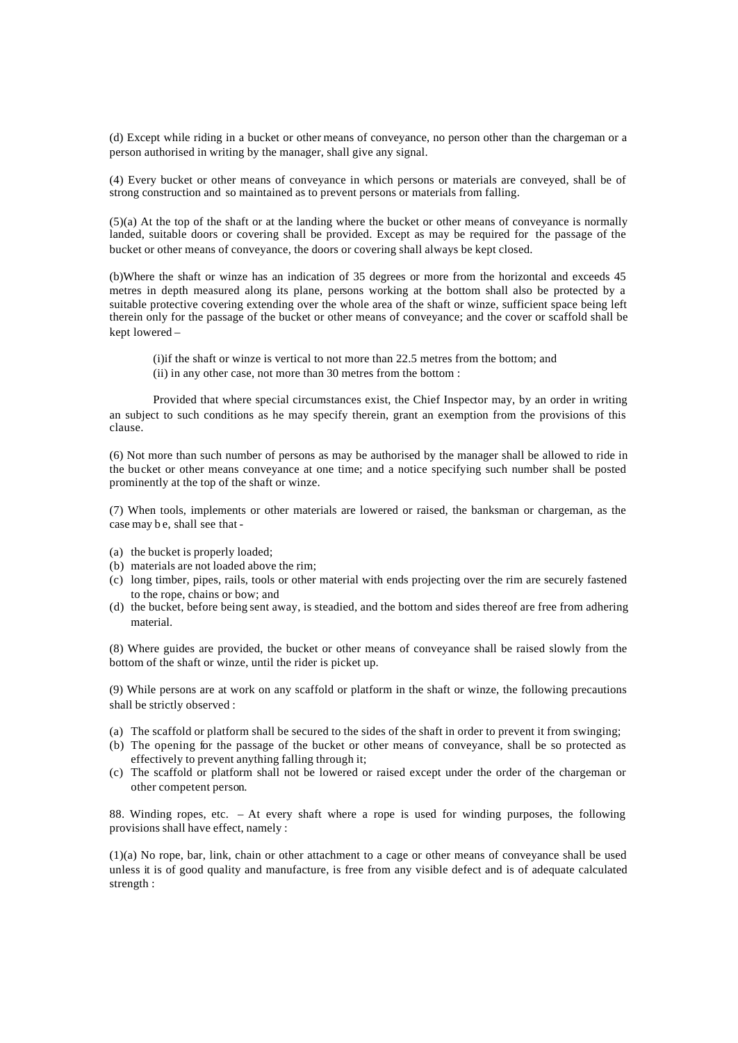(d) Except while riding in a bucket or other means of conveyance, no person other than the chargeman or a person authorised in writing by the manager, shall give any signal.

(4) Every bucket or other means of conveyance in which persons or materials are conveyed, shall be of strong construction and so maintained as to prevent persons or materials from falling.

(5)(a) At the top of the shaft or at the landing where the bucket or other means of conveyance is normally landed, suitable doors or covering shall be provided. Except as may be required for the passage of the bucket or other means of conveyance, the doors or covering shall always be kept closed.

(b)Where the shaft or winze has an indication of 35 degrees or more from the horizontal and exceeds 45 metres in depth measured along its plane, persons working at the bottom shall also be protected by a suitable protective covering extending over the whole area of the shaft or winze, sufficient space being left therein only for the passage of the bucket or other means of conveyance; and the cover or scaffold shall be kept lowered –

(i)if the shaft or winze is vertical to not more than 22.5 metres from the bottom; and
(ii) in any other case, not more than 30 metres from the bottom :

Provided that where special circumstances exist, the Chief Inspector may, by an order in writing an subject to such conditions as he may specify therein, grant an exemption from the provisions of this clause.

(6) Not more than such number of persons as may be authorised by the manager shall be allowed to ride in the bucket or other means conveyance at one time; and a notice specifying such number shall be posted prominently at the top of the shaft or winze.

(7) When tools, implements or other materials are lowered or raised, the banksman or chargeman, as the case may b e, shall see that -

(a) the bucket is properly loaded;
(b) materials are not loaded above the rim;
(c) long timber, pipes, rails, tools or other material with ends projecting over the rim are securely fastened to the rope, chains or bow; and
(d) the bucket, before being sent away, is steadied, and the bottom and sides thereof are free from adhering material.

(8) Where guides are provided, the bucket or other means of conveyance shall be raised slowly from the bottom of the shaft or winze, until the rider is picket up.

(9) While persons are at work on any scaffold or platform in the shaft or winze, the following precautions shall be strictly observed :

(a) The scaffold or platform shall be secured to the sides of the shaft in order to prevent it from swinging;
(b) The opening for the passage of the bucket or other means of conveyance, shall be so protected as effectively to prevent anything falling through it;
(c) The scaffold or platform shall not be lowered or raised except under the order of the chargeman or other competent person.

88. Winding ropes, etc. – At every shaft where a rope is used for winding purposes, the following provisions shall have effect, namely :

(1)(a) No rope, bar, link, chain or other attachment to a cage or other means of conveyance shall be used unless it is of good quality and manufacture, is free from any visible defect and is of adequate calculated strength :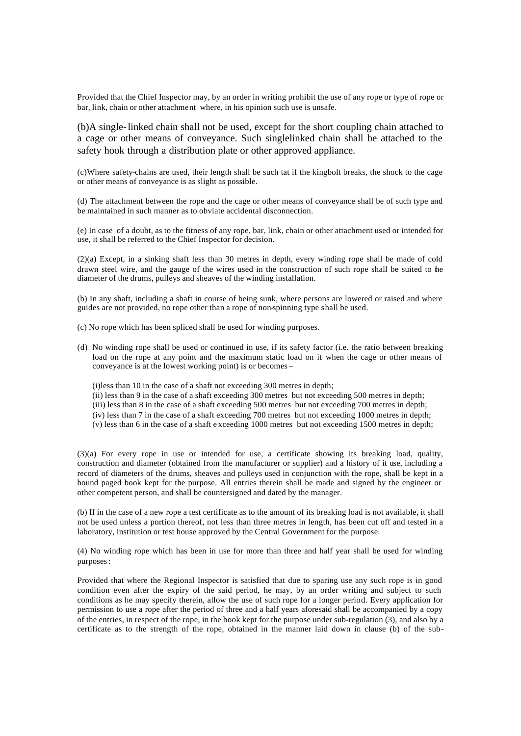Provided that the Chief Inspector may, by an order in writing prohibit the use of any rope or type of rope or bar, link, chain or other attachment where, in his opinion such use is unsafe.

(b)A single-linked chain shall not be used, except for the short coupling chain attached to a cage or other means of conveyance. Such singlelinked chain shall be attached to the safety hook through a distribution plate or other approved appliance.

(c)Where safety-chains are used, their length shall be such tat if the kingbolt breaks, the shock to the cage or other means of conveyance is as slight as possible.

(d) The attachment between the rope and the cage or other means of conveyance shall be of such type and be maintained in such manner as to obviate accidental disconnection.

(e) In case of a doubt, as to the fitness of any rope, bar, link, chain or other attachment used or intended for use, it shall be referred to the Chief Inspector for decision.

(2)(a) Except, in a sinking shaft less than 30 metres in depth, every winding rope shall be made of cold drawn steel wire, and the gauge of the wires used in the construction of such rope shall be suited to the diameter of the drums, pulleys and sheaves of the winding installation.

(b) In any shaft, including a shaft in course of being sunk, where persons are lowered or raised and where guides are not provided, no rope other than a rope of non-spinning type shall be used.

(c) No rope which has been spliced shall be used for winding purposes.

(d) No winding rope shall be used or continued in use, if its safety factor (i.e. the ratio between breaking load on the rope at any point and the maximum static load on it when the cage or other means of conveyance is at the lowest working point) is or becomes –

(i)less than 10 in the case of a shaft not exceeding 300 metres in depth;
(ii) less than 9 in the case of a shaft exceeding 300 metres but not exceeding 500 metres in depth;
(iii) less than 8 in the case of a shaft exceeding 500 metres but not exceeding 700 metres in depth;
(iv) less than 7 in the case of a shaft exceeding 700 metres but not exceeding 1000 metres in depth;
(v) less than 6 in the case of a shaft exceeding 1000 metres but not exceeding 1500 metres in depth;

(3)(a) For every rope in use or intended for use, a certificate showing its breaking load, quality, construction and diameter (obtained from the manufacturer or supplier) and a history of it use, including a record of diameters of the drums, sheaves and pulleys used in conjunction with the rope, shall be kept in a bound paged book kept for the purpose. All entries therein shall be made and signed by the engineer or other competent person, and shall be countersigned and dated by the manager.

(b) If in the case of a new rope a test certificate as to the amount of its breaking load is not available, it shall not be used unless a portion thereof, not less than three metres in length, has been cut off and tested in a laboratory, institution or test house approved by the Central Government for the purpose.

(4) No winding rope which has been in use for more than three and half year shall be used for winding purposes:

Provided that where the Regional Inspector is satisfied that due to sparing use any such rope is in good condition even after the expiry of the said period, he may, by an order writing and subject to such conditions as he may specify therein, allow the use of such rope for a longer period. Every application for permission to use a rope after the period of three and a half years aforesaid shall be accompanied by a copy of the entries, in respect of the rope, in the book kept for the purpose under sub-regulation (3), and also by a certificate as to the strength of the rope, obtained in the manner laid down in clause (b) of the sub-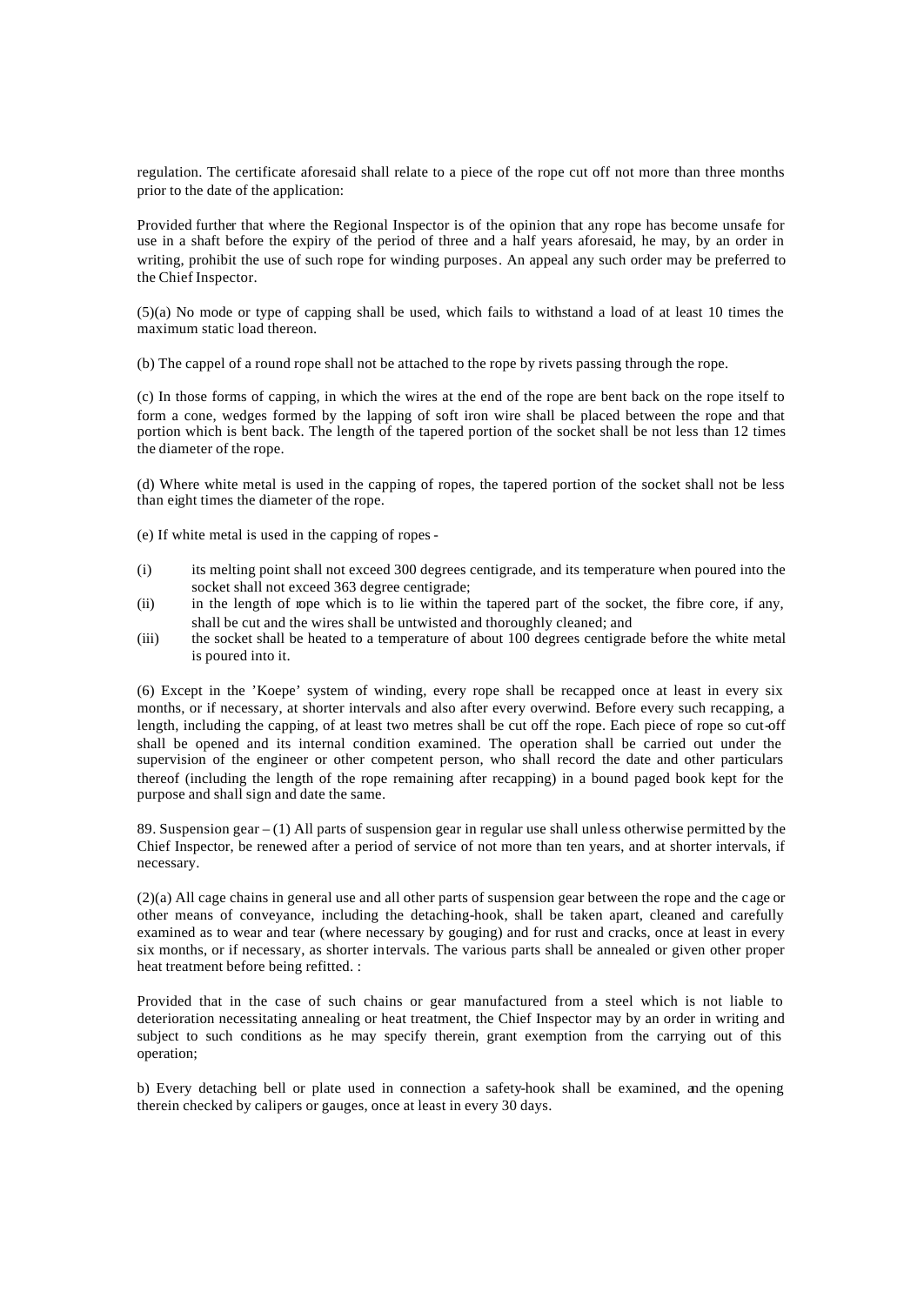regulation. The certificate aforesaid shall relate to a piece of the rope cut off not more than three months prior to the date of the application:

Provided further that where the Regional Inspector is of the opinion that any rope has become unsafe for use in a shaft before the expiry of the period of three and a half years aforesaid, he may, by an order in writing, prohibit the use of such rope for winding purposes. An appeal any such order may be preferred to the Chief Inspector.

(5)(a) No mode or type of capping shall be used, which fails to withstand a load of at least 10 times the maximum static load thereon.

(b) The cappel of a round rope shall not be attached to the rope by rivets passing through the rope.

(c) In those forms of capping, in which the wires at the end of the rope are bent back on the rope itself to form a cone, wedges formed by the lapping of soft iron wire shall be placed between the rope and that portion which is bent back. The length of the tapered portion of the socket shall be not less than 12 times the diameter of the rope.

(d) Where white metal is used in the capping of ropes, the tapered portion of the socket shall not be less than eight times the diameter of the rope.

(e) If white metal is used in the capping of ropes -

(i) its melting point shall not exceed 300 degrees centigrade, and its temperature when poured into the socket shall not exceed 363 degree centigrade;

(ii) in the length of rope which is to lie within the tapered part of the socket, the fibre core, if any, shall be cut and the wires shall be untwisted and thoroughly cleaned; and

(iii) the socket shall be heated to a temperature of about 100 degrees centigrade before the white metal is poured into it.

(6) Except in the 'Koepe' system of winding, every rope shall be recapped once at least in every six months, or if necessary, at shorter intervals and also after every overwind. Before every such recapping, a length, including the capping, of at least two metres shall be cut off the rope. Each piece of rope so cut-off shall be opened and its internal condition examined. The operation shall be carried out under the supervision of the engineer or other competent person, who shall record the date and other particulars thereof (including the length of the rope remaining after recapping) in a bound paged book kept for the purpose and shall sign and date the same.

89. Suspension gear – (1) All parts of suspension gear in regular use shall unless otherwise permitted by the Chief Inspector, be renewed after a period of service of not more than ten years, and at shorter intervals, if necessary.

(2)(a) All cage chains in general use and all other parts of suspension gear between the rope and the cage or other means of conveyance, including the detaching-hook, shall be taken apart, cleaned and carefully examined as to wear and tear (where necessary by gouging) and for rust and cracks, once at least in every six months, or if necessary, as shorter intervals. The various parts shall be annealed or given other proper heat treatment before being refitted. :

Provided that in the case of such chains or gear manufactured from a steel which is not liable to deterioration necessitating annealing or heat treatment, the Chief Inspector may by an order in writing and subject to such conditions as he may specify therein, grant exemption from the carrying out of this operation;

b) Every detaching bell or plate used in connection a safety-hook shall be examined, and the opening therein checked by calipers or gauges, once at least in every 30 days.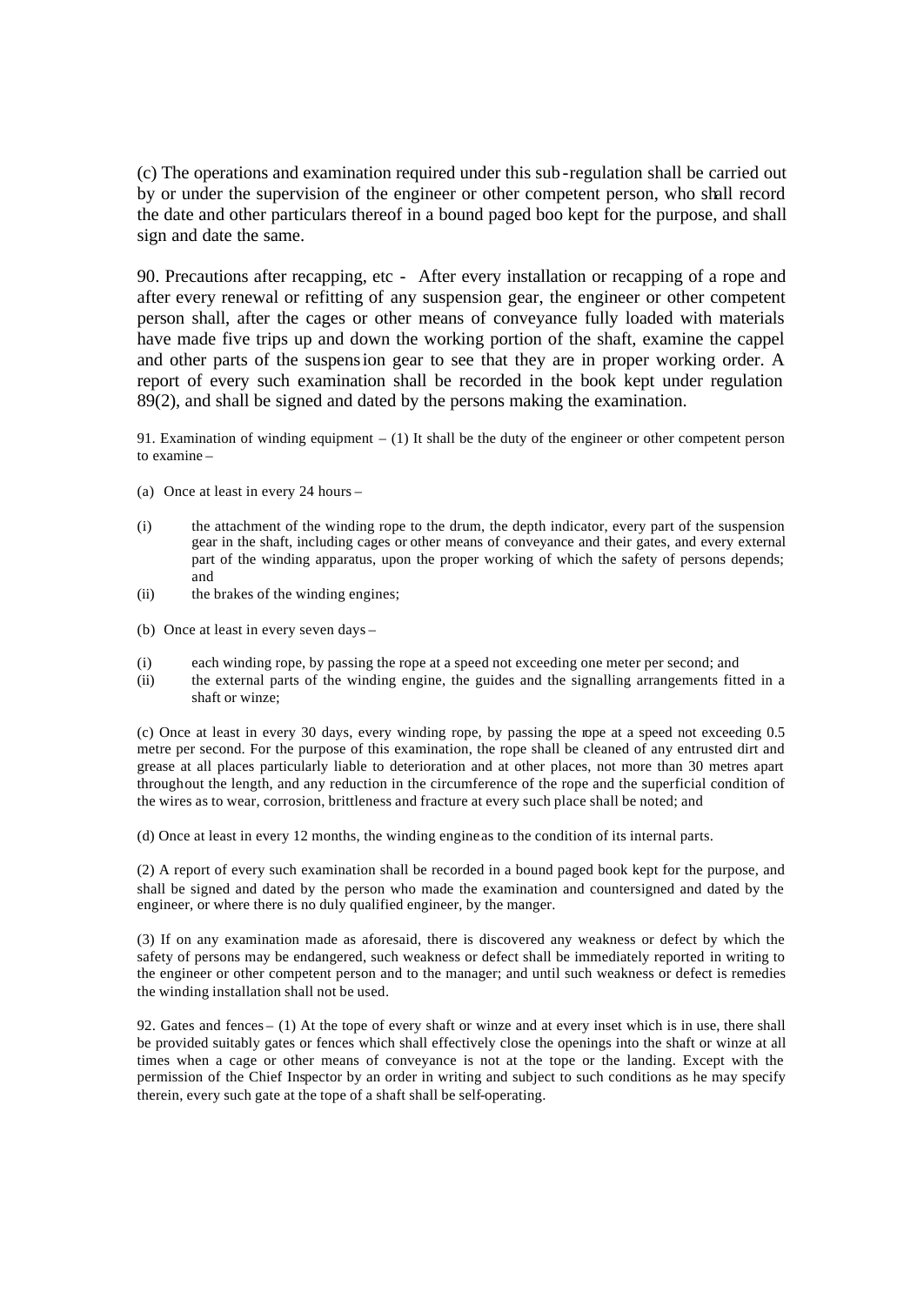(c) The operations and examination required under this sub-regulation shall be carried out by or under the supervision of the engineer or other competent person, who shall record the date and other particulars thereof in a bound paged boo kept for the purpose, and shall sign and date the same.

90. Precautions after recapping, etc - After every installation or recapping of a rope and after every renewal or refitting of any suspension gear, the engineer or other competent person shall, after the cages or other means of conveyance fully loaded with materials have made five trips up and down the working portion of the shaft, examine the cappel and other parts of the suspension gear to see that they are in proper working order. A report of every such examination shall be recorded in the book kept under regulation 89(2), and shall be signed and dated by the persons making the examination.

91. Examination of winding equipment – (1) It shall be the duty of the engineer or other competent person to examine –

(a) Once at least in every 24 hours –

(i) the attachment of the winding rope to the drum, the depth indicator, every part of the suspension gear in the shaft, including cages or other means of conveyance and their gates, and every external part of the winding apparatus, upon the proper working of which the safety of persons depends; and

(ii) the brakes of the winding engines;

(b) Once at least in every seven days –

(i) each winding rope, by passing the rope at a speed not exceeding one meter per second; and

(ii) the external parts of the winding engine, the guides and the signalling arrangements fitted in a shaft or winze;

(c) Once at least in every 30 days, every winding rope, by passing the rope at a speed not exceeding 0.5 metre per second. For the purpose of this examination, the rope shall be cleaned of any entrusted dirt and grease at all places particularly liable to deterioration and at other places, not more than 30 metres apart throughout the length, and any reduction in the circumference of the rope and the superficial condition of the wires as to wear, corrosion, brittleness and fracture at every such place shall be noted; and

(d) Once at least in every 12 months, the winding engine as to the condition of its internal parts.

(2) A report of every such examination shall be recorded in a bound paged book kept for the purpose, and shall be signed and dated by the person who made the examination and countersigned and dated by the engineer, or where there is no duly qualified engineer, by the manger.

(3) If on any examination made as aforesaid, there is discovered any weakness or defect by which the safety of persons may be endangered, such weakness or defect shall be immediately reported in writing to the engineer or other competent person and to the manager; and until such weakness or defect is remedies the winding installation shall not be used.

92. Gates and fences – (1) At the tope of every shaft or winze and at every inset which is in use, there shall be provided suitably gates or fences which shall effectively close the openings into the shaft or winze at all times when a cage or other means of conveyance is not at the tope or the landing. Except with the permission of the Chief Inspector by an order in writing and subject to such conditions as he may specify therein, every such gate at the tope of a shaft shall be self-operating.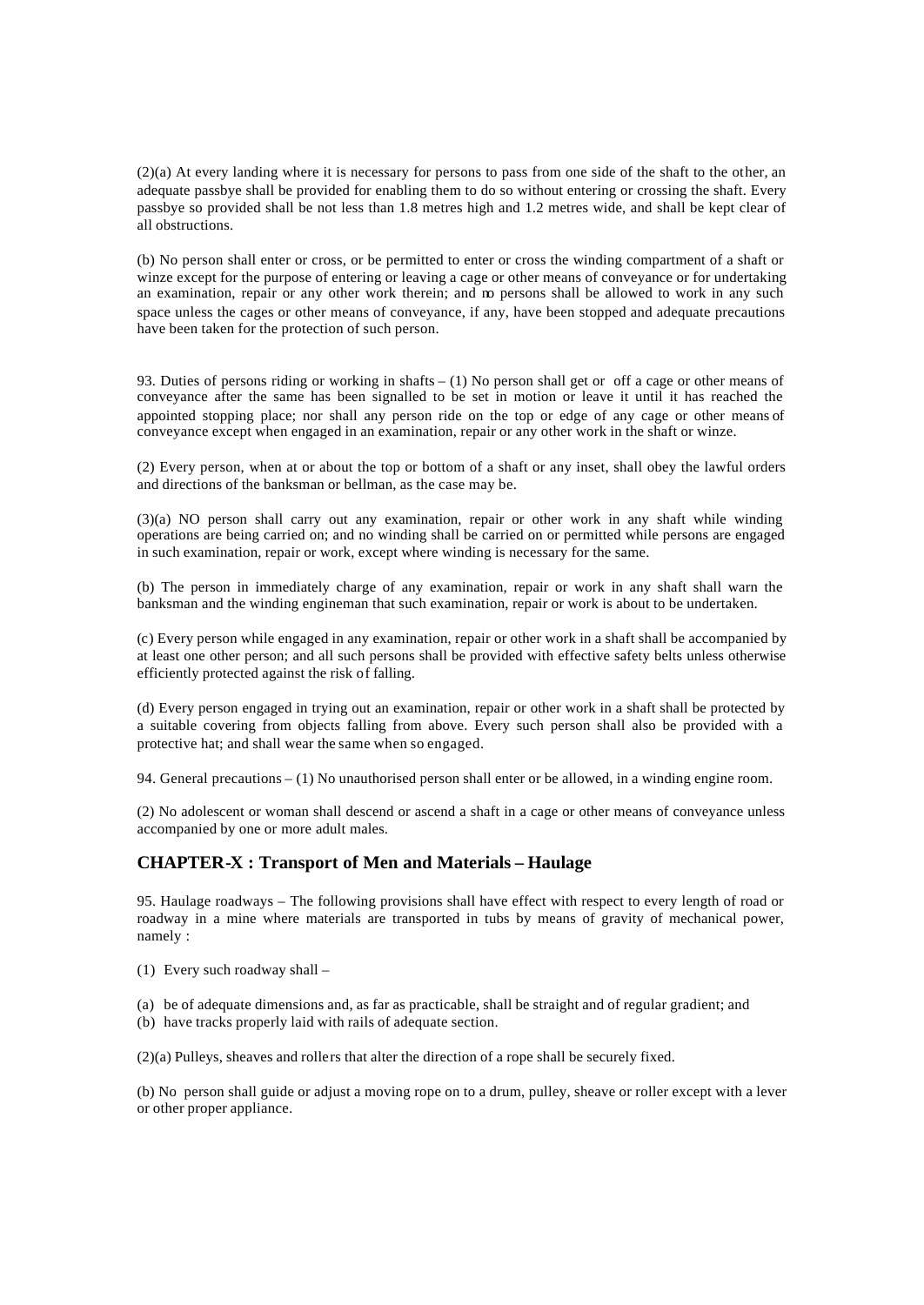(2)(a) At every landing where it is necessary for persons to pass from one side of the shaft to the other, an adequate passbye shall be provided for enabling them to do so without entering or crossing the shaft. Every passbye so provided shall be not less than 1.8 metres high and 1.2 metres wide, and shall be kept clear of all obstructions.

(b) No person shall enter or cross, or be permitted to enter or cross the winding compartment of a shaft or winze except for the purpose of entering or leaving a cage or other means of conveyance or for undertaking an examination, repair or any other work therein; and no persons shall be allowed to work in any such space unless the cages or other means of conveyance, if any, have been stopped and adequate precautions have been taken for the protection of such person.

93. Duties of persons riding or working in shafts – (1) No person shall get or off a cage or other means of conveyance after the same has been signalled to be set in motion or leave it until it has reached the appointed stopping place; nor shall any person ride on the top or edge of any cage or other means of conveyance except when engaged in an examination, repair or any other work in the shaft or winze.

(2) Every person, when at or about the top or bottom of a shaft or any inset, shall obey the lawful orders and directions of the banksman or bellman, as the case may be.

(3)(a) NO person shall carry out any examination, repair or other work in any shaft while winding operations are being carried on; and no winding shall be carried on or permitted while persons are engaged in such examination, repair or work, except where winding is necessary for the same.

(b) The person in immediately charge of any examination, repair or work in any shaft shall warn the banksman and the winding engineman that such examination, repair or work is about to be undertaken.

(c) Every person while engaged in any examination, repair or other work in a shaft shall be accompanied by at least one other person; and all such persons shall be provided with effective safety belts unless otherwise efficiently protected against the risk of falling.

(d) Every person engaged in trying out an examination, repair or other work in a shaft shall be protected by a suitable covering from objects falling from above. Every such person shall also be provided with a protective hat; and shall wear the same when so engaged.

94. General precautions – (1) No unauthorised person shall enter or be allowed, in a winding engine room.

(2) No adolescent or woman shall descend or ascend a shaft in a cage or other means of conveyance unless accompanied by one or more adult males.

## CHAPTER-X : Transport of Men and Materials – Haulage

95. Haulage roadways – The following provisions shall have effect with respect to every length of road or roadway in a mine where materials are transported in tubs by means of gravity of mechanical power, namely :

(1) Every such roadway shall –

(a) be of adequate dimensions and, as far as practicable, shall be straight and of regular gradient; and
(b) have tracks properly laid with rails of adequate section.

(2)(a) Pulleys, sheaves and rollers that alter the direction of a rope shall be securely fixed.

(b) No person shall guide or adjust a moving rope on to a drum, pulley, sheave or roller except with a lever or other proper appliance.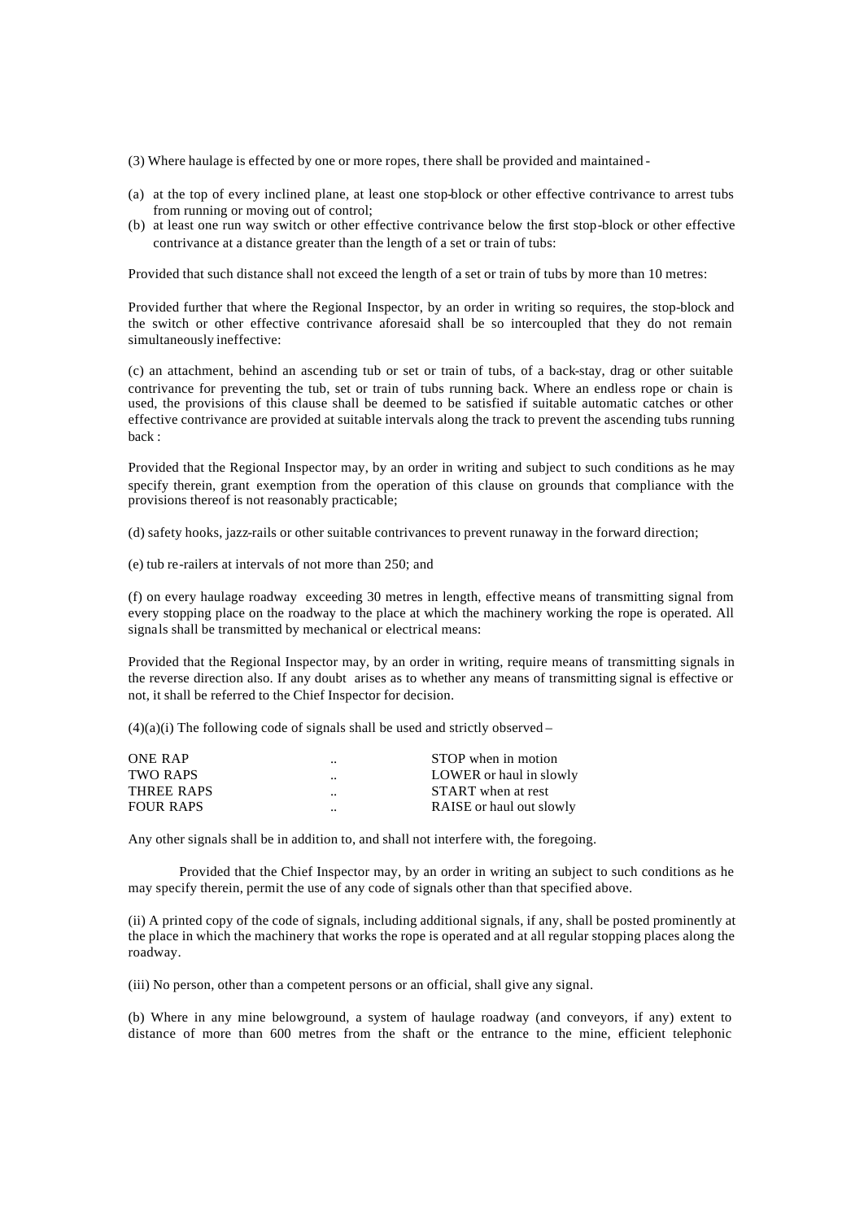(3) Where haulage is effected by one or more ropes, there shall be provided and maintained -

(a) at the top of every inclined plane, at least one stop-block or other effective contrivance to arrest tubs from running or moving out of control;
(b) at least one run way switch or other effective contrivance below the first stop-block or other effective contrivance at a distance greater than the length of a set or train of tubs:

Provided that such distance shall not exceed the length of a set or train of tubs by more than 10 metres:

Provided further that where the Regional Inspector, by an order in writing so requires, the stop-block and the switch or other effective contrivance aforesaid shall be so intercoupled that they do not remain simultaneously ineffective:

(c) an attachment, behind an ascending tub or set or train of tubs, of a back-stay, drag or other suitable contrivance for preventing the tub, set or train of tubs running back. Where an endless rope or chain is used, the provisions of this clause shall be deemed to be satisfied if suitable automatic catches or other effective contrivance are provided at suitable intervals along the track to prevent the ascending tubs running back :

Provided that the Regional Inspector may, by an order in writing and subject to such conditions as he may specify therein, grant exemption from the operation of this clause on grounds that compliance with the provisions thereof is not reasonably practicable;

(d) safety hooks, jazz-rails or other suitable contrivances to prevent runaway in the forward direction;

(e) tub re-railers at intervals of not more than 250; and

(f) on every haulage roadway exceeding 30 metres in length, effective means of transmitting signal from every stopping place on the roadway to the place at which the machinery working the rope is operated. All signals shall be transmitted by mechanical or electrical means:

Provided that the Regional Inspector may, by an order in writing, require means of transmitting signals in the reverse direction also. If any doubt arises as to whether any means of transmitting signal is effective or not, it shall be referred to the Chief Inspector for decision.

(4)(a)(i) The following code of signals shall be used and strictly observed –

| | | |
|---|---|---|
| ONE RAP | .. | STOP when in motion |
| TWO RAPS | .. | LOWER or haul in slowly |
| THREE RAPS | .. | START when at rest |
| FOUR RAPS | .. | RAISE or haul out slowly |

Any other signals shall be in addition to, and shall not interfere with, the foregoing.

Provided that the Chief Inspector may, by an order in writing an subject to such conditions as he may specify therein, permit the use of any code of signals other than that specified above.

(ii) A printed copy of the code of signals, including additional signals, if any, shall be posted prominently at the place in which the machinery that works the rope is operated and at all regular stopping places along the roadway.

(iii) No person, other than a competent persons or an official, shall give any signal.

(b) Where in any mine belowground, a system of haulage roadway (and conveyors, if any) extent to distance of more than 600 metres from the shaft or the entrance to the mine, efficient telephonic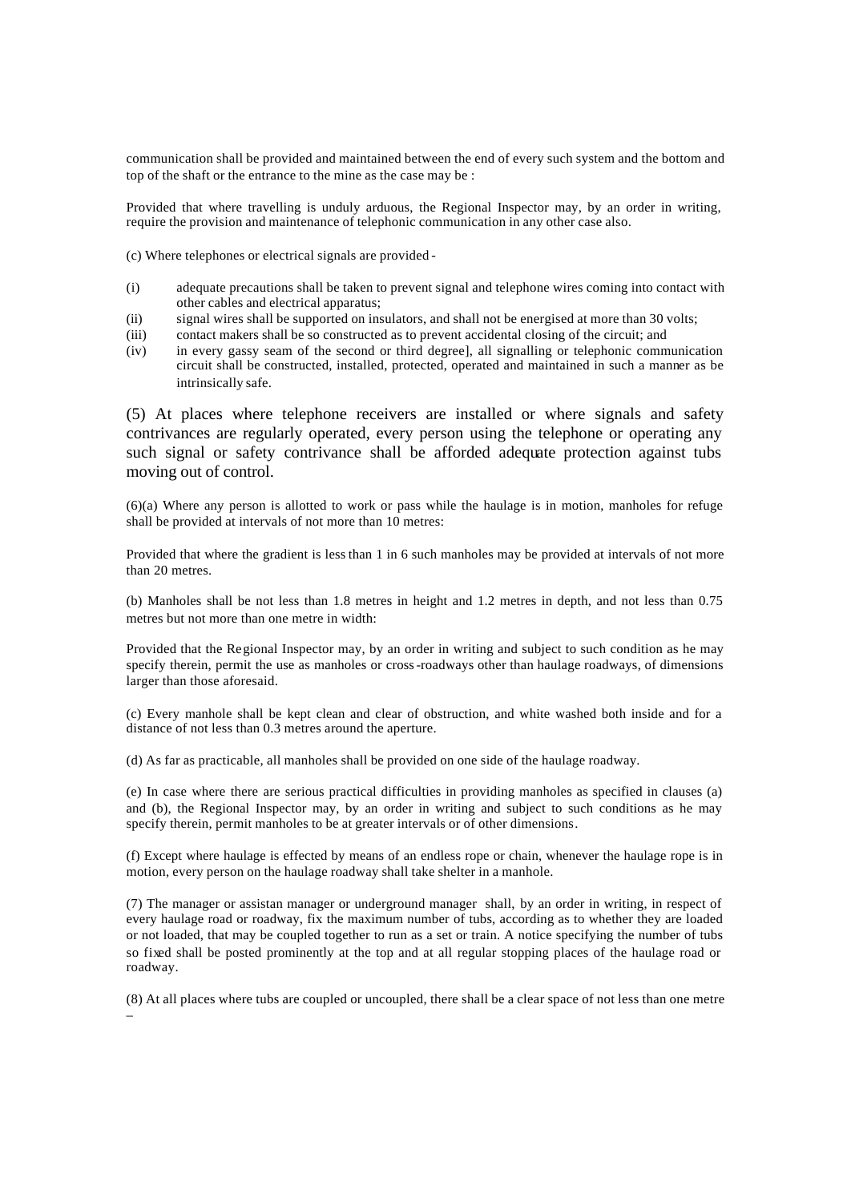communication shall be provided and maintained between the end of every such system and the bottom and top of the shaft or the entrance to the mine as the case may be :

Provided that where travelling is unduly arduous, the Regional Inspector may, by an order in writing, require the provision and maintenance of telephonic communication in any other case also.

(c) Where telephones or electrical signals are provided -

(i) adequate precautions shall be taken to prevent signal and telephone wires coming into contact with other cables and electrical apparatus;
(ii) signal wires shall be supported on insulators, and shall not be energised at more than 30 volts;
(iii) contact makers shall be so constructed as to prevent accidental closing of the circuit; and
(iv) in every gassy seam of the second or third degree], all signalling or telephonic communication circuit shall be constructed, installed, protected, operated and maintained in such a manner as be intrinsically safe.

(5) At places where telephone receivers are installed or where signals and safety contrivances are regularly operated, every person using the telephone or operating any such signal or safety contrivance shall be afforded adequate protection against tubs moving out of control.

(6)(a) Where any person is allotted to work or pass while the haulage is in motion, manholes for refuge shall be provided at intervals of not more than 10 metres:

Provided that where the gradient is less than 1 in 6 such manholes may be provided at intervals of not more than 20 metres.

(b) Manholes shall be not less than 1.8 metres in height and 1.2 metres in depth, and not less than 0.75 metres but not more than one metre in width:

Provided that the Regional Inspector may, by an order in writing and subject to such condition as he may specify therein, permit the use as manholes or cross-roadways other than haulage roadways, of dimensions larger than those aforesaid.

(c) Every manhole shall be kept clean and clear of obstruction, and white washed both inside and for a distance of not less than 0.3 metres around the aperture.

(d) As far as practicable, all manholes shall be provided on one side of the haulage roadway.

(e) In case where there are serious practical difficulties in providing manholes as specified in clauses (a) and (b), the Regional Inspector may, by an order in writing and subject to such conditions as he may specify therein, permit manholes to be at greater intervals or of other dimensions.

(f) Except where haulage is effected by means of an endless rope or chain, whenever the haulage rope is in motion, every person on the haulage roadway shall take shelter in a manhole.

(7) The manager or assistan manager or underground manager shall, by an order in writing, in respect of every haulage road or roadway, fix the maximum number of tubs, according as to whether they are loaded or not loaded, that may be coupled together to run as a set or train. A notice specifying the number of tubs so fixed shall be posted prominently at the top and at all regular stopping places of the haulage road or roadway.

(8) At all places where tubs are coupled or uncoupled, there shall be a clear space of not less than one metre –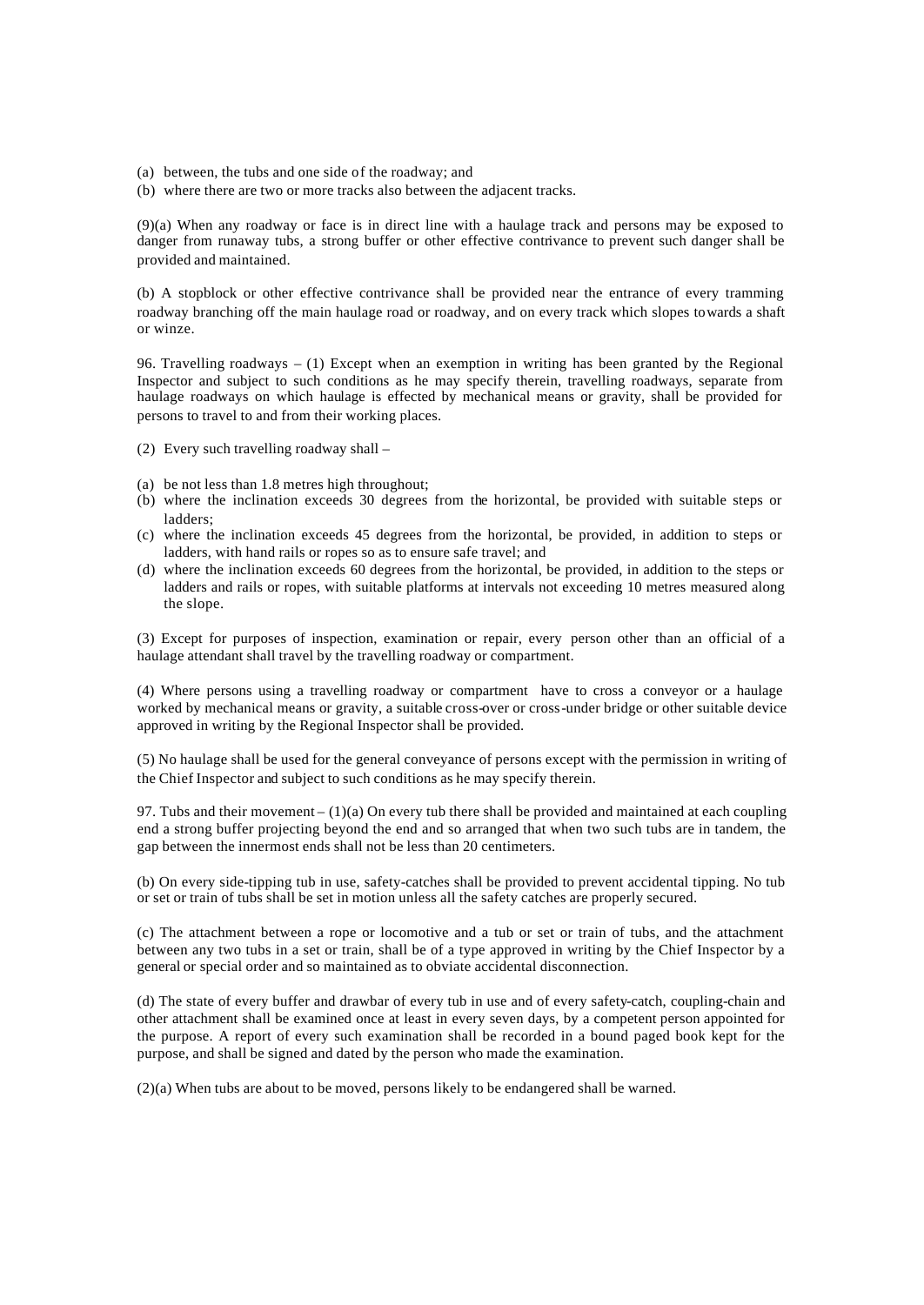(a) between, the tubs and one side of the roadway; and
(b) where there are two or more tracks also between the adjacent tracks.

(9)(a) When any roadway or face is in direct line with a haulage track and persons may be exposed to danger from runaway tubs, a strong buffer or other effective contrivance to prevent such danger shall be provided and maintained.

(b) A stopblock or other effective contrivance shall be provided near the entrance of every tramming roadway branching off the main haulage road or roadway, and on every track which slopes towards a shaft or winze.

96. Travelling roadways – (1) Except when an exemption in writing has been granted by the Regional Inspector and subject to such conditions as he may specify therein, travelling roadways, separate from haulage roadways on which haulage is effected by mechanical means or gravity, shall be provided for persons to travel to and from their working places.

(2) Every such travelling roadway shall –

(a) be not less than 1.8 metres high throughout;
(b) where the inclination exceeds 30 degrees from the horizontal, be provided with suitable steps or ladders;
(c) where the inclination exceeds 45 degrees from the horizontal, be provided, in addition to steps or ladders, with hand rails or ropes so as to ensure safe travel; and
(d) where the inclination exceeds 60 degrees from the horizontal, be provided, in addition to the steps or ladders and rails or ropes, with suitable platforms at intervals not exceeding 10 metres measured along the slope.

(3) Except for purposes of inspection, examination or repair, every person other than an official of a haulage attendant shall travel by the travelling roadway or compartment.

(4) Where persons using a travelling roadway or compartment have to cross a conveyor or a haulage worked by mechanical means or gravity, a suitable cross-over or cross-under bridge or other suitable device approved in writing by the Regional Inspector shall be provided.

(5) No haulage shall be used for the general conveyance of persons except with the permission in writing of the Chief Inspector and subject to such conditions as he may specify therein.

97. Tubs and their movement – (1)(a) On every tub there shall be provided and maintained at each coupling end a strong buffer projecting beyond the end and so arranged that when two such tubs are in tandem, the gap between the innermost ends shall not be less than 20 centimeters.

(b) On every side-tipping tub in use, safety-catches shall be provided to prevent accidental tipping. No tub or set or train of tubs shall be set in motion unless all the safety catches are properly secured.

(c) The attachment between a rope or locomotive and a tub or set or train of tubs, and the attachment between any two tubs in a set or train, shall be of a type approved in writing by the Chief Inspector by a general or special order and so maintained as to obviate accidental disconnection.

(d) The state of every buffer and drawbar of every tub in use and of every safety-catch, coupling-chain and other attachment shall be examined once at least in every seven days, by a competent person appointed for the purpose. A report of every such examination shall be recorded in a bound paged book kept for the purpose, and shall be signed and dated by the person who made the examination.

(2)(a) When tubs are about to be moved, persons likely to be endangered shall be warned.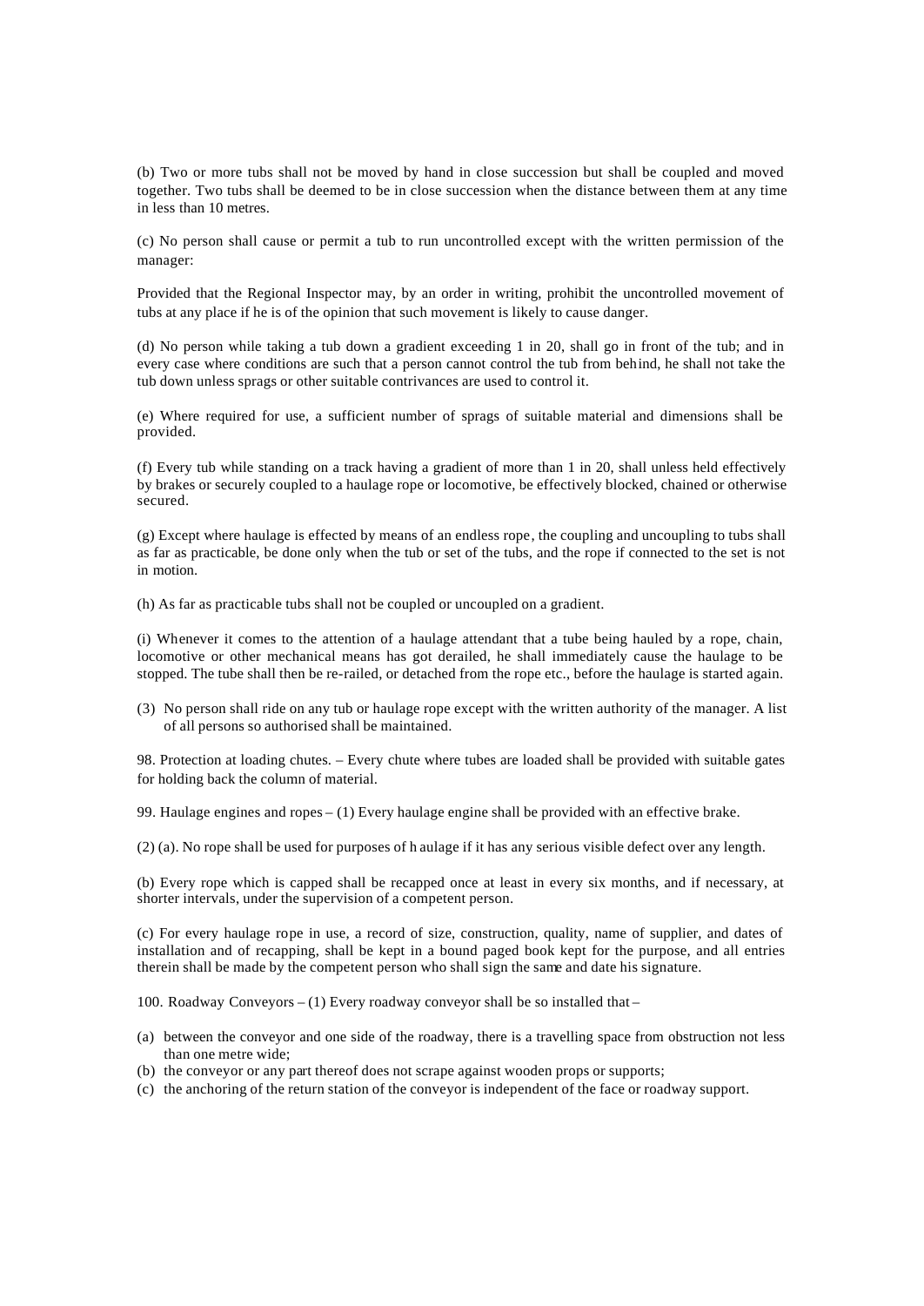(b) Two or more tubs shall not be moved by hand in close succession but shall be coupled and moved together. Two tubs shall be deemed to be in close succession when the distance between them at any time in less than 10 metres.

(c) No person shall cause or permit a tub to run uncontrolled except with the written permission of the manager:

Provided that the Regional Inspector may, by an order in writing, prohibit the uncontrolled movement of tubs at any place if he is of the opinion that such movement is likely to cause danger.

(d) No person while taking a tub down a gradient exceeding 1 in 20, shall go in front of the tub; and in every case where conditions are such that a person cannot control the tub from behind, he shall not take the tub down unless sprags or other suitable contrivances are used to control it.

(e) Where required for use, a sufficient number of sprags of suitable material and dimensions shall be provided.

(f) Every tub while standing on a track having a gradient of more than 1 in 20, shall unless held effectively by brakes or securely coupled to a haulage rope or locomotive, be effectively blocked, chained or otherwise secured.

(g) Except where haulage is effected by means of an endless rope, the coupling and uncoupling to tubs shall as far as practicable, be done only when the tub or set of the tubs, and the rope if connected to the set is not in motion.

(h) As far as practicable tubs shall not be coupled or uncoupled on a gradient.

(i) Whenever it comes to the attention of a haulage attendant that a tube being hauled by a rope, chain, locomotive or other mechanical means has got derailed, he shall immediately cause the haulage to be stopped. The tube shall then be re-railed, or detached from the rope etc., before the haulage is started again.

(3) No person shall ride on any tub or haulage rope except with the written authority of the manager. A list of all persons so authorised shall be maintained.

98. Protection at loading chutes. – Every chute where tubes are loaded shall be provided with suitable gates for holding back the column of material.

99. Haulage engines and ropes – (1) Every haulage engine shall be provided with an effective brake.

(2) (a). No rope shall be used for purposes of haulage if it has any serious visible defect over any length.

(b) Every rope which is capped shall be recapped once at least in every six months, and if necessary, at shorter intervals, under the supervision of a competent person.

(c) For every haulage rope in use, a record of size, construction, quality, name of supplier, and dates of installation and of recapping, shall be kept in a bound paged book kept for the purpose, and all entries therein shall be made by the competent person who shall sign the same and date his signature.

100. Roadway Conveyors – (1) Every roadway conveyor shall be so installed that –

(a) between the conveyor and one side of the roadway, there is a travelling space from obstruction not less than one metre wide;
(b) the conveyor or any part thereof does not scrape against wooden props or supports;
(c) the anchoring of the return station of the conveyor is independent of the face or roadway support.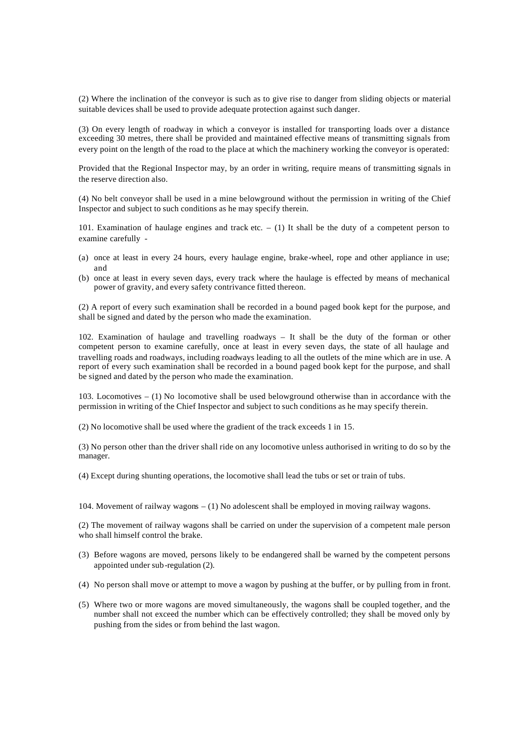(2) Where the inclination of the conveyor is such as to give rise to danger from sliding objects or material suitable devices shall be used to provide adequate protection against such danger.

(3) On every length of roadway in which a conveyor is installed for transporting loads over a distance exceeding 30 metres, there shall be provided and maintained effective means of transmitting signals from every point on the length of the road to the place at which the machinery working the conveyor is operated:

Provided that the Regional Inspector may, by an order in writing, require means of transmitting signals in the reserve direction also.

(4) No belt conveyor shall be used in a mine belowground without the permission in writing of the Chief Inspector and subject to such conditions as he may specify therein.

101. Examination of haulage engines and track etc. – (1) It shall be the duty of a competent person to examine carefully -

(a) once at least in every 24 hours, every haulage engine, brake-wheel, rope and other appliance in use; and
(b) once at least in every seven days, every track where the haulage is effected by means of mechanical power of gravity, and every safety contrivance fitted thereon.

(2) A report of every such examination shall be recorded in a bound paged book kept for the purpose, and shall be signed and dated by the person who made the examination.

102. Examination of haulage and travelling roadways – It shall be the duty of the forman or other competent person to examine carefully, once at least in every seven days, the state of all haulage and travelling roads and roadways, including roadways leading to all the outlets of the mine which are in use. A report of every such examination shall be recorded in a bound paged book kept for the purpose, and shall be signed and dated by the person who made the examination.

103. Locomotives – (1) No locomotive shall be used belowground otherwise than in accordance with the permission in writing of the Chief Inspector and subject to such conditions as he may specify therein.

(2) No locomotive shall be used where the gradient of the track exceeds 1 in 15.

(3) No person other than the driver shall ride on any locomotive unless authorised in writing to do so by the manager.

(4) Except during shunting operations, the locomotive shall lead the tubs or set or train of tubs.

104. Movement of railway wagons – (1) No adolescent shall be employed in moving railway wagons.

(2) The movement of railway wagons shall be carried on under the supervision of a competent male person who shall himself control the brake.

(3) Before wagons are moved, persons likely to be endangered shall be warned by the competent persons appointed under sub-regulation (2).

(4) No person shall move or attempt to move a wagon by pushing at the buffer, or by pulling from in front.

(5) Where two or more wagons are moved simultaneously, the wagons shall be coupled together, and the number shall not exceed the number which can be effectively controlled; they shall be moved only by pushing from the sides or from behind the last wagon.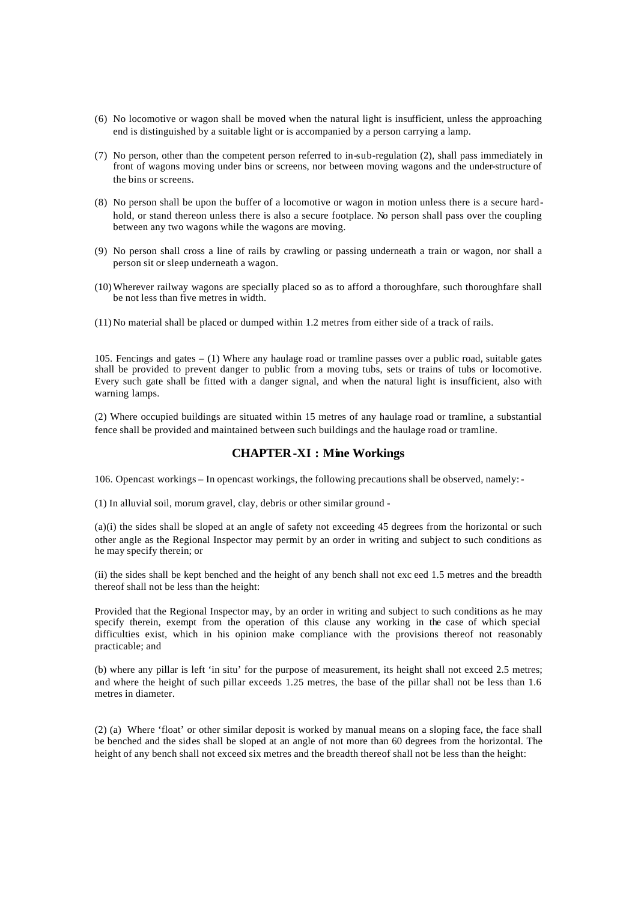(6) No locomotive or wagon shall be moved when the natural light is insufficient, unless the approaching end is distinguished by a suitable light or is accompanied by a person carrying a lamp.

(7) No person, other than the competent person referred to in-sub-regulation (2), shall pass immediately in front of wagons moving under bins or screens, nor between moving wagons and the under-structure of the bins or screens.

(8) No person shall be upon the buffer of a locomotive or wagon in motion unless there is a secure hard-hold, or stand thereon unless there is also a secure footplace. No person shall pass over the coupling between any two wagons while the wagons are moving.

(9) No person shall cross a line of rails by crawling or passing underneath a train or wagon, nor shall a person sit or sleep underneath a wagon.

(10) Wherever railway wagons are specially placed so as to afford a thoroughfare, such thoroughfare shall be not less than five metres in width.

(11) No material shall be placed or dumped within 1.2 metres from either side of a track of rails.

105. Fencings and gates – (1) Where any haulage road or tramline passes over a public road, suitable gates shall be provided to prevent danger to public from a moving tubs, sets or trains of tubs or locomotive. Every such gate shall be fitted with a danger signal, and when the natural light is insufficient, also with warning lamps.

(2) Where occupied buildings are situated within 15 metres of any haulage road or tramline, a substantial fence shall be provided and maintained between such buildings and the haulage road or tramline.

## CHAPTER-XI : Mine Workings

106. Opencast workings – In opencast workings, the following precautions shall be observed, namely:-

(1) In alluvial soil, morum gravel, clay, debris or other similar ground -

(a)(i) the sides shall be sloped at an angle of safety not exceeding 45 degrees from the horizontal or such other angle as the Regional Inspector may permit by an order in writing and subject to such conditions as he may specify therein; or

(ii) the sides shall be kept benched and the height of any bench shall not exceed 1.5 metres and the breadth thereof shall not be less than the height:

Provided that the Regional Inspector may, by an order in writing and subject to such conditions as he may specify therein, exempt from the operation of this clause any working in the case of which special difficulties exist, which in his opinion make compliance with the provisions thereof not reasonably practicable; and

(b) where any pillar is left 'in situ' for the purpose of measurement, its height shall not exceed 2.5 metres; and where the height of such pillar exceeds 1.25 metres, the base of the pillar shall not be less than 1.6 metres in diameter.

(2) (a) Where 'float' or other similar deposit is worked by manual means on a sloping face, the face shall be benched and the sides shall be sloped at an angle of not more than 60 degrees from the horizontal. The height of any bench shall not exceed six metres and the breadth thereof shall not be less than the height: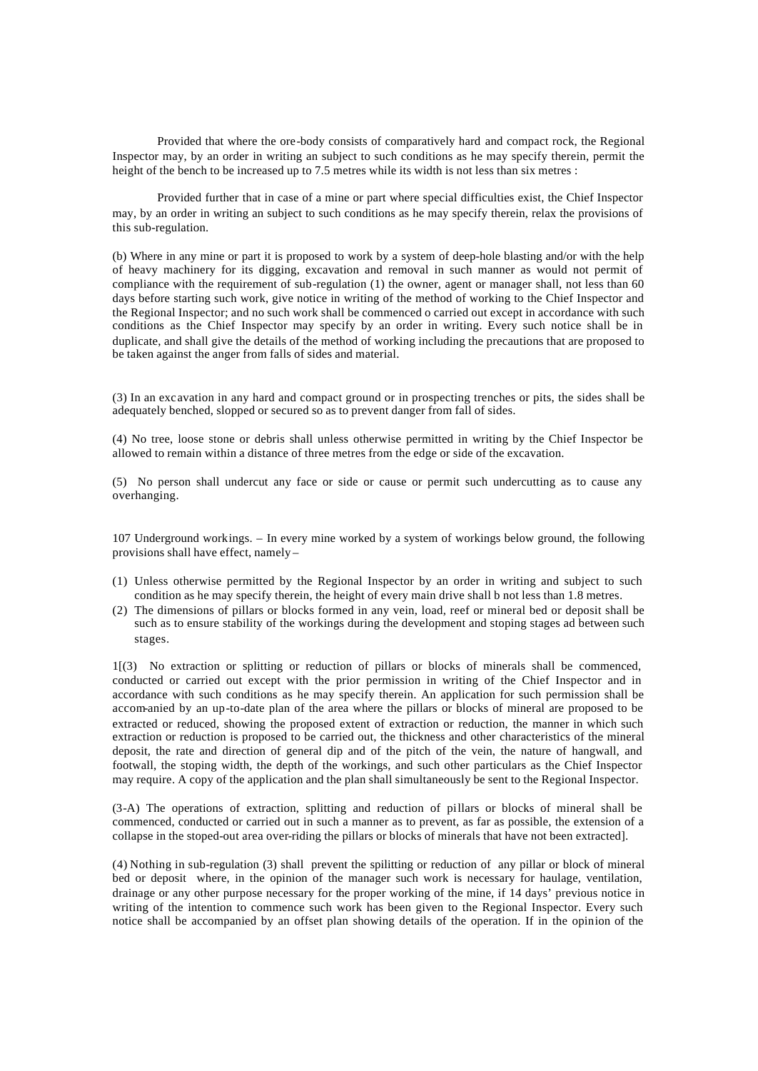Provided that where the ore-body consists of comparatively hard and compact rock, the Regional Inspector may, by an order in writing an subject to such conditions as he may specify therein, permit the height of the bench to be increased up to 7.5 metres while its width is not less than six metres :

Provided further that in case of a mine or part where special difficulties exist, the Chief Inspector may, by an order in writing an subject to such conditions as he may specify therein, relax the provisions of this sub-regulation.

(b) Where in any mine or part it is proposed to work by a system of deep-hole blasting and/or with the help of heavy machinery for its digging, excavation and removal in such manner as would not permit of compliance with the requirement of sub-regulation (1) the owner, agent or manager shall, not less than 60 days before starting such work, give notice in writing of the method of working to the Chief Inspector and the Regional Inspector; and no such work shall be commenced o carried out except in accordance with such conditions as the Chief Inspector may specify by an order in writing. Every such notice shall be in duplicate, and shall give the details of the method of working including the precautions that are proposed to be taken against the anger from falls of sides and material.

(3) In an excavation in any hard and compact ground or in prospecting trenches or pits, the sides shall be adequately benched, slopped or secured so as to prevent danger from fall of sides.

(4) No tree, loose stone or debris shall unless otherwise permitted in writing by the Chief Inspector be allowed to remain within a distance of three metres from the edge or side of the excavation.

(5) No person shall undercut any face or side or cause or permit such undercutting as to cause any overhanging.

107 Underground workings. – In every mine worked by a system of workings below ground, the following provisions shall have effect, namely –

(1) Unless otherwise permitted by the Regional Inspector by an order in writing and subject to such condition as he may specify therein, the height of every main drive shall b not less than 1.8 metres.
(2) The dimensions of pillars or blocks formed in any vein, load, reef or mineral bed or deposit shall be such as to ensure stability of the workings during the development and stoping stages ad between such stages.

1[(3) No extraction or splitting or reduction of pillars or blocks of minerals shall be commenced, conducted or carried out except with the prior permission in writing of the Chief Inspector and in accordance with such conditions as he may specify therein. An application for such permission shall be accom-anied by an up-to-date plan of the area where the pillars or blocks of mineral are proposed to be extracted or reduced, showing the proposed extent of extraction or reduction, the manner in which such extraction or reduction is proposed to be carried out, the thickness and other characteristics of the mineral deposit, the rate and direction of general dip and of the pitch of the vein, the nature of hangwall, and footwall, the stoping width, the depth of the workings, and such other particulars as the Chief Inspector may require. A copy of the application and the plan shall simultaneously be sent to the Regional Inspector.

(3-A) The operations of extraction, splitting and reduction of pillars or blocks of mineral shall be commenced, conducted or carried out in such a manner as to prevent, as far as possible, the extension of a collapse in the stoped-out area over-riding the pillars or blocks of minerals that have not been extracted].

(4) Nothing in sub-regulation (3) shall prevent the spilitting or reduction of any pillar or block of mineral bed or deposit where, in the opinion of the manager such work is necessary for haulage, ventilation, drainage or any other purpose necessary for the proper working of the mine, if 14 days' previous notice in writing of the intention to commence such work has been given to the Regional Inspector. Every such notice shall be accompanied by an offset plan showing details of the operation. If in the opinion of the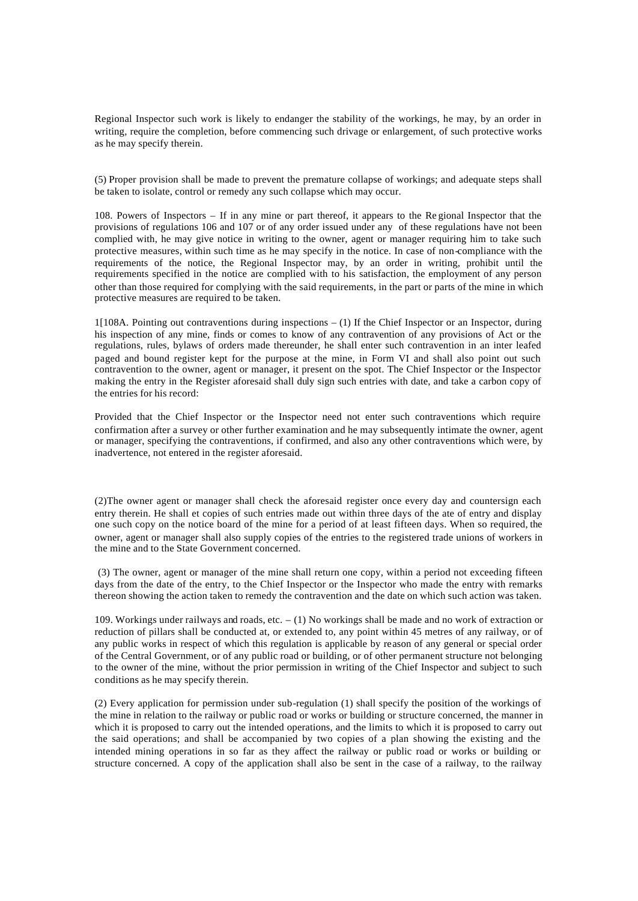Regional Inspector such work is likely to endanger the stability of the workings, he may, by an order in writing, require the completion, before commencing such drivage or enlargement, of such protective works as he may specify therein.

(5) Proper provision shall be made to prevent the premature collapse of workings; and adequate steps shall be taken to isolate, control or remedy any such collapse which may occur.

108. Powers of Inspectors – If in any mine or part thereof, it appears to the Regional Inspector that the provisions of regulations 106 and 107 or of any order issued under any of these regulations have not been complied with, he may give notice in writing to the owner, agent or manager requiring him to take such protective measures, within such time as he may specify in the notice. In case of non-compliance with the requirements of the notice, the Regional Inspector may, by an order in writing, prohibit until the requirements specified in the notice are complied with to his satisfaction, the employment of any person other than those required for complying with the said requirements, in the part or parts of the mine in which protective measures are required to be taken.

1[108A. Pointing out contraventions during inspections – (1) If the Chief Inspector or an Inspector, during his inspection of any mine, finds or comes to know of any contravention of any provisions of Act or the regulations, rules, bylaws of orders made thereunder, he shall enter such contravention in an inter leafed paged and bound register kept for the purpose at the mine, in Form VI and shall also point out such contravention to the owner, agent or manager, it present on the spot. The Chief Inspector or the Inspector making the entry in the Register aforesaid shall duly sign such entries with date, and take a carbon copy of the entries for his record:

Provided that the Chief Inspector or the Inspector need not enter such contraventions which require confirmation after a survey or other further examination and he may subsequently intimate the owner, agent or manager, specifying the contraventions, if confirmed, and also any other contraventions which were, by inadvertence, not entered in the register aforesaid.

(2)The owner agent or manager shall check the aforesaid register once every day and countersign each entry therein. He shall et copies of such entries made out within three days of the ate of entry and display one such copy on the notice board of the mine for a period of at least fifteen days. When so required, the owner, agent or manager shall also supply copies of the entries to the registered trade unions of workers in the mine and to the State Government concerned.

(3) The owner, agent or manager of the mine shall return one copy, within a period not exceeding fifteen days from the date of the entry, to the Chief Inspector or the Inspector who made the entry with remarks thereon showing the action taken to remedy the contravention and the date on which such action was taken.

109. Workings under railways and roads, etc. – (1) No workings shall be made and no work of extraction or reduction of pillars shall be conducted at, or extended to, any point within 45 metres of any railway, or of any public works in respect of which this regulation is applicable by reason of any general or special order of the Central Government, or of any public road or building, or of other permanent structure not belonging to the owner of the mine, without the prior permission in writing of the Chief Inspector and subject to such conditions as he may specify therein.

(2) Every application for permission under sub-regulation (1) shall specify the position of the workings of the mine in relation to the railway or public road or works or building or structure concerned, the manner in which it is proposed to carry out the intended operations, and the limits to which it is proposed to carry out the said operations; and shall be accompanied by two copies of a plan showing the existing and the intended mining operations in so far as they affect the railway or public road or works or building or structure concerned. A copy of the application shall also be sent in the case of a railway, to the railway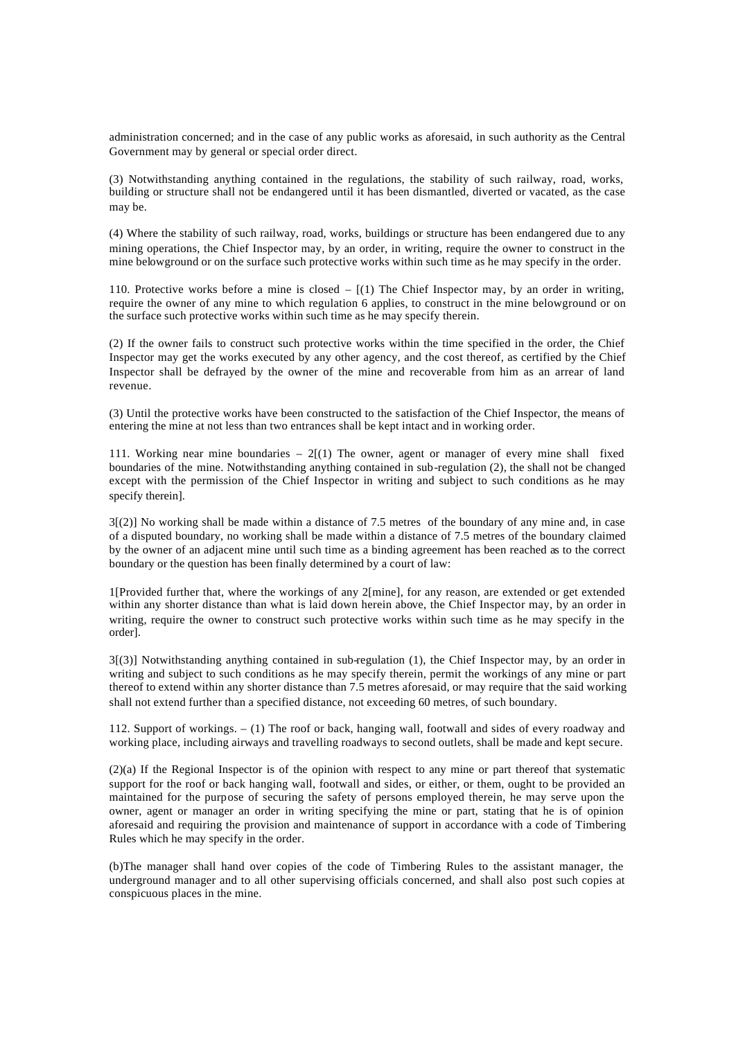administration concerned; and in the case of any public works as aforesaid, in such authority as the Central Government may by general or special order direct.

(3) Notwithstanding anything contained in the regulations, the stability of such railway, road, works, building or structure shall not be endangered until it has been dismantled, diverted or vacated, as the case may be.

(4) Where the stability of such railway, road, works, buildings or structure has been endangered due to any mining operations, the Chief Inspector may, by an order, in writing, require the owner to construct in the mine belowground or on the surface such protective works within such time as he may specify in the order.

110. Protective works before a mine is closed – [(1) The Chief Inspector may, by an order in writing, require the owner of any mine to which regulation 6 applies, to construct in the mine belowground or on the surface such protective works within such time as he may specify therein.

(2) If the owner fails to construct such protective works within the time specified in the order, the Chief Inspector may get the works executed by any other agency, and the cost thereof, as certified by the Chief Inspector shall be defrayed by the owner of the mine and recoverable from him as an arrear of land revenue.

(3) Until the protective works have been constructed to the satisfaction of the Chief Inspector, the means of entering the mine at not less than two entrances shall be kept intact and in working order.

111. Working near mine boundaries – 2[(1) The owner, agent or manager of every mine shall fixed boundaries of the mine. Notwithstanding anything contained in sub-regulation (2), the shall not be changed except with the permission of the Chief Inspector in writing and subject to such conditions as he may specify therein].

3[(2)] No working shall be made within a distance of 7.5 metres of the boundary of any mine and, in case of a disputed boundary, no working shall be made within a distance of 7.5 metres of the boundary claimed by the owner of an adjacent mine until such time as a binding agreement has been reached as to the correct boundary or the question has been finally determined by a court of law:

1[Provided further that, where the workings of any 2[mine], for any reason, are extended or get extended within any shorter distance than what is laid down herein above, the Chief Inspector may, by an order in writing, require the owner to construct such protective works within such time as he may specify in the order].

3[(3)] Notwithstanding anything contained in sub-regulation (1), the Chief Inspector may, by an order in writing and subject to such conditions as he may specify therein, permit the workings of any mine or part thereof to extend within any shorter distance than 7.5 metres aforesaid, or may require that the said working shall not extend further than a specified distance, not exceeding 60 metres, of such boundary.

112. Support of workings. – (1) The roof or back, hanging wall, footwall and sides of every roadway and working place, including airways and travelling roadways to second outlets, shall be made and kept secure.

(2)(a) If the Regional Inspector is of the opinion with respect to any mine or part thereof that systematic support for the roof or back hanging wall, footwall and sides, or either, or them, ought to be provided an maintained for the purpose of securing the safety of persons employed therein, he may serve upon the owner, agent or manager an order in writing specifying the mine or part, stating that he is of opinion aforesaid and requiring the provision and maintenance of support in accordance with a code of Timbering Rules which he may specify in the order.

(b)The manager shall hand over copies of the code of Timbering Rules to the assistant manager, the underground manager and to all other supervising officials concerned, and shall also post such copies at conspicuous places in the mine.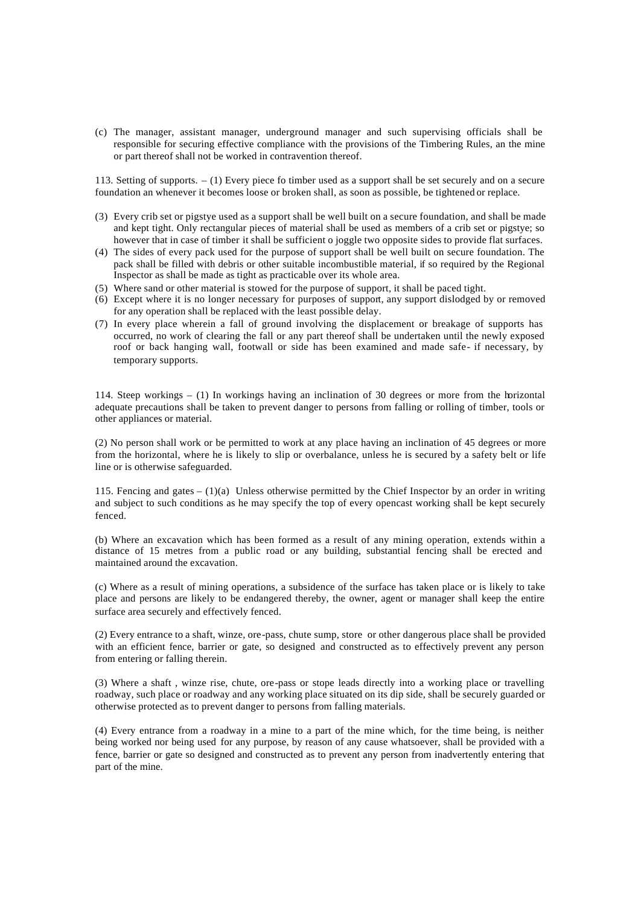(c) The manager, assistant manager, underground manager and such supervising officials shall be responsible for securing effective compliance with the provisions of the Timbering Rules, an the mine or part thereof shall not be worked in contravention thereof.

113. Setting of supports. – (1) Every piece fo timber used as a support shall be set securely and on a secure foundation an whenever it becomes loose or broken shall, as soon as possible, be tightened or replace.

(3) Every crib set or pigstye used as a support shall be well built on a secure foundation, and shall be made and kept tight. Only rectangular pieces of material shall be used as members of a crib set or pigstye; so however that in case of timber it shall be sufficient o joggle two opposite sides to provide flat surfaces.

(4) The sides of every pack used for the purpose of support shall be well built on secure foundation. The pack shall be filled with debris or other suitable incombustible material, if so required by the Regional Inspector as shall be made as tight as practicable over its whole area.

(5) Where sand or other material is stowed for the purpose of support, it shall be paced tight.

(6) Except where it is no longer necessary for purposes of support, any support dislodged by or removed for any operation shall be replaced with the least possible delay.

(7) In every place wherein a fall of ground involving the displacement or breakage of supports has occurred, no work of clearing the fall or any part thereof shall be undertaken until the newly exposed roof or back hanging wall, footwall or side has been examined and made safe- if necessary, by temporary supports.

114. Steep workings – (1) In workings having an inclination of 30 degrees or more from the horizontal adequate precautions shall be taken to prevent danger to persons from falling or rolling of timber, tools or other appliances or material.

(2) No person shall work or be permitted to work at any place having an inclination of 45 degrees or more from the horizontal, where he is likely to slip or overbalance, unless he is secured by a safety belt or life line or is otherwise safeguarded.

115. Fencing and gates – (1)(a) Unless otherwise permitted by the Chief Inspector by an order in writing and subject to such conditions as he may specify the top of every opencast working shall be kept securely fenced.

(b) Where an excavation which has been formed as a result of any mining operation, extends within a distance of 15 metres from a public road or any building, substantial fencing shall be erected and maintained around the excavation.

(c) Where as a result of mining operations, a subsidence of the surface has taken place or is likely to take place and persons are likely to be endangered thereby, the owner, agent or manager shall keep the entire surface area securely and effectively fenced.

(2) Every entrance to a shaft, winze, ore-pass, chute sump, store or other dangerous place shall be provided with an efficient fence, barrier or gate, so designed and constructed as to effectively prevent any person from entering or falling therein.

(3) Where a shaft , winze rise, chute, ore-pass or stope leads directly into a working place or travelling roadway, such place or roadway and any working place situated on its dip side, shall be securely guarded or otherwise protected as to prevent danger to persons from falling materials.

(4) Every entrance from a roadway in a mine to a part of the mine which, for the time being, is neither being worked nor being used for any purpose, by reason of any cause whatsoever, shall be provided with a fence, barrier or gate so designed and constructed as to prevent any person from inadvertently entering that part of the mine.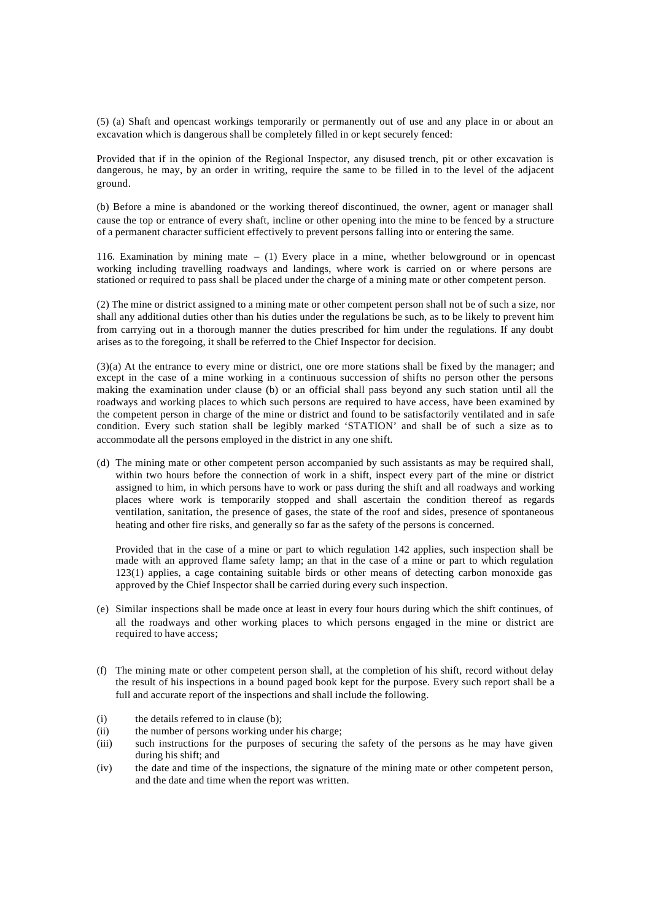(5) (a) Shaft and opencast workings temporarily or permanently out of use and any place in or about an excavation which is dangerous shall be completely filled in or kept securely fenced:

Provided that if in the opinion of the Regional Inspector, any disused trench, pit or other excavation is dangerous, he may, by an order in writing, require the same to be filled in to the level of the adjacent ground.

(b) Before a mine is abandoned or the working thereof discontinued, the owner, agent or manager shall cause the top or entrance of every shaft, incline or other opening into the mine to be fenced by a structure of a permanent character sufficient effectively to prevent persons falling into or entering the same.

116. Examination by mining mate – (1) Every place in a mine, whether belowground or in opencast working including travelling roadways and landings, where work is carried on or where persons are stationed or required to pass shall be placed under the charge of a mining mate or other competent person.

(2) The mine or district assigned to a mining mate or other competent person shall not be of such a size, nor shall any additional duties other than his duties under the regulations be such, as to be likely to prevent him from carrying out in a thorough manner the duties prescribed for him under the regulations. If any doubt arises as to the foregoing, it shall be referred to the Chief Inspector for decision.

(3)(a) At the entrance to every mine or district, one ore more stations shall be fixed by the manager; and except in the case of a mine working in a continuous succession of shifts no person other the persons making the examination under clause (b) or an official shall pass beyond any such station until all the roadways and working places to which such persons are required to have access, have been examined by the competent person in charge of the mine or district and found to be satisfactorily ventilated and in safe condition. Every such station shall be legibly marked 'STATION' and shall be of such a size as to accommodate all the persons employed in the district in any one shift.

(d) The mining mate or other competent person accompanied by such assistants as may be required shall, within two hours before the connection of work in a shift, inspect every part of the mine or district assigned to him, in which persons have to work or pass during the shift and all roadways and working places where work is temporarily stopped and shall ascertain the condition thereof as regards ventilation, sanitation, the presence of gases, the state of the roof and sides, presence of spontaneous heating and other fire risks, and generally so far as the safety of the persons is concerned.

Provided that in the case of a mine or part to which regulation 142 applies, such inspection shall be made with an approved flame safety lamp; an that in the case of a mine or part to which regulation 123(1) applies, a cage containing suitable birds or other means of detecting carbon monoxide gas approved by the Chief Inspector shall be carried during every such inspection.

(e) Similar inspections shall be made once at least in every four hours during which the shift continues, of all the roadways and other working places to which persons engaged in the mine or district are required to have access;

(f) The mining mate or other competent person shall, at the completion of his shift, record without delay the result of his inspections in a bound paged book kept for the purpose. Every such report shall be a full and accurate report of the inspections and shall include the following.

(i) the details referred to in clause (b);
(ii) the number of persons working under his charge;
(iii) such instructions for the purposes of securing the safety of the persons as he may have given during his shift; and
(iv) the date and time of the inspections, the signature of the mining mate or other competent person, and the date and time when the report was written.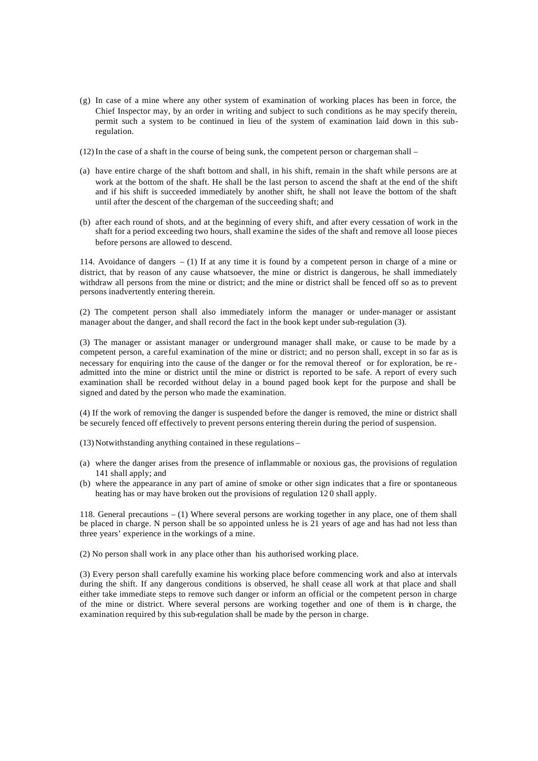(g) In case of a mine where any other system of examination of working places has been in force, the Chief Inspector may, by an order in writing and subject to such conditions as he may specify therein, permit such a system to be continued in lieu of the system of examination laid down in this sub-regulation.

(12) In the case of a shaft in the course of being sunk, the competent person or chargeman shall –

(a) have entire charge of the shaft bottom and shall, in his shift, remain in the shaft while persons are at work at the bottom of the shaft. He shall be the last person to ascend the shaft at the end of the shift and if his shift is succeeded immediately by another shift, he shall not leave the bottom of the shaft until after the descent of the chargeman of the succeeding shaft; and

(b) after each round of shots, and at the beginning of every shift, and after every cessation of work in the shaft for a period exceeding two hours, shall examine the sides of the shaft and remove all loose pieces before persons are allowed to descend.

114. Avoidance of dangers – (1) If at any time it is found by a competent person in charge of a mine or district, that by reason of any cause whatsoever, the mine or district is dangerous, he shall immediately withdraw all persons from the mine or district; and the mine or district shall be fenced off so as to prevent persons inadvertently entering therein.

(2) The competent person shall also immediately inform the manager or under-manager or assistant manager about the danger, and shall record the fact in the book kept under sub-regulation (3).

(3) The manager or assistant manager or underground manager shall make, or cause to be made by a competent person, a careful examination of the mine or district; and no person shall, except in so far as is necessary for enquiring into the cause of the danger or for the removal thereof or for exploration, be re-admitted into the mine or district until the mine or district is reported to be safe. A report of every such examination shall be recorded without delay in a bound paged book kept for the purpose and shall be signed and dated by the person who made the examination.

(4) If the work of removing the danger is suspended before the danger is removed, the mine or district shall be securely fenced off effectively to prevent persons entering therein during the period of suspension.

(13) Notwithstanding anything contained in these regulations –

(a) where the danger arises from the presence of inflammable or noxious gas, the provisions of regulation 141 shall apply; and
(b) where the appearance in any part of amine of smoke or other sign indicates that a fire or spontaneous heating has or may have broken out the provisions of regulation 120 shall apply.

118. General precautions – (1) Where several persons are working together in any place, one of them shall be placed in charge. N person shall be so appointed unless he is 21 years of age and has had not less than three years' experience in the workings of a mine.

(2) No person shall work in any place other than his authorised working place.

(3) Every person shall carefully examine his working place before commencing work and also at intervals during the shift. If any dangerous conditions is observed, he shall cease all work at that place and shall either take immediate steps to remove such danger or inform an official or the competent person in charge of the mine or district. Where several persons are working together and one of them is in charge, the examination required by this sub-regulation shall be made by the person in charge.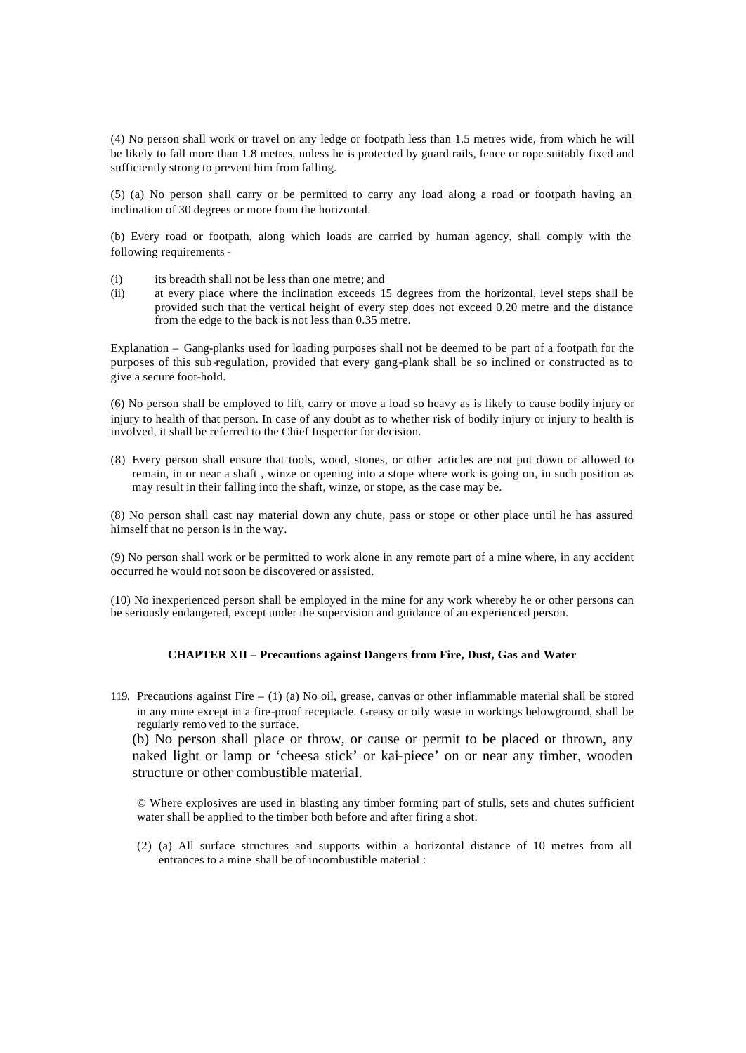(4) No person shall work or travel on any ledge or footpath less than 1.5 metres wide, from which he will be likely to fall more than 1.8 metres, unless he is protected by guard rails, fence or rope suitably fixed and sufficiently strong to prevent him from falling.

(5) (a) No person shall carry or be permitted to carry any load along a road or footpath having an inclination of 30 degrees or more from the horizontal.

(b) Every road or footpath, along which loads are carried by human agency, shall comply with the following requirements -

(i) its breadth shall not be less than one metre; and
(ii) at every place where the inclination exceeds 15 degrees from the horizontal, level steps shall be provided such that the vertical height of every step does not exceed 0.20 metre and the distance from the edge to the back is not less than 0.35 metre.

Explanation – Gang-planks used for loading purposes shall not be deemed to be part of a footpath for the purposes of this sub-regulation, provided that every gang-plank shall be so inclined or constructed as to give a secure foot-hold.

(6) No person shall be employed to lift, carry or move a load so heavy as is likely to cause bodily injury or injury to health of that person. In case of any doubt as to whether risk of bodily injury or injury to health is involved, it shall be referred to the Chief Inspector for decision.

(8) Every person shall ensure that tools, wood, stones, or other articles are not put down or allowed to remain, in or near a shaft , winze or opening into a stope where work is going on, in such position as may result in their falling into the shaft, winze, or stope, as the case may be.

(8) No person shall cast nay material down any chute, pass or stope or other place until he has assured himself that no person is in the way.

(9) No person shall work or be permitted to work alone in any remote part of a mine where, in any accident occurred he would not soon be discovered or assisted.

(10) No inexperienced person shall be employed in the mine for any work whereby he or other persons can be seriously endangered, except under the supervision and guidance of an experienced person.

## CHAPTER XII – Precautions against Dangers from Fire, Dust, Gas and Water

119. Precautions against Fire – (1) (a) No oil, grease, canvas or other inflammable material shall be stored in any mine except in a fire-proof receptacle. Greasy or oily waste in workings belowground, shall be regularly removed to the surface.

(b) No person shall place or throw, or cause or permit to be placed or thrown, any naked light or lamp or 'cheesa stick' or kai-piece' on or near any timber, wooden structure or other combustible material.

© Where explosives are used in blasting any timber forming part of stulls, sets and chutes sufficient water shall be applied to the timber both before and after firing a shot.

(2) (a) All surface structures and supports within a horizontal distance of 10 metres from all entrances to a mine shall be of incombustible material :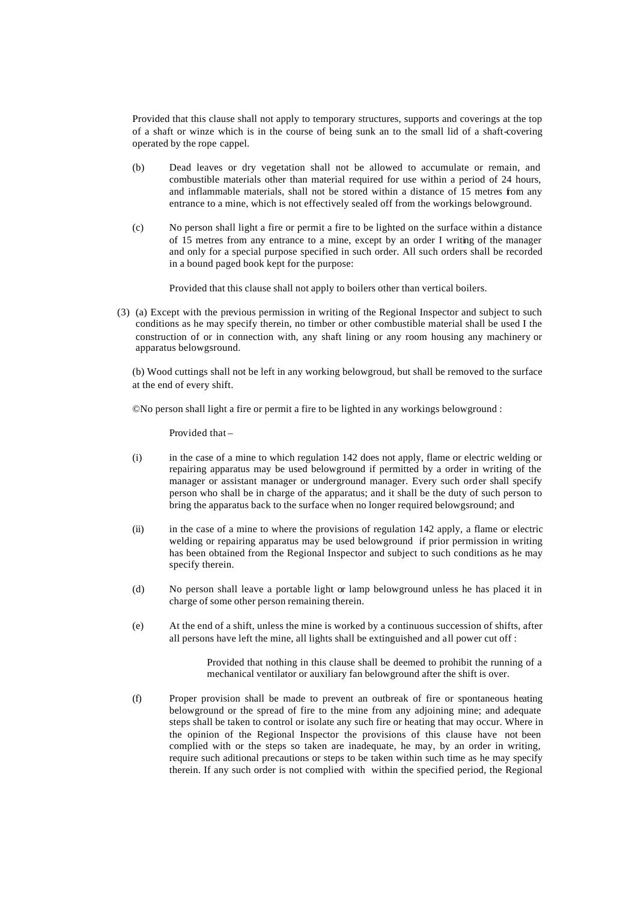Provided that this clause shall not apply to temporary structures, supports and coverings at the top of a shaft or winze which is in the course of being sunk an to the small lid of a shaft-covering operated by the rope cappel.

(b) Dead leaves or dry vegetation shall not be allowed to accumulate or remain, and combustible materials other than material required for use within a period of 24 hours, and inflammable materials, shall not be stored within a distance of 15 metres from any entrance to a mine, which is not effectively sealed off from the workings belowground.

(c) No person shall light a fire or permit a fire to be lighted on the surface within a distance of 15 metres from any entrance to a mine, except by an order I writing of the manager and only for a special purpose specified in such order. All such orders shall be recorded in a bound paged book kept for the purpose:

Provided that this clause shall not apply to boilers other than vertical boilers.

(3) (a) Except with the previous permission in writing of the Regional Inspector and subject to such conditions as he may specify therein, no timber or other combustible material shall be used I the construction of or in connection with, any shaft lining or any room housing any machinery or apparatus belowgsround.

(b) Wood cuttings shall not be left in any working belowgroud, but shall be removed to the surface at the end of every shift.

©No person shall light a fire or permit a fire to be lighted in any workings belowground :

Provided that –

(i) in the case of a mine to which regulation 142 does not apply, flame or electric welding or repairing apparatus may be used belowground if permitted by a order in writing of the manager or assistant manager or underground manager. Every such order shall specify person who shall be in charge of the apparatus; and it shall be the duty of such person to bring the apparatus back to the surface when no longer required belowgsround; and

(ii) in the case of a mine to where the provisions of regulation 142 apply, a flame or electric welding or repairing apparatus may be used belowground if prior permission in writing has been obtained from the Regional Inspector and subject to such conditions as he may specify therein.

(d) No person shall leave a portable light or lamp belowground unless he has placed it in charge of some other person remaining therein.

(e) At the end of a shift, unless the mine is worked by a continuous succession of shifts, after all persons have left the mine, all lights shall be extinguished and all power cut off :

Provided that nothing in this clause shall be deemed to prohibit the running of a mechanical ventilator or auxiliary fan belowground after the shift is over.

(f) Proper provision shall be made to prevent an outbreak of fire or spontaneous heating belowground or the spread of fire to the mine from any adjoining mine; and adequate steps shall be taken to control or isolate any such fire or heating that may occur. Where in the opinion of the Regional Inspector the provisions of this clause have not been complied with or the steps so taken are inadequate, he may, by an order in writing, require such aditional precautions or steps to be taken within such time as he may specify therein. If any such order is not complied with within the specified period, the Regional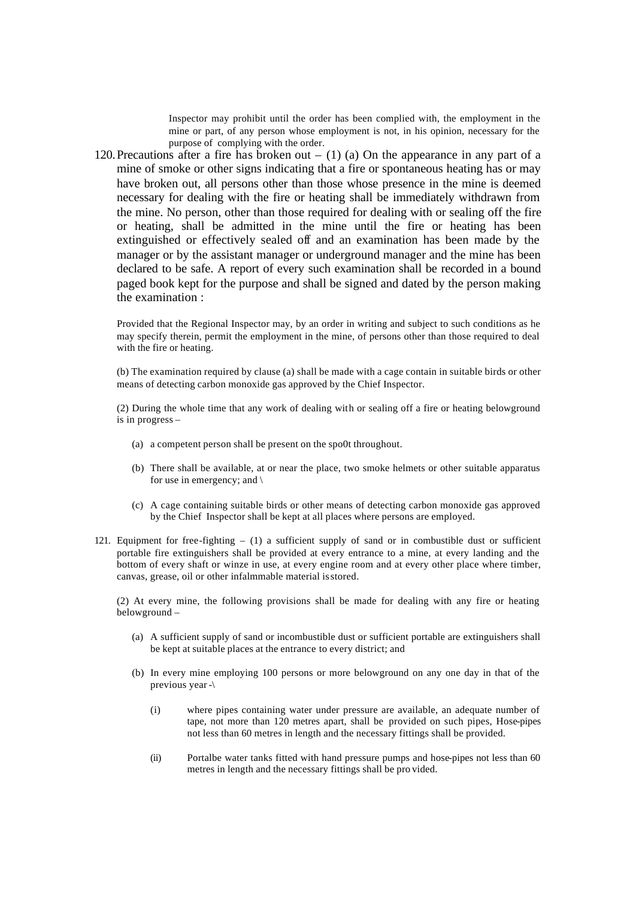Inspector may prohibit until the order has been complied with, the employment in the mine or part, of any person whose employment is not, in his opinion, necessary for the purpose of complying with the order.

120. Precautions after a fire has broken out – (1) (a) On the appearance in any part of a mine of smoke or other signs indicating that a fire or spontaneous heating has or may have broken out, all persons other than those whose presence in the mine is deemed necessary for dealing with the fire or heating shall be immediately withdrawn from the mine. No person, other than those required for dealing with or sealing off the fire or heating, shall be admitted in the mine until the fire or heating has been extinguished or effectively sealed off and an examination has been made by the manager or by the assistant manager or underground manager and the mine has been declared to be safe. A report of every such examination shall be recorded in a bound paged book kept for the purpose and shall be signed and dated by the person making the examination :

Provided that the Regional Inspector may, by an order in writing and subject to such conditions as he may specify therein, permit the employment in the mine, of persons other than those required to deal with the fire or heating.

(b) The examination required by clause (a) shall be made with a cage contain in suitable birds or other means of detecting carbon monoxide gas approved by the Chief Inspector.

(2) During the whole time that any work of dealing with or sealing off a fire or heating belowground is in progress –

(a) a competent person shall be present on the spo0t throughout.

(b) There shall be available, at or near the place, two smoke helmets or other suitable apparatus for use in emergency; and \

(c) A cage containing suitable birds or other means of detecting carbon monoxide gas approved by the Chief Inspector shall be kept at all places where persons are employed.

121. Equipment for free-fighting – (1) a sufficient supply of sand or in combustible dust or sufficient portable fire extinguishers shall be provided at every entrance to a mine, at every landing and the bottom of every shaft or winze in use, at every engine room and at every other place where timber, canvas, grease, oil or other infalmmable material is stored.

(2) At every mine, the following provisions shall be made for dealing with any fire or heating belowground –

(a) A sufficient supply of sand or incombustible dust or sufficient portable are extinguishers shall be kept at suitable places at the entrance to every district; and

(b) In every mine employing 100 persons or more belowground on any one day in that of the previous year -\

(i) where pipes containing water under pressure are available, an adequate number of tape, not more than 120 metres apart, shall be provided on such pipes, Hose-pipes not less than 60 metres in length and the necessary fittings shall be provided.

(ii) Portalbe water tanks fitted with hand pressure pumps and hose-pipes not less than 60 metres in length and the necessary fittings shall be pro vided.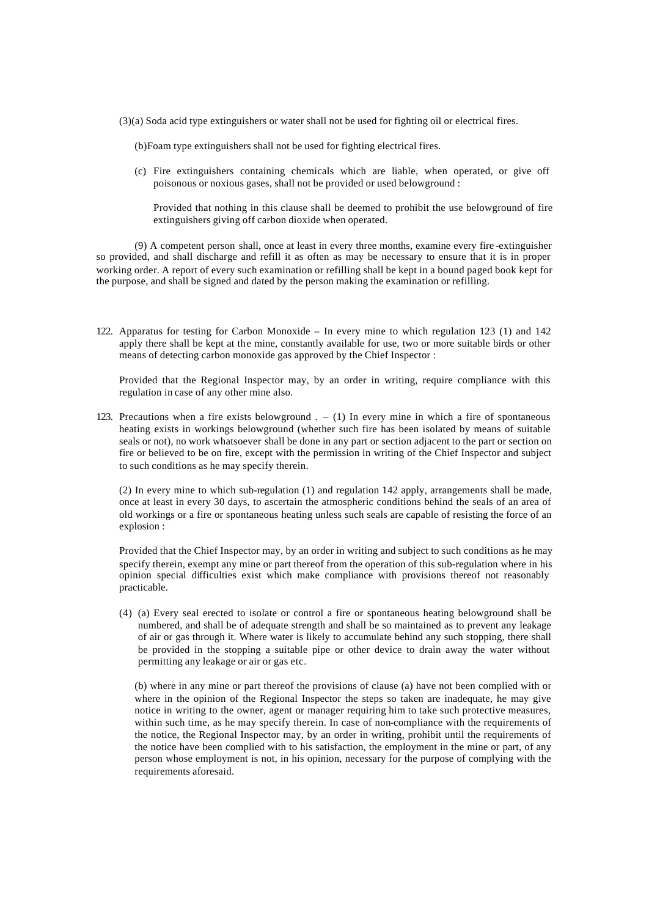(3)(a) Soda acid type extinguishers or water shall not be used for fighting oil or electrical fires.

(b)Foam type extinguishers shall not be used for fighting electrical fires.

(c) Fire extinguishers containing chemicals which are liable, when operated, or give off poisonous or noxious gases, shall not be provided or used belowground :

Provided that nothing in this clause shall be deemed to prohibit the use belowground of fire extinguishers giving off carbon dioxide when operated.

(9) A competent person shall, once at least in every three months, examine every fire-extinguisher so provided, and shall discharge and refill it as often as may be necessary to ensure that it is in proper working order. A report of every such examination or refilling shall be kept in a bound paged book kept for the purpose, and shall be signed and dated by the person making the examination or refilling.

122. Apparatus for testing for Carbon Monoxide – In every mine to which regulation 123 (1) and 142 apply there shall be kept at the mine, constantly available for use, two or more suitable birds or other means of detecting carbon monoxide gas approved by the Chief Inspector :

Provided that the Regional Inspector may, by an order in writing, require compliance with this regulation in case of any other mine also.

123. Precautions when a fire exists belowground . – (1) In every mine in which a fire of spontaneous heating exists in workings belowground (whether such fire has been isolated by means of suitable seals or not), no work whatsoever shall be done in any part or section adjacent to the part or section on fire or believed to be on fire, except with the permission in writing of the Chief Inspector and subject to such conditions as he may specify therein.

(2) In every mine to which sub-regulation (1) and regulation 142 apply, arrangements shall be made, once at least in every 30 days, to ascertain the atmospheric conditions behind the seals of an area of old workings or a fire or spontaneous heating unless such seals are capable of resisting the force of an explosion :

Provided that the Chief Inspector may, by an order in writing and subject to such conditions as he may specify therein, exempt any mine or part thereof from the operation of this sub-regulation where in his opinion special difficulties exist which make compliance with provisions thereof not reasonably practicable.

(4) (a) Every seal erected to isolate or control a fire or spontaneous heating belowground shall be numbered, and shall be of adequate strength and shall be so maintained as to prevent any leakage of air or gas through it. Where water is likely to accumulate behind any such stopping, there shall be provided in the stopping a suitable pipe or other device to drain away the water without permitting any leakage or air or gas etc.

(b) where in any mine or part thereof the provisions of clause (a) have not been complied with or where in the opinion of the Regional Inspector the steps so taken are inadequate, he may give notice in writing to the owner, agent or manager requiring him to take such protective measures, within such time, as he may specify therein. In case of non-compliance with the requirements of the notice, the Regional Inspector may, by an order in writing, prohibit until the requirements of the notice have been complied with to his satisfaction, the employment in the mine or part, of any person whose employment is not, in his opinion, necessary for the purpose of complying with the requirements aforesaid.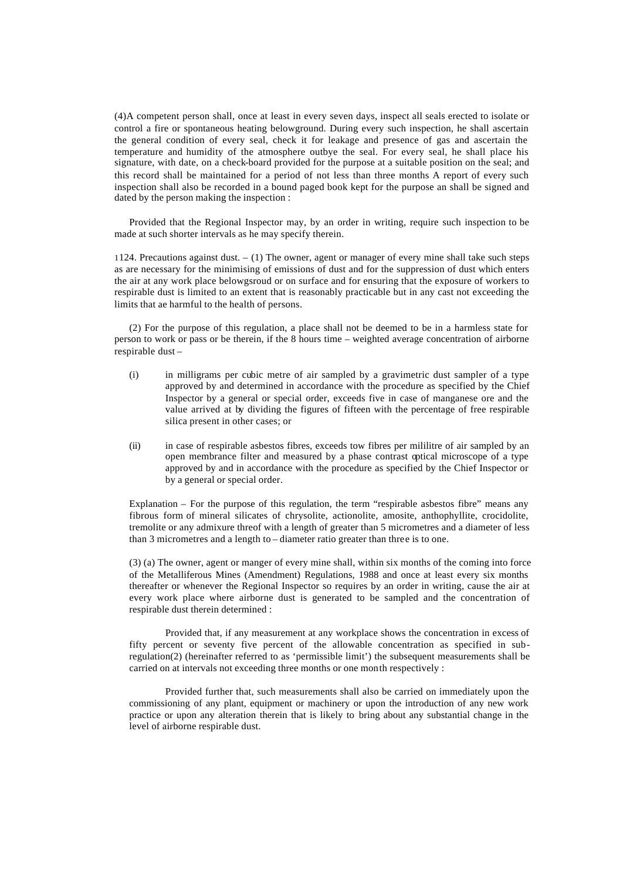(4)A competent person shall, once at least in every seven days, inspect all seals erected to isolate or control a fire or spontaneous heating belowground. During every such inspection, he shall ascertain the general condition of every seal, check it for leakage and presence of gas and ascertain the temperature and humidity of the atmosphere outbye the seal. For every seal, he shall place his signature, with date, on a check-board provided for the purpose at a suitable position on the seal; and this record shall be maintained for a period of not less than three months A report of every such inspection shall also be recorded in a bound paged book kept for the purpose an shall be signed and dated by the person making the inspection :

Provided that the Regional Inspector may, by an order in writing, require such inspection to be made at such shorter intervals as he may specify therein.

1124. Precautions against dust. – (1) The owner, agent or manager of every mine shall take such steps as are necessary for the minimising of emissions of dust and for the suppression of dust which enters the air at any work place belowgsroud or on surface and for ensuring that the exposure of workers to respirable dust is limited to an extent that is reasonably practicable but in any cast not exceeding the limits that ae harmful to the health of persons.

(2) For the purpose of this regulation, a place shall not be deemed to be in a harmless state for person to work or pass or be therein, if the 8 hours time – weighted average concentration of airborne respirable dust –

(i) in milligrams per cubic metre of air sampled by a gravimetric dust sampler of a type approved by and determined in accordance with the procedure as specified by the Chief Inspector by a general or special order, exceeds five in case of manganese ore and the value arrived at by dividing the figures of fifteen with the percentage of free respirable silica present in other cases; or

(ii) in case of respirable asbestos fibres, exceeds tow fibres per mililitre of air sampled by an open membrance filter and measured by a phase contrast optical microscope of a type approved by and in accordance with the procedure as specified by the Chief Inspector or by a general or special order.

Explanation – For the purpose of this regulation, the term "respirable asbestos fibre" means any fibrous form of mineral silicates of chrysolite, actionolite, amosite, anthophyllite, crocidolite, tremolite or any admixure threof with a length of greater than 5 micrometres and a diameter of less than 3 micrometres and a length to – diameter ratio greater than three is to one.

(3) (a) The owner, agent or manger of every mine shall, within six months of the coming into force of the Metalliferous Mines (Amendment) Regulations, 1988 and once at least every six months thereafter or whenever the Regional Inspector so requires by an order in writing, cause the air at every work place where airborne dust is generated to be sampled and the concentration of respirable dust therein determined :

Provided that, if any measurement at any workplace shows the concentration in excess of fifty percent or seventy five percent of the allowable concentration as specified in sub-regulation(2) (hereinafter referred to as 'permissible limit') the subsequent measurements shall be carried on at intervals not exceeding three months or one month respectively :

Provided further that, such measurements shall also be carried on immediately upon the commissioning of any plant, equipment or machinery or upon the introduction of any new work practice or upon any alteration therein that is likely to bring about any substantial change in the level of airborne respirable dust.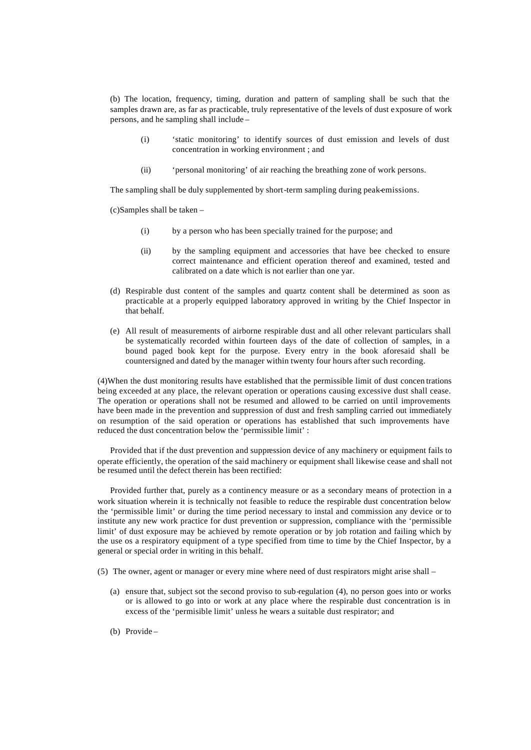(b) The location, frequency, timing, duration and pattern of sampling shall be such that the samples drawn are, as far as practicable, truly representative of the levels of dust exposure of work persons, and he sampling shall include –

- (i) 'static monitoring' to identify sources of dust emission and levels of dust concentration in working environment ; and
- (ii) 'personal monitoring' of air reaching the breathing zone of work persons.

The sampling shall be duly supplemented by short-term sampling during peak-emissions.

(c)Samples shall be taken –

- (i) by a person who has been specially trained for the purpose; and
- (ii) by the sampling equipment and accessories that have bee checked to ensure correct maintenance and efficient operation thereof and examined, tested and calibrated on a date which is not earlier than one yar.

(d) Respirable dust content of the samples and quartz content shall be determined as soon as practicable at a properly equipped laboratory approved in writing by the Chief Inspector in that behalf.

(e) All result of measurements of airborne respirable dust and all other relevant particulars shall be systematically recorded within fourteen days of the date of collection of samples, in a bound paged book kept for the purpose. Every entry in the book aforesaid shall be countersigned and dated by the manager within twenty four hours after such recording.

(4)When the dust monitoring results have established that the permissible limit of dust concentrations being exceeded at any place, the relevant operation or operations causing excessive dust shall cease. The operation or operations shall not be resumed and allowed to be carried on until improvements have been made in the prevention and suppression of dust and fresh sampling carried out immediately on resumption of the said operation or operations has established that such improvements have reduced the dust concentration below the 'permissible limit' :

Provided that if the dust prevention and suppression device of any machinery or equipment fails to operate efficiently, the operation of the said machinery or equipment shall likewise cease and shall not be resumed until the defect therein has been rectified:

Provided further that, purely as a continency measure or as a secondary means of protection in a work situation wherein it is technically not feasible to reduce the respirable dust concentration below the 'permissible limit' or during the time period necessary to instal and commission any device or to institute any new work practice for dust prevention or suppression, compliance with the 'permissible limit' of dust exposure may be achieved by remote operation or by job rotation and failing which by the use os a respiratory equipment of a type specified from time to time by the Chief Inspector, by a general or special order in writing in this behalf.

(5) The owner, agent or manager or every mine where need of dust respirators might arise shall –

(a) ensure that, subject sot the second proviso to sub-regulation (4), no person goes into or works or is allowed to go into or work at any place where the respirable dust concentration is in excess of the 'permisible limit' unless he wears a suitable dust respirator; and

(b) Provide –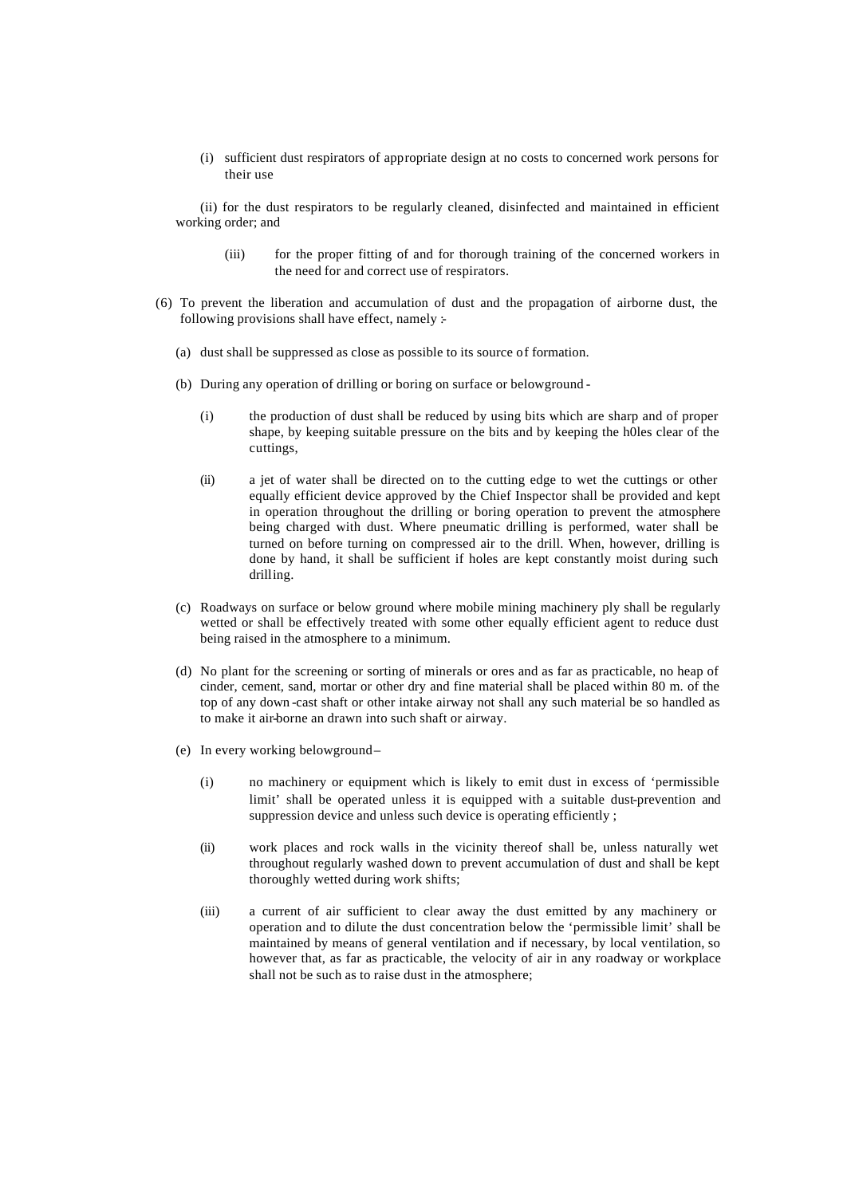(i) sufficient dust respirators of appropriate design at no costs to concerned work persons for their use

(ii) for the dust respirators to be regularly cleaned, disinfected and maintained in efficient working order; and

(iii) for the proper fitting of and for thorough training of the concerned workers in the need for and correct use of respirators.

(6) To prevent the liberation and accumulation of dust and the propagation of airborne dust, the following provisions shall have effect, namely :-

(a) dust shall be suppressed as close as possible to its source of formation.

(b) During any operation of drilling or boring on surface or belowground -

(i) the production of dust shall be reduced by using bits which are sharp and of proper shape, by keeping suitable pressure on the bits and by keeping the h0les clear of the cuttings,

(ii) a jet of water shall be directed on to the cutting edge to wet the cuttings or other equally efficient device approved by the Chief Inspector shall be provided and kept in operation throughout the drilling or boring operation to prevent the atmosphere being charged with dust. Where pneumatic drilling is performed, water shall be turned on before turning on compressed air to the drill. When, however, drilling is done by hand, it shall be sufficient if holes are kept constantly moist during such drilling.

(c) Roadways on surface or below ground where mobile mining machinery ply shall be regularly wetted or shall be effectively treated with some other equally efficient agent to reduce dust being raised in the atmosphere to a minimum.

(d) No plant for the screening or sorting of minerals or ores and as far as practicable, no heap of cinder, cement, sand, mortar or other dry and fine material shall be placed within 80 m. of the top of any down-cast shaft or other intake airway not shall any such material be so handled as to make it air-borne an drawn into such shaft or airway.

(e) In every working belowground –

(i) no machinery or equipment which is likely to emit dust in excess of 'permissible limit' shall be operated unless it is equipped with a suitable dust-prevention and suppression device and unless such device is operating efficiently ;

(ii) work places and rock walls in the vicinity thereof shall be, unless naturally wet throughout regularly washed down to prevent accumulation of dust and shall be kept thoroughly wetted during work shifts;

(iii) a current of air sufficient to clear away the dust emitted by any machinery or operation and to dilute the dust concentration below the 'permissible limit' shall be maintained by means of general ventilation and if necessary, by local ventilation, so however that, as far as practicable, the velocity of air in any roadway or workplace shall not be such as to raise dust in the atmosphere;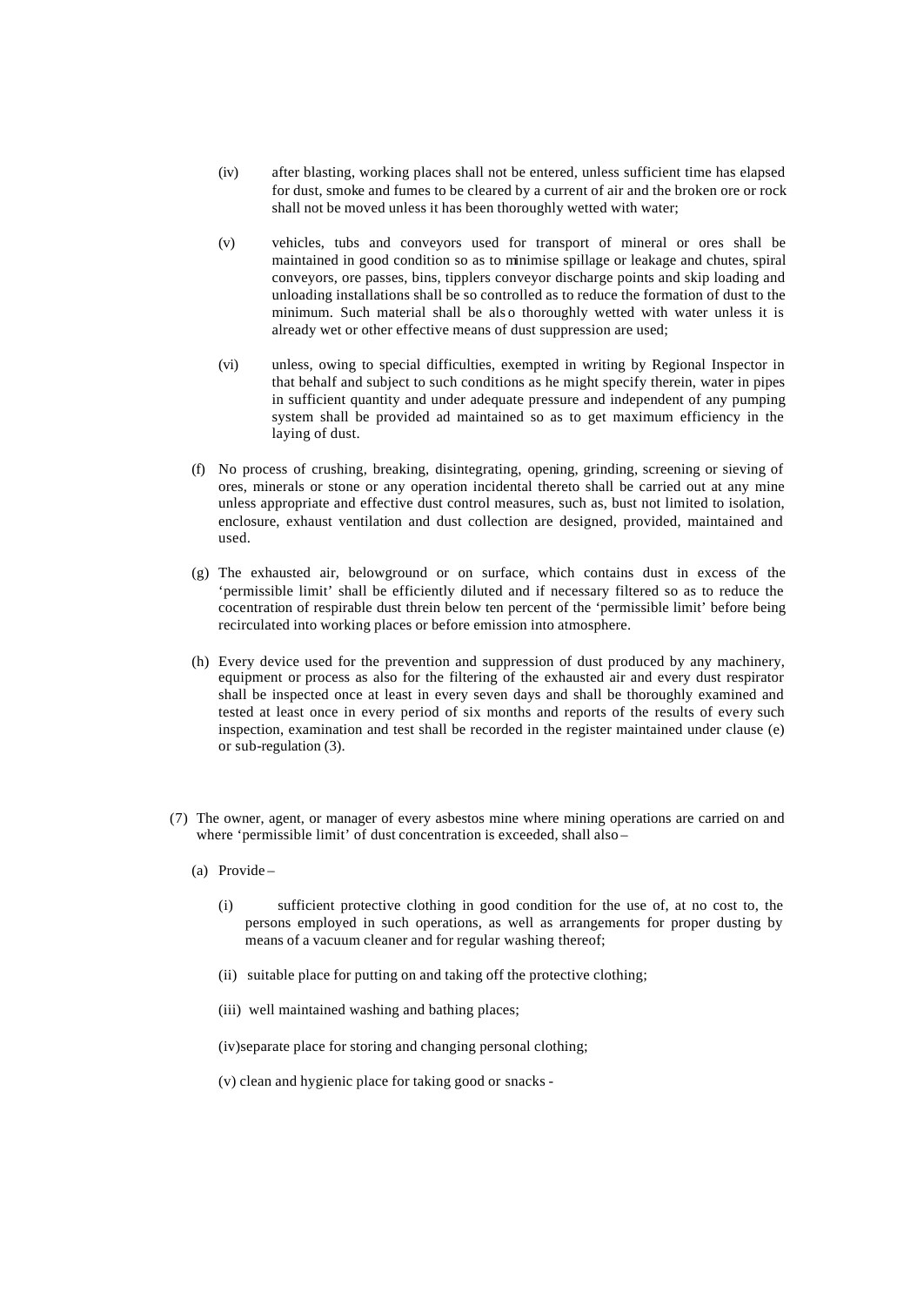(iv) after blasting, working places shall not be entered, unless sufficient time has elapsed for dust, smoke and fumes to be cleared by a current of air and the broken ore or rock shall not be moved unless it has been thoroughly wetted with water;

(v) vehicles, tubs and conveyors used for transport of mineral or ores shall be maintained in good condition so as to minimise spillage or leakage and chutes, spiral conveyors, ore passes, bins, tipplers conveyor discharge points and skip loading and unloading installations shall be so controlled as to reduce the formation of dust to the minimum. Such material shall be also thoroughly wetted with water unless it is already wet or other effective means of dust suppression are used;

(vi) unless, owing to special difficulties, exempted in writing by Regional Inspector in that behalf and subject to such conditions as he might specify therein, water in pipes in sufficient quantity and under adequate pressure and independent of any pumping system shall be provided ad maintained so as to get maximum efficiency in the laying of dust.

(f) No process of crushing, breaking, disintegrating, opening, grinding, screening or sieving of ores, minerals or stone or any operation incidental thereto shall be carried out at any mine unless appropriate and effective dust control measures, such as, bust not limited to isolation, enclosure, exhaust ventilation and dust collection are designed, provided, maintained and used.

(g) The exhausted air, belowground or on surface, which contains dust in excess of the 'permissible limit' shall be efficiently diluted and if necessary filtered so as to reduce the cocentration of respirable dust threin below ten percent of the 'permissible limit' before being recirculated into working places or before emission into atmosphere.

(h) Every device used for the prevention and suppression of dust produced by any machinery, equipment or process as also for the filtering of the exhausted air and every dust respirator shall be inspected once at least in every seven days and shall be thoroughly examined and tested at least once in every period of six months and reports of the results of every such inspection, examination and test shall be recorded in the register maintained under clause (e) or sub-regulation (3).

(7) The owner, agent, or manager of every asbestos mine where mining operations are carried on and where 'permissible limit' of dust concentration is exceeded, shall also –

(a) Provide –

(i) sufficient protective clothing in good condition for the use of, at no cost to, the persons employed in such operations, as well as arrangements for proper dusting by means of a vacuum cleaner and for regular washing thereof;

(ii) suitable place for putting on and taking off the protective clothing;

(iii) well maintained washing and bathing places;

(iv)separate place for storing and changing personal clothing;

(v) clean and hygienic place for taking good or snacks -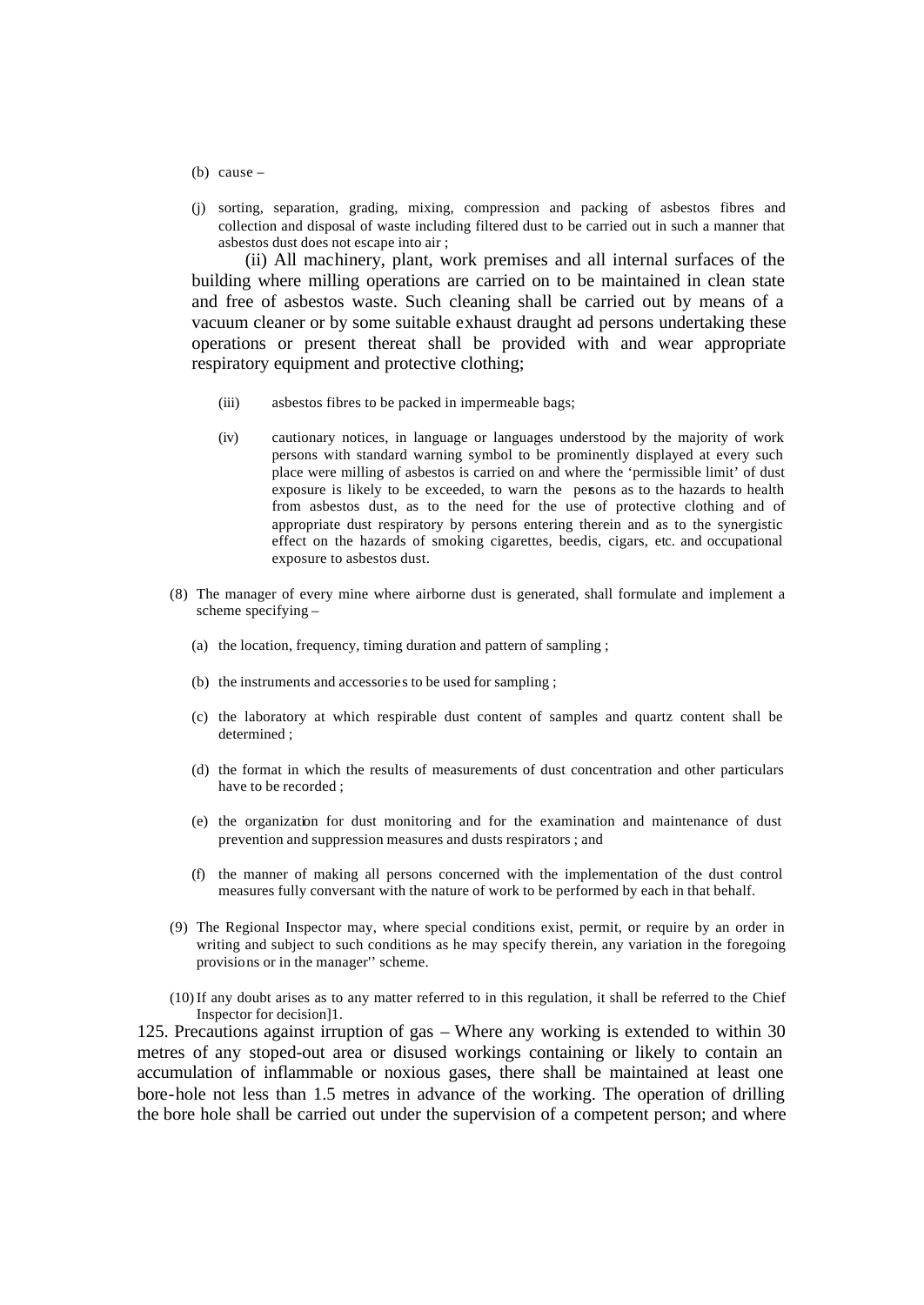(b) cause –

(j) sorting, separation, grading, mixing, compression and packing of asbestos fibres and collection and disposal of waste including filtered dust to be carried out in such a manner that asbestos dust does not escape into air ;

(ii) All machinery, plant, work premises and all internal surfaces of the building where milling operations are carried on to be maintained in clean state and free of asbestos waste. Such cleaning shall be carried out by means of a vacuum cleaner or by some suitable exhaust draught ad persons undertaking these operations or present thereat shall be provided with and wear appropriate respiratory equipment and protective clothing;

(iii) asbestos fibres to be packed in impermeable bags;

(iv) cautionary notices, in language or languages understood by the majority of work persons with standard warning symbol to be prominently displayed at every such place were milling of asbestos is carried on and where the 'permissible limit' of dust exposure is likely to be exceeded, to warn the persons as to the hazards to health from asbestos dust, as to the need for the use of protective clothing and of appropriate dust respiratory by persons entering therein and as to the synergistic effect on the hazards of smoking cigarettes, beedis, cigars, etc. and occupational exposure to asbestos dust.

(8) The manager of every mine where airborne dust is generated, shall formulate and implement a scheme specifying –

(a) the location, frequency, timing duration and pattern of sampling ;

(b) the instruments and accessories to be used for sampling ;

(c) the laboratory at which respirable dust content of samples and quartz content shall be determined ;

(d) the format in which the results of measurements of dust concentration and other particulars have to be recorded ;

(e) the organization for dust monitoring and for the examination and maintenance of dust prevention and suppression measures and dusts respirators ; and

(f) the manner of making all persons concerned with the implementation of the dust control measures fully conversant with the nature of work to be performed by each in that behalf.

(9) The Regional Inspector may, where special conditions exist, permit, or require by an order in writing and subject to such conditions as he may specify therein, any variation in the foregoing provisions or in the manager'' scheme.

(10) If any doubt arises as to any matter referred to in this regulation, it shall be referred to the Chief Inspector for decision]1.

125. Precautions against irruption of gas – Where any working is extended to within 30 metres of any stoped-out area or disused workings containing or likely to contain an accumulation of inflammable or noxious gases, there shall be maintained at least one bore-hole not less than 1.5 metres in advance of the working. The operation of drilling the bore hole shall be carried out under the supervision of a competent person; and where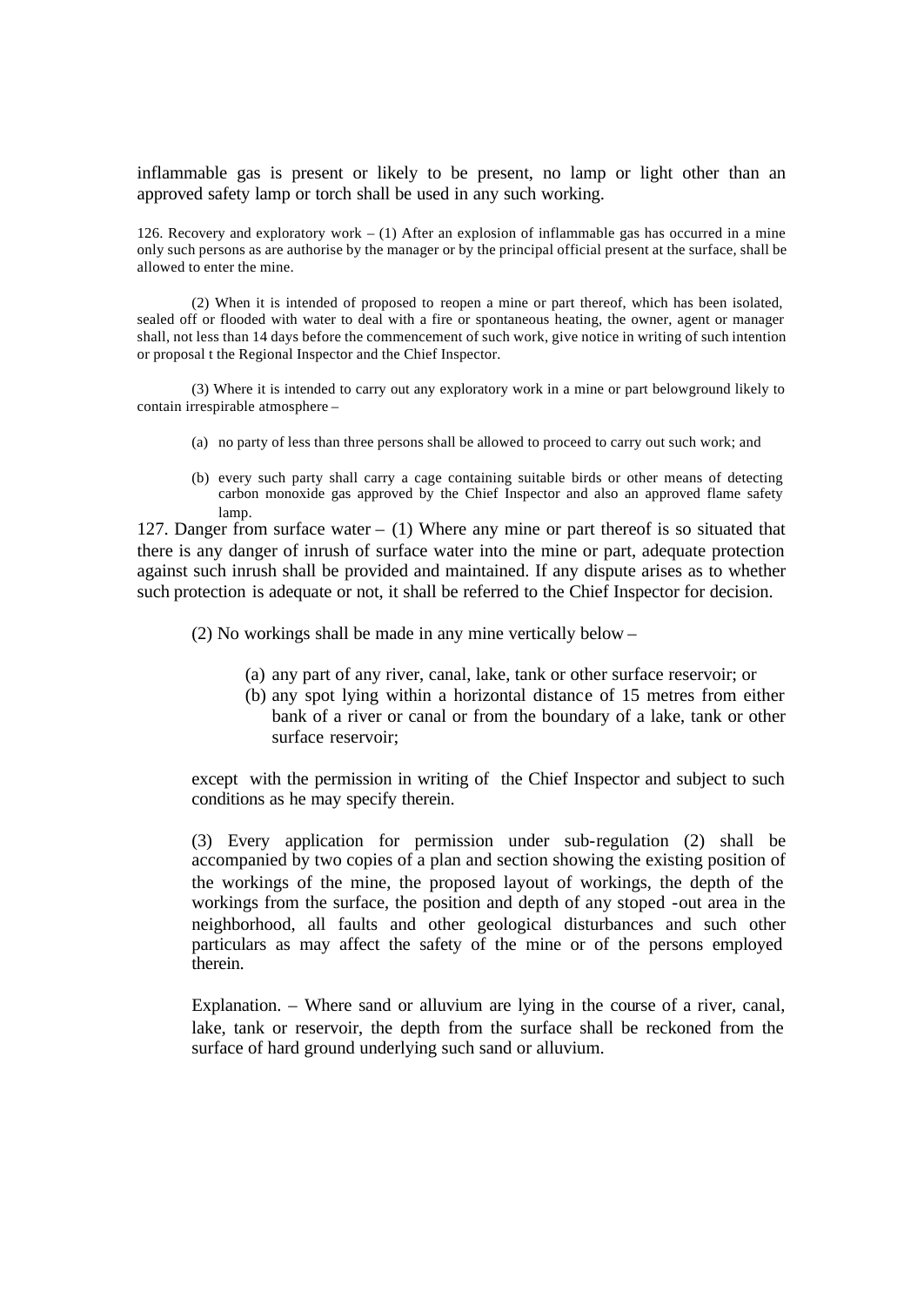inflammable gas is present or likely to be present, no lamp or light other than an approved safety lamp or torch shall be used in any such working.

126. Recovery and exploratory work – (1) After an explosion of inflammable gas has occurred in a mine only such persons as are authorise by the manager or by the principal official present at the surface, shall be allowed to enter the mine.

(2) When it is intended of proposed to reopen a mine or part thereof, which has been isolated, sealed off or flooded with water to deal with a fire or spontaneous heating, the owner, agent or manager shall, not less than 14 days before the commencement of such work, give notice in writing of such intention or proposal t the Regional Inspector and the Chief Inspector.

(3) Where it is intended to carry out any exploratory work in a mine or part belowground likely to contain irrespirable atmosphere –

(a) no party of less than three persons shall be allowed to proceed to carry out such work; and

(b) every such party shall carry a cage containing suitable birds or other means of detecting carbon monoxide gas approved by the Chief Inspector and also an approved flame safety lamp.

127. Danger from surface water – (1) Where any mine or part thereof is so situated that there is any danger of inrush of surface water into the mine or part, adequate protection against such inrush shall be provided and maintained. If any dispute arises as to whether such protection is adequate or not, it shall be referred to the Chief Inspector for decision.

(2) No workings shall be made in any mine vertically below –

(a) any part of any river, canal, lake, tank or other surface reservoir; or
(b) any spot lying within a horizontal distance of 15 metres from either bank of a river or canal or from the boundary of a lake, tank or other surface reservoir;

except with the permission in writing of the Chief Inspector and subject to such conditions as he may specify therein.

(3) Every application for permission under sub-regulation (2) shall be accompanied by two copies of a plan and section showing the existing position of the workings of the mine, the proposed layout of workings, the depth of the workings from the surface, the position and depth of any stoped -out area in the neighborhood, all faults and other geological disturbances and such other particulars as may affect the safety of the mine or of the persons employed therein.

Explanation. – Where sand or alluvium are lying in the course of a river, canal, lake, tank or reservoir, the depth from the surface shall be reckoned from the surface of hard ground underlying such sand or alluvium.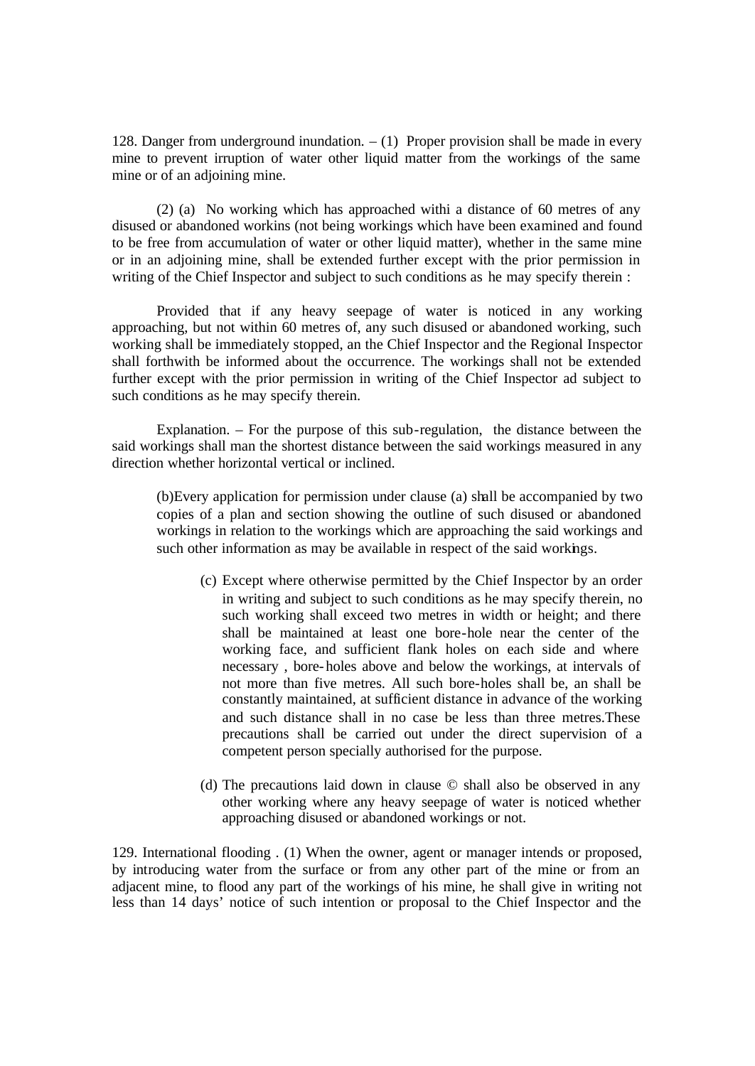128. Danger from underground inundation. – (1) Proper provision shall be made in every mine to prevent irruption of water other liquid matter from the workings of the same mine or of an adjoining mine.

(2) (a) No working which has approached withi a distance of 60 metres of any disused or abandoned workins (not being workings which have been examined and found to be free from accumulation of water or other liquid matter), whether in the same mine or in an adjoining mine, shall be extended further except with the prior permission in writing of the Chief Inspector and subject to such conditions as he may specify therein :

Provided that if any heavy seepage of water is noticed in any working approaching, but not within 60 metres of, any such disused or abandoned working, such working shall be immediately stopped, an the Chief Inspector and the Regional Inspector shall forthwith be informed about the occurrence. The workings shall not be extended further except with the prior permission in writing of the Chief Inspector ad subject to such conditions as he may specify therein.

Explanation. – For the purpose of this sub-regulation, the distance between the said workings shall man the shortest distance between the said workings measured in any direction whether horizontal vertical or inclined.

(b)Every application for permission under clause (a) shall be accompanied by two copies of a plan and section showing the outline of such disused or abandoned workings in relation to the workings which are approaching the said workings and such other information as may be available in respect of the said workings.

(c) Except where otherwise permitted by the Chief Inspector by an order in writing and subject to such conditions as he may specify therein, no such working shall exceed two metres in width or height; and there shall be maintained at least one bore-hole near the center of the working face, and sufficient flank holes on each side and where necessary , bore-holes above and below the workings, at intervals of not more than five metres. All such bore-holes shall be, an shall be constantly maintained, at sufficient distance in advance of the working and such distance shall in no case be less than three metres.These precautions shall be carried out under the direct supervision of a competent person specially authorised for the purpose.

(d) The precautions laid down in clause © shall also be observed in any other working where any heavy seepage of water is noticed whether approaching disused or abandoned workings or not.

129. International flooding . (1) When the owner, agent or manager intends or proposed, by introducing water from the surface or from any other part of the mine or from an adjacent mine, to flood any part of the workings of his mine, he shall give in writing not less than 14 days' notice of such intention or proposal to the Chief Inspector and the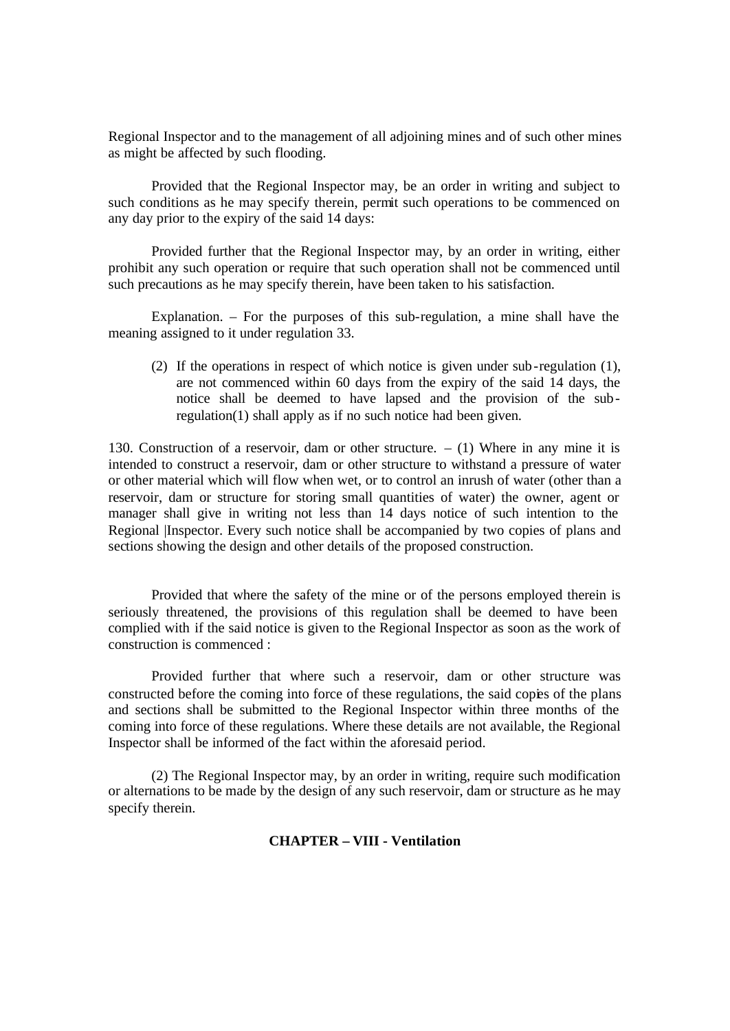Regional Inspector and to the management of all adjoining mines and of such other mines as might be affected by such flooding.

Provided that the Regional Inspector may, be an order in writing and subject to such conditions as he may specify therein, permit such operations to be commenced on any day prior to the expiry of the said 14 days:

Provided further that the Regional Inspector may, by an order in writing, either prohibit any such operation or require that such operation shall not be commenced until such precautions as he may specify therein, have been taken to his satisfaction.

Explanation. – For the purposes of this sub-regulation, a mine shall have the meaning assigned to it under regulation 33.

(2) If the operations in respect of which notice is given under sub-regulation (1), are not commenced within 60 days from the expiry of the said 14 days, the notice shall be deemed to have lapsed and the provision of the sub-regulation(1) shall apply as if no such notice had been given.

130. Construction of a reservoir, dam or other structure. – (1) Where in any mine it is intended to construct a reservoir, dam or other structure to withstand a pressure of water or other material which will flow when wet, or to control an inrush of water (other than a reservoir, dam or structure for storing small quantities of water) the owner, agent or manager shall give in writing not less than 14 days notice of such intention to the Regional |Inspector. Every such notice shall be accompanied by two copies of plans and sections showing the design and other details of the proposed construction.

Provided that where the safety of the mine or of the persons employed therein is seriously threatened, the provisions of this regulation shall be deemed to have been complied with if the said notice is given to the Regional Inspector as soon as the work of construction is commenced :

Provided further that where such a reservoir, dam or other structure was constructed before the coming into force of these regulations, the said copies of the plans and sections shall be submitted to the Regional Inspector within three months of the coming into force of these regulations. Where these details are not available, the Regional Inspector shall be informed of the fact within the aforesaid period.

(2) The Regional Inspector may, by an order in writing, require such modification or alternations to be made by the design of any such reservoir, dam or structure as he may specify therein.

## CHAPTER – VIII - Ventilation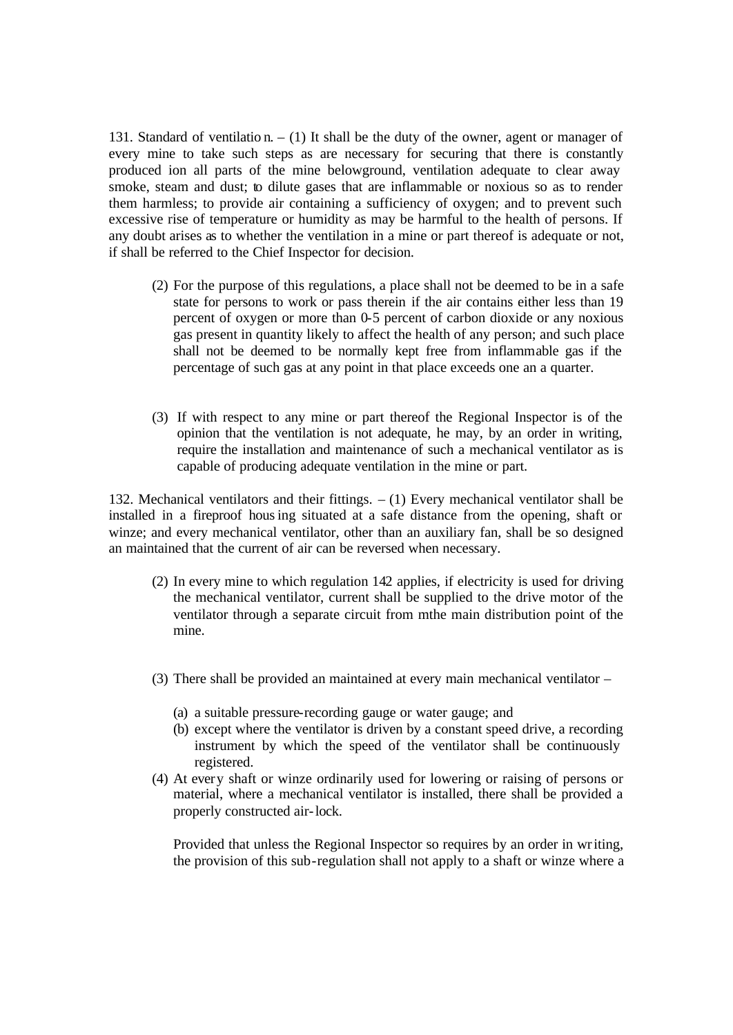131. Standard of ventilation. – (1) It shall be the duty of the owner, agent or manager of every mine to take such steps as are necessary for securing that there is constantly produced ion all parts of the mine belowground, ventilation adequate to clear away smoke, steam and dust; to dilute gases that are inflammable or noxious so as to render them harmless; to provide air containing a sufficiency of oxygen; and to prevent such excessive rise of temperature or humidity as may be harmful to the health of persons. If any doubt arises as to whether the ventilation in a mine or part thereof is adequate or not, if shall be referred to the Chief Inspector for decision.

(2) For the purpose of this regulations, a place shall not be deemed to be in a safe state for persons to work or pass therein if the air contains either less than 19 percent of oxygen or more than 0-5 percent of carbon dioxide or any noxious gas present in quantity likely to affect the health of any person; and such place shall not be deemed to be normally kept free from inflammable gas if the percentage of such gas at any point in that place exceeds one an a quarter.

(3) If with respect to any mine or part thereof the Regional Inspector is of the opinion that the ventilation is not adequate, he may, by an order in writing, require the installation and maintenance of such a mechanical ventilator as is capable of producing adequate ventilation in the mine or part.

132. Mechanical ventilators and their fittings. – (1) Every mechanical ventilator shall be installed in a fireproof housing situated at a safe distance from the opening, shaft or winze; and every mechanical ventilator, other than an auxiliary fan, shall be so designed an maintained that the current of air can be reversed when necessary.

(2) In every mine to which regulation 142 applies, if electricity is used for driving the mechanical ventilator, current shall be supplied to the drive motor of the ventilator through a separate circuit from mthe main distribution point of the mine.

(3) There shall be provided an maintained at every main mechanical ventilator –

(a) a suitable pressure-recording gauge or water gauge; and
(b) except where the ventilator is driven by a constant speed drive, a recording instrument by which the speed of the ventilator shall be continuously registered.

(4) At every shaft or winze ordinarily used for lowering or raising of persons or material, where a mechanical ventilator is installed, there shall be provided a properly constructed air-lock.

Provided that unless the Regional Inspector so requires by an order in writing, the provision of this sub-regulation shall not apply to a shaft or winze where a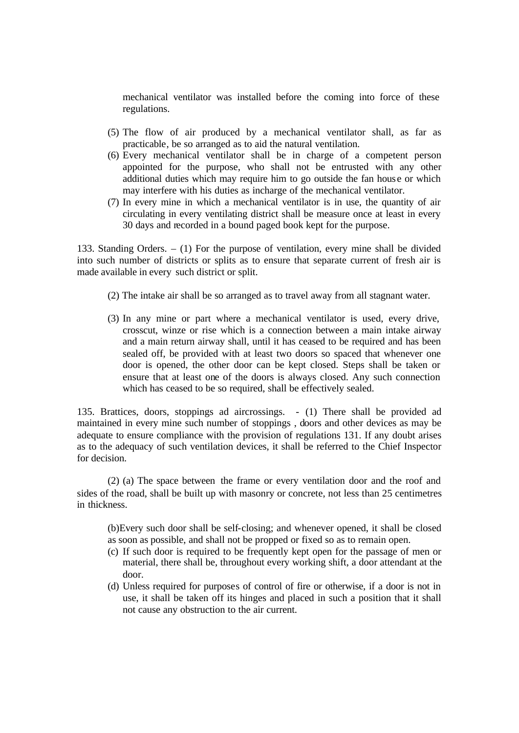mechanical ventilator was installed before the coming into force of these regulations.

(5) The flow of air produced by a mechanical ventilator shall, as far as practicable, be so arranged as to aid the natural ventilation.

(6) Every mechanical ventilator shall be in charge of a competent person appointed for the purpose, who shall not be entrusted with any other additional duties which may require him to go outside the fan house or which may interfere with his duties as incharge of the mechanical ventilator.

(7) In every mine in which a mechanical ventilator is in use, the quantity of air circulating in every ventilating district shall be measure once at least in every 30 days and recorded in a bound paged book kept for the purpose.

133. Standing Orders. – (1) For the purpose of ventilation, every mine shall be divided into such number of districts or splits as to ensure that separate current of fresh air is made available in every such district or split.

(2) The intake air shall be so arranged as to travel away from all stagnant water.

(3) In any mine or part where a mechanical ventilator is used, every drive, crosscut, winze or rise which is a connection between a main intake airway and a main return airway shall, until it has ceased to be required and has been sealed off, be provided with at least two doors so spaced that whenever one door is opened, the other door can be kept closed. Steps shall be taken or ensure that at least one of the doors is always closed. Any such connection which has ceased to be so required, shall be effectively sealed.

135. Brattices, doors, stoppings ad aircrossings. - (1) There shall be provided ad maintained in every mine such number of stoppings , doors and other devices as may be adequate to ensure compliance with the provision of regulations 131. If any doubt arises as to the adequacy of such ventilation devices, it shall be referred to the Chief Inspector for decision.

(2) (a) The space between the frame or every ventilation door and the roof and sides of the road, shall be built up with masonry or concrete, not less than 25 centimetres in thickness.

(b)Every such door shall be self-closing; and whenever opened, it shall be closed as soon as possible, and shall not be propped or fixed so as to remain open.

(c) If such door is required to be frequently kept open for the passage of men or material, there shall be, throughout every working shift, a door attendant at the door.

(d) Unless required for purposes of control of fire or otherwise, if a door is not in use, it shall be taken off its hinges and placed in such a position that it shall not cause any obstruction to the air current.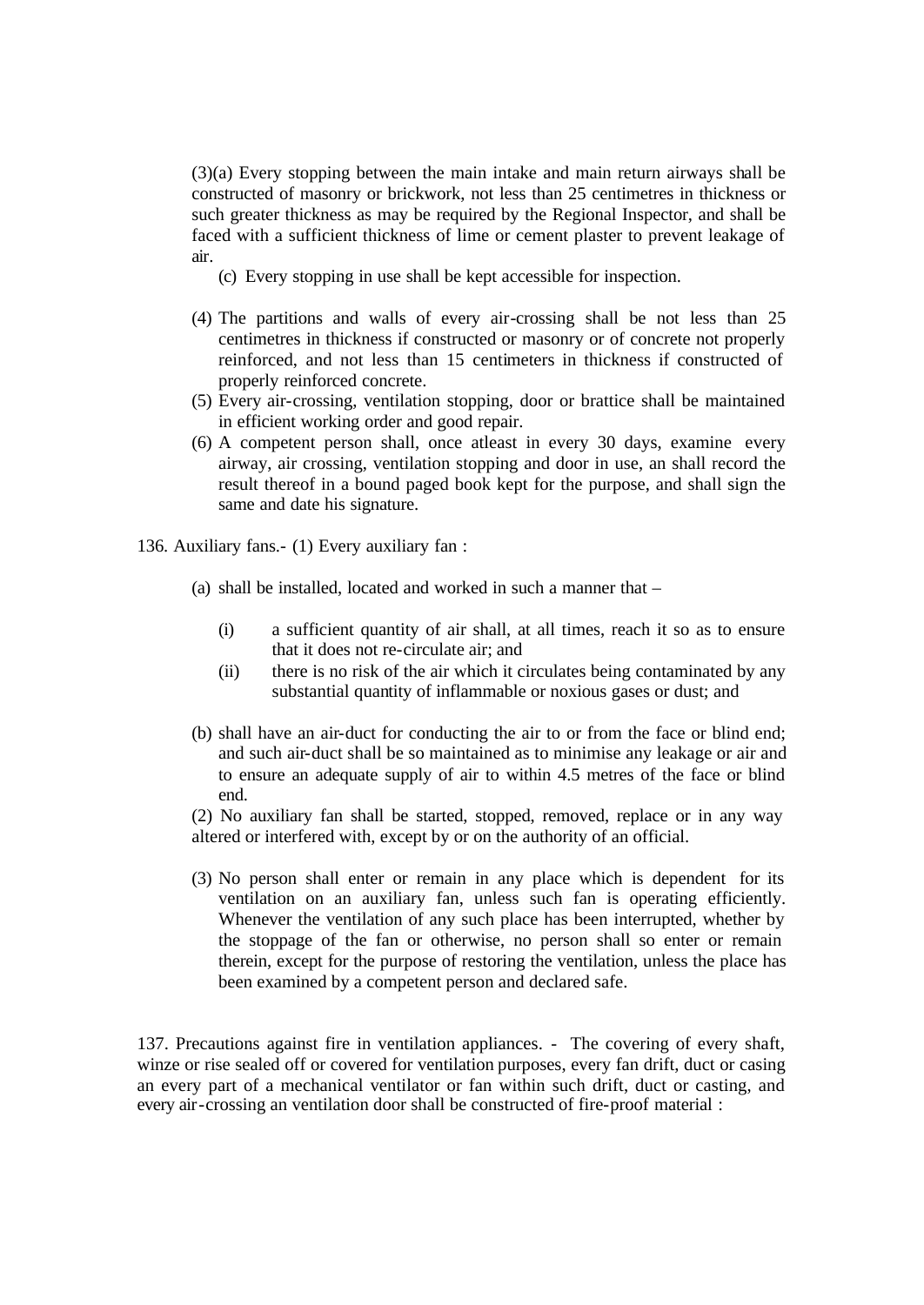(3)(a) Every stopping between the main intake and main return airways shall be constructed of masonry or brickwork, not less than 25 centimetres in thickness or such greater thickness as may be required by the Regional Inspector, and shall be faced with a sufficient thickness of lime or cement plaster to prevent leakage of air.

(c) Every stopping in use shall be kept accessible for inspection.

(4) The partitions and walls of every air-crossing shall be not less than 25 centimetres in thickness if constructed or masonry or of concrete not properly reinforced, and not less than 15 centimeters in thickness if constructed of properly reinforced concrete.

(5) Every air-crossing, ventilation stopping, door or brattice shall be maintained in efficient working order and good repair.

(6) A competent person shall, once atleast in every 30 days, examine every airway, air crossing, ventilation stopping and door in use, an shall record the result thereof in a bound paged book kept for the purpose, and shall sign the same and date his signature.

136. Auxiliary fans.- (1) Every auxiliary fan :

(a) shall be installed, located and worked in such a manner that –

(i) a sufficient quantity of air shall, at all times, reach it so as to ensure that it does not re-circulate air; and

(ii) there is no risk of the air which it circulates being contaminated by any substantial quantity of inflammable or noxious gases or dust; and

(b) shall have an air-duct for conducting the air to or from the face or blind end; and such air-duct shall be so maintained as to minimise any leakage or air and to ensure an adequate supply of air to within 4.5 metres of the face or blind end.

(2) No auxiliary fan shall be started, stopped, removed, replace or in any way altered or interfered with, except by or on the authority of an official.

(3) No person shall enter or remain in any place which is dependent for its ventilation on an auxiliary fan, unless such fan is operating efficiently. Whenever the ventilation of any such place has been interrupted, whether by the stoppage of the fan or otherwise, no person shall so enter or remain therein, except for the purpose of restoring the ventilation, unless the place has been examined by a competent person and declared safe.

137. Precautions against fire in ventilation appliances. - The covering of every shaft, winze or rise sealed off or covered for ventilation purposes, every fan drift, duct or casing an every part of a mechanical ventilator or fan within such drift, duct or casting, and every air-crossing an ventilation door shall be constructed of fire-proof material :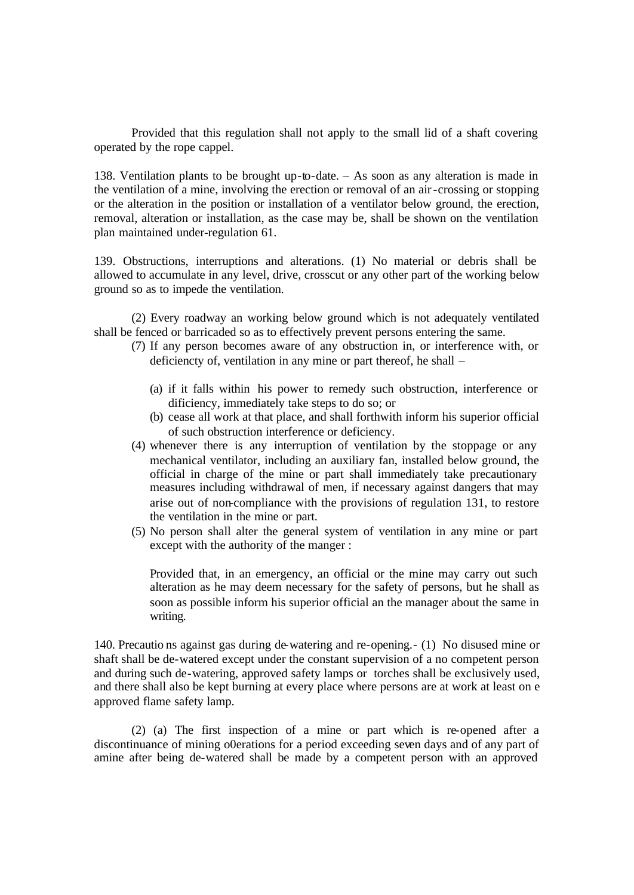Provided that this regulation shall not apply to the small lid of a shaft covering operated by the rope cappel.

138. Ventilation plants to be brought up-to-date. – As soon as any alteration is made in the ventilation of a mine, involving the erection or removal of an air-crossing or stopping or the alteration in the position or installation of a ventilator below ground, the erection, removal, alteration or installation, as the case may be, shall be shown on the ventilation plan maintained under-regulation 61.

139. Obstructions, interruptions and alterations. (1) No material or debris shall be allowed to accumulate in any level, drive, crosscut or any other part of the working below ground so as to impede the ventilation.

(2) Every roadway an working below ground which is not adequately ventilated shall be fenced or barricaded so as to effectively prevent persons entering the same.

(7) If any person becomes aware of any obstruction in, or interference with, or deficiencty of, ventilation in any mine or part thereof, he shall –

(a) if it falls within his power to remedy such obstruction, interference or dificiency, immediately take steps to do so; or
(b) cease all work at that place, and shall forthwith inform his superior official of such obstruction interference or deficiency.

(4) whenever there is any interruption of ventilation by the stoppage or any mechanical ventilator, including an auxiliary fan, installed below ground, the official in charge of the mine or part shall immediately take precautionary measures including withdrawal of men, if necessary against dangers that may arise out of non-compliance with the provisions of regulation 131, to restore the ventilation in the mine or part.

(5) No person shall alter the general system of ventilation in any mine or part except with the authority of the manger :

Provided that, in an emergency, an official or the mine may carry out such alteration as he may deem necessary for the safety of persons, but he shall as soon as possible inform his superior official an the manager about the same in writing.

140. Precautio ns against gas during de-watering and re-opening.- (1) No disused mine or shaft shall be de-watered except under the constant supervision of a no competent person and during such de-watering, approved safety lamps or torches shall be exclusively used, and there shall also be kept burning at every place where persons are at work at least on e approved flame safety lamp.

(2) (a) The first inspection of a mine or part which is re-opened after a discontinuance of mining o0erations for a period exceeding seven days and of any part of amine after being de-watered shall be made by a competent person with an approved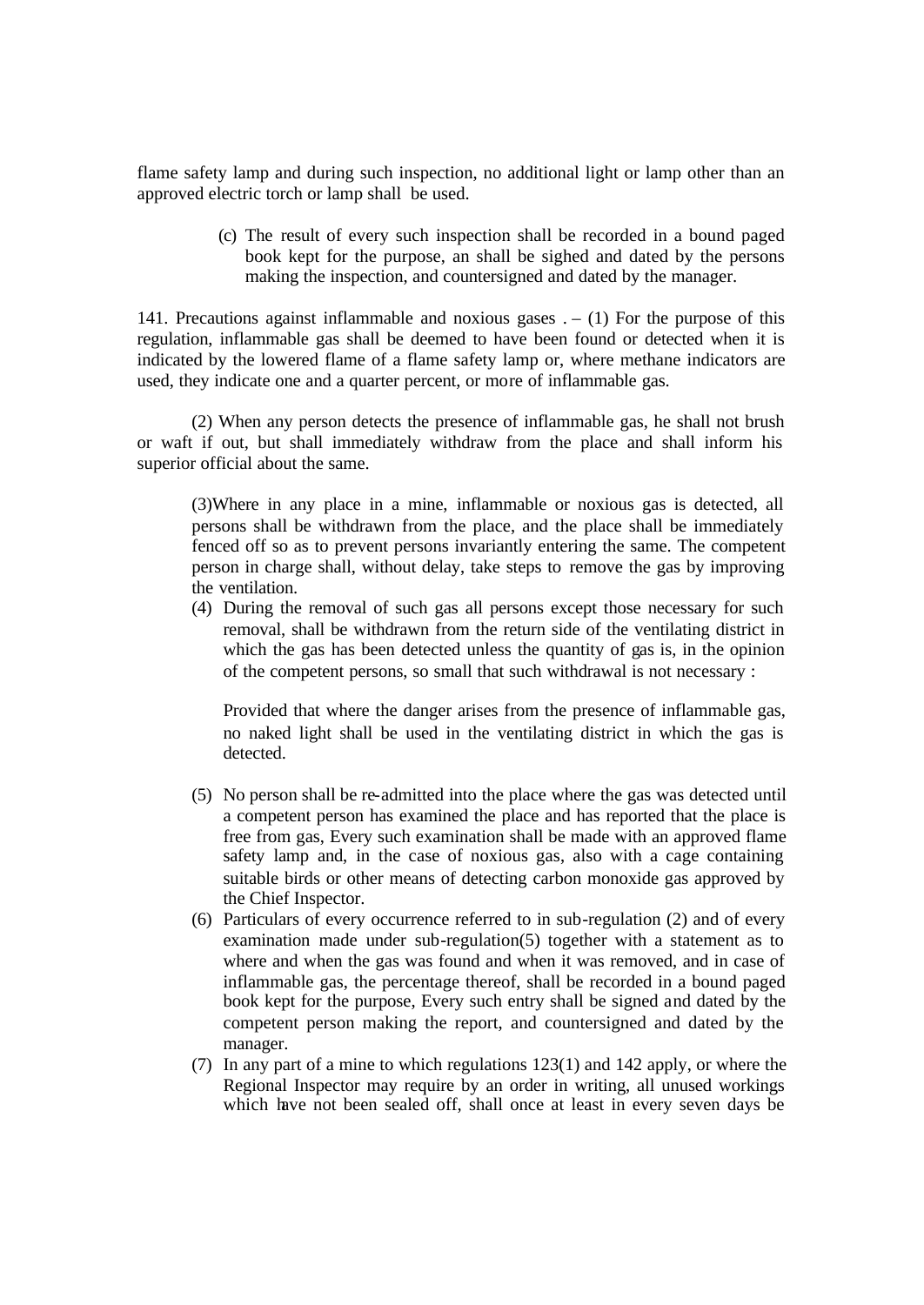flame safety lamp and during such inspection, no additional light or lamp other than an approved electric torch or lamp shall be used.

(c) The result of every such inspection shall be recorded in a bound paged book kept for the purpose, an shall be sighed and dated by the persons making the inspection, and countersigned and dated by the manager.

141. Precautions against inflammable and noxious gases . – (1) For the purpose of this regulation, inflammable gas shall be deemed to have been found or detected when it is indicated by the lowered flame of a flame safety lamp or, where methane indicators are used, they indicate one and a quarter percent, or more of inflammable gas.

(2) When any person detects the presence of inflammable gas, he shall not brush or waft if out, but shall immediately withdraw from the place and shall inform his superior official about the same.

(3)Where in any place in a mine, inflammable or noxious gas is detected, all persons shall be withdrawn from the place, and the place shall be immediately fenced off so as to prevent persons invariantly entering the same. The competent person in charge shall, without delay, take steps to remove the gas by improving the ventilation.

(4) During the removal of such gas all persons except those necessary for such removal, shall be withdrawn from the return side of the ventilating district in which the gas has been detected unless the quantity of gas is, in the opinion of the competent persons, so small that such withdrawal is not necessary :

Provided that where the danger arises from the presence of inflammable gas, no naked light shall be used in the ventilating district in which the gas is detected.

(5) No person shall be re-admitted into the place where the gas was detected until a competent person has examined the place and has reported that the place is free from gas, Every such examination shall be made with an approved flame safety lamp and, in the case of noxious gas, also with a cage containing suitable birds or other means of detecting carbon monoxide gas approved by the Chief Inspector.

(6) Particulars of every occurrence referred to in sub-regulation (2) and of every examination made under sub-regulation(5) together with a statement as to where and when the gas was found and when it was removed, and in case of inflammable gas, the percentage thereof, shall be recorded in a bound paged book kept for the purpose, Every such entry shall be signed and dated by the competent person making the report, and countersigned and dated by the manager.

(7) In any part of a mine to which regulations 123(1) and 142 apply, or where the Regional Inspector may require by an order in writing, all unused workings which have not been sealed off, shall once at least in every seven days be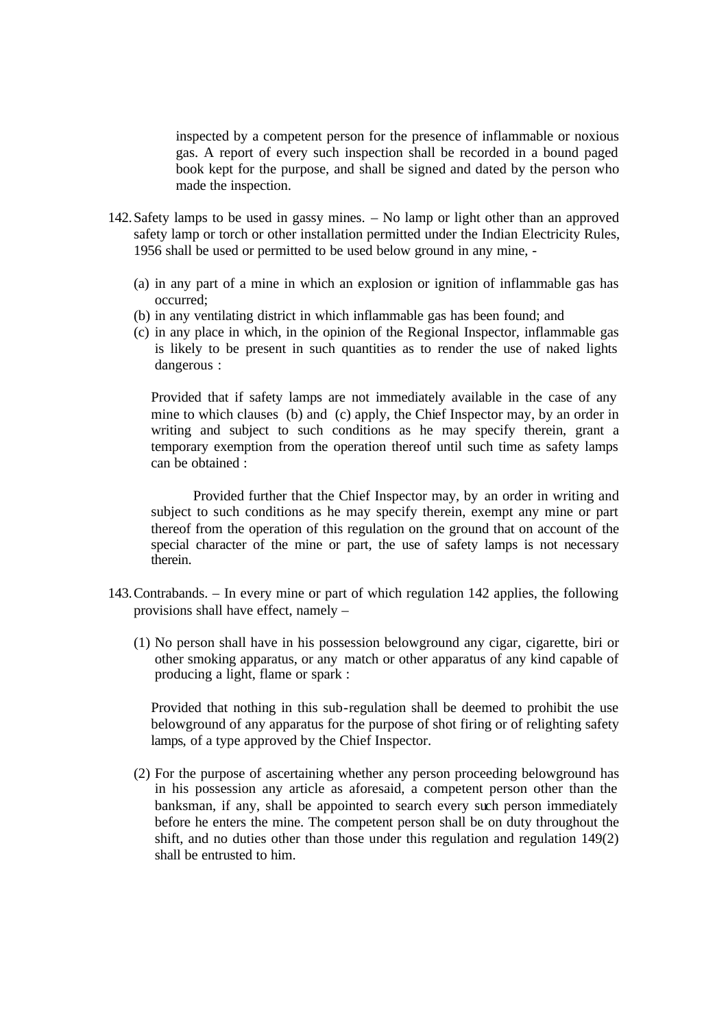inspected by a competent person for the presence of inflammable or noxious gas. A report of every such inspection shall be recorded in a bound paged book kept for the purpose, and shall be signed and dated by the person who made the inspection.

142. Safety lamps to be used in gassy mines. – No lamp or light other than an approved safety lamp or torch or other installation permitted under the Indian Electricity Rules, 1956 shall be used or permitted to be used below ground in any mine, -

(a) in any part of a mine in which an explosion or ignition of inflammable gas has occurred;
(b) in any ventilating district in which inflammable gas has been found; and
(c) in any place in which, in the opinion of the Regional Inspector, inflammable gas is likely to be present in such quantities as to render the use of naked lights dangerous :

Provided that if safety lamps are not immediately available in the case of any mine to which clauses (b) and (c) apply, the Chief Inspector may, by an order in writing and subject to such conditions as he may specify therein, grant a temporary exemption from the operation thereof until such time as safety lamps can be obtained :

Provided further that the Chief Inspector may, by an order in writing and subject to such conditions as he may specify therein, exempt any mine or part thereof from the operation of this regulation on the ground that on account of the special character of the mine or part, the use of safety lamps is not necessary therein.

143. Contrabands. – In every mine or part of which regulation 142 applies, the following provisions shall have effect, namely –

(1) No person shall have in his possession belowground any cigar, cigarette, biri or other smoking apparatus, or any match or other apparatus of any kind capable of producing a light, flame or spark :

Provided that nothing in this sub-regulation shall be deemed to prohibit the use belowground of any apparatus for the purpose of shot firing or of relighting safety lamps, of a type approved by the Chief Inspector.

(2) For the purpose of ascertaining whether any person proceeding belowground has in his possession any article as aforesaid, a competent person other than the banksman, if any, shall be appointed to search every such person immediately before he enters the mine. The competent person shall be on duty throughout the shift, and no duties other than those under this regulation and regulation 149(2) shall be entrusted to him.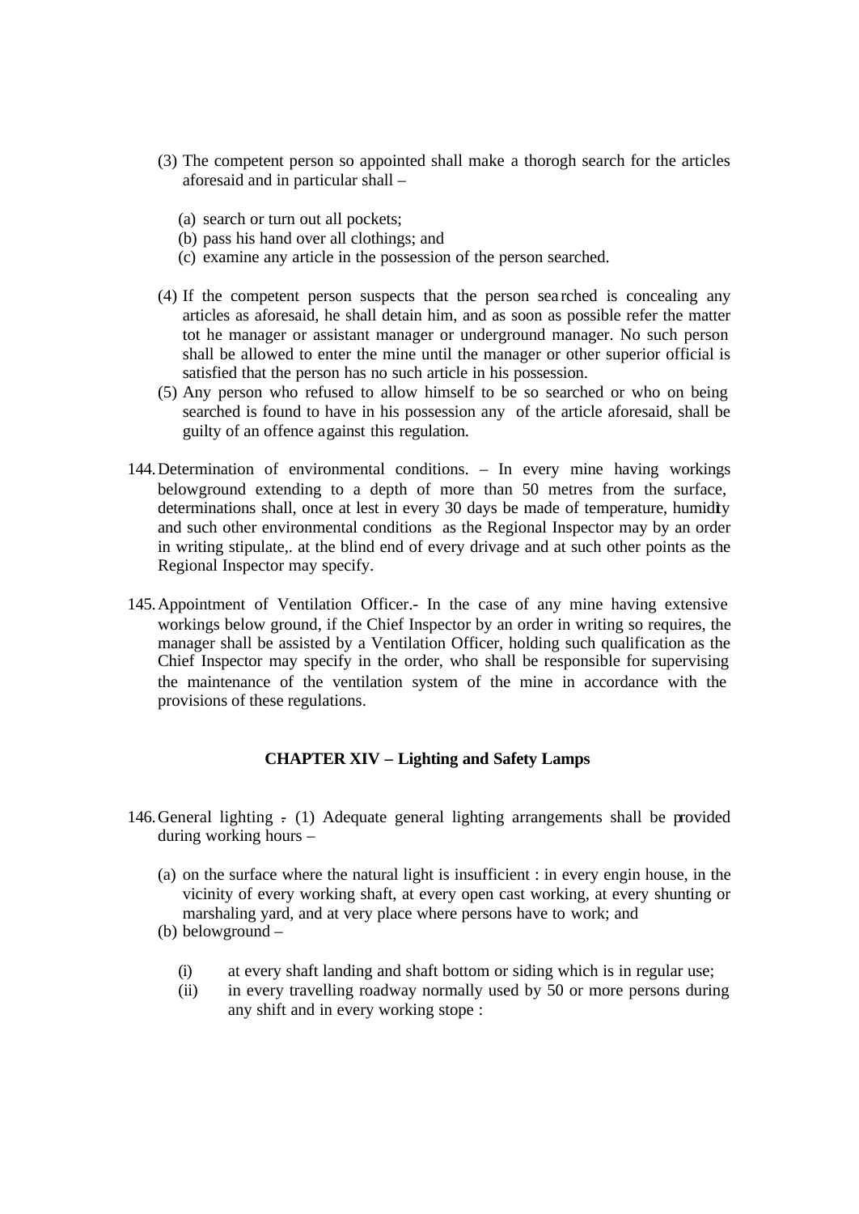(3) The competent person so appointed shall make a thorogh search for the articles aforesaid and in particular shall –

(a) search or turn out all pockets;
(b) pass his hand over all clothings; and
(c) examine any article in the possession of the person searched.

(4) If the competent person suspects that the person searched is concealing any articles as aforesaid, he shall detain him, and as soon as possible refer the matter tot he manager or assistant manager or underground manager. No such person shall be allowed to enter the mine until the manager or other superior official is satisfied that the person has no such article in his possession.

(5) Any person who refused to allow himself to be so searched or who on being searched is found to have in his possession any of the article aforesaid, shall be guilty of an offence against this regulation.

144. Determination of environmental conditions. – In every mine having workings belowground extending to a depth of more than 50 metres from the surface, determinations shall, once at lest in every 30 days be made of temperature, humidity and such other environmental conditions as the Regional Inspector may by an order in writing stipulate,. at the blind end of every drivage and at such other points as the Regional Inspector may specify.

145. Appointment of Ventilation Officer.- In the case of any mine having extensive workings below ground, if the Chief Inspector by an order in writing so requires, the manager shall be assisted by a Ventilation Officer, holding such qualification as the Chief Inspector may specify in the order, who shall be responsible for supervising the maintenance of the ventilation system of the mine in accordance with the provisions of these regulations.

## CHAPTER XIV – Lighting and Safety Lamps

146. General lighting .- (1) Adequate general lighting arrangements shall be provided during working hours –

(a) on the surface where the natural light is insufficient : in every engin house, in the vicinity of every working shaft, at every open cast working, at every shunting or marshaling yard, and at very place where persons have to work; and

(b) belowground –

(i) at every shaft landing and shaft bottom or siding which is in regular use;

(ii) in every travelling roadway normally used by 50 or more persons during any shift and in every working stope :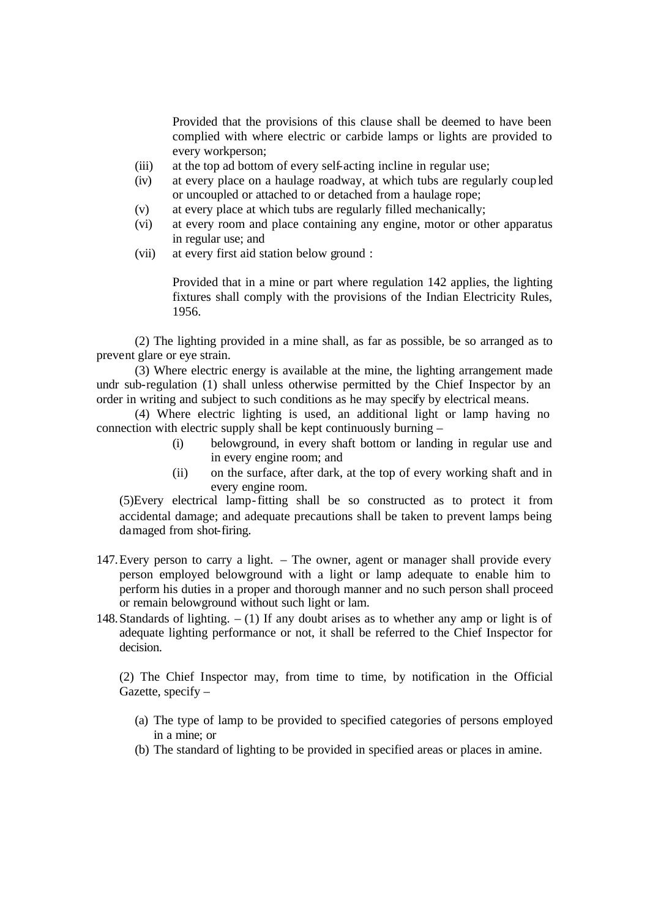Provided that the provisions of this clause shall be deemed to have been complied with where electric or carbide lamps or lights are provided to every workperson;

(iii) at the top ad bottom of every self-acting incline in regular use;

(iv) at every place on a haulage roadway, at which tubs are regularly coupled or uncoupled or attached to or detached from a haulage rope;

(v) at every place at which tubs are regularly filled mechanically;

(vi) at every room and place containing any engine, motor or other apparatus in regular use; and

(vii) at every first aid station below ground :

Provided that in a mine or part where regulation 142 applies, the lighting fixtures shall comply with the provisions of the Indian Electricity Rules, 1956.

(2) The lighting provided in a mine shall, as far as possible, be so arranged as to prevent glare or eye strain.

(3) Where electric energy is available at the mine, the lighting arrangement made undr sub-regulation (1) shall unless otherwise permitted by the Chief Inspector by an order in writing and subject to such conditions as he may specify by electrical means.

(4) Where electric lighting is used, an additional light or lamp having no connection with electric supply shall be kept continuously burning –

(i) belowground, in every shaft bottom or landing in regular use and in every engine room; and

(ii) on the surface, after dark, at the top of every working shaft and in every engine room.

(5)Every electrical lamp-fitting shall be so constructed as to protect it from accidental damage; and adequate precautions shall be taken to prevent lamps being damaged from shot-firing.

147. Every person to carry a light. – The owner, agent or manager shall provide every person employed belowground with a light or lamp adequate to enable him to perform his duties in a proper and thorough manner and no such person shall proceed or remain belowground without such light or lam.

148. Standards of lighting. – (1) If any doubt arises as to whether any amp or light is of adequate lighting performance or not, it shall be referred to the Chief Inspector for decision.

(2) The Chief Inspector may, from time to time, by notification in the Official Gazette, specify –

(a) The type of lamp to be provided to specified categories of persons employed in a mine; or

(b) The standard of lighting to be provided in specified areas or places in amine.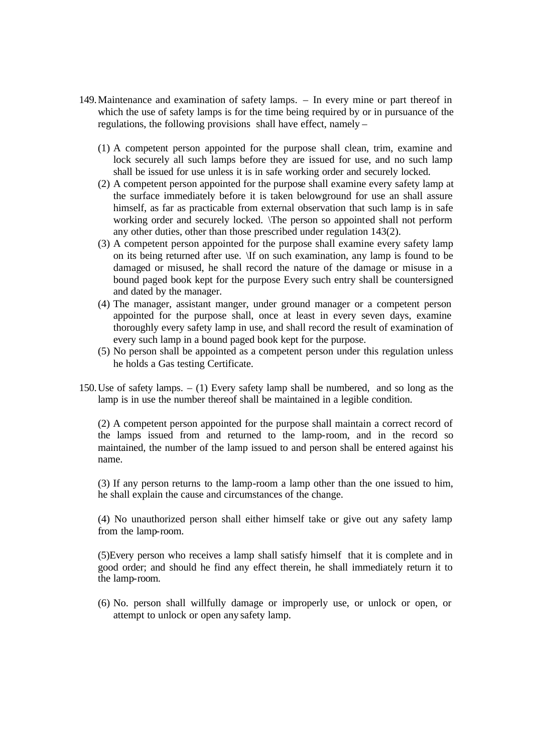149. Maintenance and examination of safety lamps. – In every mine or part thereof in which the use of safety lamps is for the time being required by or in pursuance of the regulations, the following provisions shall have effect, namely –

   (1) A competent person appointed for the purpose shall clean, trim, examine and lock securely all such lamps before they are issued for use, and no such lamp shall be issued for use unless it is in safe working order and securely locked.
   (2) A competent person appointed for the purpose shall examine every safety lamp at the surface immediately before it is taken belowground for use an shall assure himself, as far as practicable from external observation that such lamp is in safe working order and securely locked. \The person so appointed shall not perform any other duties, other than those prescribed under regulation 143(2).
   (3) A competent person appointed for the purpose shall examine every safety lamp on its being returned after use. \If on such examination, any lamp is found to be damaged or misused, he shall record the nature of the damage or misuse in a bound paged book kept for the purpose Every such entry shall be countersigned and dated by the manager.
   (4) The manager, assistant manger, under ground manager or a competent person appointed for the purpose shall, once at least in every seven days, examine thoroughly every safety lamp in use, and shall record the result of examination of every such lamp in a bound paged book kept for the purpose.
   (5) No person shall be appointed as a competent person under this regulation unless he holds a Gas testing Certificate.

150. Use of safety lamps. – (1) Every safety lamp shall be numbered, and so long as the lamp is in use the number thereof shall be maintained in a legible condition.

   (2) A competent person appointed for the purpose shall maintain a correct record of the lamps issued from and returned to the lamp-room, and in the record so maintained, the number of the lamp issued to and person shall be entered against his name.

   (3) If any person returns to the lamp-room a lamp other than the one issued to him, he shall explain the cause and circumstances of the change.

   (4) No unauthorized person shall either himself take or give out any safety lamp from the lamp-room.

   (5)Every person who receives a lamp shall satisfy himself that it is complete and in good order; and should he find any effect therein, he shall immediately return it to the lamp-room.

   (6) No. person shall willfully damage or improperly use, or unlock or open, or attempt to unlock or open any safety lamp.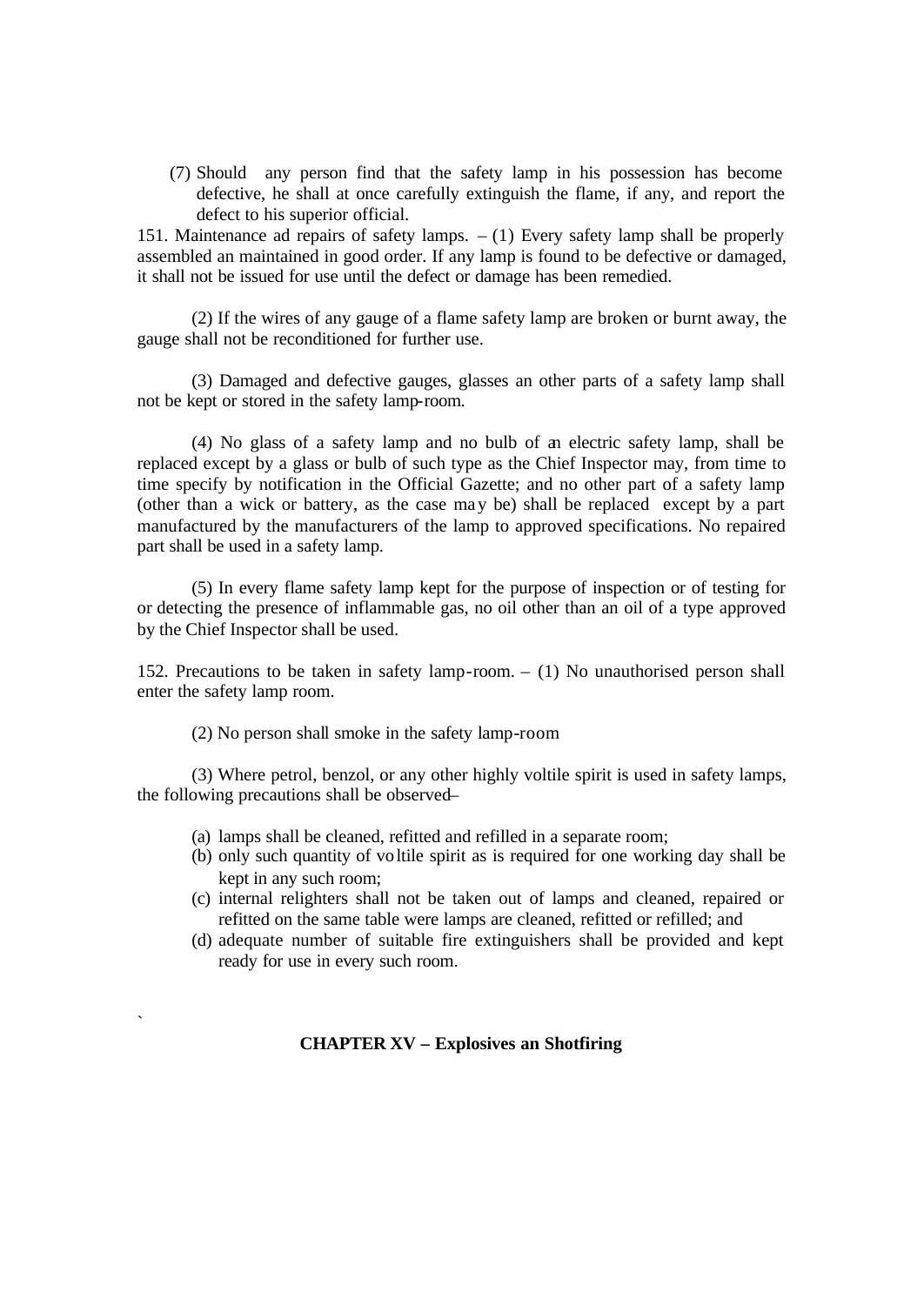(7) Should any person find that the safety lamp in his possession has become defective, he shall at once carefully extinguish the flame, if any, and report the defect to his superior official.

151. Maintenance ad repairs of safety lamps. – (1) Every safety lamp shall be properly assembled an maintained in good order. If any lamp is found to be defective or damaged, it shall not be issued for use until the defect or damage has been remedied.

(2) If the wires of any gauge of a flame safety lamp are broken or burnt away, the gauge shall not be reconditioned for further use.

(3) Damaged and defective gauges, glasses an other parts of a safety lamp shall not be kept or stored in the safety lamp-room.

(4) No glass of a safety lamp and no bulb of an electric safety lamp, shall be replaced except by a glass or bulb of such type as the Chief Inspector may, from time to time specify by notification in the Official Gazette; and no other part of a safety lamp (other than a wick or battery, as the case may be) shall be replaced except by a part manufactured by the manufacturers of the lamp to approved specifications. No repaired part shall be used in a safety lamp.

(5) In every flame safety lamp kept for the purpose of inspection or of testing for or detecting the presence of inflammable gas, no oil other than an oil of a type approved by the Chief Inspector shall be used.

152. Precautions to be taken in safety lamp-room. – (1) No unauthorised person shall enter the safety lamp room.

(2) No person shall smoke in the safety lamp-room

(3) Where petrol, benzol, or any other highly voltile spirit is used in safety lamps, the following precautions shall be observed–

(a) lamps shall be cleaned, refitted and refilled in a separate room;
(b) only such quantity of voltile spirit as is required for one working day shall be kept in any such room;
(c) internal relighters shall not be taken out of lamps and cleaned, repaired or refitted on the same table were lamps are cleaned, refitted or refilled; and
(d) adequate number of suitable fire extinguishers shall be provided and kept ready for use in every such room.

## CHAPTER XV – Explosives an Shotfiring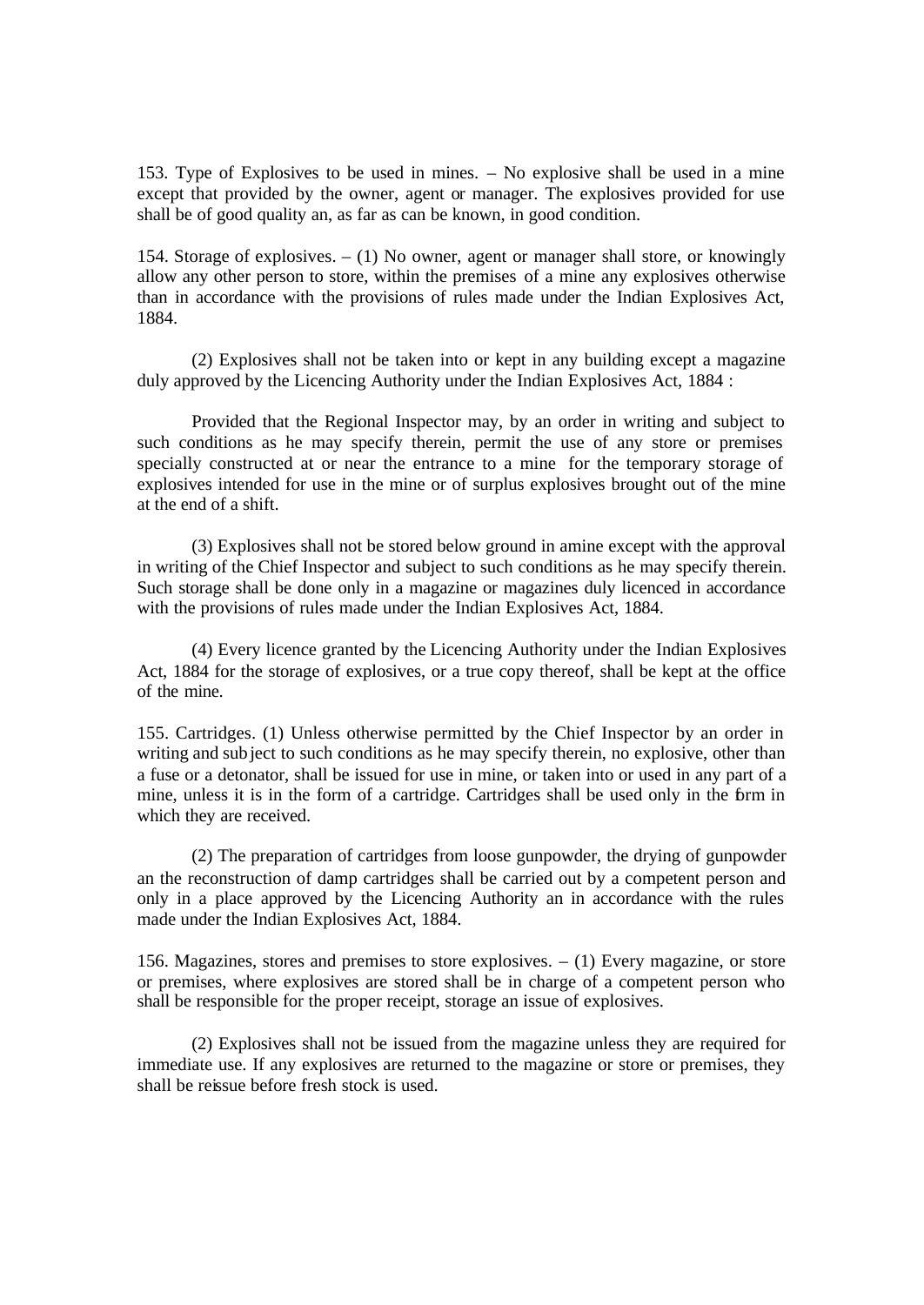153. Type of Explosives to be used in mines. – No explosive shall be used in a mine except that provided by the owner, agent or manager. The explosives provided for use shall be of good quality an, as far as can be known, in good condition.

154. Storage of explosives. – (1) No owner, agent or manager shall store, or knowingly allow any other person to store, within the premises of a mine any explosives otherwise than in accordance with the provisions of rules made under the Indian Explosives Act, 1884.

(2) Explosives shall not be taken into or kept in any building except a magazine duly approved by the Licencing Authority under the Indian Explosives Act, 1884 :

Provided that the Regional Inspector may, by an order in writing and subject to such conditions as he may specify therein, permit the use of any store or premises specially constructed at or near the entrance to a mine for the temporary storage of explosives intended for use in the mine or of surplus explosives brought out of the mine at the end of a shift.

(3) Explosives shall not be stored below ground in amine except with the approval in writing of the Chief Inspector and subject to such conditions as he may specify therein. Such storage shall be done only in a magazine or magazines duly licenced in accordance with the provisions of rules made under the Indian Explosives Act, 1884.

(4) Every licence granted by the Licencing Authority under the Indian Explosives Act, 1884 for the storage of explosives, or a true copy thereof, shall be kept at the office of the mine.

155. Cartridges. (1) Unless otherwise permitted by the Chief Inspector by an order in writing and subject to such conditions as he may specify therein, no explosive, other than a fuse or a detonator, shall be issued for use in mine, or taken into or used in any part of a mine, unless it is in the form of a cartridge. Cartridges shall be used only in the form in which they are received.

(2) The preparation of cartridges from loose gunpowder, the drying of gunpowder an the reconstruction of damp cartridges shall be carried out by a competent person and only in a place approved by the Licencing Authority an in accordance with the rules made under the Indian Explosives Act, 1884.

156. Magazines, stores and premises to store explosives. – (1) Every magazine, or store or premises, where explosives are stored shall be in charge of a competent person who shall be responsible for the proper receipt, storage an issue of explosives.

(2) Explosives shall not be issued from the magazine unless they are required for immediate use. If any explosives are returned to the magazine or store or premises, they shall be reissue before fresh stock is used.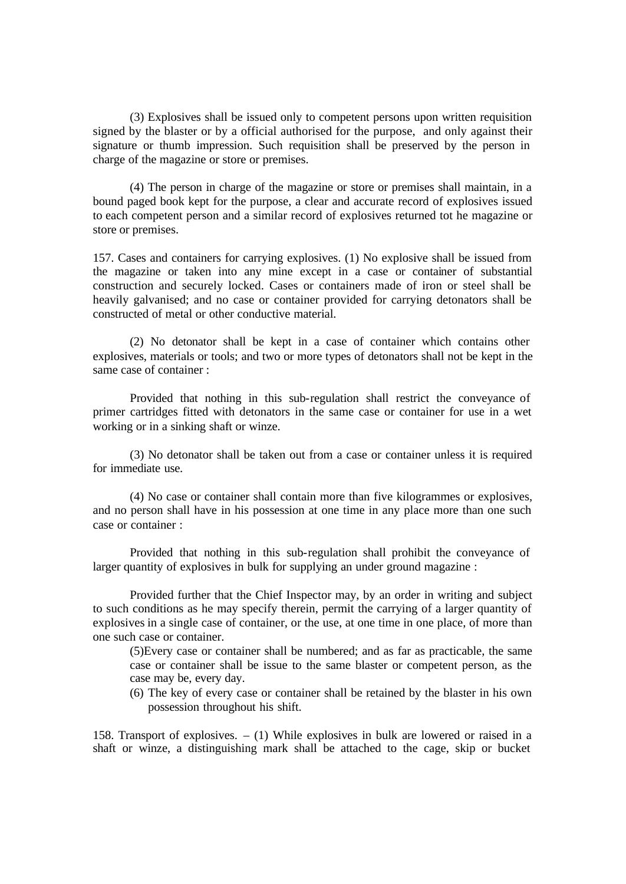(3) Explosives shall be issued only to competent persons upon written requisition signed by the blaster or by a official authorised for the purpose, and only against their signature or thumb impression. Such requisition shall be preserved by the person in charge of the magazine or store or premises.

(4) The person in charge of the magazine or store or premises shall maintain, in a bound paged book kept for the purpose, a clear and accurate record of explosives issued to each competent person and a similar record of explosives returned tot he magazine or store or premises.

157. Cases and containers for carrying explosives. (1) No explosive shall be issued from the magazine or taken into any mine except in a case or container of substantial construction and securely locked. Cases or containers made of iron or steel shall be heavily galvanised; and no case or container provided for carrying detonators shall be constructed of metal or other conductive material.

(2) No detonator shall be kept in a case of container which contains other explosives, materials or tools; and two or more types of detonators shall not be kept in the same case of container :

Provided that nothing in this sub-regulation shall restrict the conveyance of primer cartridges fitted with detonators in the same case or container for use in a wet working or in a sinking shaft or winze.

(3) No detonator shall be taken out from a case or container unless it is required for immediate use.

(4) No case or container shall contain more than five kilogrammes or explosives, and no person shall have in his possession at one time in any place more than one such case or container :

Provided that nothing in this sub-regulation shall prohibit the conveyance of larger quantity of explosives in bulk for supplying an under ground magazine :

Provided further that the Chief Inspector may, by an order in writing and subject to such conditions as he may specify therein, permit the carrying of a larger quantity of explosives in a single case of container, or the use, at one time in one place, of more than one such case or container.

(5)Every case or container shall be numbered; and as far as practicable, the same case or container shall be issue to the same blaster or competent person, as the case may be, every day.

(6) The key of every case or container shall be retained by the blaster in his own possession throughout his shift.

158. Transport of explosives. – (1) While explosives in bulk are lowered or raised in a shaft or winze, a distinguishing mark shall be attached to the cage, skip or bucket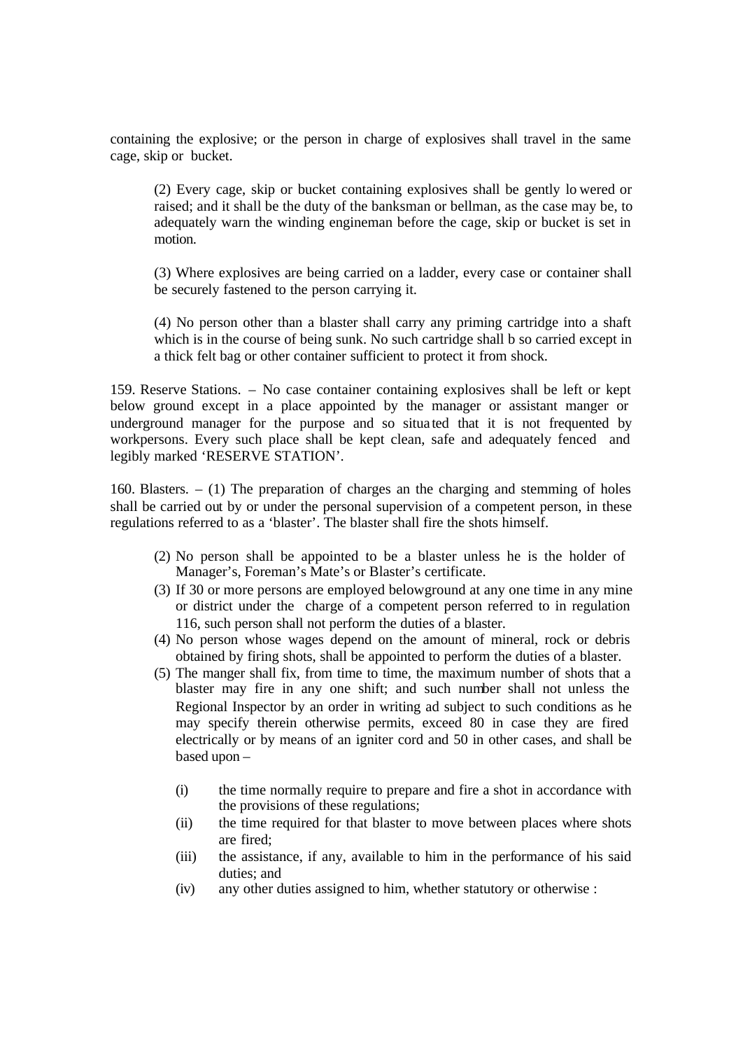containing the explosive; or the person in charge of explosives shall travel in the same cage, skip or bucket.

(2) Every cage, skip or bucket containing explosives shall be gently lo wered or raised; and it shall be the duty of the banksman or bellman, as the case may be, to adequately warn the winding engineman before the cage, skip or bucket is set in motion.

(3) Where explosives are being carried on a ladder, every case or container shall be securely fastened to the person carrying it.

(4) No person other than a blaster shall carry any priming cartridge into a shaft which is in the course of being sunk. No such cartridge shall b so carried except in a thick felt bag or other container sufficient to protect it from shock.

159. Reserve Stations. – No case container containing explosives shall be left or kept below ground except in a place appointed by the manager or assistant manger or underground manager for the purpose and so situa ted that it is not frequented by workpersons. Every such place shall be kept clean, safe and adequately fenced and legibly marked 'RESERVE STATION'.

160. Blasters. – (1) The preparation of charges an the charging and stemming of holes shall be carried out by or under the personal supervision of a competent person, in these regulations referred to as a 'blaster'. The blaster shall fire the shots himself.

(2) No person shall be appointed to be a blaster unless he is the holder of Manager's, Foreman's Mate's or Blaster's certificate.

(3) If 30 or more persons are employed belowground at any one time in any mine or district under the charge of a competent person referred to in regulation 116, such person shall not perform the duties of a blaster.

(4) No person whose wages depend on the amount of mineral, rock or debris obtained by firing shots, shall be appointed to perform the duties of a blaster.

(5) The manger shall fix, from time to time, the maximum number of shots that a blaster may fire in any one shift; and such number shall not unless the Regional Inspector by an order in writing ad subject to such conditions as he may specify therein otherwise permits, exceed 80 in case they are fired electrically or by means of an igniter cord and 50 in other cases, and shall be based upon –

(i) the time normally require to prepare and fire a shot in accordance with the provisions of these regulations;

(ii) the time required for that blaster to move between places where shots are fired;

(iii) the assistance, if any, available to him in the performance of his said duties; and

(iv) any other duties assigned to him, whether statutory or otherwise :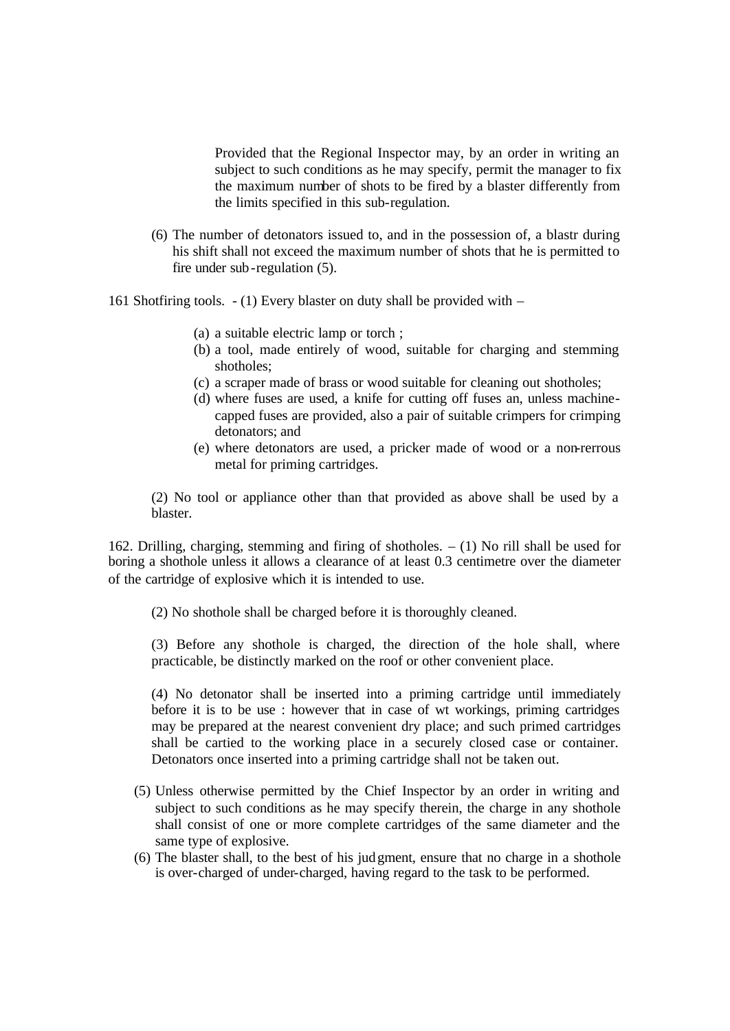Provided that the Regional Inspector may, by an order in writing an subject to such conditions as he may specify, permit the manager to fix the maximum number of shots to be fired by a blaster differently from the limits specified in this sub-regulation.

(6) The number of detonators issued to, and in the possession of, a blastr during his shift shall not exceed the maximum number of shots that he is permitted to fire under sub-regulation (5).

161 Shotfiring tools. - (1) Every blaster on duty shall be provided with –

(a) a suitable electric lamp or torch ;
(b) a tool, made entirely of wood, suitable for charging and stemming shotholes;
(c) a scraper made of brass or wood suitable for cleaning out shotholes;
(d) where fuses are used, a knife for cutting off fuses an, unless machine-capped fuses are provided, also a pair of suitable crimpers for crimping detonators; and
(e) where detonators are used, a pricker made of wood or a non-rerrous metal for priming cartridges.

(2) No tool or appliance other than that provided as above shall be used by a blaster.

162. Drilling, charging, stemming and firing of shotholes. – (1) No rill shall be used for boring a shothole unless it allows a clearance of at least 0.3 centimetre over the diameter of the cartridge of explosive which it is intended to use.

(2) No shothole shall be charged before it is thoroughly cleaned.

(3) Before any shothole is charged, the direction of the hole shall, where practicable, be distinctly marked on the roof or other convenient place.

(4) No detonator shall be inserted into a priming cartridge until immediately before it is to be use : however that in case of wt workings, priming cartridges may be prepared at the nearest convenient dry place; and such primed cartridges shall be cartied to the working place in a securely closed case or container. Detonators once inserted into a priming cartridge shall not be taken out.

(5) Unless otherwise permitted by the Chief Inspector by an order in writing and subject to such conditions as he may specify therein, the charge in any shothole shall consist of one or more complete cartridges of the same diameter and the same type of explosive.

(6) The blaster shall, to the best of his judgment, ensure that no charge in a shothole is over-charged of under-charged, having regard to the task to be performed.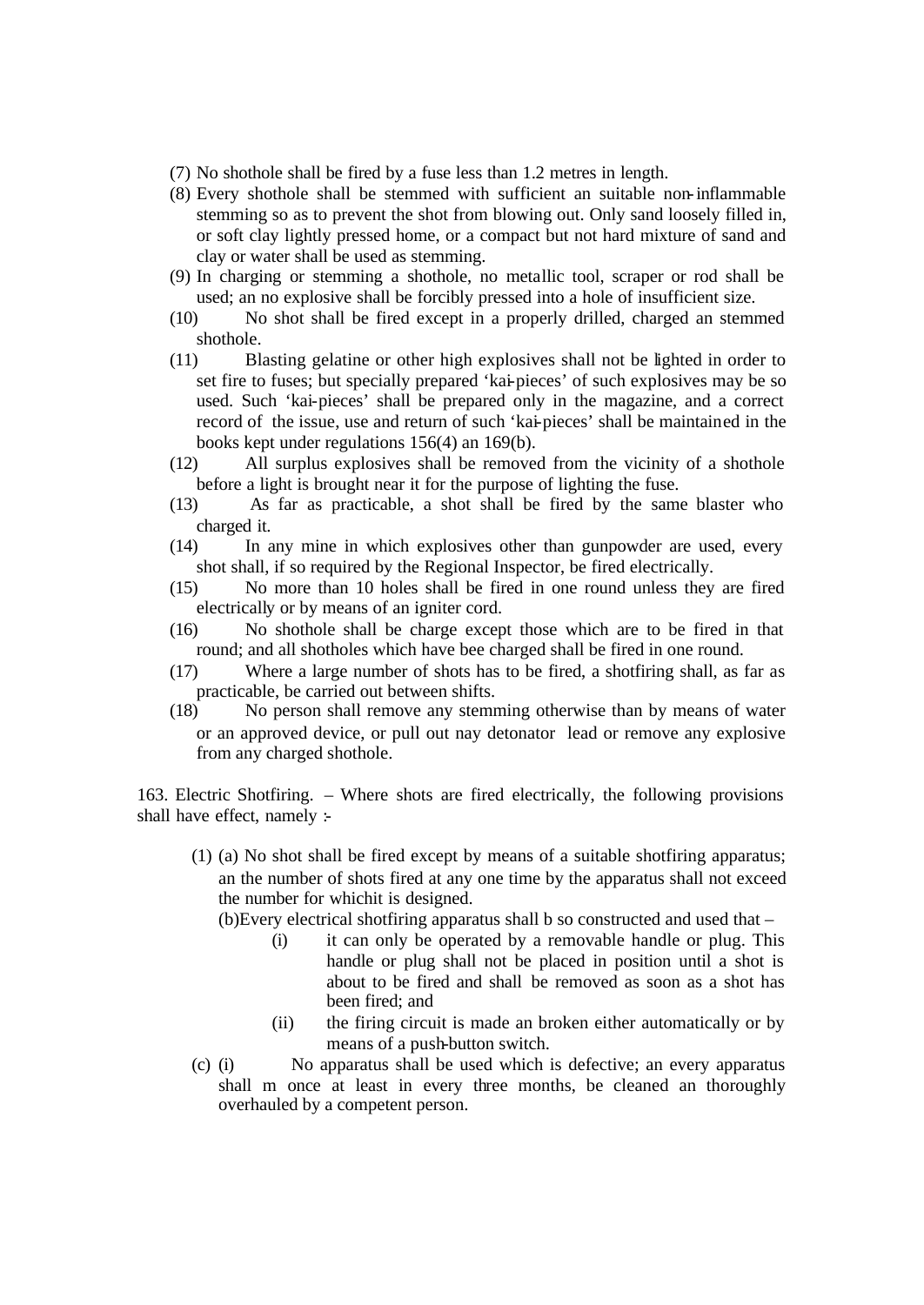(7) No shothole shall be fired by a fuse less than 1.2 metres in length.

(8) Every shothole shall be stemmed with sufficient an suitable non-inflammable stemming so as to prevent the shot from blowing out. Only sand loosely filled in, or soft clay lightly pressed home, or a compact but not hard mixture of sand and clay or water shall be used as stemming.

(9) In charging or stemming a shothole, no metallic tool, scraper or rod shall be used; an no explosive shall be forcibly pressed into a hole of insufficient size.

(10) No shot shall be fired except in a properly drilled, charged an stemmed shothole.

(11) Blasting gelatine or other high explosives shall not be lighted in order to set fire to fuses; but specially prepared 'kai-pieces' of such explosives may be so used. Such 'kai-pieces' shall be prepared only in the magazine, and a correct record of the issue, use and return of such 'kai-pieces' shall be maintained in the books kept under regulations 156(4) an 169(b).

(12) All surplus explosives shall be removed from the vicinity of a shothole before a light is brought near it for the purpose of lighting the fuse.

(13) As far as practicable, a shot shall be fired by the same blaster who charged it.

(14) In any mine in which explosives other than gunpowder are used, every shot shall, if so required by the Regional Inspector, be fired electrically.

(15) No more than 10 holes shall be fired in one round unless they are fired electrically or by means of an igniter cord.

(16) No shothole shall be charge except those which are to be fired in that round; and all shotholes which have bee charged shall be fired in one round.

(17) Where a large number of shots has to be fired, a shotfiring shall, as far as practicable, be carried out between shifts.

(18) No person shall remove any stemming otherwise than by means of water or an approved device, or pull out nay detonator lead or remove any explosive from any charged shothole.

163. Electric Shotfiring. – Where shots are fired electrically, the following provisions shall have effect, namely :-

(1) (a) No shot shall be fired except by means of a suitable shotfiring apparatus; an the number of shots fired at any one time by the apparatus shall not exceed the number for whichit is designed.

(b)Every electrical shotfiring apparatus shall b so constructed and used that –

(i) it can only be operated by a removable handle or plug. This handle or plug shall not be placed in position until a shot is about to be fired and shall be removed as soon as a shot has been fired; and

(ii) the firing circuit is made an broken either automatically or by means of a push-button switch.

(c) (i) No apparatus shall be used which is defective; an every apparatus shall m once at least in every three months, be cleaned an thoroughly overhauled by a competent person.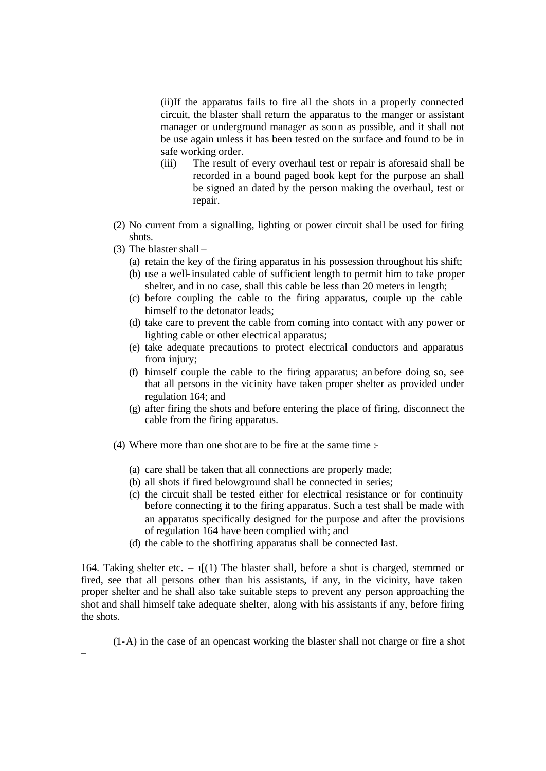(ii)If the apparatus fails to fire all the shots in a properly connected circuit, the blaster shall return the apparatus to the manger or assistant manager or underground manager as soon as possible, and it shall not be use again unless it has been tested on the surface and found to be in safe working order.

(iii) The result of every overhaul test or repair is aforesaid shall be recorded in a bound paged book kept for the purpose an shall be signed an dated by the person making the overhaul, test or repair.

(2) No current from a signalling, lighting or power circuit shall be used for firing shots.

(3) The blaster shall –

(a) retain the key of the firing apparatus in his possession throughout his shift;

(b) use a well-insulated cable of sufficient length to permit him to take proper shelter, and in no case, shall this cable be less than 20 meters in length;

(c) before coupling the cable to the firing apparatus, couple up the cable himself to the detonator leads;

(d) take care to prevent the cable from coming into contact with any power or lighting cable or other electrical apparatus;

(e) take adequate precautions to protect electrical conductors and apparatus from injury;

(f) himself couple the cable to the firing apparatus; an before doing so, see that all persons in the vicinity have taken proper shelter as provided under regulation 164; and

(g) after firing the shots and before entering the place of firing, disconnect the cable from the firing apparatus.

(4) Where more than one shot are to be fire at the same time :-

(a) care shall be taken that all connections are properly made;

(b) all shots if fired belowground shall be connected in series;

(c) the circuit shall be tested either for electrical resistance or for continuity before connecting it to the firing apparatus. Such a test shall be made with an apparatus specifically designed for the purpose and after the provisions of regulation 164 have been complied with; and

(d) the cable to the shotfiring apparatus shall be connected last.

164. Taking shelter etc. – [1][(1) The blaster shall, before a shot is charged, stemmed or fired, see that all persons other than his assistants, if any, in the vicinity, have taken proper shelter and he shall also take suitable steps to prevent any person approaching the shot and shall himself take adequate shelter, along with his assistants if any, before firing the shots.

(1-A) in the case of an opencast working the blaster shall not charge or fire a shot

–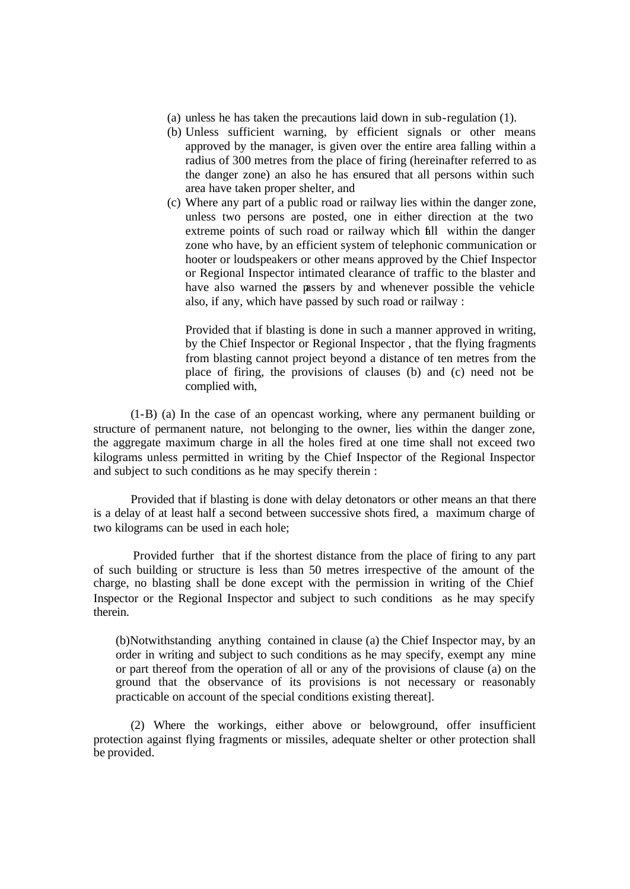(a) unless he has taken the precautions laid down in sub-regulation (1).

(b) Unless sufficient warning, by efficient signals or other means approved by the manager, is given over the entire area falling within a radius of 300 metres from the place of firing (hereinafter referred to as the danger zone) an also he has ensured that all persons within such area have taken proper shelter, and

(c) Where any part of a public road or railway lies within the danger zone, unless two persons are posted, one in either direction at the two extreme points of such road or railway which fall within the danger zone who have, by an efficient system of telephonic communication or hooter or loudspeakers or other means approved by the Chief Inspector or Regional Inspector intimated clearance of traffic to the blaster and have also warned the passers by and whenever possible the vehicle also, if any, which have passed by such road or railway :

Provided that if blasting is done in such a manner approved in writing, by the Chief Inspector or Regional Inspector , that the flying fragments from blasting cannot project beyond a distance of ten metres from the place of firing, the provisions of clauses (b) and (c) need not be complied with,

(1-B) (a) In the case of an opencast working, where any permanent building or structure of permanent nature, not belonging to the owner, lies within the danger zone, the aggregate maximum charge in all the holes fired at one time shall not exceed two kilograms unless permitted in writing by the Chief Inspector of the Regional Inspector and subject to such conditions as he may specify therein :

Provided that if blasting is done with delay detonators or other means an that there is a delay of at least half a second between successive shots fired, a maximum charge of two kilograms can be used in each hole;

Provided further that if the shortest distance from the place of firing to any part of such building or structure is less than 50 metres irrespective of the amount of the charge, no blasting shall be done except with the permission in writing of the Chief Inspector or the Regional Inspector and subject to such conditions as he may specify therein.

(b)Notwithstanding anything contained in clause (a) the Chief Inspector may, by an order in writing and subject to such conditions as he may specify, exempt any mine or part thereof from the operation of all or any of the provisions of clause (a) on the ground that the observance of its provisions is not necessary or reasonably practicable on account of the special conditions existing thereat].

(2) Where the workings, either above or belowground, offer insufficient protection against flying fragments or missiles, adequate shelter or other protection shall be provided.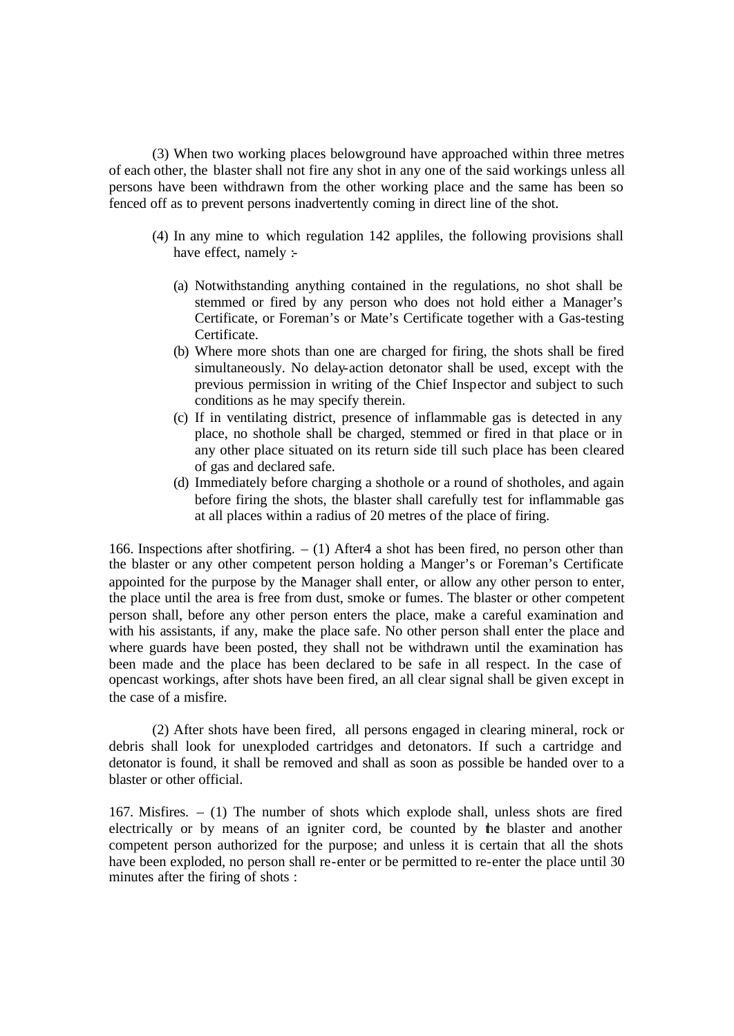(3) When two working places belowground have approached within three metres of each other, the blaster shall not fire any shot in any one of the said workings unless all persons have been withdrawn from the other working place and the same has been so fenced off as to prevent persons inadvertently coming in direct line of the shot.

(4) In any mine to which regulation 142 appliles, the following provisions shall have effect, namely :-

(a) Notwithstanding anything contained in the regulations, no shot shall be stemmed or fired by any person who does not hold either a Manager's Certificate, or Foreman's or Mate's Certificate together with a Gas-testing Certificate.

(b) Where more shots than one are charged for firing, the shots shall be fired simultaneously. No delay-action detonator shall be used, except with the previous permission in writing of the Chief Inspector and subject to such conditions as he may specify therein.

(c) If in ventilating district, presence of inflammable gas is detected in any place, no shothole shall be charged, stemmed or fired in that place or in any other place situated on its return side till such place has been cleared of gas and declared safe.

(d) Immediately before charging a shothole or a round of shotholes, and again before firing the shots, the blaster shall carefully test for inflammable gas at all places within a radius of 20 metres of the place of firing.

166. Inspections after shotfiring. – (1) After4 a shot has been fired, no person other than the blaster or any other competent person holding a Manger's or Foreman's Certificate appointed for the purpose by the Manager shall enter, or allow any other person to enter, the place until the area is free from dust, smoke or fumes. The blaster or other competent person shall, before any other person enters the place, make a careful examination and with his assistants, if any, make the place safe. No other person shall enter the place and where guards have been posted, they shall not be withdrawn until the examination has been made and the place has been declared to be safe in all respect. In the case of opencast workings, after shots have been fired, an all clear signal shall be given except in the case of a misfire.

(2) After shots have been fired, all persons engaged in clearing mineral, rock or debris shall look for unexploded cartridges and detonators. If such a cartridge and detonator is found, it shall be removed and shall as soon as possible be handed over to a blaster or other official.

167. Misfires. – (1) The number of shots which explode shall, unless shots are fired electrically or by means of an igniter cord, be counted by the blaster and another competent person authorized for the purpose; and unless it is certain that all the shots have been exploded, no person shall re-enter or be permitted to re-enter the place until 30 minutes after the firing of shots :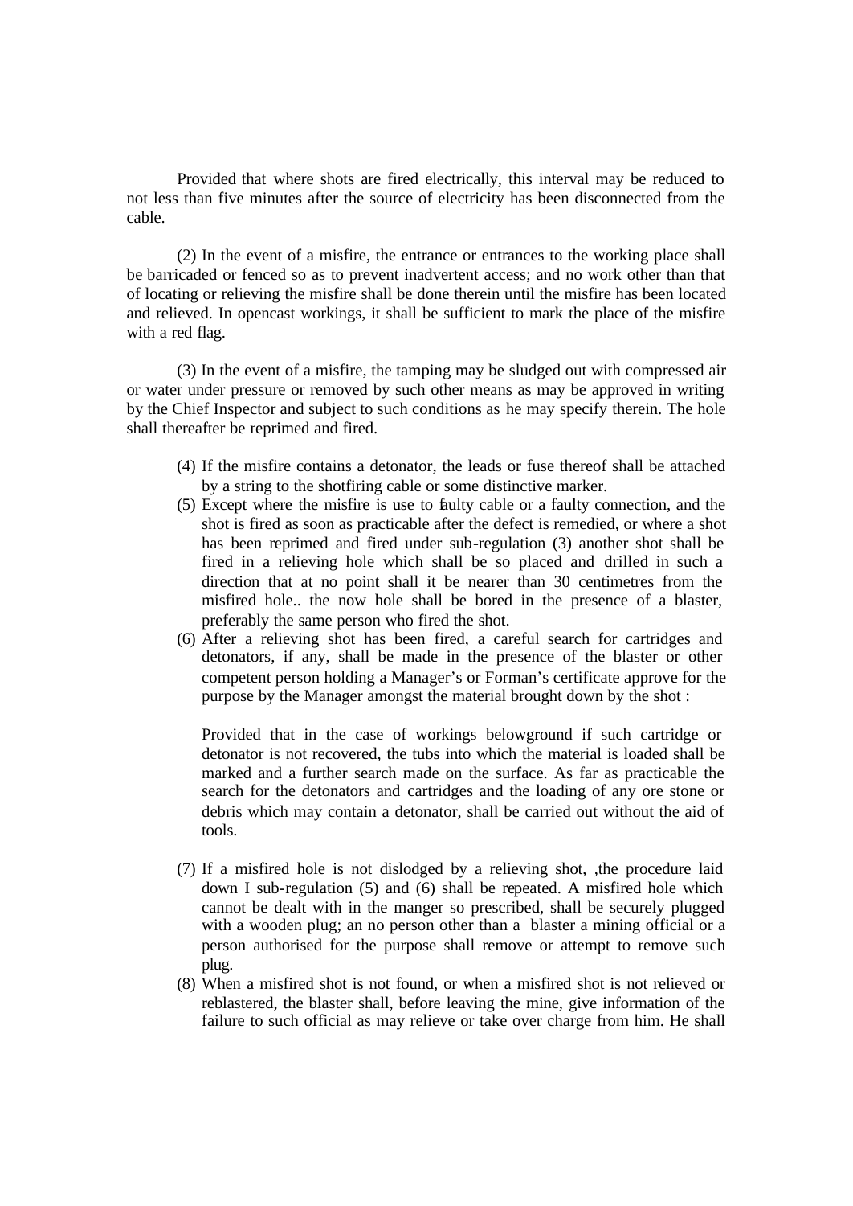Provided that where shots are fired electrically, this interval may be reduced to not less than five minutes after the source of electricity has been disconnected from the cable.

(2) In the event of a misfire, the entrance or entrances to the working place shall be barricaded or fenced so as to prevent inadvertent access; and no work other than that of locating or relieving the misfire shall be done therein until the misfire has been located and relieved. In opencast workings, it shall be sufficient to mark the place of the misfire with a red flag.

(3) In the event of a misfire, the tamping may be sludged out with compressed air or water under pressure or removed by such other means as may be approved in writing by the Chief Inspector and subject to such conditions as he may specify therein. The hole shall thereafter be reprimed and fired.

(4) If the misfire contains a detonator, the leads or fuse thereof shall be attached by a string to the shotfiring cable or some distinctive marker.

(5) Except where the misfire is use to faulty cable or a faulty connection, and the shot is fired as soon as practicable after the defect is remedied, or where a shot has been reprimed and fired under sub-regulation (3) another shot shall be fired in a relieving hole which shall be so placed and drilled in such a direction that at no point shall it be nearer than 30 centimetres from the misfired hole.. the now hole shall be bored in the presence of a blaster, preferably the same person who fired the shot.

(6) After a relieving shot has been fired, a careful search for cartridges and detonators, if any, shall be made in the presence of the blaster or other competent person holding a Manager's or Forman's certificate approve for the purpose by the Manager amongst the material brought down by the shot :

Provided that in the case of workings belowground if such cartridge or detonator is not recovered, the tubs into which the material is loaded shall be marked and a further search made on the surface. As far as practicable the search for the detonators and cartridges and the loading of any ore stone or debris which may contain a detonator, shall be carried out without the aid of tools.

(7) If a misfired hole is not dislodged by a relieving shot, ,the procedure laid down I sub-regulation (5) and (6) shall be repeated. A misfired hole which cannot be dealt with in the manger so prescribed, shall be securely plugged with a wooden plug; an no person other than a blaster a mining official or a person authorised for the purpose shall remove or attempt to remove such plug.

(8) When a misfired shot is not found, or when a misfired shot is not relieved or reblastered, the blaster shall, before leaving the mine, give information of the failure to such official as may relieve or take over charge from him. He shall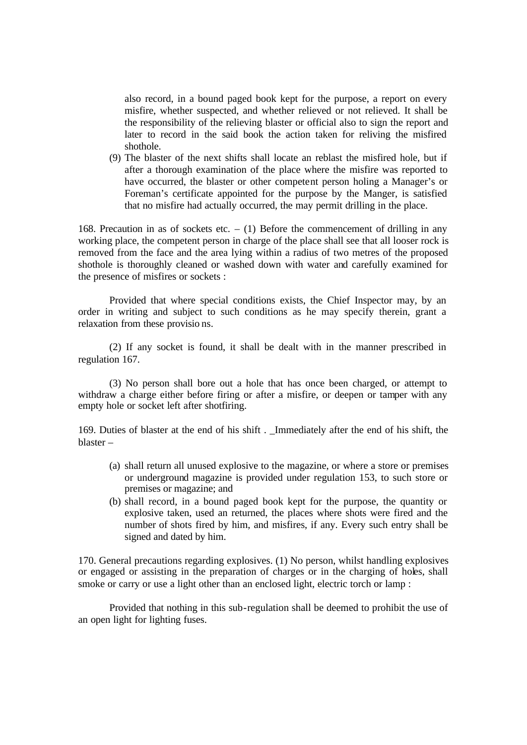also record, in a bound paged book kept for the purpose, a report on every misfire, whether suspected, and whether relieved or not relieved. It shall be the responsibility of the relieving blaster or official also to sign the report and later to record in the said book the action taken for reliving the misfired shothole.

(9) The blaster of the next shifts shall locate an reblast the misfired hole, but if after a thorough examination of the place where the misfire was reported to have occurred, the blaster or other competent person holing a Manager's or Foreman's certificate appointed for the purpose by the Manger, is satisfied that no misfire had actually occurred, the may permit drilling in the place.

168. Precaution in as of sockets etc. – (1) Before the commencement of drilling in any working place, the competent person in charge of the place shall see that all looser rock is removed from the face and the area lying within a radius of two metres of the proposed shothole is thoroughly cleaned or washed down with water and carefully examined for the presence of misfires or sockets :

Provided that where special conditions exists, the Chief Inspector may, by an order in writing and subject to such conditions as he may specify therein, grant a relaxation from these provisio ns.

(2) If any socket is found, it shall be dealt with in the manner prescribed in regulation 167.

(3) No person shall bore out a hole that has once been charged, or attempt to withdraw a charge either before firing or after a misfire, or deepen or tamper with any empty hole or socket left after shotfiring.

169. Duties of blaster at the end of his shift . _Immediately after the end of his shift, the blaster –

(a) shall return all unused explosive to the magazine, or where a store or premises or underground magazine is provided under regulation 153, to such store or premises or magazine; and

(b) shall record, in a bound paged book kept for the purpose, the quantity or explosive taken, used an returned, the places where shots were fired and the number of shots fired by him, and misfires, if any. Every such entry shall be signed and dated by him.

170. General precautions regarding explosives. (1) No person, whilst handling explosives or engaged or assisting in the preparation of charges or in the charging of holes, shall smoke or carry or use a light other than an enclosed light, electric torch or lamp :

Provided that nothing in this sub-regulation shall be deemed to prohibit the use of an open light for lighting fuses.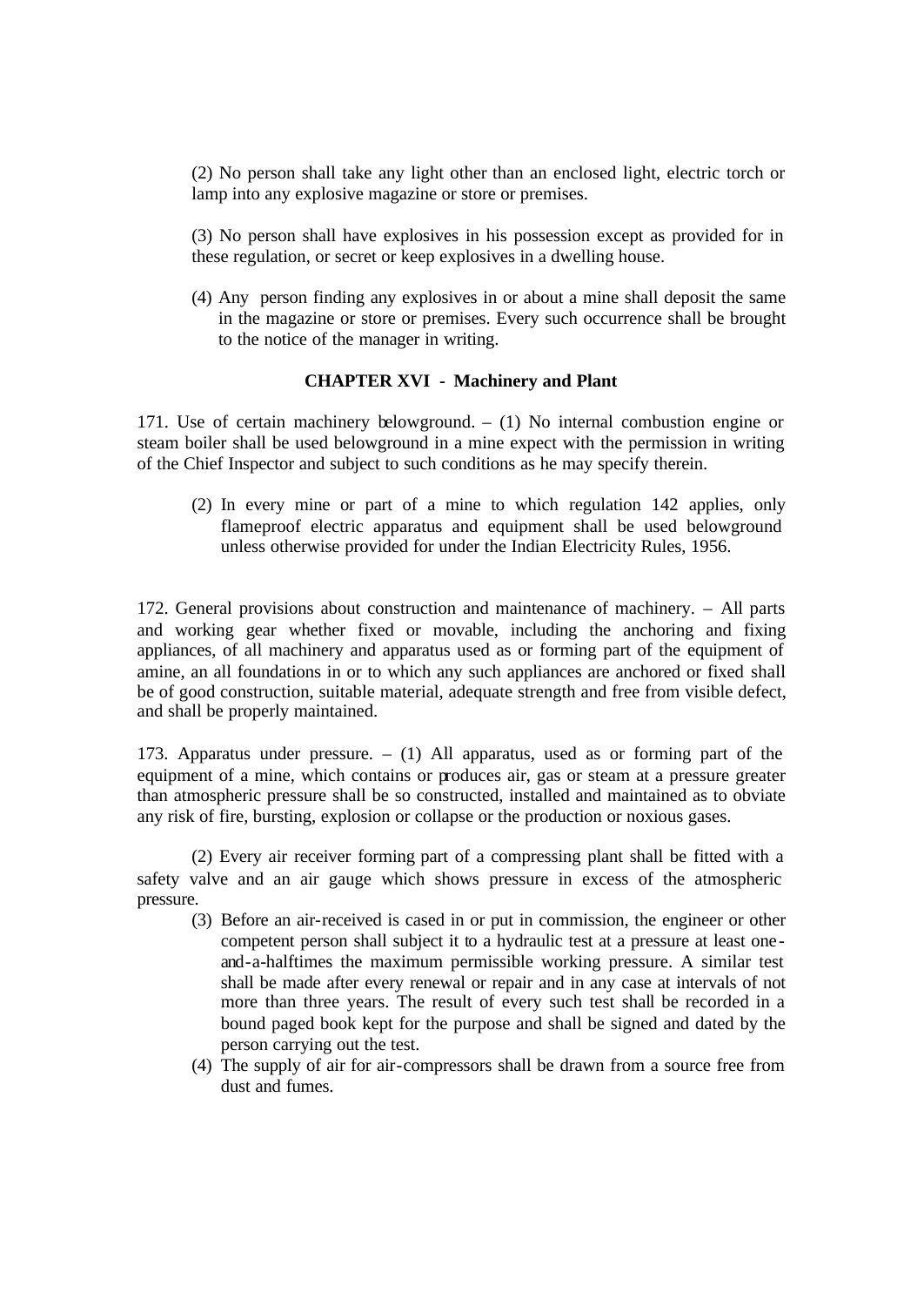(2) No person shall take any light other than an enclosed light, electric torch or lamp into any explosive magazine or store or premises.

(3) No person shall have explosives in his possession except as provided for in these regulation, or secret or keep explosives in a dwelling house.

(4) Any person finding any explosives in or about a mine shall deposit the same in the magazine or store or premises. Every such occurrence shall be brought to the notice of the manager in writing.

## CHAPTER XVI - Machinery and Plant

171. Use of certain machinery belowground. – (1) No internal combustion engine or steam boiler shall be used belowground in a mine expect with the permission in writing of the Chief Inspector and subject to such conditions as he may specify therein.

(2) In every mine or part of a mine to which regulation 142 applies, only flameproof electric apparatus and equipment shall be used belowground unless otherwise provided for under the Indian Electricity Rules, 1956.

172. General provisions about construction and maintenance of machinery. – All parts and working gear whether fixed or movable, including the anchoring and fixing appliances, of all machinery and apparatus used as or forming part of the equipment of amine, an all foundations in or to which any such appliances are anchored or fixed shall be of good construction, suitable material, adequate strength and free from visible defect, and shall be properly maintained.

173. Apparatus under pressure. – (1) All apparatus, used as or forming part of the equipment of a mine, which contains or produces air, gas or steam at a pressure greater than atmospheric pressure shall be so constructed, installed and maintained as to obviate any risk of fire, bursting, explosion or collapse or the production or noxious gases.

(2) Every air receiver forming part of a compressing plant shall be fitted with a safety valve and an air gauge which shows pressure in excess of the atmospheric pressure.

(3) Before an air-received is cased in or put in commission, the engineer or other competent person shall subject it to a hydraulic test at a pressure at least one-and-a-halftimes the maximum permissible working pressure. A similar test shall be made after every renewal or repair and in any case at intervals of not more than three years. The result of every such test shall be recorded in a bound paged book kept for the purpose and shall be signed and dated by the person carrying out the test.

(4) The supply of air for air-compressors shall be drawn from a source free from dust and fumes.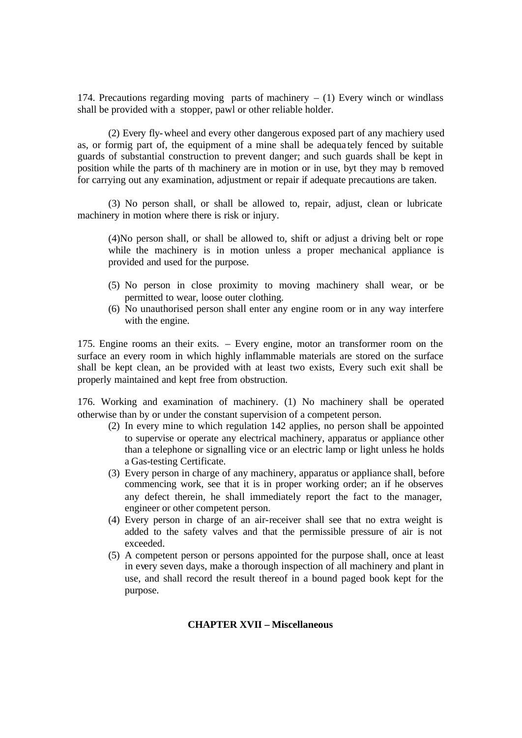174. Precautions regarding moving parts of machinery – (1) Every winch or windlass shall be provided with a stopper, pawl or other reliable holder.

(2) Every fly-wheel and every other dangerous exposed part of any machiery used as, or formig part of, the equipment of a mine shall be adequately fenced by suitable guards of substantial construction to prevent danger; and such guards shall be kept in position while the parts of th machinery are in motion or in use, byt they may b removed for carrying out any examination, adjustment or repair if adequate precautions are taken.

(3) No person shall, or shall be allowed to, repair, adjust, clean or lubricate machinery in motion where there is risk or injury.

(4)No person shall, or shall be allowed to, shift or adjust a driving belt or rope while the machinery is in motion unless a proper mechanical appliance is provided and used for the purpose.

(5) No person in close proximity to moving machinery shall wear, or be permitted to wear, loose outer clothing.

(6) No unauthorised person shall enter any engine room or in any way interfere with the engine.

175. Engine rooms an their exits. – Every engine, motor an transformer room on the surface an every room in which highly inflammable materials are stored on the surface shall be kept clean, an be provided with at least two exists, Every such exit shall be properly maintained and kept free from obstruction.

176. Working and examination of machinery. (1) No machinery shall be operated otherwise than by or under the constant supervision of a competent person.

(2) In every mine to which regulation 142 applies, no person shall be appointed to supervise or operate any electrical machinery, apparatus or appliance other than a telephone or signalling vice or an electric lamp or light unless he holds a Gas-testing Certificate.

(3) Every person in charge of any machinery, apparatus or appliance shall, before commencing work, see that it is in proper working order; an if he observes any defect therein, he shall immediately report the fact to the manager, engineer or other competent person.

(4) Every person in charge of an air-receiver shall see that no extra weight is added to the safety valves and that the permissible pressure of air is not exceeded.

(5) A competent person or persons appointed for the purpose shall, once at least in every seven days, make a thorough inspection of all machinery and plant in use, and shall record the result thereof in a bound paged book kept for the purpose.

## CHAPTER XVII – Miscellaneous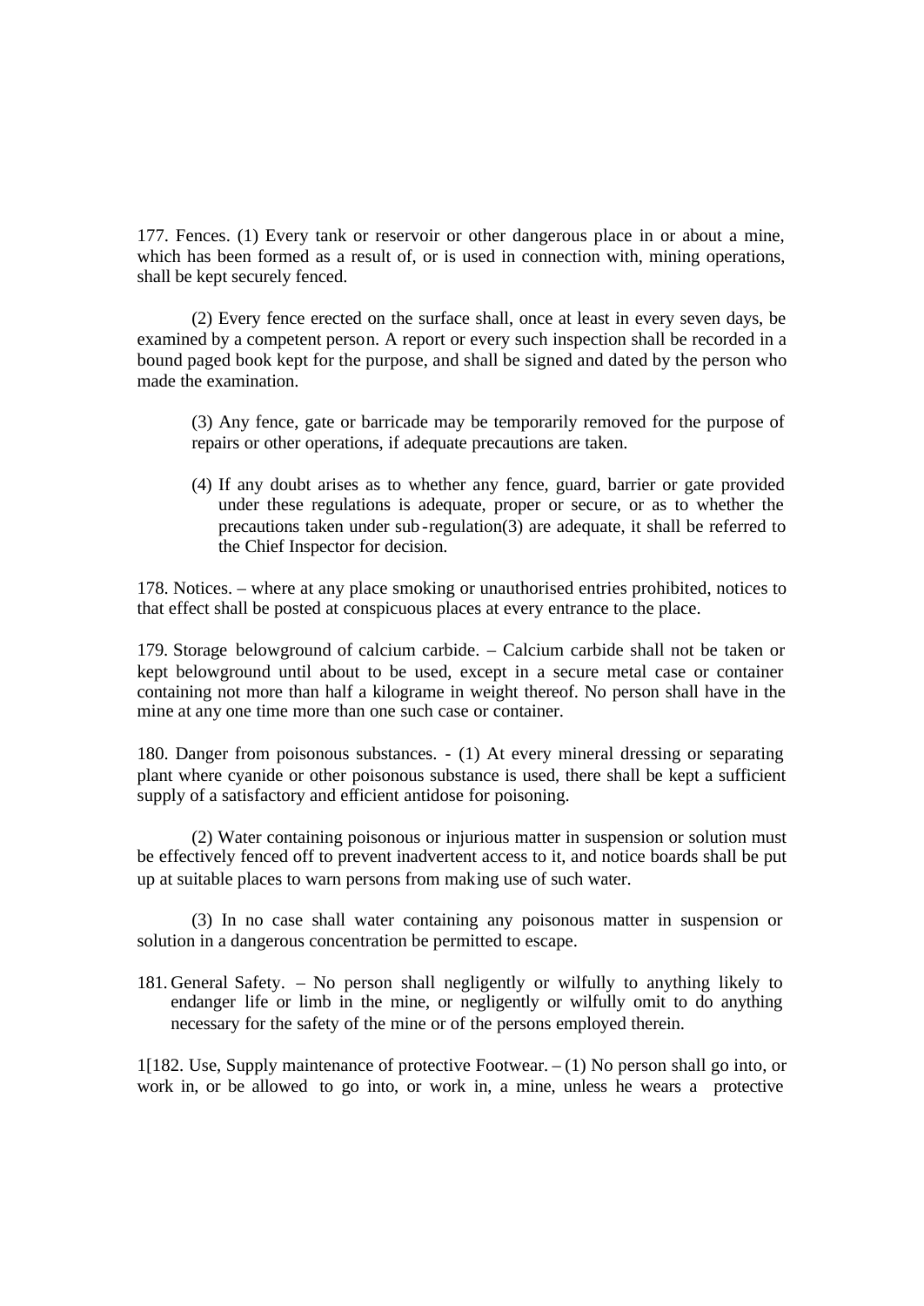177. Fences. (1) Every tank or reservoir or other dangerous place in or about a mine, which has been formed as a result of, or is used in connection with, mining operations, shall be kept securely fenced.

(2) Every fence erected on the surface shall, once at least in every seven days, be examined by a competent person. A report or every such inspection shall be recorded in a bound paged book kept for the purpose, and shall be signed and dated by the person who made the examination.

(3) Any fence, gate or barricade may be temporarily removed for the purpose of repairs or other operations, if adequate precautions are taken.

(4) If any doubt arises as to whether any fence, guard, barrier or gate provided under these regulations is adequate, proper or secure, or as to whether the precautions taken under sub-regulation(3) are adequate, it shall be referred to the Chief Inspector for decision.

178. Notices. – where at any place smoking or unauthorised entries prohibited, notices to that effect shall be posted at conspicuous places at every entrance to the place.

179. Storage belowground of calcium carbide. – Calcium carbide shall not be taken or kept belowground until about to be used, except in a secure metal case or container containing not more than half a kilograme in weight thereof. No person shall have in the mine at any one time more than one such case or container.

180. Danger from poisonous substances. - (1) At every mineral dressing or separating plant where cyanide or other poisonous substance is used, there shall be kept a sufficient supply of a satisfactory and efficient antidose for poisoning.

(2) Water containing poisonous or injurious matter in suspension or solution must be effectively fenced off to prevent inadvertent access to it, and notice boards shall be put up at suitable places to warn persons from making use of such water.

(3) In no case shall water containing any poisonous matter in suspension or solution in a dangerous concentration be permitted to escape.

181. General Safety. – No person shall negligently or wilfully to anything likely to endanger life or limb in the mine, or negligently or wilfully omit to do anything necessary for the safety of the mine or of the persons employed therein.

1[182. Use, Supply maintenance of protective Footwear. – (1) No person shall go into, or work in, or be allowed to go into, or work in, a mine, unless he wears a protective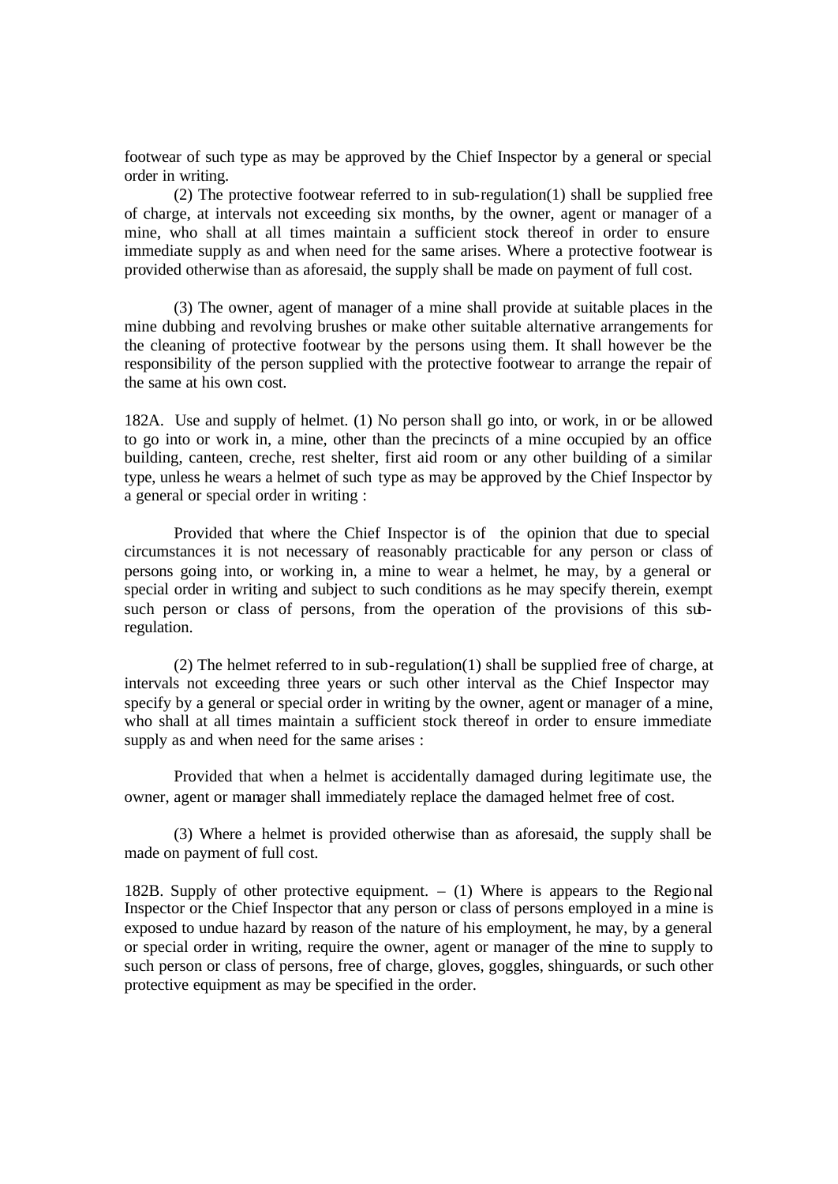footwear of such type as may be approved by the Chief Inspector by a general or special order in writing.

(2) The protective footwear referred to in sub-regulation(1) shall be supplied free of charge, at intervals not exceeding six months, by the owner, agent or manager of a mine, who shall at all times maintain a sufficient stock thereof in order to ensure immediate supply as and when need for the same arises. Where a protective footwear is provided otherwise than as aforesaid, the supply shall be made on payment of full cost.

(3) The owner, agent of manager of a mine shall provide at suitable places in the mine dubbing and revolving brushes or make other suitable alternative arrangements for the cleaning of protective footwear by the persons using them. It shall however be the responsibility of the person supplied with the protective footwear to arrange the repair of the same at his own cost.

182A. Use and supply of helmet. (1) No person shall go into, or work, in or be allowed to go into or work in, a mine, other than the precincts of a mine occupied by an office building, canteen, creche, rest shelter, first aid room or any other building of a similar type, unless he wears a helmet of such type as may be approved by the Chief Inspector by a general or special order in writing :

Provided that where the Chief Inspector is of the opinion that due to special circumstances it is not necessary of reasonably practicable for any person or class of persons going into, or working in, a mine to wear a helmet, he may, by a general or special order in writing and subject to such conditions as he may specify therein, exempt such person or class of persons, from the operation of the provisions of this sub-regulation.

(2) The helmet referred to in sub-regulation(1) shall be supplied free of charge, at intervals not exceeding three years or such other interval as the Chief Inspector may specify by a general or special order in writing by the owner, agent or manager of a mine, who shall at all times maintain a sufficient stock thereof in order to ensure immediate supply as and when need for the same arises :

Provided that when a helmet is accidentally damaged during legitimate use, the owner, agent or manager shall immediately replace the damaged helmet free of cost.

(3) Where a helmet is provided otherwise than as aforesaid, the supply shall be made on payment of full cost.

182B. Supply of other protective equipment. – (1) Where is appears to the Regional Inspector or the Chief Inspector that any person or class of persons employed in a mine is exposed to undue hazard by reason of the nature of his employment, he may, by a general or special order in writing, require the owner, agent or manager of the mine to supply to such person or class of persons, free of charge, gloves, goggles, shinguards, or such other protective equipment as may be specified in the order.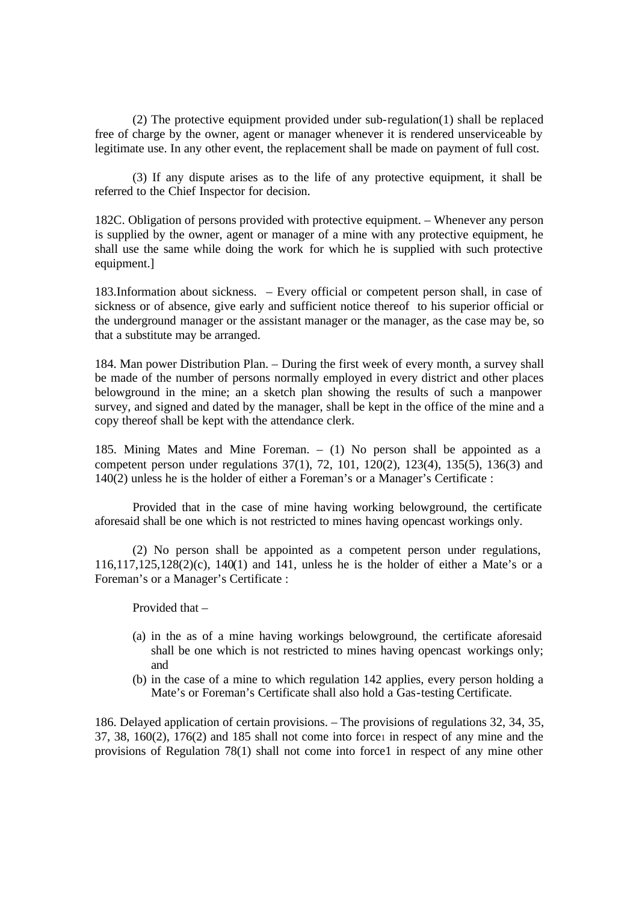(2) The protective equipment provided under sub-regulation(1) shall be replaced free of charge by the owner, agent or manager whenever it is rendered unserviceable by legitimate use. In any other event, the replacement shall be made on payment of full cost.

(3) If any dispute arises as to the life of any protective equipment, it shall be referred to the Chief Inspector for decision.

182C. Obligation of persons provided with protective equipment. – Whenever any person is supplied by the owner, agent or manager of a mine with any protective equipment, he shall use the same while doing the work for which he is supplied with such protective equipment.]

183.Information about sickness. – Every official or competent person shall, in case of sickness or of absence, give early and sufficient notice thereof to his superior official or the underground manager or the assistant manager or the manager, as the case may be, so that a substitute may be arranged.

184. Man power Distribution Plan. – During the first week of every month, a survey shall be made of the number of persons normally employed in every district and other places belowground in the mine; an a sketch plan showing the results of such a manpower survey, and signed and dated by the manager, shall be kept in the office of the mine and a copy thereof shall be kept with the attendance clerk.

185. Mining Mates and Mine Foreman. – (1) No person shall be appointed as a competent person under regulations 37(1), 72, 101, 120(2), 123(4), 135(5), 136(3) and 140(2) unless he is the holder of either a Foreman's or a Manager's Certificate :

Provided that in the case of mine having working belowground, the certificate aforesaid shall be one which is not restricted to mines having opencast workings only.

(2) No person shall be appointed as a competent person under regulations, 116,117,125,128(2)(c), 140(1) and 141, unless he is the holder of either a Mate's or a Foreman's or a Manager's Certificate :

Provided that –

(a) in the as of a mine having workings belowground, the certificate aforesaid shall be one which is not restricted to mines having opencast workings only; and
(b) in the case of a mine to which regulation 142 applies, every person holding a Mate's or Foreman's Certificate shall also hold a Gas-testing Certificate.

186. Delayed application of certain provisions. – The provisions of regulations 32, 34, 35, 37, 38, 160(2), 176(2) and 185 shall not come into force[1] in respect of any mine and the provisions of Regulation 78(1) shall not come into force1 in respect of any mine other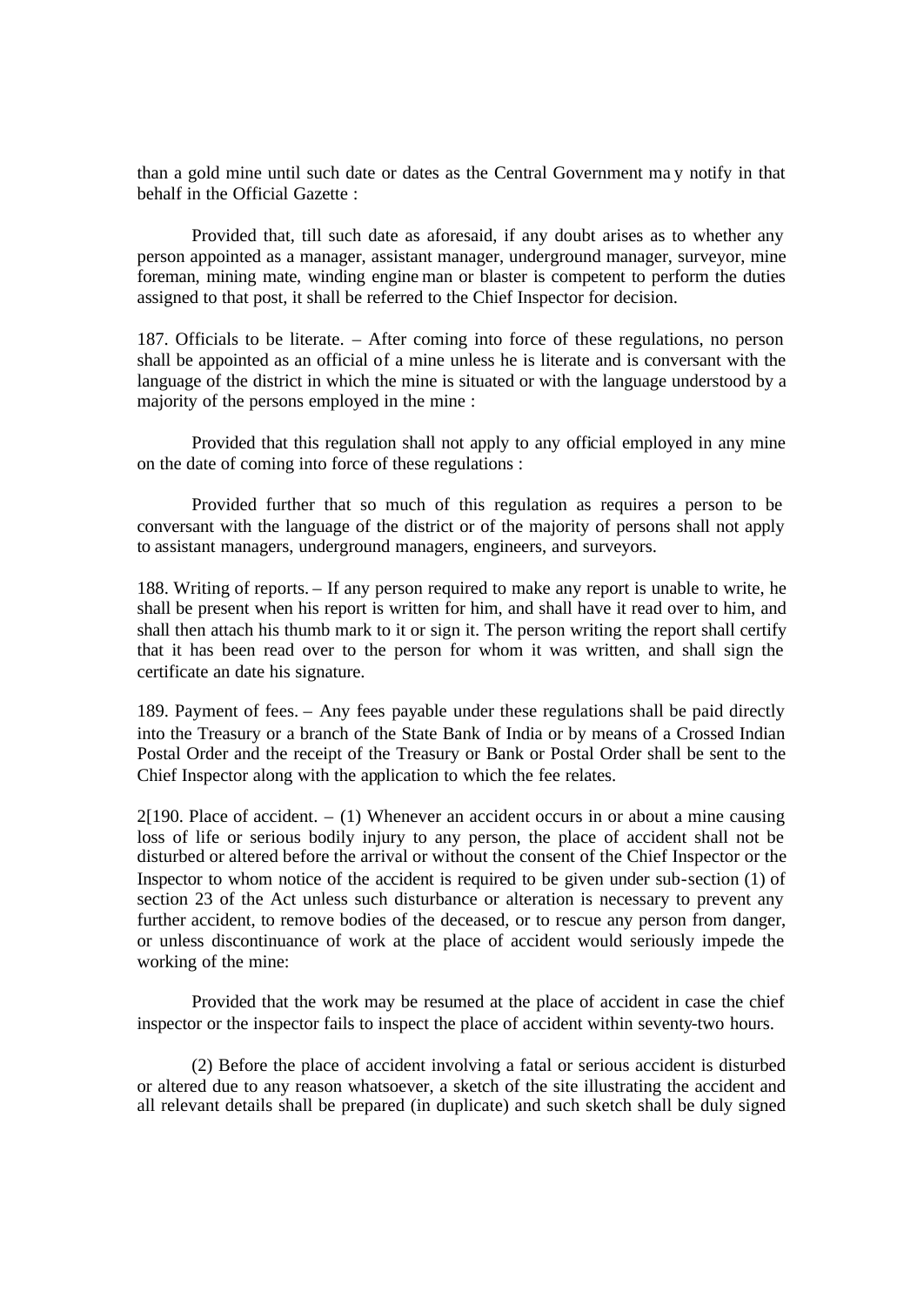than a gold mine until such date or dates as the Central Government ma y notify in that behalf in the Official Gazette :

Provided that, till such date as aforesaid, if any doubt arises as to whether any person appointed as a manager, assistant manager, underground manager, surveyor, mine foreman, mining mate, winding engine man or blaster is competent to perform the duties assigned to that post, it shall be referred to the Chief Inspector for decision.

187. Officials to be literate. – After coming into force of these regulations, no person shall be appointed as an official of a mine unless he is literate and is conversant with the language of the district in which the mine is situated or with the language understood by a majority of the persons employed in the mine :

Provided that this regulation shall not apply to any official employed in any mine on the date of coming into force of these regulations :

Provided further that so much of this regulation as requires a person to be conversant with the language of the district or of the majority of persons shall not apply to assistant managers, underground managers, engineers, and surveyors.

188. Writing of reports. – If any person required to make any report is unable to write, he shall be present when his report is written for him, and shall have it read over to him, and shall then attach his thumb mark to it or sign it. The person writing the report shall certify that it has been read over to the person for whom it was written, and shall sign the certificate an date his signature.

189. Payment of fees. – Any fees payable under these regulations shall be paid directly into the Treasury or a branch of the State Bank of India or by means of a Crossed Indian Postal Order and the receipt of the Treasury or Bank or Postal Order shall be sent to the Chief Inspector along with the application to which the fee relates.

2[190. Place of accident. – (1) Whenever an accident occurs in or about a mine causing loss of life or serious bodily injury to any person, the place of accident shall not be disturbed or altered before the arrival or without the consent of the Chief Inspector or the Inspector to whom notice of the accident is required to be given under sub-section (1) of section 23 of the Act unless such disturbance or alteration is necessary to prevent any further accident, to remove bodies of the deceased, or to rescue any person from danger, or unless discontinuance of work at the place of accident would seriously impede the working of the mine:

Provided that the work may be resumed at the place of accident in case the chief inspector or the inspector fails to inspect the place of accident within seventy-two hours.

(2) Before the place of accident involving a fatal or serious accident is disturbed or altered due to any reason whatsoever, a sketch of the site illustrating the accident and all relevant details shall be prepared (in duplicate) and such sketch shall be duly signed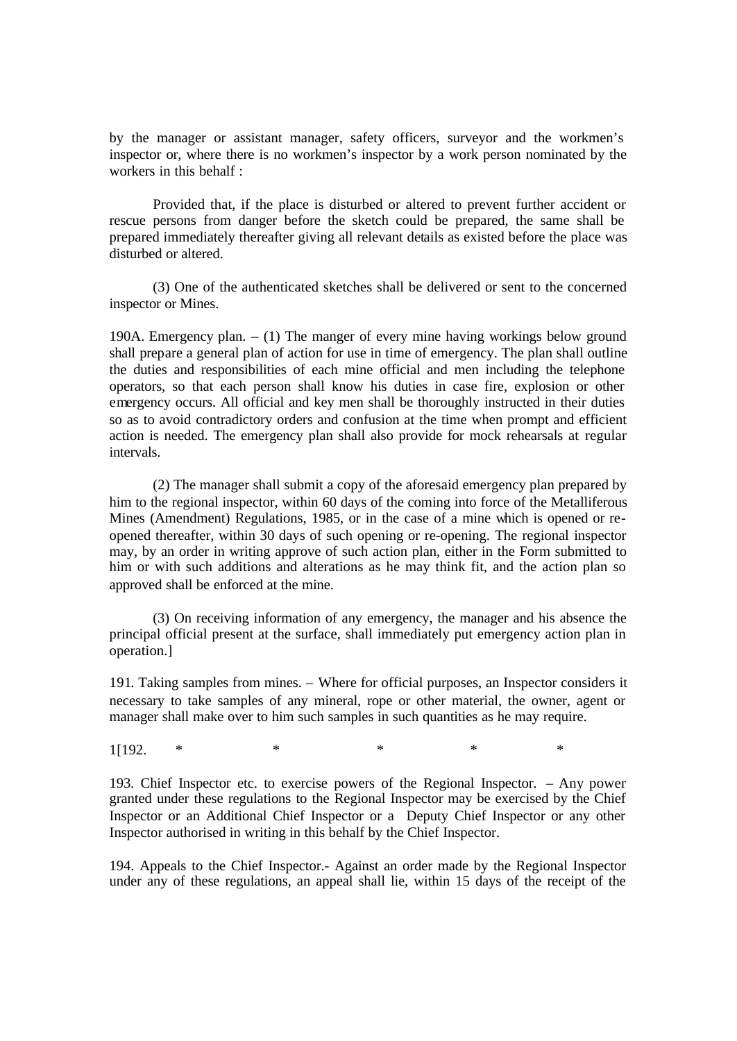by the manager or assistant manager, safety officers, surveyor and the workmen's inspector or, where there is no workmen's inspector by a work person nominated by the workers in this behalf :

Provided that, if the place is disturbed or altered to prevent further accident or rescue persons from danger before the sketch could be prepared, the same shall be prepared immediately thereafter giving all relevant details as existed before the place was disturbed or altered.

(3) One of the authenticated sketches shall be delivered or sent to the concerned inspector or Mines.

190A. Emergency plan. – (1) The manger of every mine having workings below ground shall prepare a general plan of action for use in time of emergency. The plan shall outline the duties and responsibilities of each mine official and men including the telephone operators, so that each person shall know his duties in case fire, explosion or other emergency occurs. All official and key men shall be thoroughly instructed in their duties so as to avoid contradictory orders and confusion at the time when prompt and efficient action is needed. The emergency plan shall also provide for mock rehearsals at regular intervals.

(2) The manager shall submit a copy of the aforesaid emergency plan prepared by him to the regional inspector, within 60 days of the coming into force of the Metalliferous Mines (Amendment) Regulations, 1985, or in the case of a mine which is opened or re-opened thereafter, within 30 days of such opening or re-opening. The regional inspector may, by an order in writing approve of such action plan, either in the Form submitted to him or with such additions and alterations as he may think fit, and the action plan so approved shall be enforced at the mine.

(3) On receiving information of any emergency, the manager and his absence the principal official present at the surface, shall immediately put emergency action plan in operation.]

191. Taking samples from mines. – Where for official purposes, an Inspector considers it necessary to take samples of any mineral, rope or other material, the owner, agent or manager shall make over to him such samples in such quantities as he may require.

1[192. * * * * *

193. Chief Inspector etc. to exercise powers of the Regional Inspector. – Any power granted under these regulations to the Regional Inspector may be exercised by the Chief Inspector or an Additional Chief Inspector or a Deputy Chief Inspector or any other Inspector authorised in writing in this behalf by the Chief Inspector.

194. Appeals to the Chief Inspector.- Against an order made by the Regional Inspector under any of these regulations, an appeal shall lie, within 15 days of the receipt of the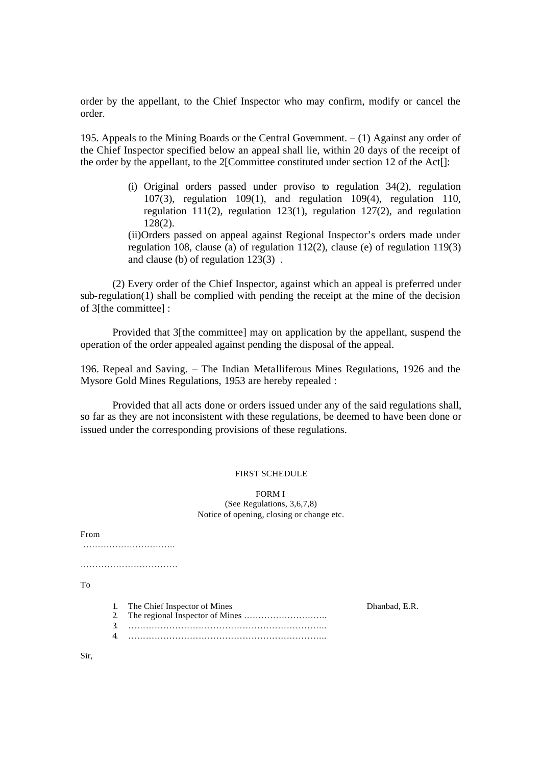order by the appellant, to the Chief Inspector who may confirm, modify or cancel the order.

195. Appeals to the Mining Boards or the Central Government. – (1) Against any order of the Chief Inspector specified below an appeal shall lie, within 20 days of the receipt of the order by the appellant, to the 2[Committee constituted under section 12 of the Act[]:

(i) Original orders passed under proviso to regulation 34(2), regulation 107(3), regulation 109(1), and regulation 109(4), regulation 110, regulation 111(2), regulation 123(1), regulation 127(2), and regulation 128(2).

(ii)Orders passed on appeal against Regional Inspector's orders made under regulation 108, clause (a) of regulation 112(2), clause (e) of regulation 119(3) and clause (b) of regulation 123(3) .

(2) Every order of the Chief Inspector, against which an appeal is preferred under sub-regulation(1) shall be complied with pending the receipt at the mine of the decision of 3[the committee] :

Provided that 3[the committee] may on application by the appellant, suspend the operation of the order appealed against pending the disposal of the appeal.

196. Repeal and Saving. – The Indian Metalliferous Mines Regulations, 1926 and the Mysore Gold Mines Regulations, 1953 are hereby repealed :

Provided that all acts done or orders issued under any of the said regulations shall, so far as they are not inconsistent with these regulations, be deemed to have been done or issued under the corresponding provisions of these regulations.

## FIRST SCHEDULE

### FORM I

(See Regulations, 3,6,7,8)

Notice of opening, closing or change etc.

From

…………………………..

……………………………

To

1. The Chief Inspector of Mines Dhanbad, E.R.
2. The regional Inspector of Mines ………………………..
3. …………………………………………………………..
4. …………………………………………………………..

Sir,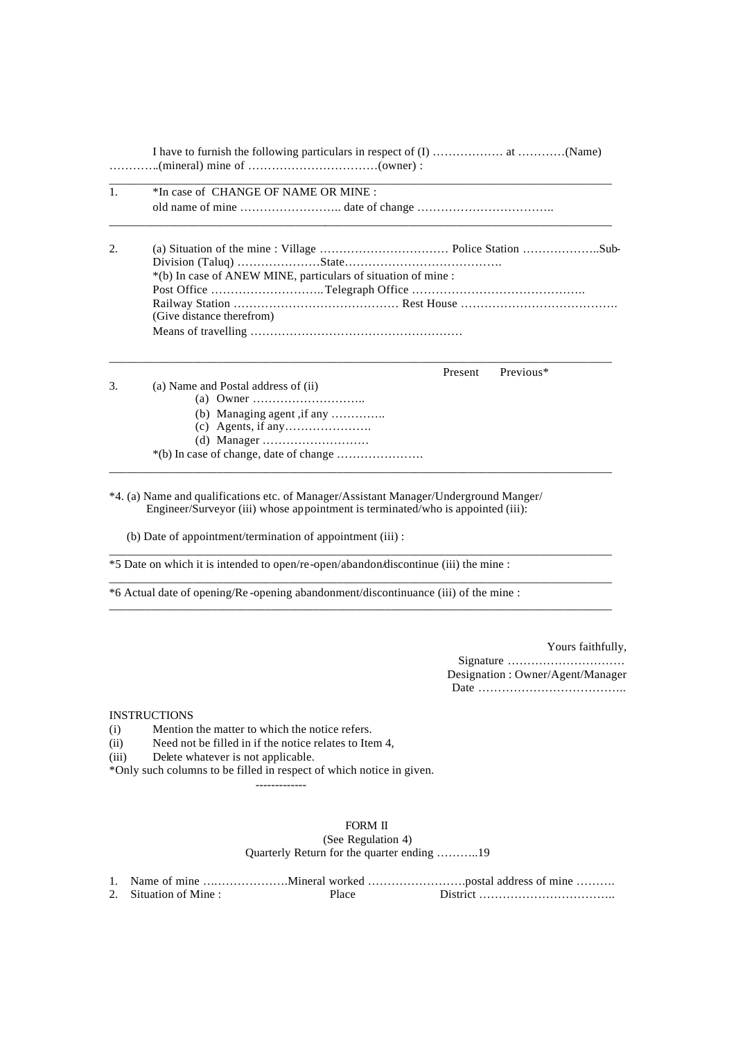I have to furnish the following particulars in respect of (I) ……………… at …………(Name) …………..(mineral) mine of ……………………………(owner) :

---

1. *In case of CHANGE OF NAME OR MINE :
   old name of mine …………………….. date of change ……………………………..

---

2. (a) Situation of the mine : Village …………………………… Police Station ………………..Sub-Division (Taluq) …………………State………………………………….
   *(b) In case of ANEW MINE, particulars of situation of mine :
   Post Office ……………………….. Telegraph Office ……………………………………..
   Railway Station …………………………………… Rest House ………………………………….
   (Give distance therefrom)
   Means of travelling ………………………………………………

---

Present Previous*

3. (a) Name and Postal address of (ii)
   (a) Owner ………………………..
   (b) Managing agent ,if any …………..
   (c) Agents, if any………………….
   (d) Manager ………………………
   *(b) In case of change, date of change ………………….

---

*4. (a) Name and qualifications etc. of Manager/Assistant Manager/Underground Manger/ Engineer/Surveyor (iii) whose appointment is terminated/who is appointed (iii):

(b) Date of appointment/termination of appointment (iii) :

---

*5 Date on which it is intended to open/re-open/abandon/discontinue (iii) the mine :

---

*6 Actual date of opening/Re-opening abandonment/discontinuance (iii) of the mine :

---

Yours faithfully,
Signature …………………………
Designation : Owner/Agent/Manager
Date ………………………………..

INSTRUCTIONS

(i) Mention the matter to which the notice refers.
(ii) Need not be filled in if the notice relates to Item 4,
(iii) Delete whatever is not applicable.

*Only such columns to be filled in respect of which notice in given.

-------------

## FORM II

(See Regulation 4)

Quarterly Return for the quarter ending ………..19

1. Name of mine …..………………..Mineral worked …………………….postal address of mine ……….
2. Situation of Mine : Place District ……………………………..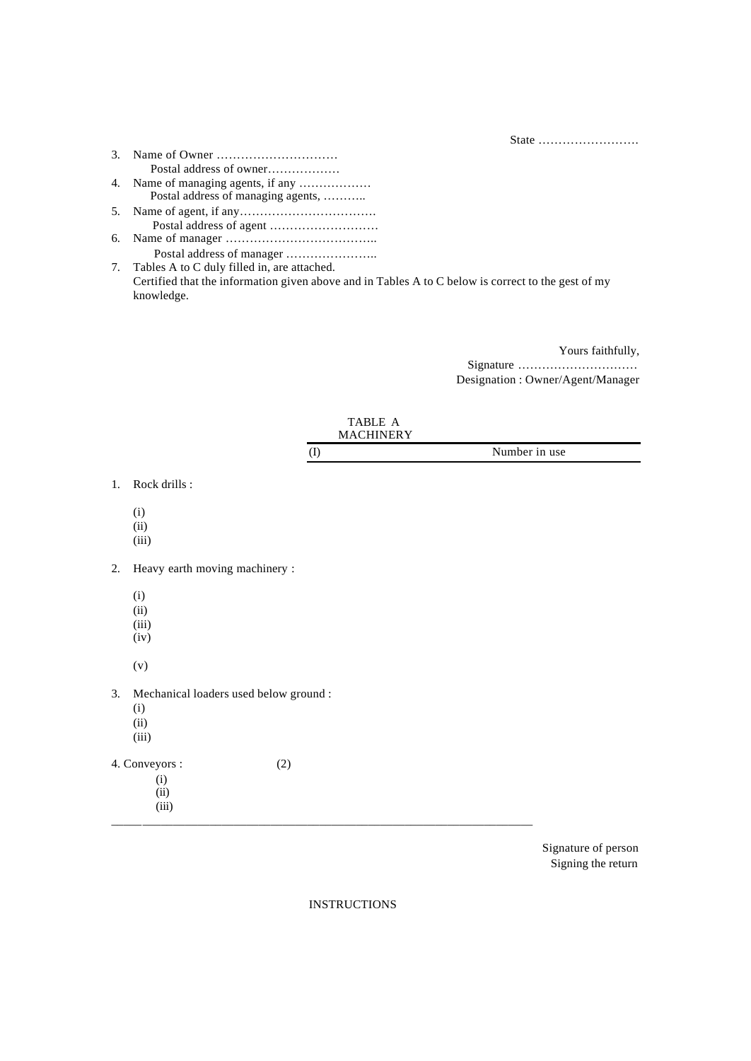State …………………….

3. Name of Owner …………………………
   Postal address of owner………………
4. Name of managing agents, if any ………………
   Postal address of managing agents, ………..
5. Name of agent, if any…………………………….
   Postal address of agent ………………………
6. Name of manager ………………………………..
   Postal address of manager …………………..
7. Tables A to C duly filled in, are attached.
   Certified that the information given above and in Tables A to C below is correct to the gest of my knowledge.

Yours faithfully,
Signature …………………………
Designation : Owner/Agent/Manager

TABLE A
MACHINERY

| (I) | Number in use |
|---|---|

1. Rock drills :

   (i)
   (ii)
   (iii)

2. Heavy earth moving machinery :

   (i)
   (ii)
   (iii)
   (iv)

   (v)

3. Mechanical loaders used below ground :
   (i)
   (ii)
   (iii)

4. Conveyors : (2)
   (i)
   (ii)
   (iii)

---

Signature of person
Signing the return

INSTRUCTIONS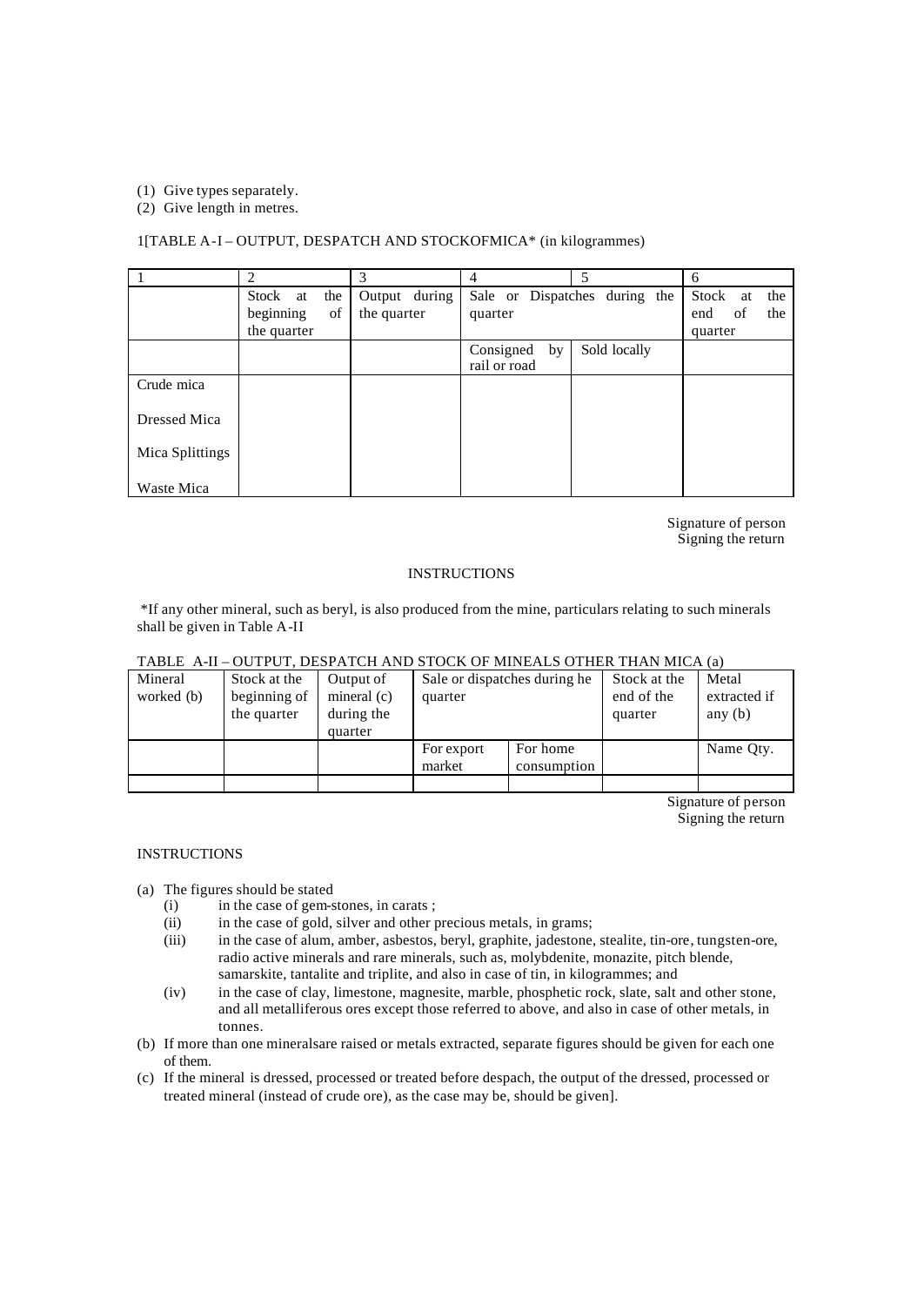(1) Give types separately.
(2) Give length in metres.

1[TABLE A-I – OUTPUT, DESPATCH AND STOCKOFMICA* (in kilogrammes)

| 1 | 2 | 3 | 4 | 5 | 6 |
|---|---|---|---|---|---|
| | Stock at the beginning of the quarter | Output during the quarter | Sale or Dispatches during the quarter | | Stock at the end of the quarter |
| | | | Consigned by rail or road | Sold locally | |
| Crude mica | | | | | |
| Dressed Mica | | | | | |
| Mica Splittings | | | | | |
| Waste Mica | | | | | |

Signature of person
Signing the return

INSTRUCTIONS

*If any other mineral, such as beryl, is also produced from the mine, particulars relating to such minerals shall be given in Table A-II

TABLE A-II – OUTPUT, DESPATCH AND STOCK OF MINEALS OTHER THAN MICA (a)

| Mineral worked (b) | Stock at the beginning of the quarter | Output of mineral (c) during the quarter | Sale or dispatches during he quarter | | Stock at the end of the quarter | Metal extracted if any (b) |
|---|---|---|---|---|---|---|
| | | | For export market | For home consumption | | Name Qty. |
| | | | | | | |

Signature of person
Signing the return

INSTRUCTIONS

(a) The figures should be stated
   (i) in the case of gem-stones, in carats ;
   (ii) in the case of gold, silver and other precious metals, in grams;
   (iii) in the case of alum, amber, asbestos, beryl, graphite, jadestone, stealite, tin-ore, tungsten-ore, radio active minerals and rare minerals, such as, molybdenite, monazite, pitch blende, samarskite, tantalite and triplite, and also in case of tin, in kilogrammes; and
   (iv) in the case of clay, limestone, magnesite, marble, phosphetic rock, slate, salt and other stone, and all metalliferous ores except those referred to above, and also in case of other metals, in tonnes.
(b) If more than one mineralsare raised or metals extracted, separate figures should be given for each one of them.
(c) If the mineral is dressed, processed or treated before despach, the output of the dressed, processed or treated mineral (instead of crude ore), as the case may be, should be given].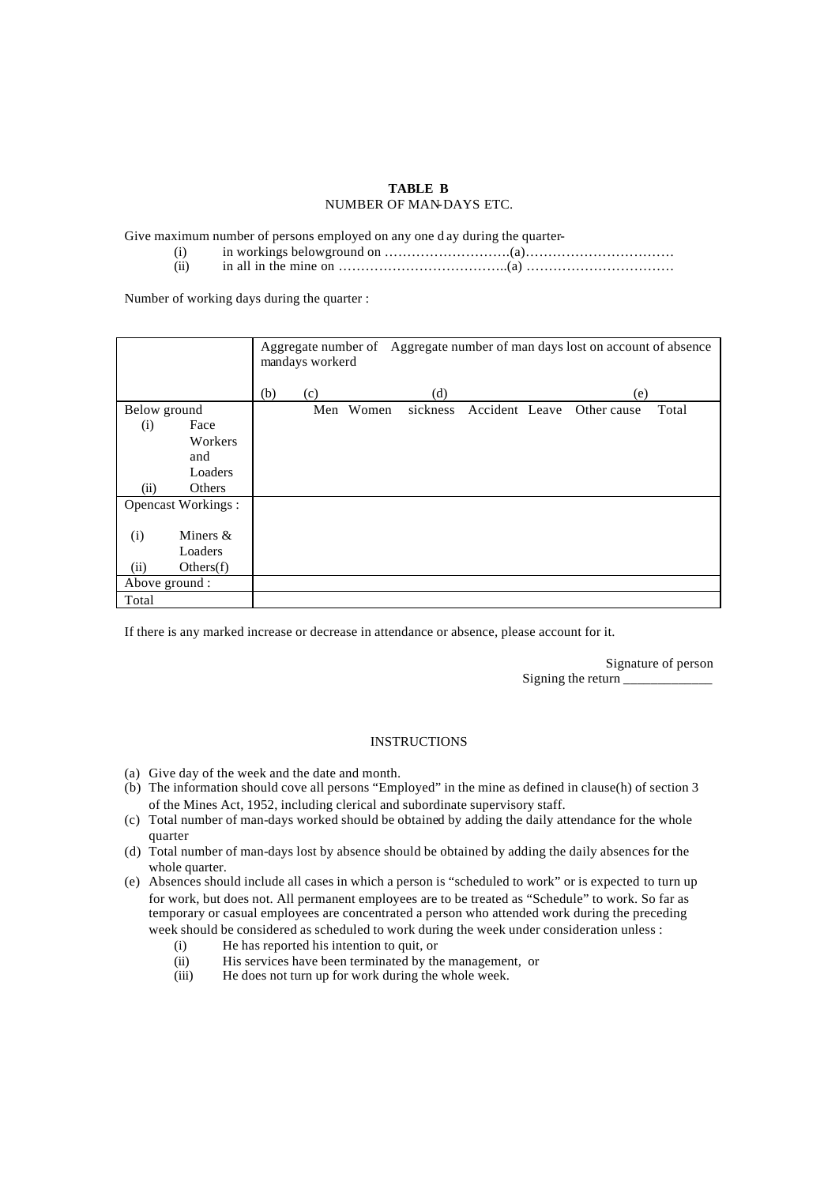**TABLE B**

NUMBER OF MAN-DAYS ETC.

Give maximum number of persons employed on any one day during the quarter-

(i) in workings belowground on ……………………….(a)……………………………

(ii) in all in the mine on ………………………………..(a) ……………………………

Number of working days during the quarter :

| | Aggregate number of mandays workerd | | | Aggregate number of man days lost on account of absence | | | | |
|---|---|---|---|---|---|---|---|---|
| | (b) | (c) | | (d) | | | (e) | |
| | | Men | Women | sickness | Accident | Leave | Other cause | Total |
| Below ground | | | | | | | | |
| (i) Face Workers and Loaders | | | | | | | | |
| (ii) Others | | | | | | | | |
| Opencast Workings : | | | | | | | | |
| (i) Miners & Loaders | | | | | | | | |
| (ii) Others(f) | | | | | | | | |
| Above ground : | | | | | | | | |
| Total | | | | | | | | |

If there is any marked increase or decrease in attendance or absence, please account for it.

Signature of person
Signing the return _____________

INSTRUCTIONS

(a) Give day of the week and the date and month.
(b) The information should cove all persons "Employed" in the mine as defined in clause(h) of section 3 of the Mines Act, 1952, including clerical and subordinate supervisory staff.
(c) Total number of man-days worked should be obtained by adding the daily attendance for the whole quarter
(d) Total number of man-days lost by absence should be obtained by adding the daily absences for the whole quarter.
(e) Absences should include all cases in which a person is "scheduled to work" or is expected to turn up for work, but does not. All permanent employees are to be treated as "Schedule" to work. So far as temporary or casual employees are concentrated a person who attended work during the preceding week should be considered as scheduled to work during the week under consideration unless :
    (i) He has reported his intention to quit, or
    (ii) His services have been terminated by the management, or
    (iii) He does not turn up for work during the whole week.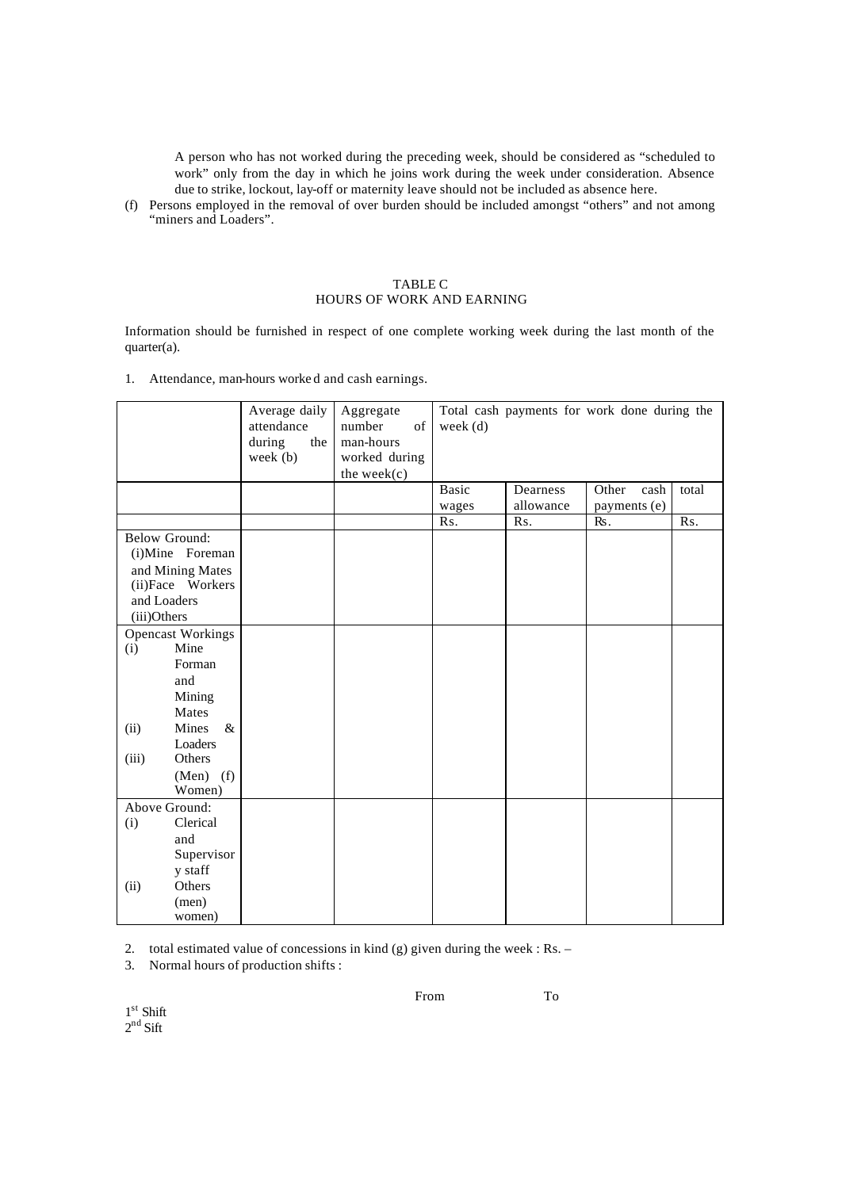A person who has not worked during the preceding week, should be considered as "scheduled to work" only from the day in which he joins work during the week under consideration. Absence due to strike, lockout, lay-off or maternity leave should not be included as absence here.

(f) Persons employed in the removal of over burden should be included amongst "others" and not among "miners and Loaders".

## TABLE C
## HOURS OF WORK AND EARNING

Information should be furnished in respect of one complete working week during the last month of the quarter(a).

1. Attendance, man-hours worked and cash earnings.

| | Average daily attendance during the week (b) | Aggregate number of man-hours worked during the week(c) | Total cash payments for work done during the week (d) | | | |
|---|---|---|---|---|---|---|
| | | | Basic wages | Dearness allowance | Other cash payments (e) | total |
| | | | Rs. | Rs. | Rs. | Rs. |
| Below Ground:<br>(i)Mine Foreman and Mining Mates<br>(ii)Face Workers and Loaders<br>(iii)Others | | | | | | |
| Opencast Workings<br>(i) Mine Forman and Mining Mates<br>(ii) Mines & Loaders<br>(iii) Others (Men) (f) Women) | | | | | | |
| Above Ground:<br>(i) Clerical and Supervisory staff<br>(ii) Others (men) women) | | | | | | |

2. total estimated value of concessions in kind (g) given during the week : Rs. –
3. Normal hours of production shifts :

| | From | To |
|---|---|---|
| 1st Shift | | |
| 2nd Sift | | |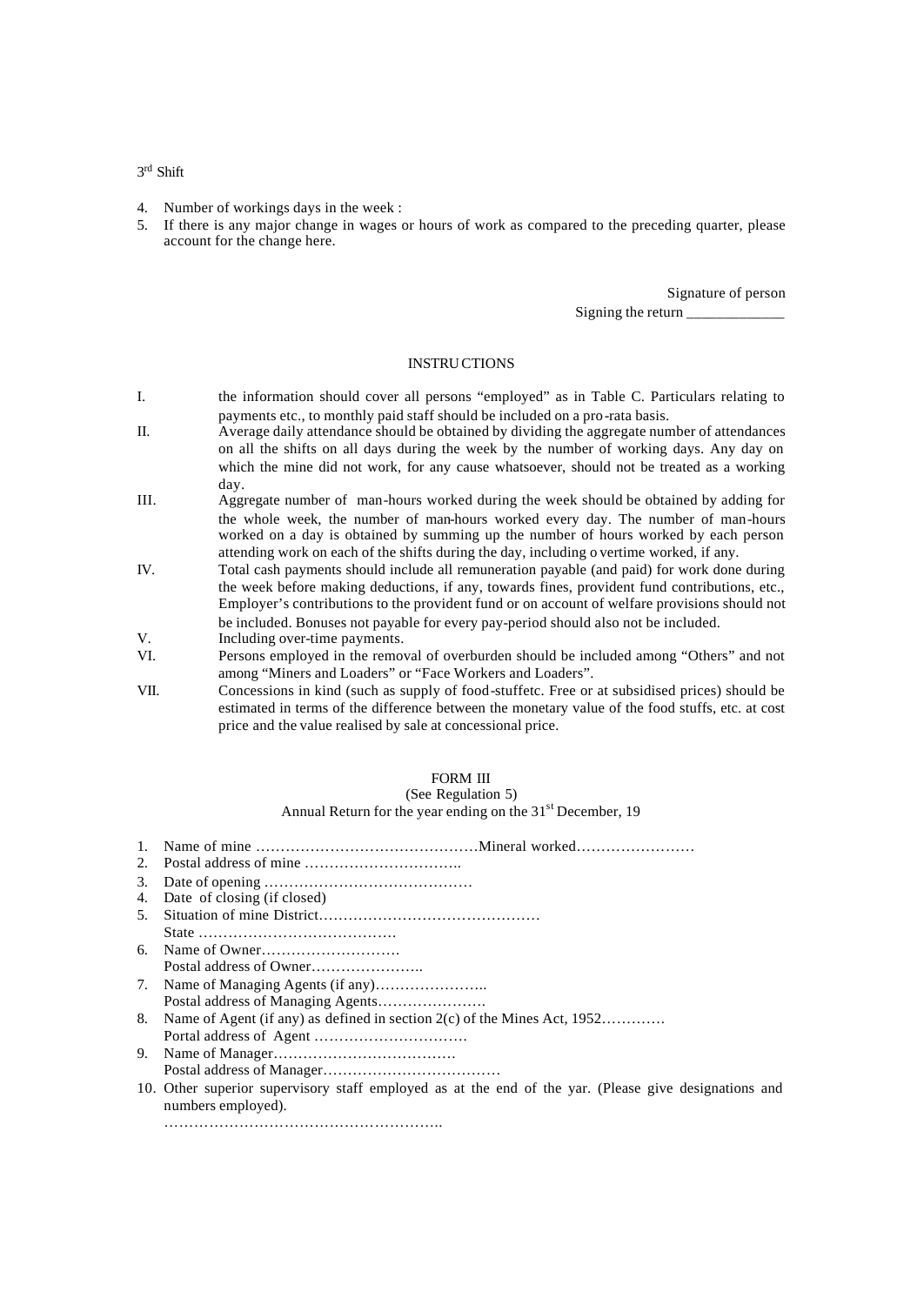3rd Shift

4. Number of workings days in the week :
5. If there is any major change in wages or hours of work as compared to the preceding quarter, please account for the change here.

Signature of person
Signing the return _____________

### INSTRUCTIONS

I. the information should cover all persons "employed" as in Table C. Particulars relating to payments etc., to monthly paid staff should be included on a pro-rata basis.

II. Average daily attendance should be obtained by dividing the aggregate number of attendances on all the shifts on all days during the week by the number of working days. Any day on which the mine did not work, for any cause whatsoever, should not be treated as a working day.

III. Aggregate number of man-hours worked during the week should be obtained by adding for the whole week, the number of man-hours worked every day. The number of man-hours worked on a day is obtained by summing up the number of hours worked by each person attending work on each of the shifts during the day, including overtime worked, if any.

IV. Total cash payments should include all remuneration payable (and paid) for work done during the week before making deductions, if any, towards fines, provident fund contributions, etc., Employer's contributions to the provident fund or on account of welfare provisions should not be included. Bonuses not payable for every pay-period should also not be included.

V. Including over-time payments.

VI. Persons employed in the removal of overburden should be included among "Others" and not among "Miners and Loaders" or "Face Workers and Loaders".

VII. Concessions in kind (such as supply of food-stuffetc. Free or at subsidised prices) should be estimated in terms of the difference between the monetary value of the food stuffs, etc. at cost price and the value realised by sale at concessional price.

### FORM III
(See Regulation 5)
Annual Return for the year ending on the 31st December, 19

1. Name of mine ………………………………………Mineral worked……………………
2. Postal address of mine …………………………..
3. Date of opening ……………………………………
4. Date of closing (if closed)
5. Situation of mine District………………………………………
   State ………………………………….
6. Name of Owner……………………….
   Postal address of Owner…………………..
7. Name of Managing Agents (if any)…………………..
   Postal address of Managing Agents………………….
8. Name of Agent (if any) as defined in section 2(c) of the Mines Act, 1952………….
   Portal address of Agent ………………………….
9. Name of Manager……………………………….
   Postal address of Manager………………………………
10. Other superior supervisory staff employed as at the end of the yar. (Please give designations and numbers employed).
    ………………………………………………..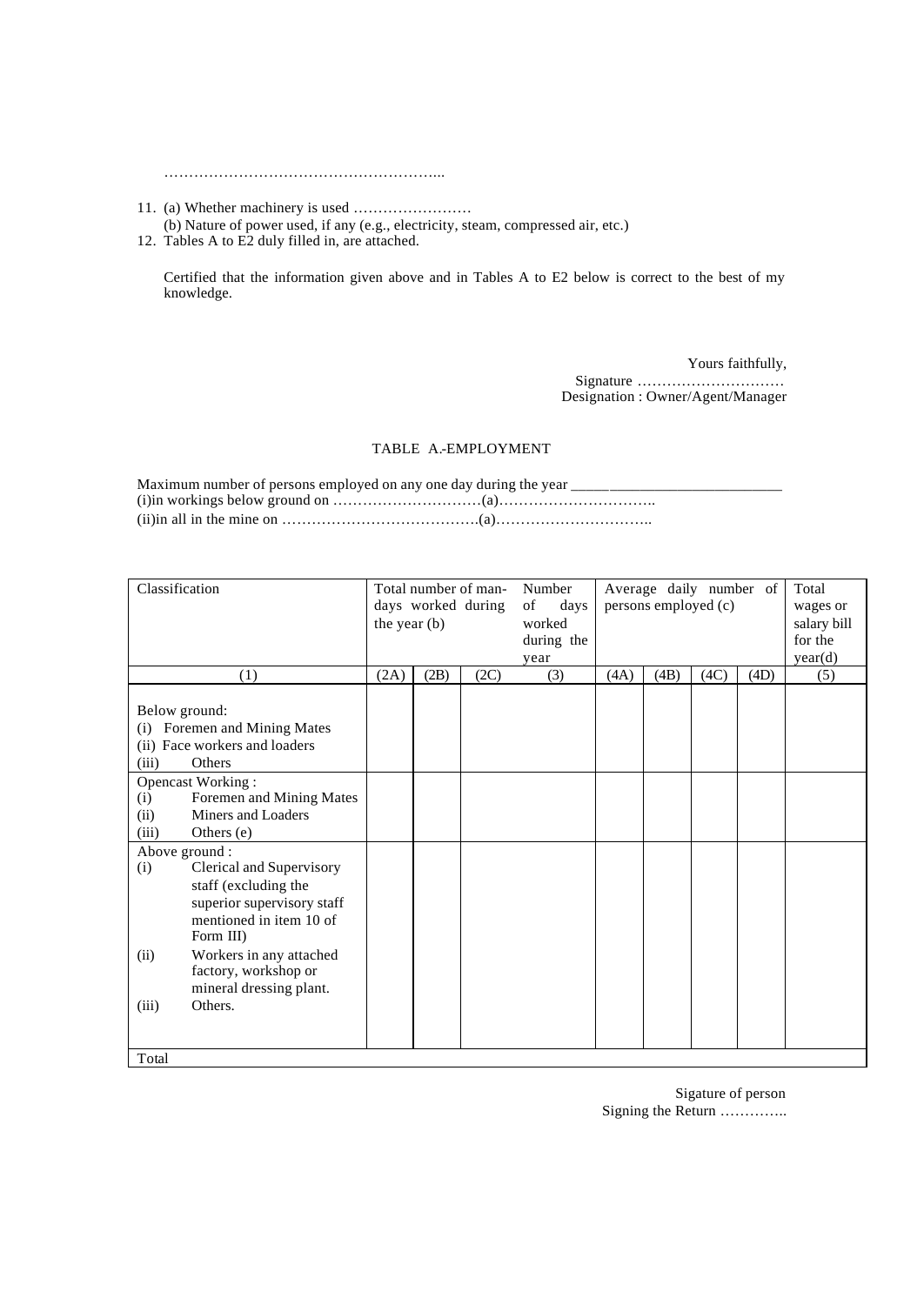………………………………………………...

11. (a) Whether machinery is used ……………………
    (b) Nature of power used, if any (e.g., electricity, steam, compressed air, etc.)
12. Tables A to E2 duly filled in, are attached.

Certified that the information given above and in Tables A to E2 below is correct to the best of my knowledge.

Yours faithfully,
Signature …………………………
Designation : Owner/Agent/Manager

TABLE A.-EMPLOYMENT

Maximum number of persons employed on any one day during the year ________________________
(i)in workings below ground on …………………………(a)…………………………..
(ii)in all in the mine on ………………………………….(a)…………………………..

| Classification | Total number of man-days worked during the year (b) | | | Number of days worked during the year | Average daily number of persons employed (c) | | | | Total wages or salary bill for the year(d) |
|---|---|---|---|---|---|---|---|---|---|
| (1) | (2A) | (2B) | (2C) | (3) | (4A) | (4B) | (4C) | (4D) | (5) |
| Below ground:<br>(i) Foremen and Mining Mates<br>(ii) Face workers and loaders<br>(iii) Others | | | | | | | | | |
| Opencast Working :<br>(i) Foremen and Mining Mates<br>(ii) Miners and Loaders<br>(iii) Others (e) | | | | | | | | | |
| Above ground :<br>(i) Clerical and Supervisory staff (excluding the superior supervisory staff mentioned in item 10 of Form III)<br>(ii) Workers in any attached factory, workshop or mineral dressing plant.<br>(iii) Others. | | | | | | | | | |
| Total | | | | | | | | | |

Sigature of person
Signing the Return ………….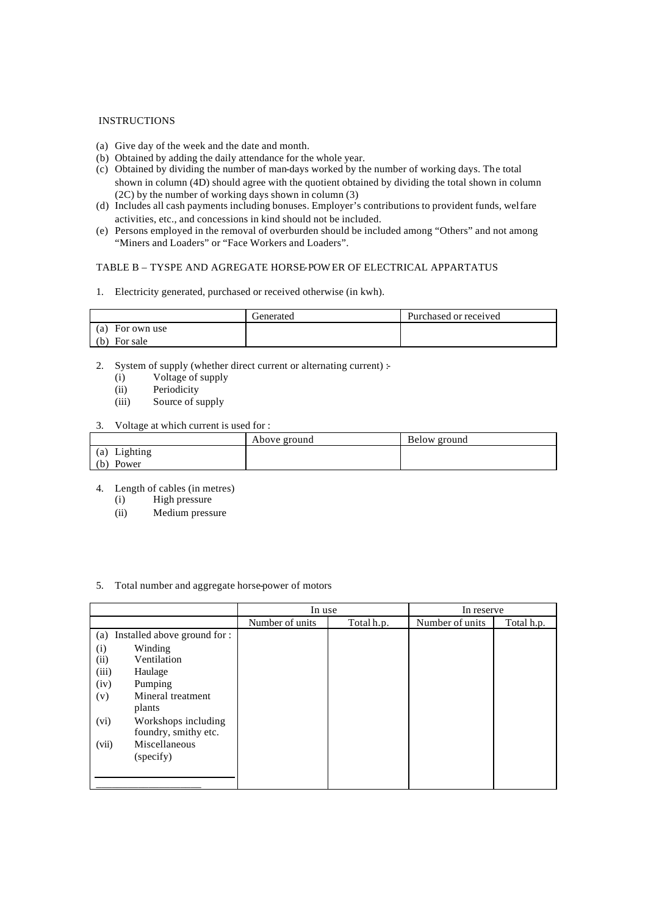INSTRUCTIONS

(a) Give day of the week and the date and month.
(b) Obtained by adding the daily attendance for the whole year.
(c) Obtained by dividing the number of man-days worked by the number of working days. The total shown in column (4D) should agree with the quotient obtained by dividing the total shown in column (2C) by the number of working days shown in column (3)
(d) Includes all cash payments including bonuses. Employer's contributions to provident funds, welfare activities, etc., and concessions in kind should not be included.
(e) Persons employed in the removal of overburden should be included among "Others" and not among "Miners and Loaders" or "Face Workers and Loaders".

TABLE B – TYSPE AND AGREGATE HORSE-POWER OF ELECTRICAL APPARTATUS

1. Electricity generated, purchased or received otherwise (in kwh).

| | Generated | Purchased or received |
|---|---|---|
| (a) For own use<br>(b) For sale | | |

2. System of supply (whether direct current or alternating current) :-
   (i) Voltage of supply
   (ii) Periodicity
   (iii) Source of supply

3. Voltage at which current is used for :

| | Above ground | Below ground |
|---|---|---|
| (a) Lighting<br>(b) Power | | |

4. Length of cables (in metres)
   (i) High pressure
   (ii) Medium pressure

5. Total number and aggregate horse-power of motors

| | In use | | In reserve | |
|---|---|---|---|---|
| | Number of units | Total h.p. | Number of units | Total h.p. |
| (a) Installed above ground for : | | | | |
| (i) Winding | | | | |
| (ii) Ventilation | | | | |
| (iii) Haulage | | | | |
| (iv) Pumping | | | | |
| (v) Mineral treatment plants | | | | |
| (vi) Workshops including foundry, smithy etc. | | | | |
| (vii) Miscellaneous (specify) | | | | |
| | | | | |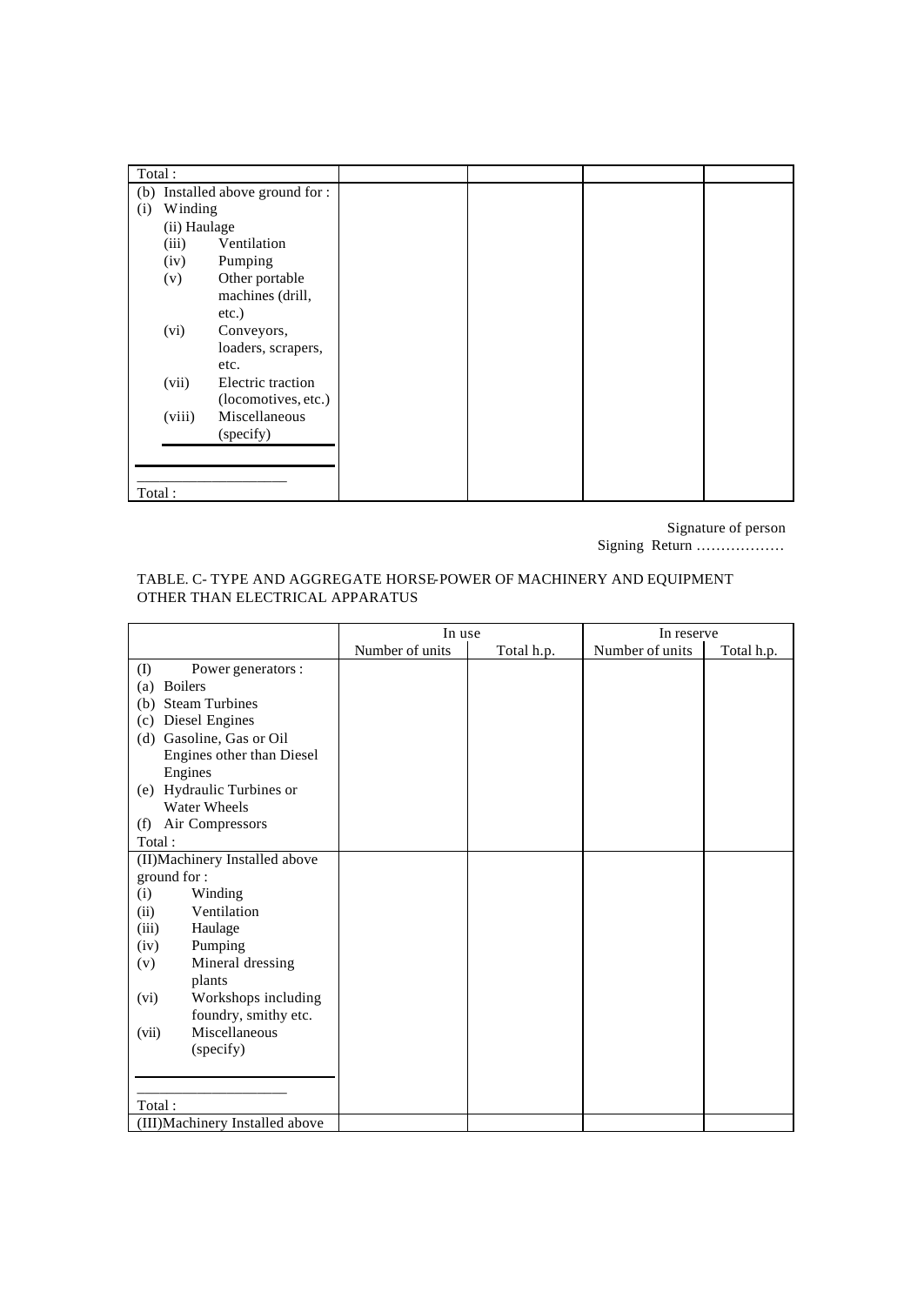| | | | | |
|---|---|---|---|---|
| Total : | | | | |
| (b) Installed above ground for :<br>(i) Winding<br>(ii) Haulage<br>(iii) Ventilation<br>(iv) Pumping<br>(v) Other portable machines (drill, etc.)<br>(vi) Conveyors, loaders, scrapers, etc.<br>(vii) Electric traction (locomotives, etc.)<br>(viii) Miscellaneous (specify)<br>\_\_\_\_\_\_\_\_\_\_\_\_\_\_\_\_\_\_\_\_<br>Total : | | | | |

Signature of person
Signing Return ………………

TABLE. C- TYPE AND AGGREGATE HORSE-POWER OF MACHINERY AND EQUIPMENT OTHER THAN ELECTRICAL APPARATUS

| | In use | | In reserve | |
|---|---|---|---|---|
| | Number of units | Total h.p. | Number of units | Total h.p. |
| (I) Power generators :<br>(a) Boilers<br>(b) Steam Turbines<br>(c) Diesel Engines<br>(d) Gasoline, Gas or Oil Engines other than Diesel Engines<br>(e) Hydraulic Turbines or Water Wheels<br>(f) Air Compressors<br>Total : | | | | |
| (II)Machinery Installed above ground for :<br>(i) Winding<br>(ii) Ventilation<br>(iii) Haulage<br>(iv) Pumping<br>(v) Mineral dressing plants<br>(vi) Workshops including foundry, smithy etc.<br>(vii) Miscellaneous (specify)<br>\_\_\_\_\_\_\_\_\_\_\_\_\_\_\_\_\_\_\_\_<br>Total : | | | | |
| (III)Machinery Installed above | | | | |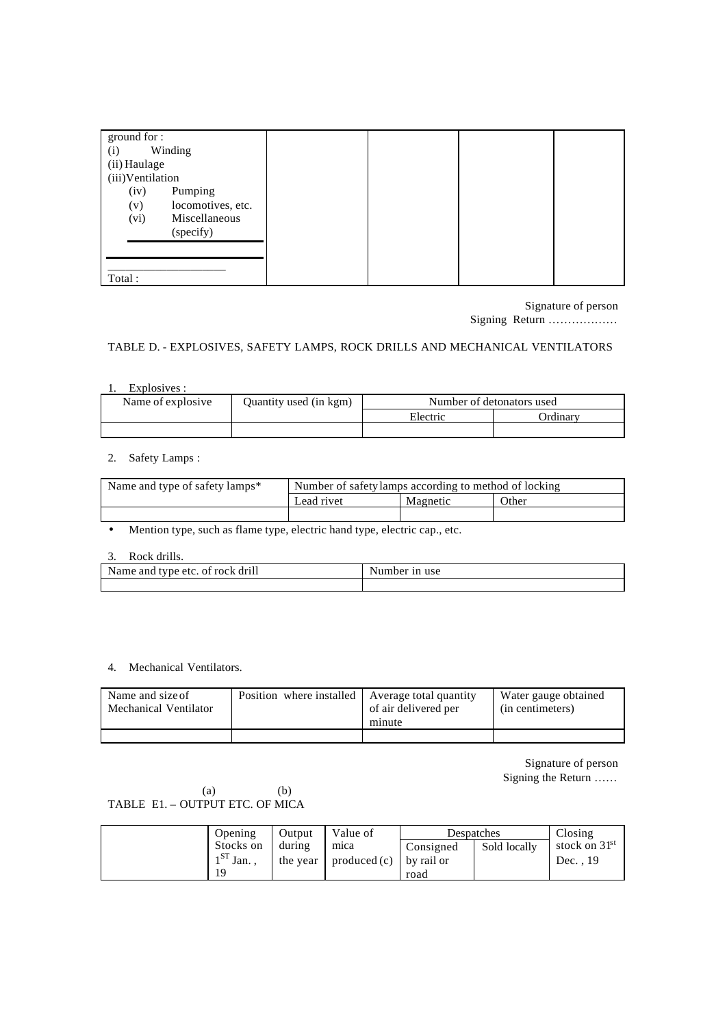| ground for :<br>(i) Winding<br>(ii) Haulage<br>(iii) Ventilation<br>(iv) Pumping<br>(v) locomotives, etc.<br>(vi) Miscellaneous (specify) | | | | |
|---|---|---|---|---|
| Total : | | | | |

Signature of person
Signing Return ………………

TABLE D. - EXPLOSIVES, SAFETY LAMPS, ROCK DRILLS AND MECHANICAL VENTILATORS

1. Explosives :

| Name of explosive | Quantity used (in kgm) | Number of detonators used | |
|---|---|---|---|
| | | Electric | Ordinary |
| | | | |

2. Safety Lamps :

| Name and type of safety lamps* | Number of safety lamps according to method of locking | | |
|---|---|---|---|
| | Lead rivet | Magnetic | Other |
| | | | |

- Mention type, such as flame type, electric hand type, electric cap., etc.

3. Rock drills.

| Name and type etc. of rock drill | Number in use |
|---|---|
| | |

4. Mechanical Ventilators.

| Name and size of Mechanical Ventilator | Position where installed | Average total quantity of air delivered per minute | Water gauge obtained (in centimeters) |
|---|---|---|---|
| | | | |

Signature of person
Signing the Return ……

TABLE E1. – OUTPUT ETC. OF MICA (a) (b)

| | Opening Stocks on 1ST Jan., 19 | Output during the year | Value of mica produced (c) | Despatches | | Closing stock on 31st Dec., 19 |
|---|---|---|---|---|---|---|
| | | | | Consigned by rail or road | Sold locally | |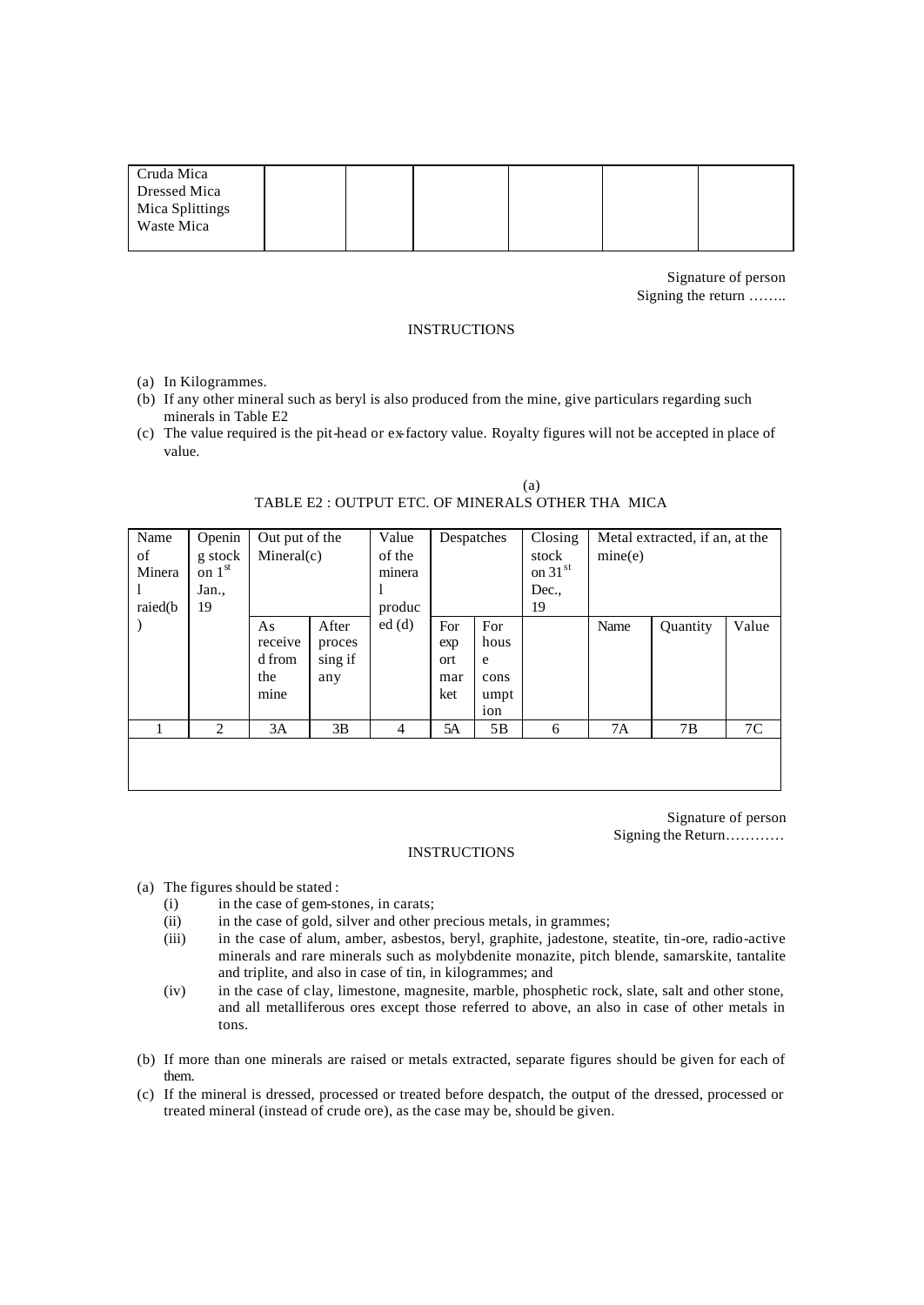| Cruda Mica<br>Dressed Mica<br>Mica Splittings<br>Waste Mica | | | | | | |
|---|---|---|---|---|---|---|

Signature of person
Signing the return ……..

INSTRUCTIONS

(a) In Kilogrammes.
(b) If any other mineral such as beryl is also produced from the mine, give particulars regarding such minerals in Table E2
(c) The value required is the pit-head or ex-factory value. Royalty figures will not be accepted in place of value.

(a)

TABLE E2 : OUTPUT ETC. OF MINERALS OTHER THA MICA

| Name of Mineral raied(b) | Opening stock on 1[st] Jan., 19 | Out put of the Mineral(c) | | Value of the mineral produced (d) | Despatches | | Closing stock on 31[st] Dec., 19 | Metal extracted, if an, at the mine(e) | | |
|---|---|---|---|---|---|---|---|---|---|---|
| | | As received from the mine | After processing if any | | For export market | For house consumption | | Name | Quantity | Value |
| 1 | 2 | 3A | 3B | 4 | 5A | 5B | 6 | 7A | 7B | 7C |
| | | | | | | | | | | |

Signature of person
Signing the Return…………

INSTRUCTIONS

(a) The figures should be stated :
   (i) in the case of gem-stones, in carats;
   (ii) in the case of gold, silver and other precious metals, in grammes;
   (iii) in the case of alum, amber, asbestos, beryl, graphite, jadestone, steatite, tin-ore, radio-active minerals and rare minerals such as molybdenite monazite, pitch blende, samarskite, tantalite and triplite, and also in case of tin, in kilogrammes; and
   (iv) in the case of clay, limestone, magnesite, marble, phosphetic rock, slate, salt and other stone, and all metalliferous ores except those referred to above, an also in case of other metals in tons.

(b) If more than one minerals are raised or metals extracted, separate figures should be given for each of them.
(c) If the mineral is dressed, processed or treated before despatch, the output of the dressed, processed or treated mineral (instead of crude ore), as the case may be, should be given.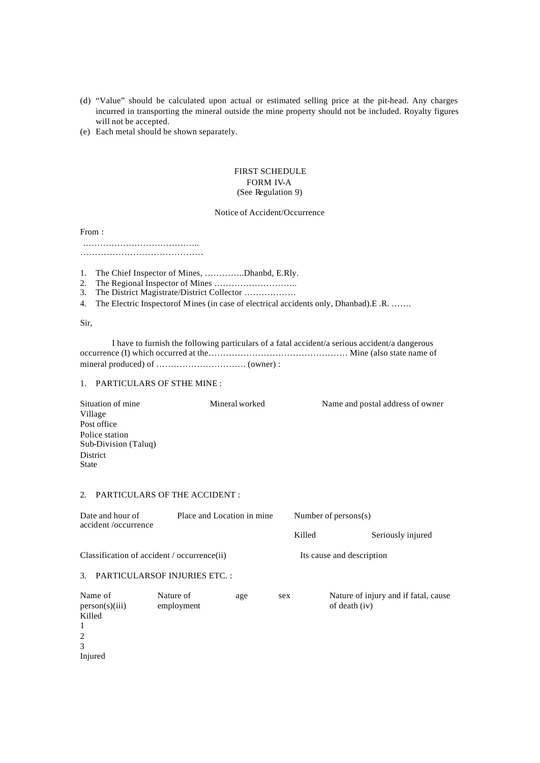(d) "Value" should be calculated upon actual or estimated selling price at the pit-head. Any charges incurred in transporting the mineral outside the mine property should not be included. Royalty figures will not be accepted.

(e) Each metal should be shown separately.

FIRST SCHEDULE
FORM IV-A
(See Regulation 9)

Notice of Accident/Occurrence

From :

…………………………………..
……………………………………

1. The Chief Inspector of Mines, …………..Dhanbd, E.Rly.
2. The Regional Inspector of Mines ………………………..
3. The District Magistrate/District Collector ………………
4. The Electric Inspectorof Mines (in case of electrical accidents only, Dhanbad).E .R. …….

Sir,

I have to furnish the following particulars of a fatal accident/a serious accident/a dangerous occurrence (I) which occurred at the………………………………………… Mine (also state name of mineral produced) of …………………………. (owner) :

1. PARTICULARS OF STHE MINE :

| Situation of mine | Mineral worked | Name and postal address of owner |
|---|---|---|
| Village | | |
| Post office | | |
| Police station | | |
| Sub-Division (Taluq) | | |
| District | | |
| State | | |

2. PARTICULARS OF THE ACCIDENT :

| Date and hour of accident /occurrence | Place and Location in mine | Number of persons(s) | |
|---|---|---|---|
| | | Killed | Seriously injured |

Classification of accident / occurrence(ii) — Its cause and description

3. PARTICULARSOF INJURIES ETC. :

| Name of person(s)(iii) | Nature of employment | age | sex | Nature of injury and if fatal, cause of death (iv) |
|---|---|---|---|---|
| Killed | | | | |
| 1 | | | | |
| 2 | | | | |
| 3 | | | | |
| Injured | | | | |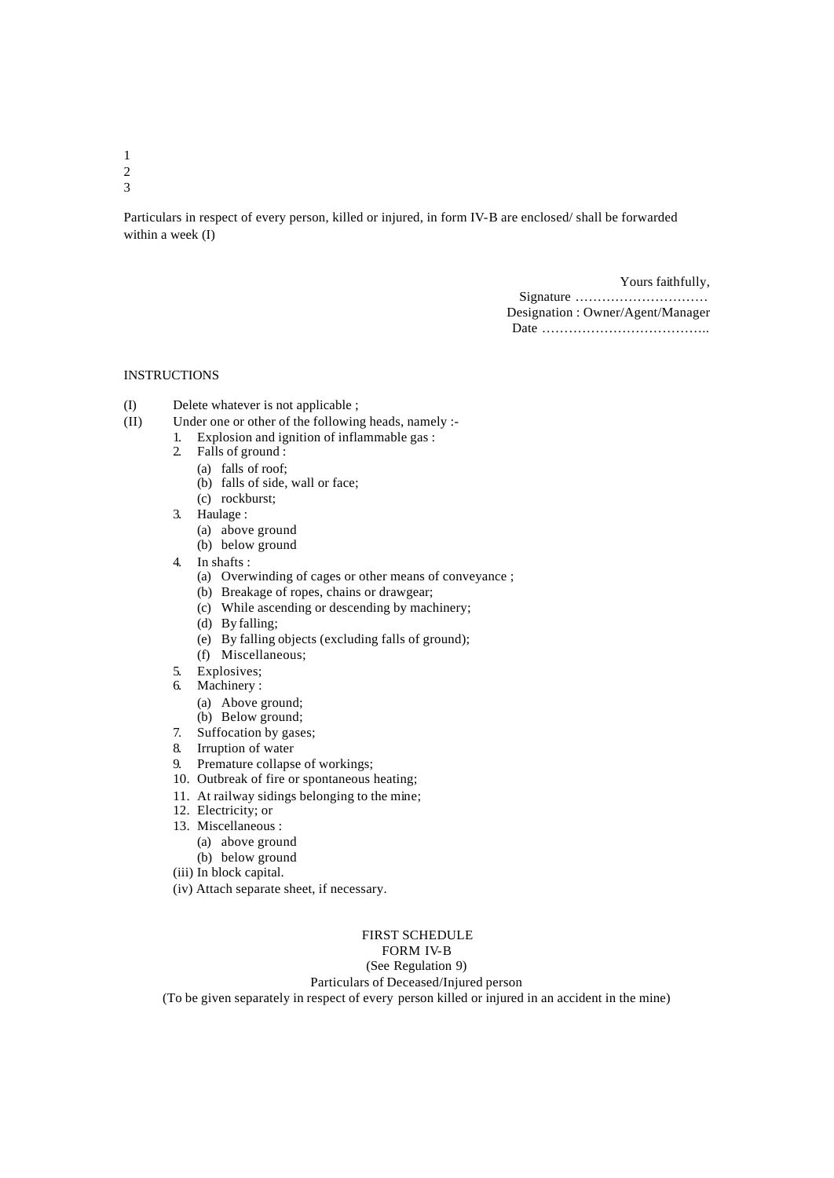1
2
3

Particulars in respect of every person, killed or injured, in form IV-B are enclosed/ shall be forwarded within a week (I)

Yours faithfully,
Signature …………………………
Designation : Owner/Agent/Manager
Date ………………………………..

INSTRUCTIONS

(I) Delete whatever is not applicable ;

(II) Under one or other of the following heads, namely :-

1. Explosion and ignition of inflammable gas :
2. Falls of ground :
   - (a) falls of roof;
   - (b) falls of side, wall or face;
   - (c) rockburst;
3. Haulage :
   - (a) above ground
   - (b) below ground
4. In shafts :
   - (a) Overwinding of cages or other means of conveyance ;
   - (b) Breakage of ropes, chains or drawgear;
   - (c) While ascending or descending by machinery;
   - (d) By falling;
   - (e) By falling objects (excluding falls of ground);
   - (f) Miscellaneous;
5. Explosives;
6. Machinery :
   - (a) Above ground;
   - (b) Below ground;
7. Suffocation by gases;
8. Irruption of water
9. Premature collapse of workings;
10. Outbreak of fire or spontaneous heating;
11. At railway sidings belonging to the mine;
12. Electricity; or
13. Miscellaneous :
    - (a) above ground
    - (b) below ground

(iii) In block capital.

(iv) Attach separate sheet, if necessary.

FIRST SCHEDULE

FORM IV-B

(See Regulation 9)

Particulars of Deceased/Injured person

(To be given separately in respect of every person killed or injured in an accident in the mine)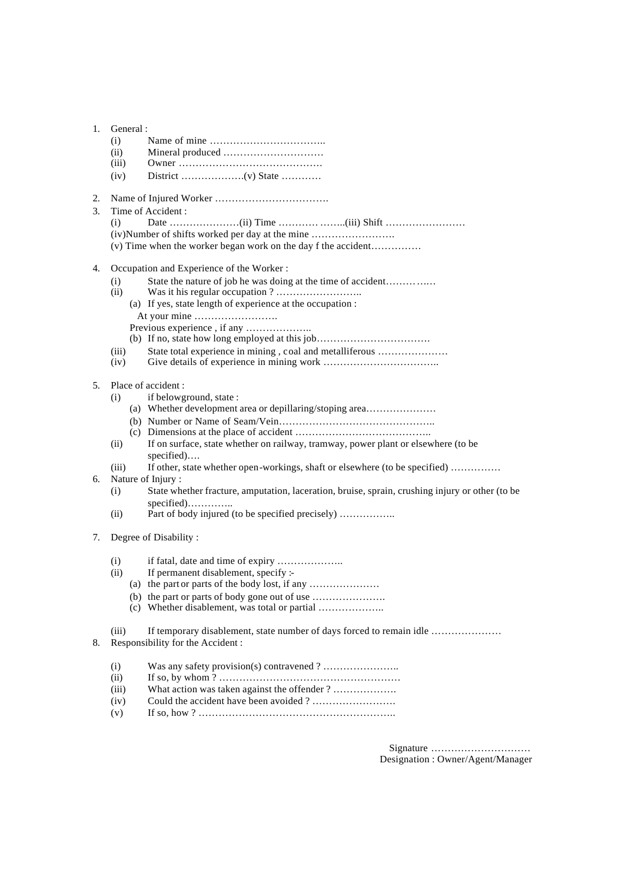1. General :
   - (i) Name of mine ……………………………..
   - (ii) Mineral produced …………………………
   - (iii) Owner ……………………………………
   - (iv) District ……………….(v) State …………

2. Name of Injured Worker …………………………….
3. Time of Accident :
   - (i) Date …………………(ii) Time ………… ……..(iii) Shift ……………………
   - (iv)Number of shifts worked per day at the mine …………………….
   - (v) Time when the worker began work on the day f the accident……………

4. Occupation and Experience of the Worker :
   - (i) State the nature of job he was doing at the time of accident………..…
   - (ii) Was it his regular occupation ? ……………………..
     - (a) If yes, state length of experience at the occupation :
       - At your mine …………………….
       - Previous experience , if any ………………..
     - (b) If no, state how long employed at this job…………………………….
   - (iii) State total experience in mining , coal and metalliferous …………………
   - (iv) Give details of experience in mining work ……………………………..

5. Place of accident :
   - (i) if belowground, state :
     - (a) Whether development area or depillaring/stoping area…………………
     - (b) Number or Name of Seam/Vein………………………………………..
     - (c) Dimensions at the place of accident …………………………………..
   - (ii) If on surface, state whether on railway, tramway, power plant or elsewhere (to be specified)….
   - (iii) If other, state whether open-workings, shaft or elsewhere (to be specified) ……………
6. Nature of Injury :
   - (i) State whether fracture, amputation, laceration, bruise, sprain, crushing injury or other (to be specified)…………..
   - (ii) Part of body injured (to be specified precisely) ……………..

7. Degree of Disability :
   - (i) if fatal, date and time of expiry ………………..
   - (ii) If permanent disablement, specify :-
     - (a) the part or parts of the body lost, if any …………………
     - (b) the part or parts of body gone out of use ………………….
     - (c) Whether disablement, was total or partial ………………..
   - (iii) If temporary disablement, state number of days forced to remain idle …………………
8. Responsibility for the Accident :
   - (i) Was any safety provision(s) contravened ? …………………..
   - (ii) If so, by whom ? ………………………………………………
   - (iii) What action was taken against the offender ? ……………….
   - (iv) Could the accident have been avoided ? …………………….
   - (v) If so, how ? …………………………………………………..

Signature …………………………
Designation : Owner/Agent/Manager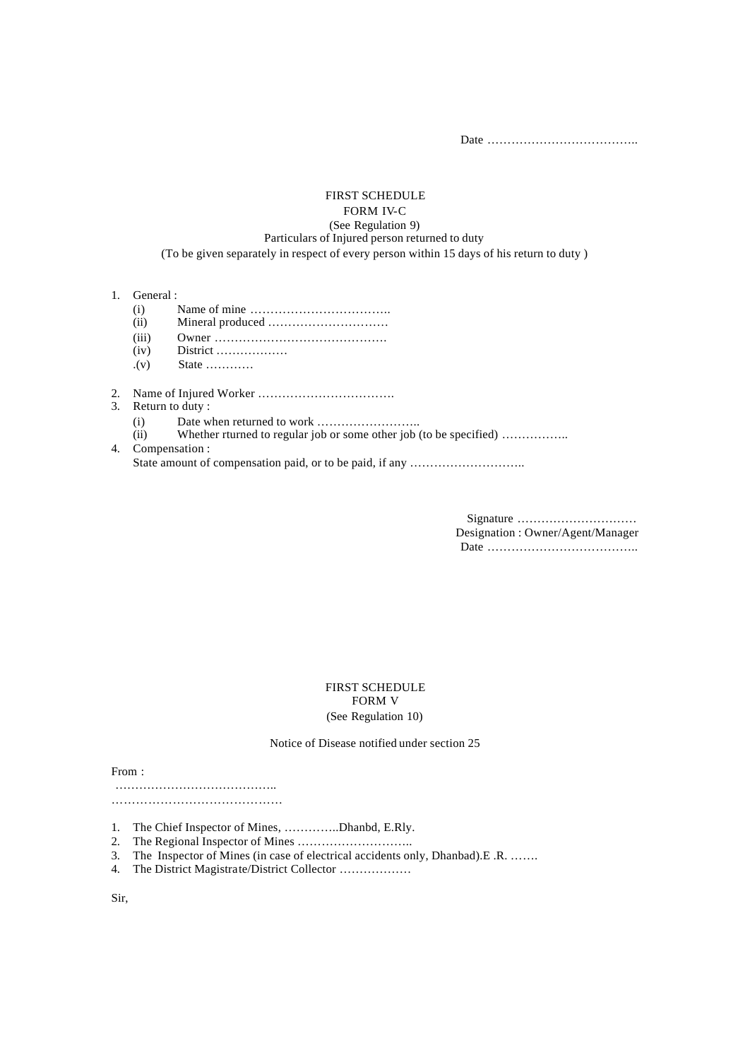Date ………………………………..

FIRST SCHEDULE

FORM IV-C

(See Regulation 9)

Particulars of Injured person returned to duty

(To be given separately in respect of every person within 15 days of his return to duty )

1. General :
   - (i) Name of mine ……………………………..
   - (ii) Mineral produced …………………………
   - (iii) Owner ……………………………………
   - (iv) District ………………
   - .(v) State …………
2. Name of Injured Worker …………………………….
3. Return to duty :
   - (i) Date when returned to work ……………………..
   - (ii) Whether rturned to regular job or some other job (to be specified) ……………..
4. Compensation :
   State amount of compensation paid, or to be paid, if any ………………………..

Signature …………………………

Designation : Owner/Agent/Manager

Date ………………………………..

FIRST SCHEDULE

FORM V

(See Regulation 10)

Notice of Disease notified under section 25

From :

…………………………………..

……………………………………

1. The Chief Inspector of Mines, …………..Dhanbd, E.Rly.
2. The Regional Inspector of Mines ………………………..
3. The Inspector of Mines (in case of electrical accidents only, Dhanbad).E .R. …….
4. The District Magistrate/District Collector ………………

Sir,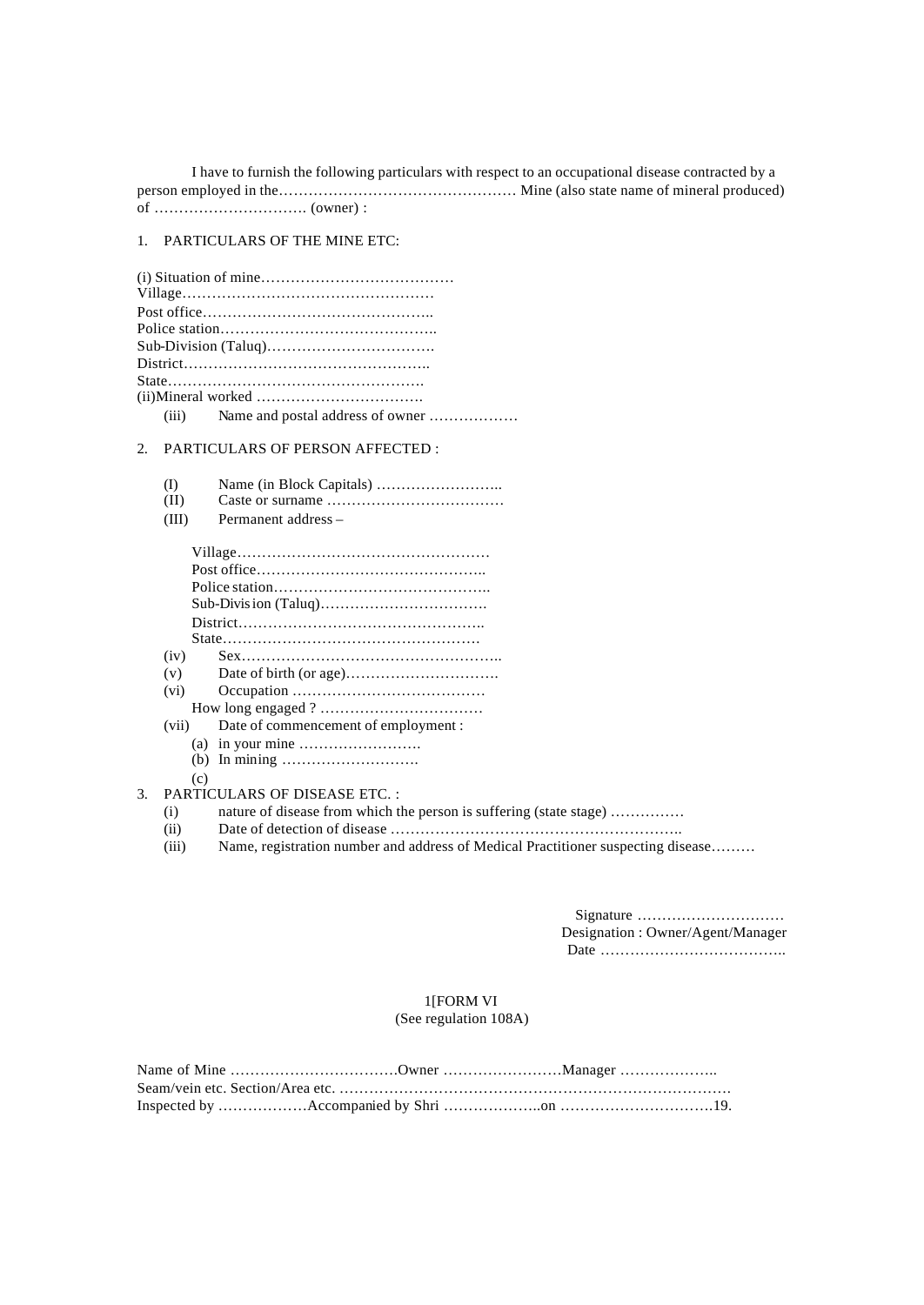I have to furnish the following particulars with respect to an occupational disease contracted by a person employed in the………………………………………… Mine (also state name of mineral produced) of …………………………. (owner) :

1. PARTICULARS OF THE MINE ETC:

(i) Situation of mine…………………………………
Village……………………………………………
Post office………………………………………..
Police station……………………………………..
Sub-Division (Taluq)…………………………….
District…………………………………………..
State…………………………………………….
(ii)Mineral worked …………………………….
(iii) Name and postal address of owner ………………

2. PARTICULARS OF PERSON AFFECTED :

(I) Name (in Block Capitals) ……………………..
(II) Caste or surname ………………………………
(III) Permanent address –

Village……………………………………………
Post office………………………………………..
Police station……………………………………..
Sub-Division (Taluq)…………………………….
District…………………………………………..
State…………………………………………….

(iv) Sex……………………………………………..
(v) Date of birth (or age)………………………….
(vi) Occupation …………………………………
How long engaged ? ……………………………
(vii) Date of commencement of employment :
(a) in your mine …………………….
(b) In mining ……………………….
(c)

3. PARTICULARS OF DISEASE ETC. :

(i) nature of disease from which the person is suffering (state stage) ……………
(ii) Date of detection of disease …………………………………………………..
(iii) Name, registration number and address of Medical Practitioner suspecting disease………

Signature …………………………
Designation : Owner/Agent/Manager
Date ………………………………..

1[FORM VI
(See regulation 108A)

Name of Mine …………………………….Owner ……………………Manager ………………..
Seam/vein etc. Section/Area etc. ……………………………………………………………………
Inspected by ………………Accompanied by Shri ………………..on ………………………….19.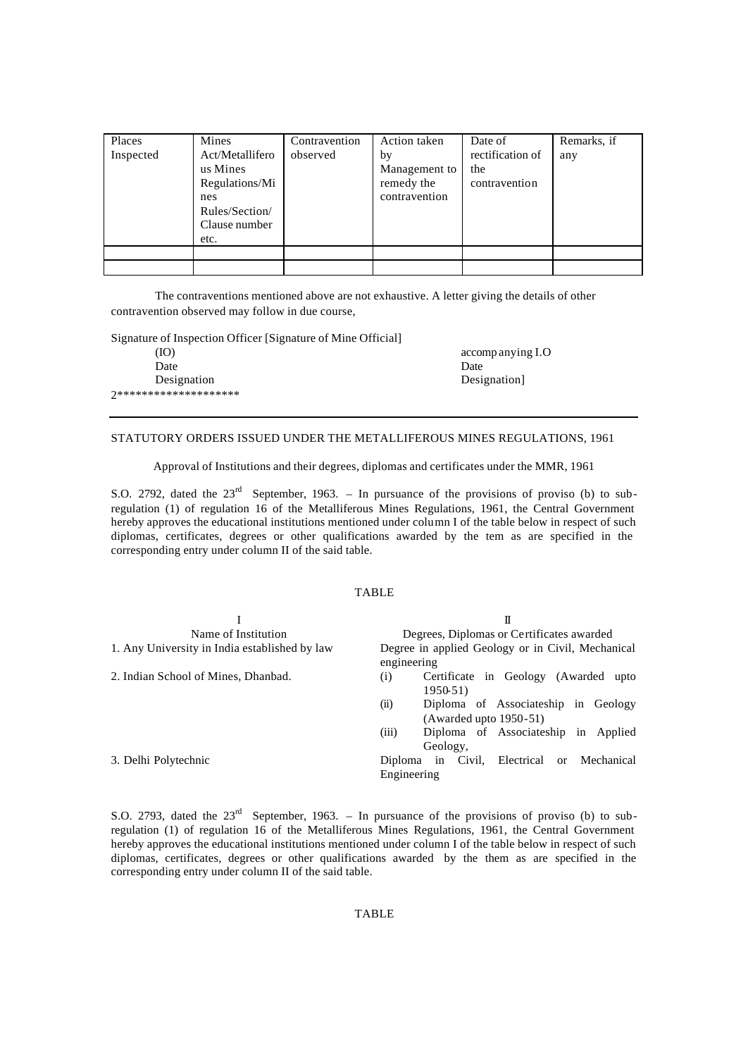| Places Inspected | Mines Act/Metalliferous Mines Regulations/Mines Rules/Section/ Clause number etc. | Contravention observed | Action taken by Management to remedy the contravention | Date of rectification of the contravention | Remarks, if any |
|---|---|---|---|---|---|
| | | | | | |
| | | | | | |

The contraventions mentioned above are not exhaustive. A letter giving the details of other contravention observed may follow in due course,

Signature of Inspection Officer [Signature of Mine Official]
(IO) accompanying I.O
Date Date
Designation Designation]

2*******************

---

STATUTORY ORDERS ISSUED UNDER THE METALLIFEROUS MINES REGULATIONS, 1961

Approval of Institutions and their degrees, diplomas and certificates under the MMR, 1961

S.O. 2792, dated the 23rd September, 1963. – In pursuance of the provisions of proviso (b) to sub-regulation (1) of regulation 16 of the Metalliferous Mines Regulations, 1961, the Central Government hereby approves the educational institutions mentioned under column I of the table below in respect of such diplomas, certificates, degrees or other qualifications awarded by the tem as are specified in the corresponding entry under column II of the said table.

TABLE

| I<br>Name of Institution | II<br>Degrees, Diplomas or Certificates awarded |
|---|---|
| 1. Any University in India established by law | Degree in applied Geology or in Civil, Mechanical engineering |
| 2. Indian School of Mines, Dhanbad. | (i) Certificate in Geology (Awarded upto 1950-51)<br>(ii) Diploma of Associateship in Geology (Awarded upto 1950-51)<br>(iii) Diploma of Associateship in Applied Geology, |
| 3. Delhi Polytechnic | Diploma in Civil, Electrical or Mechanical Engineering |

S.O. 2793, dated the 23rd September, 1963. – In pursuance of the provisions of proviso (b) to sub-regulation (1) of regulation 16 of the Metalliferous Mines Regulations, 1961, the Central Government hereby approves the educational institutions mentioned under column I of the table below in respect of such diplomas, certificates, degrees or other qualifications awarded by the them as are specified in the corresponding entry under column II of the said table.

TABLE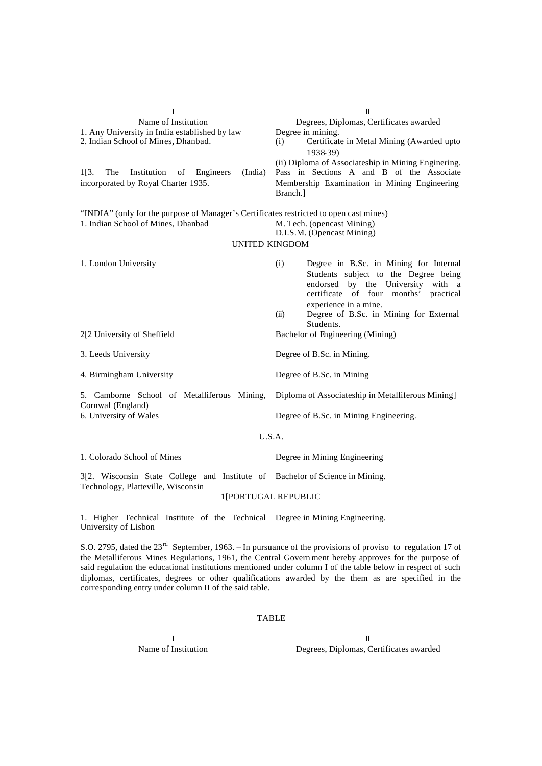| I<br>Name of Institution | II<br>Degrees, Diplomas, Certificates awarded |
|---|---|
| 1. Any University in India established by law | Degree in mining. |
| 2. Indian School of Mines, Dhanbad. | (i) Certificate in Metal Mining (Awarded upto 1938-39)<br>(ii) Diploma of Associateship in Mining Engineering. |
| 1[3. The Institution of Engineers (India) incorporated by Royal Charter 1935. | Pass in Sections A and B of the Associate Membership Examination in Mining Engineering Branch.] |
| "INDIA" (only for the purpose of Manager's Certificates restricted to open cast mines) | |
| 1. Indian School of Mines, Dhanbad | M. Tech. (opencast Mining)<br>D.I.S.M. (Opencast Mining) |
| **UNITED KINGDOM** | |
| 1. London University | (i) Degree in B.Sc. in Mining for Internal Students subject to the Degree being endorsed by the University with a certificate of four months' practical experience in a mine.<br>(ii) Degree of B.Sc. in Mining for External Students. |
| 2[2 University of Sheffield | Bachelor of Engineering (Mining) |
| 3. Leeds University | Degree of B.Sc. in Mining. |
| 4. Birmingham University | Degree of B.Sc. in Mining |
| 5. Camborne School of Metalliferous Mining, Cornwal (England) | Diploma of Associateship in Metalliferous Mining] |
| 6. University of Wales | Degree of B.Sc. in Mining Engineering. |
| **U.S.A.** | |
| 1. Colorado School of Mines | Degree in Mining Engineering |
| 3[2. Wisconsin State College and Institute of Technology, Platteville, Wisconsin | Bachelor of Science in Mining. |
| **1[PORTUGAL REPUBLIC** | |
| 1. Higher Technical Institute of the Technical University of Lisbon | Degree in Mining Engineering. |

S.O. 2795, dated the 23rd September, 1963. – In pursuance of the provisions of proviso to regulation 17 of the Metalliferous Mines Regulations, 1961, the Central Government hereby approves for the purpose of said regulation the educational institutions mentioned under column I of the table below in respect of such diplomas, certificates, degrees or other qualifications awarded by the them as are specified in the corresponding entry under column II of the said table.

TABLE

| I<br>Name of Institution | II<br>Degrees, Diplomas, Certificates awarded |
|---|---|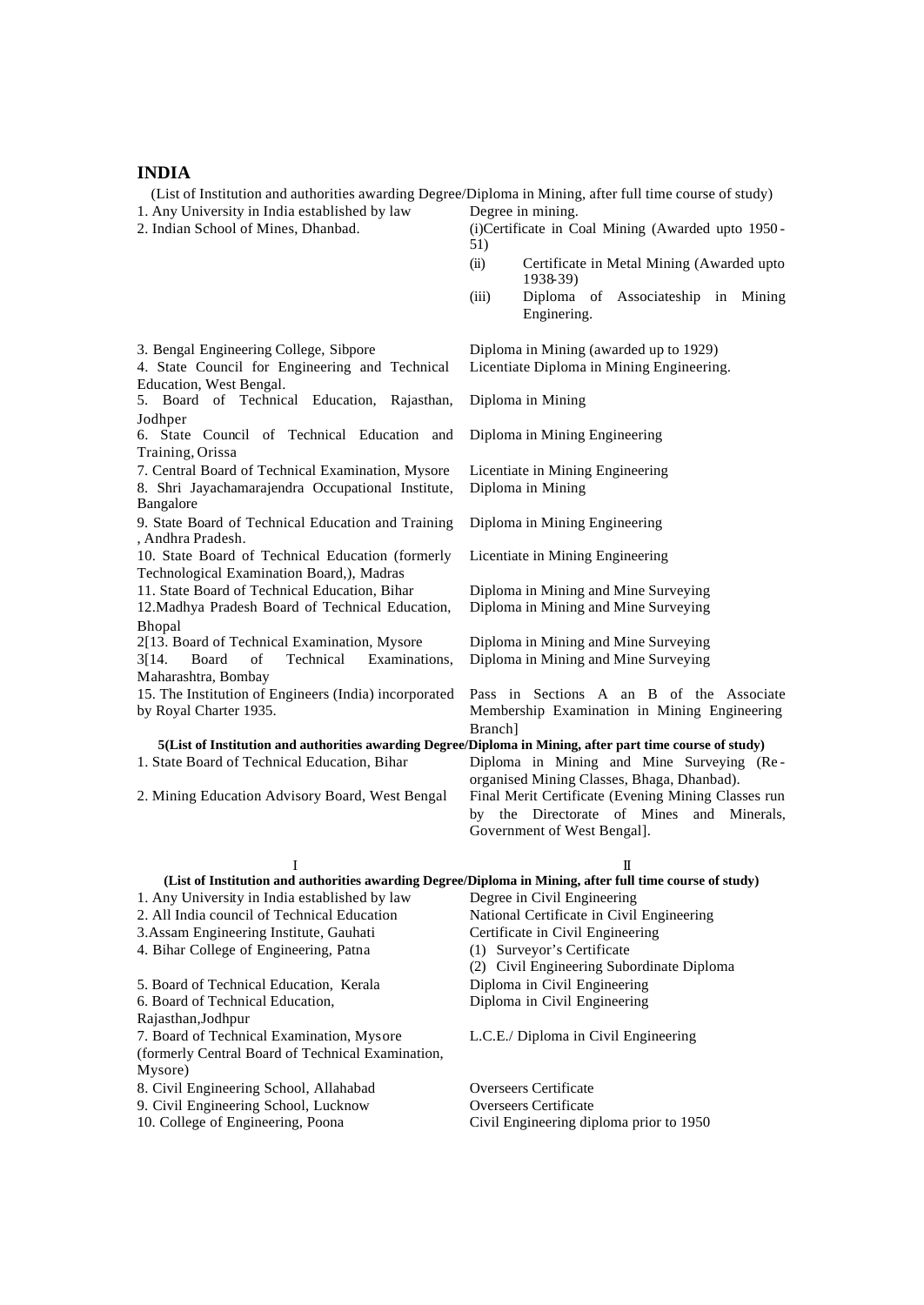## INDIA

(List of Institution and authorities awarding Degree/Diploma in Mining, after full time course of study)

| | |
|---|---|
| 1. Any University in India established by law | Degree in mining. |
| 2. Indian School of Mines, Dhanbad. | (i)Certificate in Coal Mining (Awarded upto 1950-51)<br>(ii) Certificate in Metal Mining (Awarded upto 1938-39)<br>(iii) Diploma of Associateship in Mining Enginering. |
| 3. Bengal Engineering College, Sibpore | Diploma in Mining (awarded up to 1929) |
| 4. State Council for Engineering and Technical Education, West Bengal. | Licentiate Diploma in Mining Engineering. |
| 5. Board of Technical Education, Rajasthan, Jodhper | Diploma in Mining |
| 6. State Council of Technical Education and Training, Orissa | Diploma in Mining Engineering |
| 7. Central Board of Technical Examination, Mysore | Licentiate in Mining Engineering |
| 8. Shri Jayachamarajendra Occupational Institute, Bangalore | Diploma in Mining |
| 9. State Board of Technical Education and Training , Andhra Pradesh. | Diploma in Mining Engineering |
| 10. State Board of Technical Education (formerly Technological Examination Board,), Madras | Licentiate in Mining Engineering |
| 11. State Board of Technical Education, Bihar | Diploma in Mining and Mine Surveying |
| 12.Madhya Pradesh Board of Technical Education, Bhopal | Diploma in Mining and Mine Surveying |
| 2[13. Board of Technical Examination, Mysore | Diploma in Mining and Mine Surveying |
| 3[14. Board of Technical Examinations, Maharashtra, Bombay | Diploma in Mining and Mine Surveying |
| 15. The Institution of Engineers (India) incorporated by Royal Charter 1935. | Pass in Sections A an B of the Associate Membership Examination in Mining Engineering Branch] |

**5(List of Institution and authorities awarding Degree/Diploma in Mining, after part time course of study)**

| | |
|---|---|
| 1. State Board of Technical Education, Bihar | Diploma in Mining and Mine Surveying (Re-organised Mining Classes, Bhaga, Dhanbad). |
| 2. Mining Education Advisory Board, West Bengal | Final Merit Certificate (Evening Mining Classes run by the Directorate of Mines and Minerals, Government of West Bengal]. |

**(List of Institution and authorities awarding Degree/Diploma in Mining, after full time course of study)**

| I | II |
|---|---|
| 1. Any University in India established by law | Degree in Civil Engineering |
| 2. All India council of Technical Education | National Certificate in Civil Engineering |
| 3.Assam Engineering Institute, Gauhati | Certificate in Civil Engineering |
| 4. Bihar College of Engineering, Patna | (1) Surveyor's Certificate<br>(2) Civil Engineering Subordinate Diploma |
| 5. Board of Technical Education, Kerala | Diploma in Civil Engineering |
| 6. Board of Technical Education, Rajasthan,Jodhpur | Diploma in Civil Engineering |
| 7. Board of Technical Examination, Mysore (formerly Central Board of Technical Examination, Mysore) | L.C.E./ Diploma in Civil Engineering |
| 8. Civil Engineering School, Allahabad | Overseers Certificate |
| 9. Civil Engineering School, Lucknow | Overseers Certificate |
| 10. College of Engineering, Poona | Civil Engineering diploma prior to 1950 |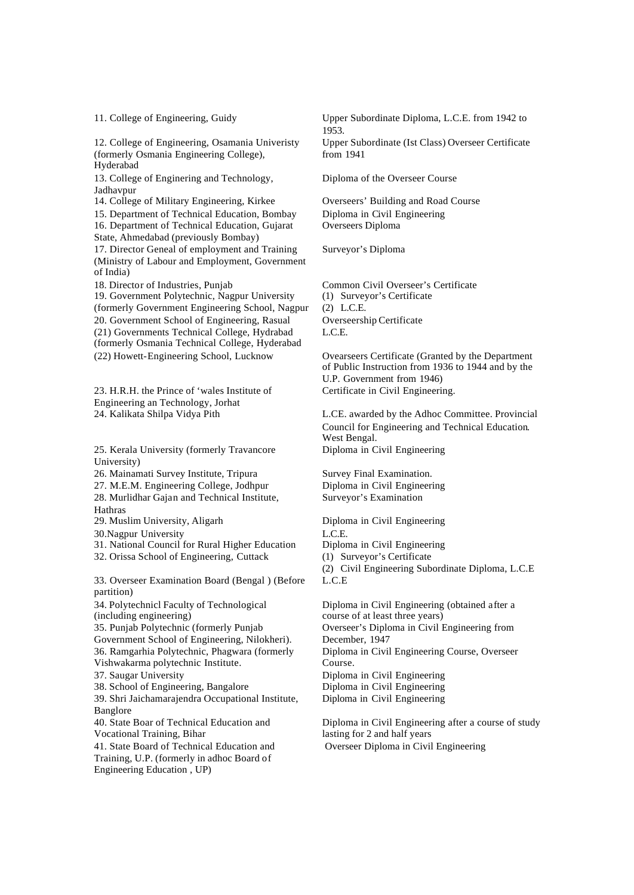| | |
|---|---|
| 11. College of Engineering, Guidy | Upper Subordinate Diploma, L.C.E. from 1942 to 1953. |
| 12. College of Engineering, Osamania Univeristy (formerly Osmania Engineering College), Hyderabad | Upper Subordinate (Ist Class) Overseer Certificate from 1941 |
| 13. College of Enginering and Technology, Jadhavpur | Diploma of the Overseer Course |
| 14. College of Military Engineering, Kirkee | Overseers' Building and Road Course |
| 15. Department of Technical Education, Bombay | Diploma in Civil Engineering |
| 16. Department of Technical Education, Gujarat State, Ahmedabad (previously Bombay) | Overseers Diploma |
| 17. Director Geneal of employment and Training (Ministry of Labour and Employment, Government of India) | Surveyor's Diploma |
| 18. Director of Industries, Punjab | Common Civil Overseer's Certificate |
| 19. Government Polytechnic, Nagpur University (formerly Government Engineering School, Nagpur | (1) Surveyor's Certificate<br>(2) L.C.E. |
| 20. Government School of Engineering, Rasual | Overseership Certificate |
| (21) Governments Technical College, Hydrabad (formerly Osmania Technical College, Hyderabad | L.C.E. |
| (22) Howett-Engineering School, Lucknow | Ovearseers Certificate (Granted by the Department of Public Instruction from 1936 to 1944 and by the U.P. Government from 1946) |
| 23. H.R.H. the Prince of 'wales Institute of Engineering an Technology, Jorhat | Certificate in Civil Engineering. |
| 24. Kalikata Shilpa Vidya Pith | L.CE. awarded by the Adhoc Committee. Provincial Council for Engineering and Technical Education. West Bengal. |
| 25. Kerala University (formerly Travancore University) | Diploma in Civil Engineering |
| 26. Mainamati Survey Institute, Tripura | Survey Final Examination. |
| 27. M.E.M. Engineering College, Jodhpur | Diploma in Civil Engineering |
| 28. Murlidhar Gajan and Technical Institute, Hathras | Surveyor's Examination |
| 29. Muslim University, Aligarh | Diploma in Civil Engineering |
| 30.Nagpur University | L.C.E. |
| 31. National Council for Rural Higher Education | Diploma in Civil Engineering |
| 32. Orissa School of Engineering, Cuttack | (1) Surveyor's Certificate<br>(2) Civil Engineering Subordinate Diploma, L.C.E |
| 33. Overseer Examination Board (Bengal ) (Before partition) | L.C.E |
| 34. Polytechnicl Faculty of Technological (including engineering) | Diploma in Civil Engineering (obtained after a course of at least three years) |
| 35. Punjab Polytechnic (formerly Punjab Government School of Engineering, Nilokheri). | Overseer's Diploma in Civil Engineering from December, 1947 |
| 36. Ramgarhia Polytechnic, Phagwara (formerly Vishwakarma polytechnic Institute. | Diploma in Civil Engineering Course, Overseer Course. |
| 37. Saugar University | Diploma in Civil Engineering |
| 38. School of Engineering, Bangalore | Diploma in Civil Engineering |
| 39. Shri Jaichamarajendra Occupational Institute, Banglore | Diploma in Civil Engineering |
| 40. State Boar of Technical Education and Vocational Training, Bihar | Diploma in Civil Engineering after a course of study lasting for 2 and half years |
| 41. State Board of Technical Education and Training, U.P. (formerly in adhoc Board of Engineering Education , UP) | Overseer Diploma in Civil Engineering |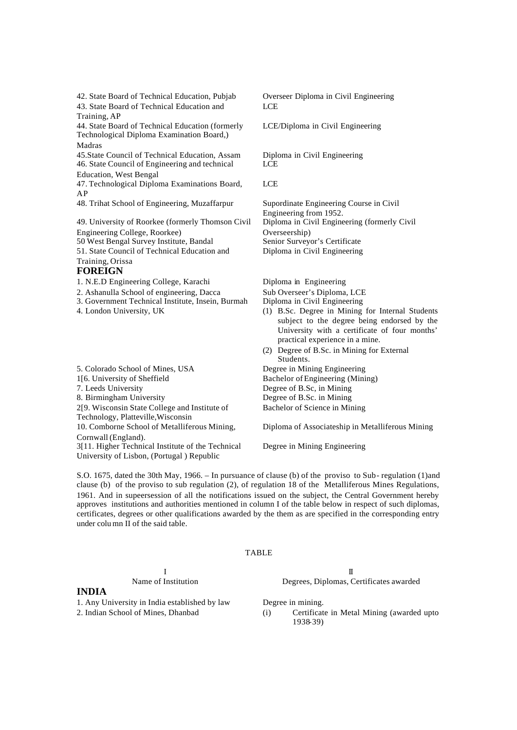| | |
|---|---|
| 42. State Board of Technical Education, Pubjab | Overseer Diploma in Civil Engineering |
| 43. State Board of Technical Education and Training, AP | LCE |
| 44. State Board of Technical Education (formerly Technological Diploma Examination Board,) Madras | LCE/Diploma in Civil Engineering |
| 45.State Council of Technical Education, Assam | Diploma in Civil Engineering |
| 46. State Council of Engineering and technical Education, West Bengal | LCE |
| 47. Technological Diploma Examinations Board, AP | LCE |
| 48. Trihat School of Engineering, Muzaffarpur | Supordinate Engineering Course in Civil Engineering from 1952. |
| 49. University of Roorkee (formerly Thomson Civil Engineering College, Roorkee) | Diploma in Civil Engineering (formerly Civil Overseership) |
| 50 West Bengal Survey Institute, Bandal | Senior Surveyor's Certificate |
| 51. State Council of Technical Education and Training, Orissa | Diploma in Civil Engineering |
| **FOREIGN** | |
| 1. N.E.D Engineering College, Karachi | Diploma in Engineering |
| 2. Ashanulla School of engineering, Dacca | Sub Overseer's Diploma, LCE |
| 3. Government Technical Institute, Insein, Burmah | Diploma in Civil Engineering |
| 4. London University, UK | (1) B.Sc. Degree in Mining for Internal Students subject to the degree being endorsed by the University with a certificate of four months' practical experience in a mine. (2) Degree of B.Sc. in Mining for External Students. |
| 5. Colorado School of Mines, USA | Degree in Mining Engineering |
| 1[6. University of Sheffield | Bachelor of Engineering (Mining) |
| 7. Leeds University | Degree of B.Sc, in Mining |
| 8. Birmingham University | Degree of B.Sc. in Mining |
| 2[9. Wisconsin State College and Institute of Technology, Platteville,Wisconsin | Bachelor of Science in Mining |
| 10. Comborne School of Metalliferous Mining, Cornwall (England). | Diploma of Associateship in Metalliferous Mining |
| 3[11. Higher Technical Institute of the Technical University of Lisbon, (Portugal ) Republic | Degree in Mining Engineering |

S.O. 1675, dated the 30th May, 1966. – In pursuance of clause (b) of the proviso to Sub- regulation (1)and clause (b) of the proviso to sub regulation (2), of regulation 18 of the Metalliferous Mines Regulations, 1961. And in supeersession of all the notifications issued on the subject, the Central Government hereby approves institutions and authorities mentioned in column I of the table below in respect of such diplomas, certificates, degrees or other qualifications awarded by the them as are specified in the corresponding entry under column II of the said table.

TABLE

| I<br>Name of Institution | II<br>Degrees, Diplomas, Certificates awarded |
|---|---|
| **INDIA** | |
| 1. Any University in India established by law | Degree in mining. |
| 2. Indian School of Mines, Dhanbad | (i) Certificate in Metal Mining (awarded upto 1938-39) |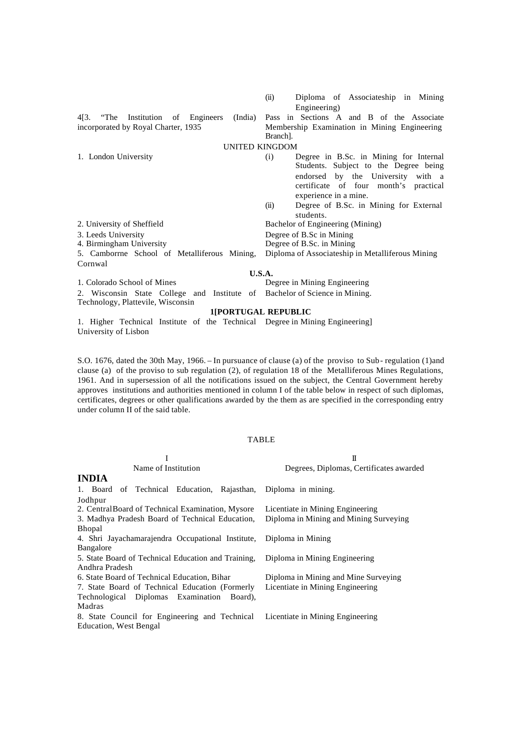| | |
|---|---|
| | (ii) Diploma of Associateship in Mining Engineering) |
| 4[3. "The Institution of Engineers (India) incorporated by Royal Charter, 1935 | Pass in Sections A and B of the Associate Membership Examination in Mining Engineering Branch]. |
| **UNITED KINGDOM** | |
| 1. London University | (i) Degree in B.Sc. in Mining for Internal Students. Subject to the Degree being endorsed by the University with a certificate of four month's practical experience in a mine. |
| | (ii) Degree of B.Sc. in Mining for External students. |
| 2. University of Sheffield | Bachelor of Engineering (Mining) |
| 3. Leeds University | Degree of B.Sc in Mining |
| 4. Birmingham University | Degree of B.Sc. in Mining |
| 5. Camborrne School of Metalliferous Mining, Cornwal | Diploma of Associateship in Metalliferous Mining |
| **U.S.A.** | |
| 1. Colorado School of Mines | Degree in Mining Engineering |
| 2. Wisconsin State College and Institute of Technology, Plattevile, Wisconsin | Bachelor of Science in Mining. |
| **1[PORTUGAL REPUBLIC** | |
| 1. Higher Technical Institute of the Technical University of Lisbon | Degree in Mining Engineering] |

S.O. 1676, dated the 30th May, 1966. – In pursuance of clause (a) of the proviso to Sub- regulation (1)and clause (a) of the proviso to sub regulation (2), of regulation 18 of the Metalliferous Mines Regulations, 1961. And in supersession of all the notifications issued on the subject, the Central Government hereby approves institutions and authorities mentioned in column I of the table below in respect of such diplomas, certificates, degrees or other qualifications awarded by the them as are specified in the corresponding entry under column II of the said table.

TABLE

| I<br>Name of Institution | II<br>Degrees, Diplomas, Certificates awarded |
|---|---|
| **INDIA** | |
| 1. Board of Technical Education, Rajasthan, Jodhpur | Diploma in mining. |
| 2. CentralBoard of Technical Examination, Mysore | Licentiate in Mining Engineering |
| 3. Madhya Pradesh Board of Technical Education, Bhopal | Diploma in Mining and Mining Surveying |
| 4. Shri Jayachamarajendra Occupational Institute, Bangalore | Diploma in Mining |
| 5. State Board of Technical Education and Training, Andhra Pradesh | Diploma in Mining Engineering |
| 6. State Board of Technical Education, Bihar | Diploma in Mining and Mine Surveying |
| 7. State Board of Technical Education (Formerly Technological Diplomas Examination Board), Madras | Licentiate in Mining Engineering |
| 8. State Council for Engineering and Technical Education, West Bengal | Licentiate in Mining Engineering |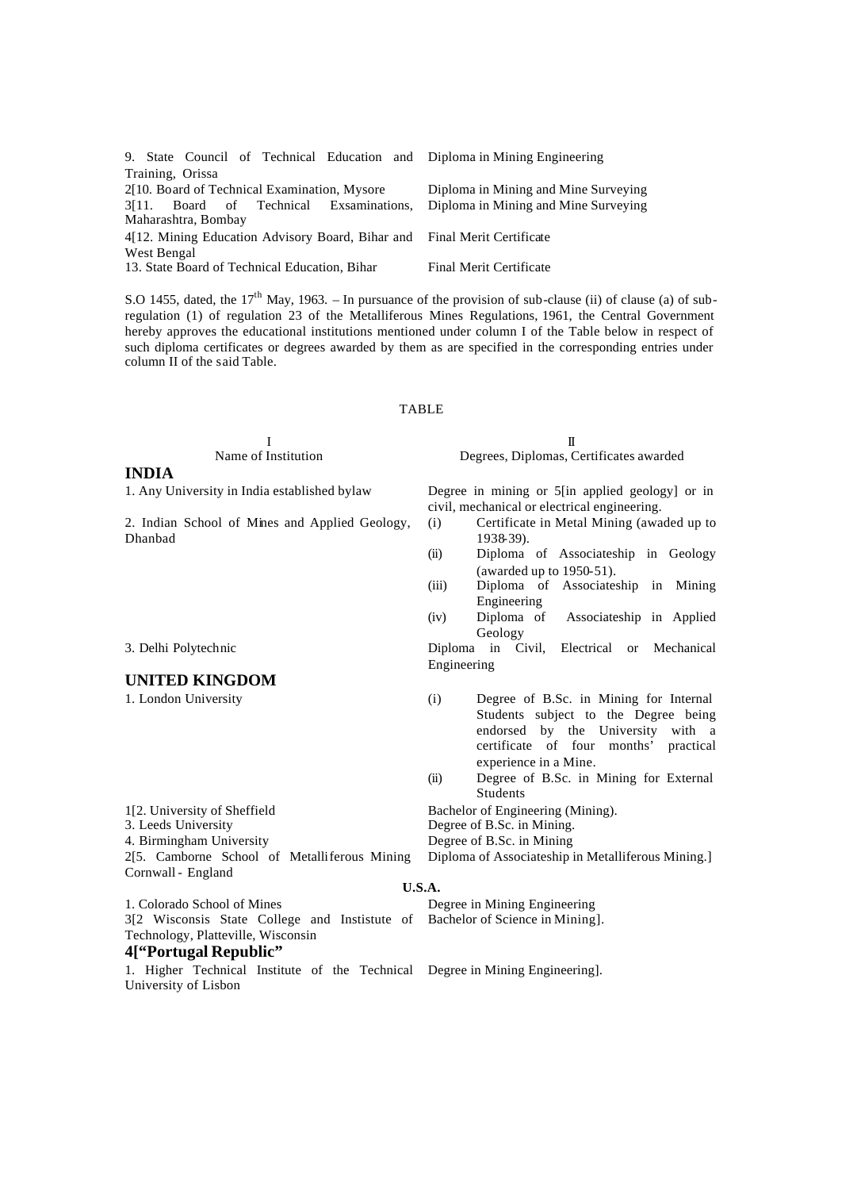| | |
|---|---|
| 9. State Council of Technical Education and Training, Orissa | Diploma in Mining Engineering |
| 2[10. Board of Technical Examination, Mysore | Diploma in Mining and Mine Surveying |
| 3[11. Board of Technical Exsaminations, Maharashtra, Bombay | Diploma in Mining and Mine Surveying |
| 4[12. Mining Education Advisory Board, Bihar and West Bengal | Final Merit Certificate |
| 13. State Board of Technical Education, Bihar | Final Merit Certificate |

S.O 1455, dated, the 17th May, 1963. – In pursuance of the provision of sub-clause (ii) of clause (a) of sub-regulation (1) of regulation 23 of the Metalliferous Mines Regulations, 1961, the Central Government hereby approves the educational institutions mentioned under column I of the Table below in respect of such diploma certificates or degrees awarded by them as are specified in the corresponding entries under column II of the said Table.

TABLE

| I<br>Name of Institution | II<br>Degrees, Diplomas, Certificates awarded |
|---|---|
| **INDIA** | |
| 1. Any University in India established bylaw | Degree in mining or 5[in applied geology] or in civil, mechanical or electrical engineering. |
| 2. Indian School of Mines and Applied Geology, Dhanbad | (i) Certificate in Metal Mining (awaded up to 1938-39).<br>(ii) Diploma of Associateship in Geology (awarded up to 1950-51).<br>(iii) Diploma of Associateship in Mining Engineering<br>(iv) Diploma of Associateship in Applied Geology |
| 3. Delhi Polytechnic | Diploma in Civil, Electrical or Mechanical Engineering |
| **UNITED KINGDOM** | |
| 1. London University | (i) Degree of B.Sc. in Mining for Internal Students subject to the Degree being endorsed by the University with a certificate of four months' practical experience in a Mine.<br>(ii) Degree of B.Sc. in Mining for External Students |
| 1[2. University of Sheffield | Bachelor of Engineering (Mining). |
| 3. Leeds University | Degree of B.Sc. in Mining. |
| 4. Birmingham University | Degree of B.Sc. in Mining |
| 2[5. Camborne School of Metalliferous Mining Cornwall - England | Diploma of Associateship in Metalliferous Mining.] |
| **U.S.A.** | |
| 1. Colorado School of Mines | Degree in Mining Engineering |
| 3[2 Wisconsis State College and Instistute of Technology, Platteville, Wisconsin | Bachelor of Science in Mining]. |
| **4["Portugal Republic"** | |
| 1. Higher Technical Institute of the Technical University of Lisbon | Degree in Mining Engineering]. |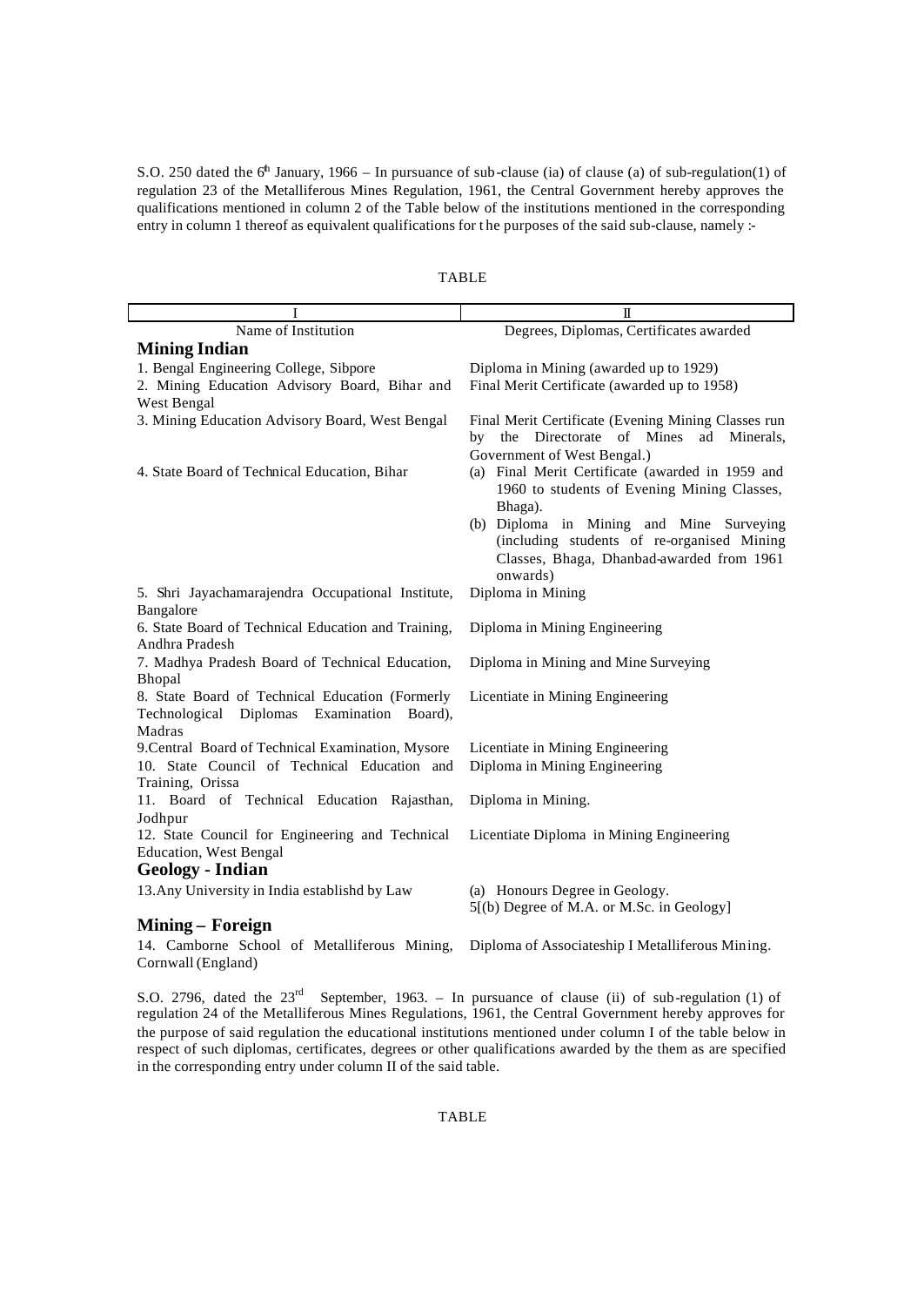S.O. 250 dated the 6th January, 1966 – In pursuance of sub-clause (ia) of clause (a) of sub-regulation(1) of regulation 23 of the Metalliferous Mines Regulation, 1961, the Central Government hereby approves the qualifications mentioned in column 2 of the Table below of the institutions mentioned in the corresponding entry in column 1 thereof as equivalent qualifications for the purposes of the said sub-clause, namely :-

TABLE

| I | II |
|---|---|
| Name of Institution | Degrees, Diplomas, Certificates awarded |
| **Mining Indian** | |
| 1. Bengal Engineering College, Sibpore | Diploma in Mining (awarded up to 1929) |
| 2. Mining Education Advisory Board, Bihar and West Bengal | Final Merit Certificate (awarded up to 1958) |
| 3. Mining Education Advisory Board, West Bengal | Final Merit Certificate (Evening Mining Classes run by the Directorate of Mines ad Minerals, Government of West Bengal.) |
| 4. State Board of Technical Education, Bihar | (a) Final Merit Certificate (awarded in 1959 and 1960 to students of Evening Mining Classes, Bhaga).<br>(b) Diploma in Mining and Mine Surveying (including students of re-organised Mining Classes, Bhaga, Dhanbad-awarded from 1961 onwards) |
| 5. Shri Jayachamarajendra Occupational Institute, Bangalore | Diploma in Mining |
| 6. State Board of Technical Education and Training, Andhra Pradesh | Diploma in Mining Engineering |
| 7. Madhya Pradesh Board of Technical Education, Bhopal | Diploma in Mining and Mine Surveying |
| 8. State Board of Technical Education (Formerly Technological Diplomas Examination Board), Madras | Licentiate in Mining Engineering |
| 9. Central Board of Technical Examination, Mysore | Licentiate in Mining Engineering |
| 10. State Council of Technical Education and Training, Orissa | Diploma in Mining Engineering |
| 11. Board of Technical Education Rajasthan, Jodhpur | Diploma in Mining. |
| 12. State Council for Engineering and Technical Education, West Bengal | Licentiate Diploma in Mining Engineering |
| **Geology - Indian** | |
| 13. Any University in India establishd by Law | (a) Honours Degree in Geology.<br>5[(b) Degree of M.A. or M.Sc. in Geology] |
| **Mining – Foreign** | |
| 14. Camborne School of Metalliferous Mining, Cornwall (England) | Diploma of Associateship I Metalliferous Mining. |

S.O. 2796, dated the 23rd September, 1963. – In pursuance of clause (ii) of sub-regulation (1) of regulation 24 of the Metalliferous Mines Regulations, 1961, the Central Government hereby approves for the purpose of said regulation the educational institutions mentioned under column I of the table below in respect of such diplomas, certificates, degrees or other qualifications awarded by the them as are specified in the corresponding entry under column II of the said table.

TABLE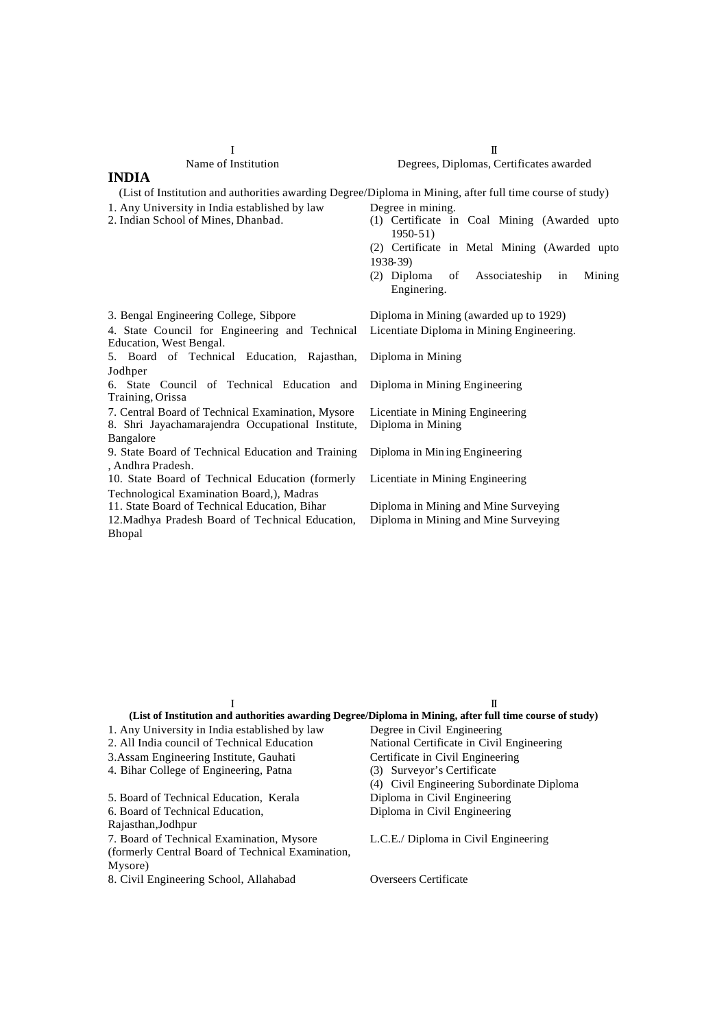| I<br>Name of Institution | II<br>Degrees, Diplomas, Certificates awarded |
|---|---|

**INDIA**

(List of Institution and authorities awarding Degree/Diploma in Mining, after full time course of study)

| | |
|---|---|
| 1. Any University in India established by law | Degree in mining. |
| 2. Indian School of Mines, Dhanbad. | (1) Certificate in Coal Mining (Awarded upto 1950-51)<br>(2) Certificate in Metal Mining (Awarded upto 1938-39)<br>(2) Diploma of Associateship in Mining Enginering. |
| 3. Bengal Engineering College, Sibpore | Diploma in Mining (awarded up to 1929) |
| 4. State Council for Engineering and Technical Education, West Bengal. | Licentiate Diploma in Mining Engineering. |
| 5. Board of Technical Education, Rajasthan, Jodhper | Diploma in Mining |
| 6. State Council of Technical Education and Training, Orissa | Diploma in Mining Engineering |
| 7. Central Board of Technical Examination, Mysore | Licentiate in Mining Engineering |
| 8. Shri Jayachamarajendra Occupational Institute, Bangalore | Diploma in Mining |
| 9. State Board of Technical Education and Training , Andhra Pradesh. | Diploma in Min ing Engineering |
| 10. State Board of Technical Education (formerly Technological Examination Board,), Madras | Licentiate in Mining Engineering |
| 11. State Board of Technical Education, Bihar | Diploma in Mining and Mine Surveying |
| 12.Madhya Pradesh Board of Technical Education, Bhopal | Diploma in Mining and Mine Surveying |

| I | II |
|---|---|

**(List of Institution and authorities awarding Degree/Diploma in Mining, after full time course of study)**

| | |
|---|---|
| 1. Any University in India established by law | Degree in Civil Engineering |
| 2. All India council of Technical Education | National Certificate in Civil Engineering |
| 3.Assam Engineering Institute, Gauhati | Certificate in Civil Engineering |
| 4. Bihar College of Engineering, Patna | (3) Surveyor's Certificate<br>(4) Civil Engineering Subordinate Diploma |
| 5. Board of Technical Education, Kerala | Diploma in Civil Engineering |
| 6. Board of Technical Education, Rajasthan,Jodhpur | Diploma in Civil Engineering |
| 7. Board of Technical Examination, Mysore (formerly Central Board of Technical Examination, Mysore) | L.C.E./ Diploma in Civil Engineering |
| 8. Civil Engineering School, Allahabad | Overseers Certificate |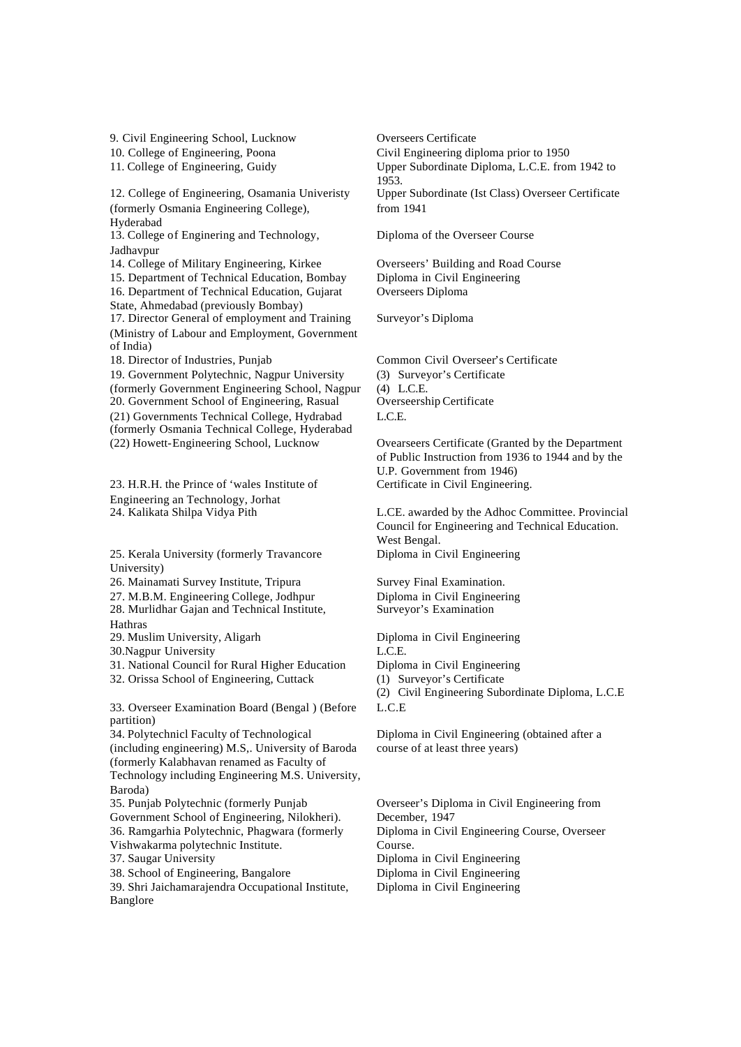| | |
|---|---|
| 9. Civil Engineering School, Lucknow | Overseers Certificate |
| 10. College of Engineering, Poona | Civil Engineering diploma prior to 1950 |
| 11. College of Engineering, Guidy | Upper Subordinate Diploma, L.C.E. from 1942 to 1953. |
| 12. College of Engineering, Osamania Univeristy (formerly Osmania Engineering College), Hyderabad | Upper Subordinate (Ist Class) Overseer Certificate from 1941 |
| 13. College of Enginering and Technology, Jadhavpur | Diploma of the Overseer Course |
| 14. College of Military Engineering, Kirkee | Overseers' Building and Road Course |
| 15. Department of Technical Education, Bombay | Diploma in Civil Engineering |
| 16. Department of Technical Education, Gujarat State, Ahmedabad (previously Bombay) | Overseers Diploma |
| 17. Director General of employment and Training (Ministry of Labour and Employment, Government of India) | Surveyor's Diploma |
| 18. Director of Industries, Punjab | Common Civil Overseer's Certificate |
| 19. Government Polytechnic, Nagpur University (formerly Government Engineering School, Nagpur | (3) Surveyor's Certificate<br>(4) L.C.E. |
| 20. Government School of Engineering, Rasual | Overseership Certificate |
| (21) Governments Technical College, Hydrabad (formerly Osmania Technical College, Hyderabad | L.C.E. |
| (22) Howett-Engineering School, Lucknow | Ovearseers Certificate (Granted by the Department of Public Instruction from 1936 to 1944 and by the U.P. Government from 1946) |
| 23. H.R.H. the Prince of 'wales Institute of Engineering an Technology, Jorhat | Certificate in Civil Engineering. |
| 24. Kalikata Shilpa Vidya Pith | L.CE. awarded by the Adhoc Committee. Provincial Council for Engineering and Technical Education. West Bengal. |
| 25. Kerala University (formerly Travancore University) | Diploma in Civil Engineering |
| 26. Mainamati Survey Institute, Tripura | Survey Final Examination. |
| 27. M.B.M. Engineering College, Jodhpur | Diploma in Civil Engineering |
| 28. Murlidhar Gajan and Technical Institute, Hathras | Surveyor's Examination |
| 29. Muslim University, Aligarh | Diploma in Civil Engineering |
| 30.Nagpur University | L.C.E. |
| 31. National Council for Rural Higher Education | Diploma in Civil Engineering |
| 32. Orissa School of Engineering, Cuttack | (1) Surveyor's Certificate<br>(2) Civil Engineering Subordinate Diploma, L.C.E |
| 33. Overseer Examination Board (Bengal ) (Before partition) | L.C.E |
| 34. Polytechnicl Faculty of Technological (including engineering) M.S,. University of Baroda (formerly Kalabhavan renamed as Faculty of Technology including Engineering M.S. University, Baroda) | Diploma in Civil Engineering (obtained after a course of at least three years) |
| 35. Punjab Polytechnic (formerly Punjab Government School of Engineering, Nilokheri). | Overseer's Diploma in Civil Engineering from December, 1947 |
| 36. Ramgarhia Polytechnic, Phagwara (formerly Vishwakarma polytechnic Institute. | Diploma in Civil Engineering Course, Overseer Course. |
| 37. Saugar University | Diploma in Civil Engineering |
| 38. School of Engineering, Bangalore | Diploma in Civil Engineering |
| 39. Shri Jaichamarajendra Occupational Institute, Banglore | Diploma in Civil Engineering |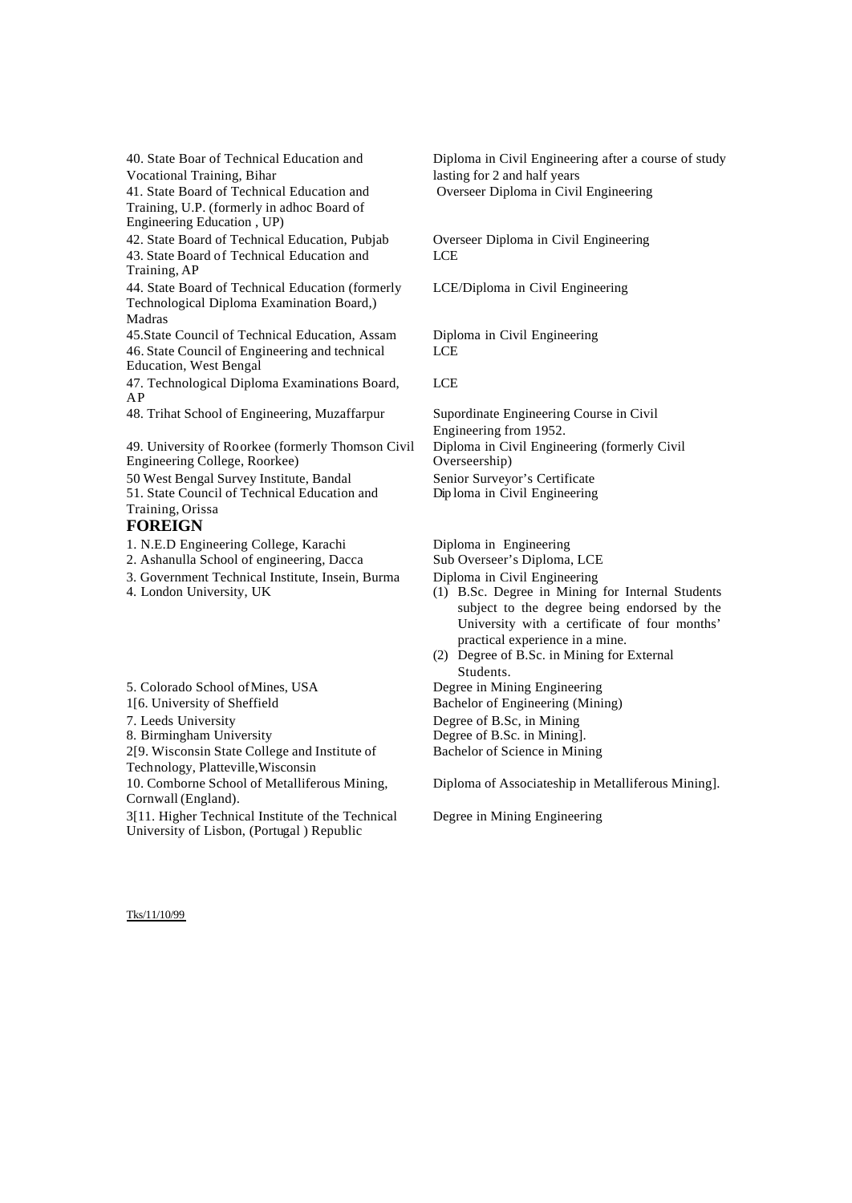| | |
|---|---|
| 40. State Boar of Technical Education and Vocational Training, Bihar | Diploma in Civil Engineering after a course of study lasting for 2 and half years |
| 41. State Board of Technical Education and Training, U.P. (formerly in adhoc Board of Engineering Education , UP) | Overseer Diploma in Civil Engineering |
| 42. State Board of Technical Education, Pubjab | Overseer Diploma in Civil Engineering |
| 43. State Board of Technical Education and Training, AP | LCE |
| 44. State Board of Technical Education (formerly Technological Diploma Examination Board,) Madras | LCE/Diploma in Civil Engineering |
| 45.State Council of Technical Education, Assam | Diploma in Civil Engineering |
| 46. State Council of Engineering and technical Education, West Bengal | LCE |
| 47. Technological Diploma Examinations Board, AP | LCE |
| 48. Trihat School of Engineering, Muzaffarpur | Supordinate Engineering Course in Civil Engineering from 1952. |
| 49. University of Roorkee (formerly Thomson Civil Engineering College, Roorkee) | Diploma in Civil Engineering (formerly Civil Overseership) |
| 50 West Bengal Survey Institute, Bandal | Senior Surveyor's Certificate |
| 51. State Council of Technical Education and Training, Orissa | Diploma in Civil Engineering |

## FOREIGN

| | |
|---|---|
| 1. N.E.D Engineering College, Karachi | Diploma in Engineering |
| 2. Ashanulla School of engineering, Dacca | Sub Overseer's Diploma, LCE |
| 3. Government Technical Institute, Insein, Burma | Diploma in Civil Engineering |
| 4. London University, UK | (1) B.Sc. Degree in Mining for Internal Students subject to the degree being endorsed by the University with a certificate of four months' practical experience in a mine. (2) Degree of B.Sc. in Mining for External Students. |
| 5. Colorado School of Mines, USA | Degree in Mining Engineering |
| 1[6. University of Sheffield | Bachelor of Engineering (Mining) |
| 7. Leeds University | Degree of B.Sc, in Mining |
| 8. Birmingham University | Degree of B.Sc. in Mining]. |
| 2[9. Wisconsin State College and Institute of Technology, Platteville,Wisconsin | Bachelor of Science in Mining |
| 10. Comborne School of Metalliferous Mining, Cornwall (England). | Diploma of Associateship in Metalliferous Mining]. |
| 3[11. Higher Technical Institute of the Technical University of Lisbon, (Portugal ) Republic | Degree in Mining Engineering |

Tks/11/10/99